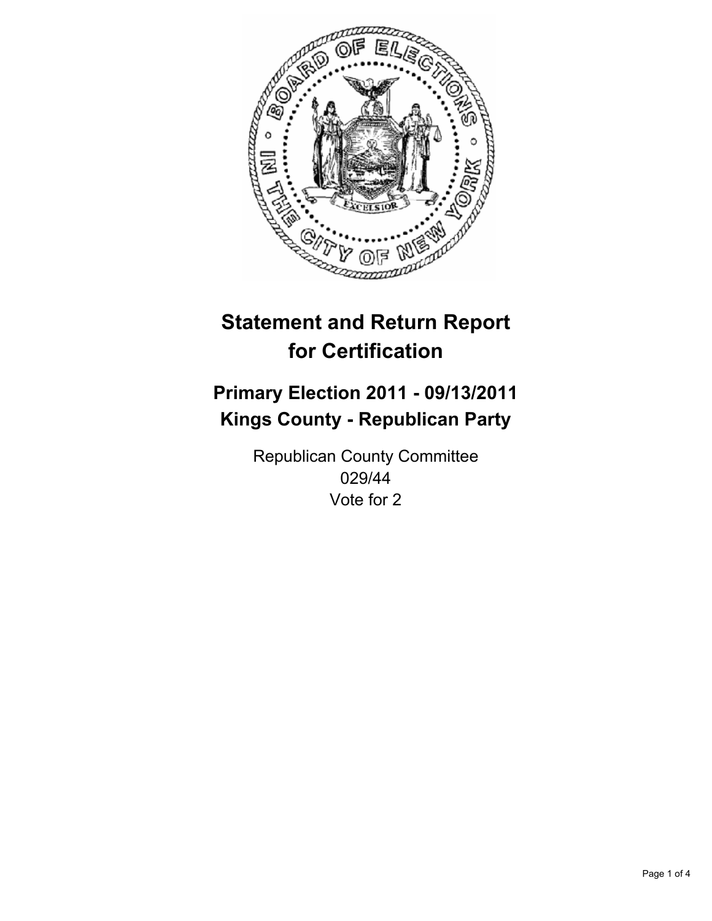# Statement and Return Report for Certification

## Primary Election 2011 - 09/13/2011
## Kings County - Republican Party

Republican County Committee
029/44
Vote for 2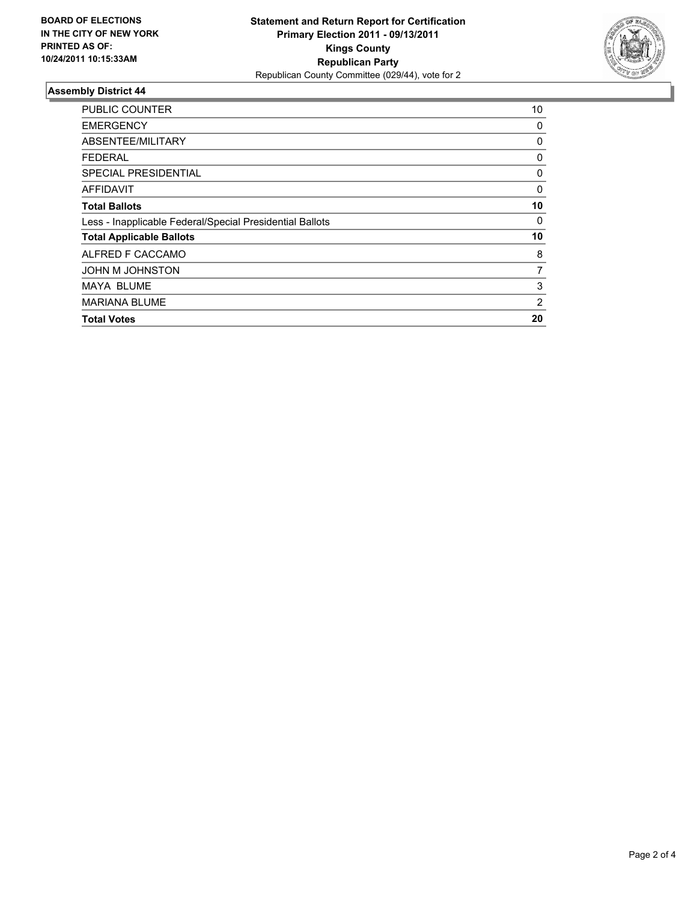**BOARD OF ELECTIONS IN THE CITY OF NEW YORK PRINTED AS OF: 10/24/2011 10:15:33AM**

**Statement and Return Report for Certification**
**Primary Election 2011 - 09/13/2011**
**Kings County**
**Republican Party**
Republican County Committee (029/44), vote for 2

### Assembly District 44

| | |
|---|---|
| PUBLIC COUNTER | 10 |
| EMERGENCY | 0 |
| ABSENTEE/MILITARY | 0 |
| FEDERAL | 0 |
| SPECIAL PRESIDENTIAL | 0 |
| AFFIDAVIT | 0 |
| **Total Ballots** | **10** |
| Less - Inapplicable Federal/Special Presidential Ballots | 0 |
| **Total Applicable Ballots** | **10** |
| ALFRED F CACCAMO | 8 |
| JOHN M JOHNSTON | 7 |
| MAYA BLUME | 3 |
| MARIANA BLUME | 2 |
| **Total Votes** | **20** |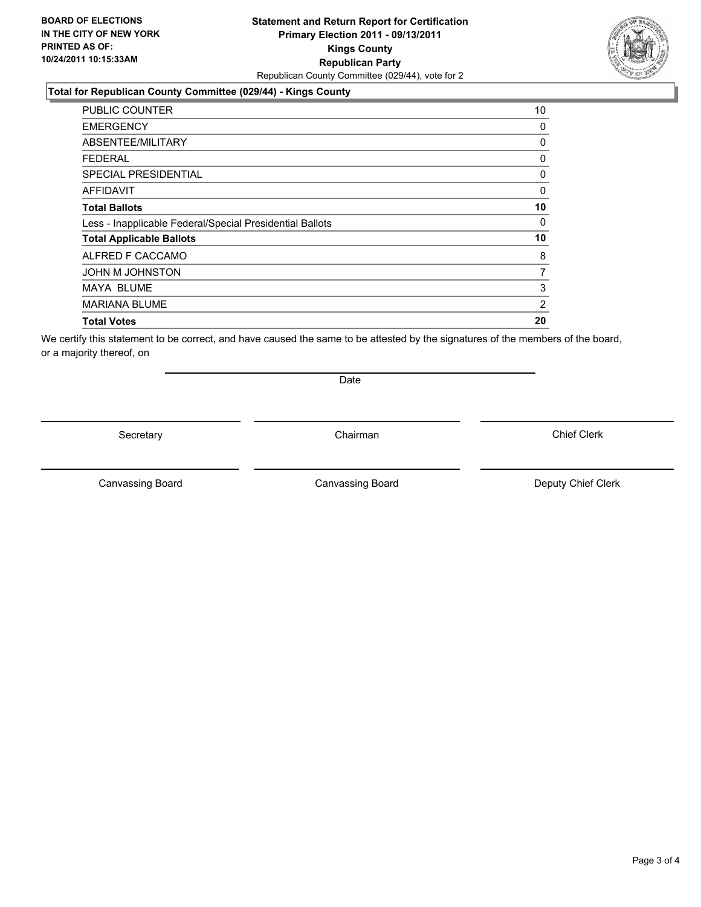**BOARD OF ELECTIONS IN THE CITY OF NEW YORK PRINTED AS OF: 10/24/2011 10:15:33AM**

# Statement and Return Report for Certification
## Primary Election 2011 - 09/13/2011
## Kings County
## Republican Party
Republican County Committee (029/44), vote for 2

### Total for Republican County Committee (029/44) - Kings County

| | |
|---|---|
| PUBLIC COUNTER | 10 |
| EMERGENCY | 0 |
| ABSENTEE/MILITARY | 0 |
| FEDERAL | 0 |
| SPECIAL PRESIDENTIAL | 0 |
| AFFIDAVIT | 0 |
| **Total Ballots** | **10** |
| Less - Inapplicable Federal/Special Presidential Ballots | 0 |
| **Total Applicable Ballots** | **10** |
| ALFRED F CACCAMO | 8 |
| JOHN M JOHNSTON | 7 |
| MAYA BLUME | 3 |
| MARIANA BLUME | 2 |
| **Total Votes** | **20** |

We certify this statement to be correct, and have caused the same to be attested by the signatures of the members of the board, or a majority thereof, on

Date

Secretary | Chairman | Chief Clerk

Canvassing Board | Canvassing Board | Deputy Chief Clerk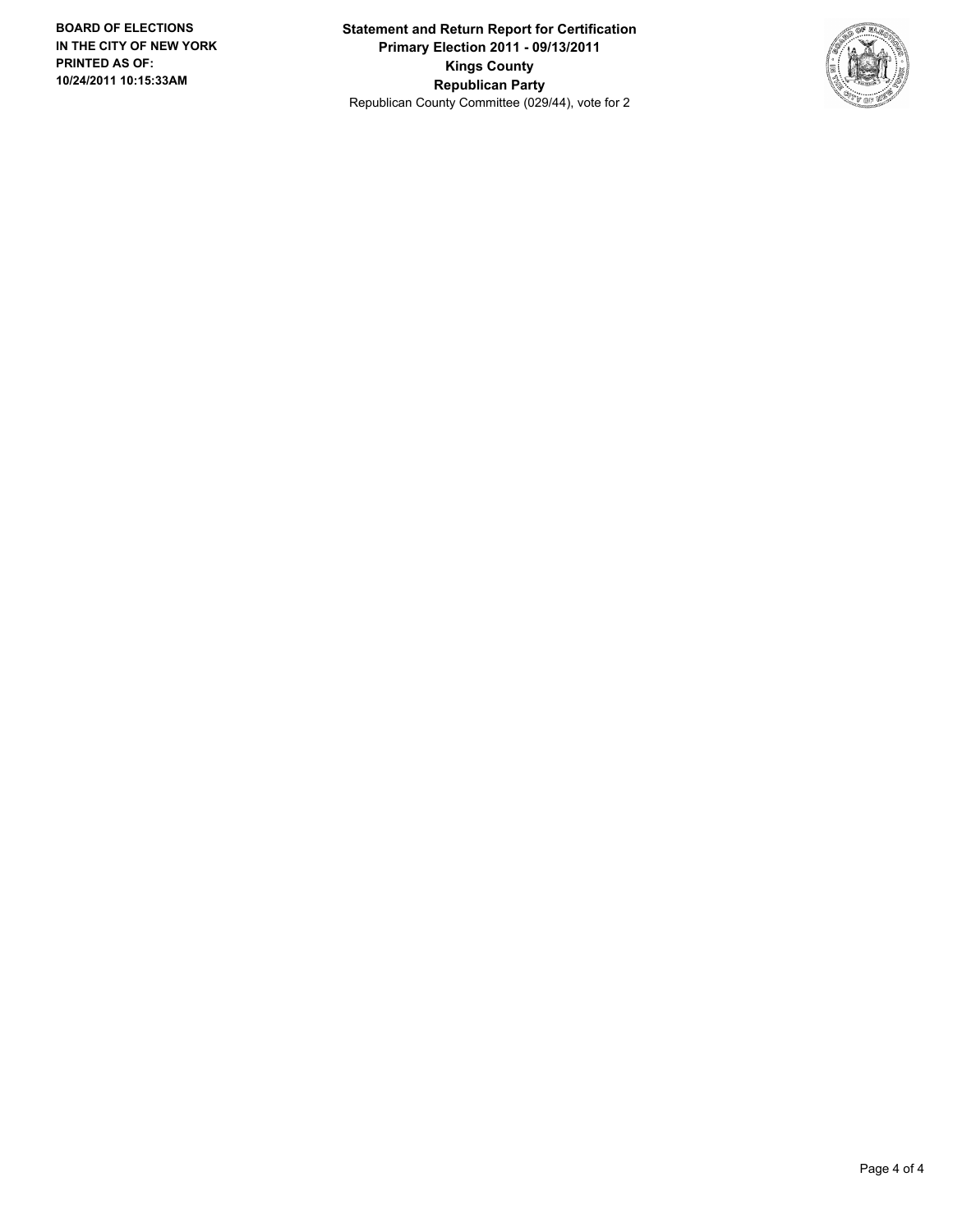**BOARD OF ELECTIONS IN THE CITY OF NEW YORK PRINTED AS OF: 10/24/2011 10:15:33AM**

**Statement and Return Report for Certification**
**Primary Election 2011 - 09/13/2011**
**Kings County**
**Republican Party**
Republican County Committee (029/44), vote for 2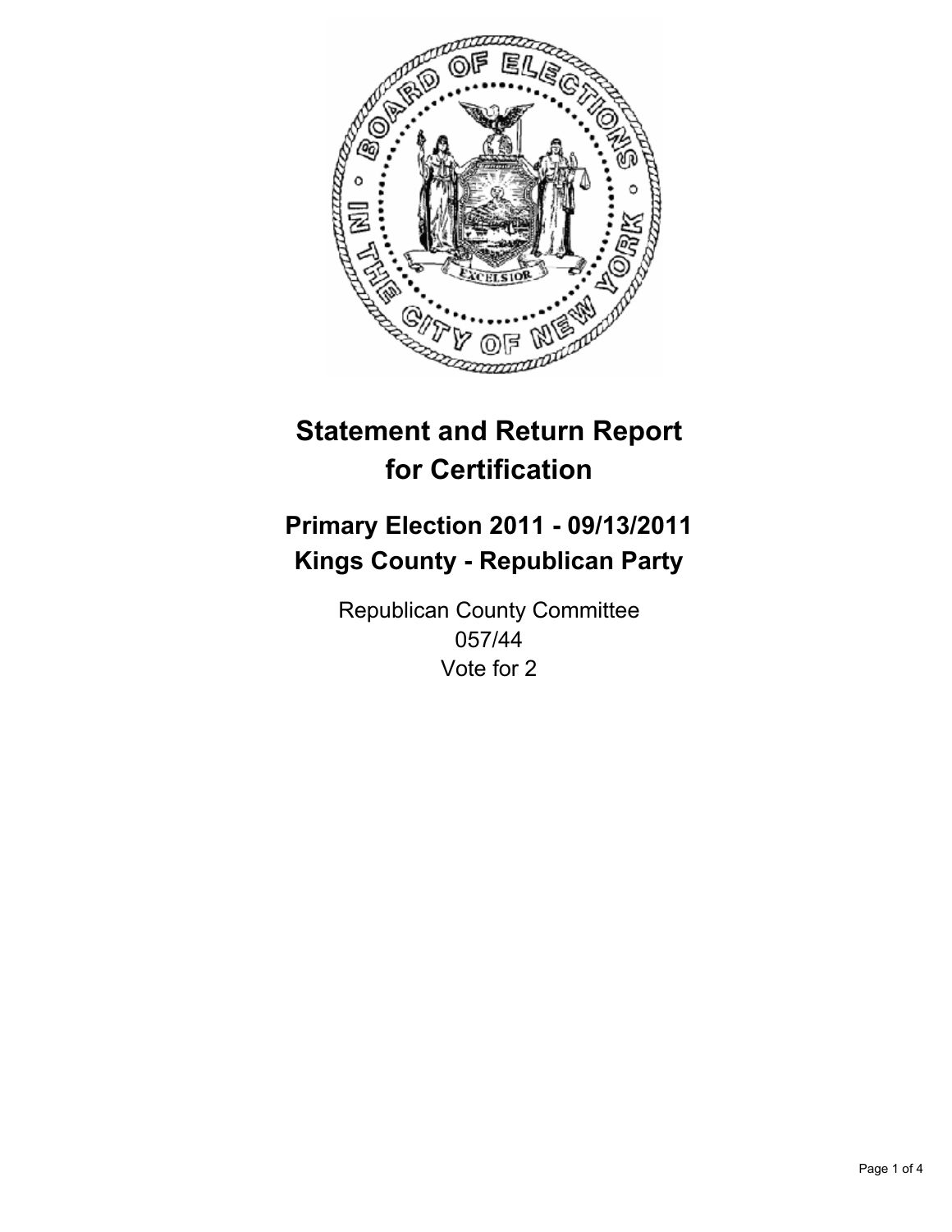# Statement and Return Report for Certification

## Primary Election 2011 - 09/13/2011
## Kings County - Republican Party

Republican County Committee
057/44
Vote for 2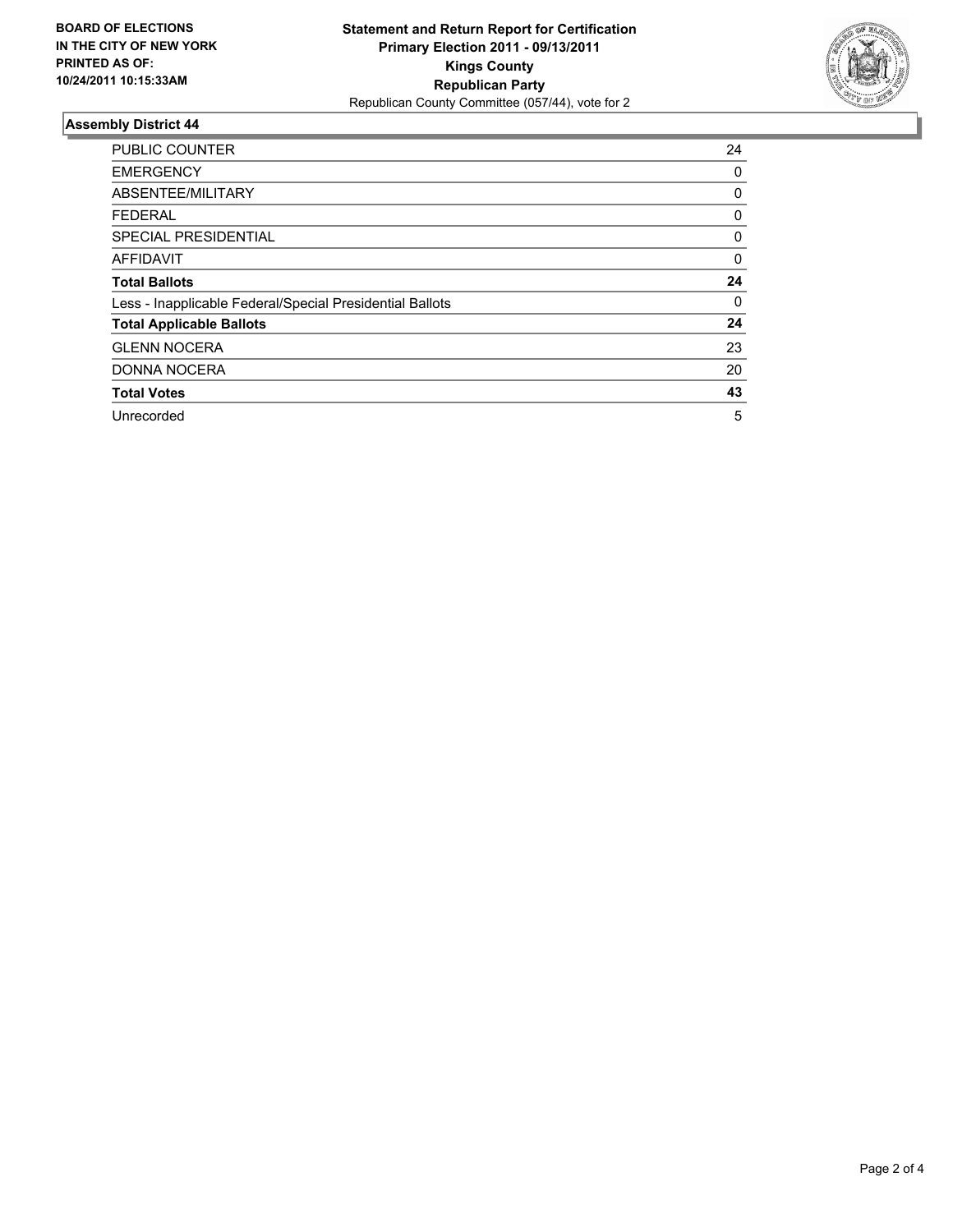**BOARD OF ELECTIONS IN THE CITY OF NEW YORK PRINTED AS OF: 10/24/2011 10:15:33AM**

**Statement and Return Report for Certification**
**Primary Election 2011 - 09/13/2011**
**Kings County**
**Republican Party**
Republican County Committee (057/44), vote for 2

### Assembly District 44

| | |
|---|---|
| PUBLIC COUNTER | 24 |
| EMERGENCY | 0 |
| ABSENTEE/MILITARY | 0 |
| FEDERAL | 0 |
| SPECIAL PRESIDENTIAL | 0 |
| AFFIDAVIT | 0 |
| **Total Ballots** | **24** |
| Less - Inapplicable Federal/Special Presidential Ballots | 0 |
| **Total Applicable Ballots** | **24** |
| GLENN NOCERA | 23 |
| DONNA NOCERA | 20 |
| **Total Votes** | **43** |
| Unrecorded | 5 |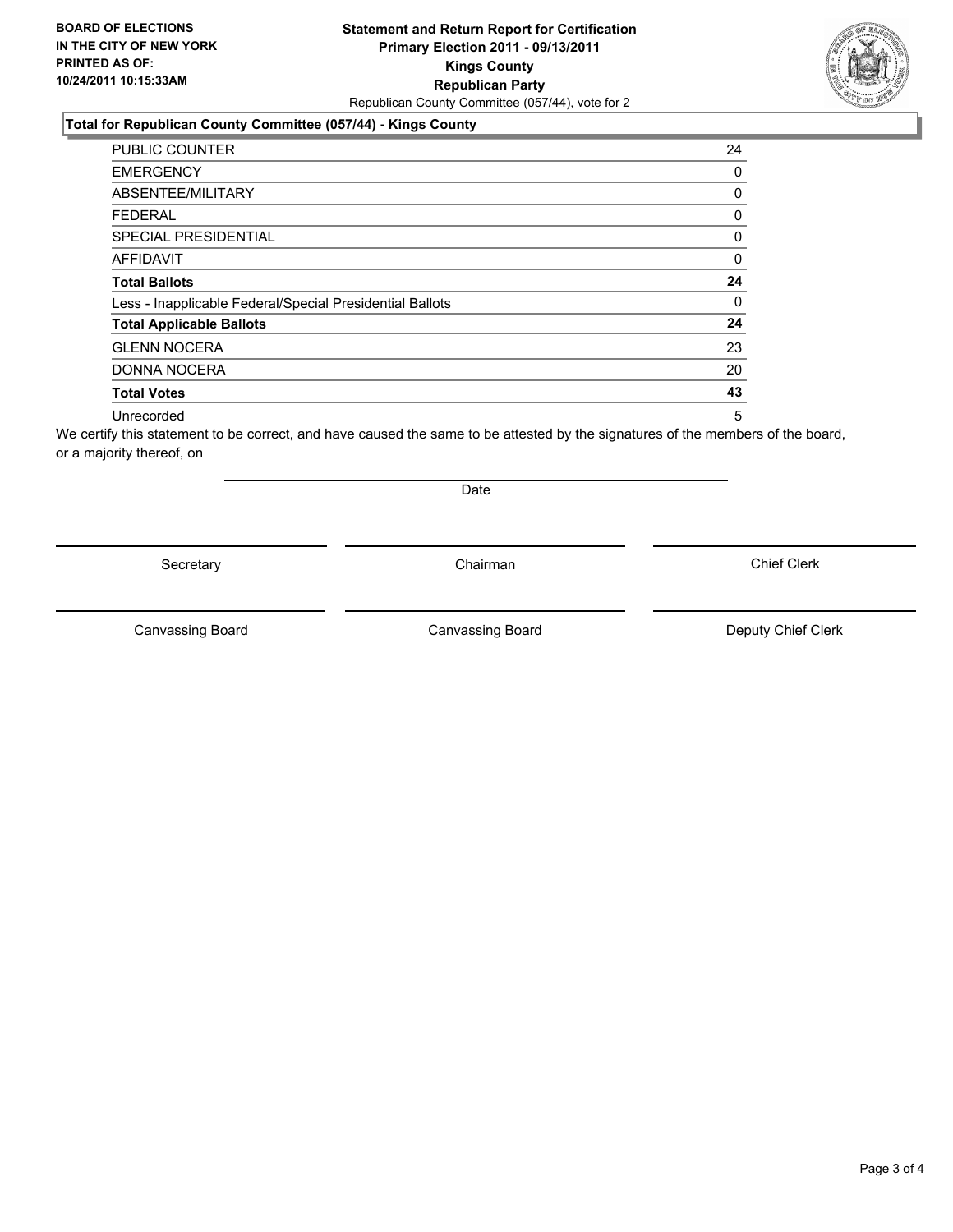**BOARD OF ELECTIONS IN THE CITY OF NEW YORK PRINTED AS OF: 10/24/2011 10:15:33AM**

# Statement and Return Report for Certification
## Primary Election 2011 - 09/13/2011
## Kings County
## Republican Party

Republican County Committee (057/44), vote for 2

### Total for Republican County Committee (057/44) - Kings County

| | |
|---|---|
| PUBLIC COUNTER | 24 |
| EMERGENCY | 0 |
| ABSENTEE/MILITARY | 0 |
| FEDERAL | 0 |
| SPECIAL PRESIDENTIAL | 0 |
| AFFIDAVIT | 0 |
| **Total Ballots** | **24** |
| Less - Inapplicable Federal/Special Presidential Ballots | 0 |
| **Total Applicable Ballots** | **24** |
| GLENN NOCERA | 23 |
| DONNA NOCERA | 20 |
| **Total Votes** | **43** |
| Unrecorded | 5 |

We certify this statement to be correct, and have caused the same to be attested by the signatures of the members of the board, or a majority thereof, on

Date

| | | |
|---|---|---|
| Secretary | Chairman | Chief Clerk |
| Canvassing Board | Canvassing Board | Deputy Chief Clerk |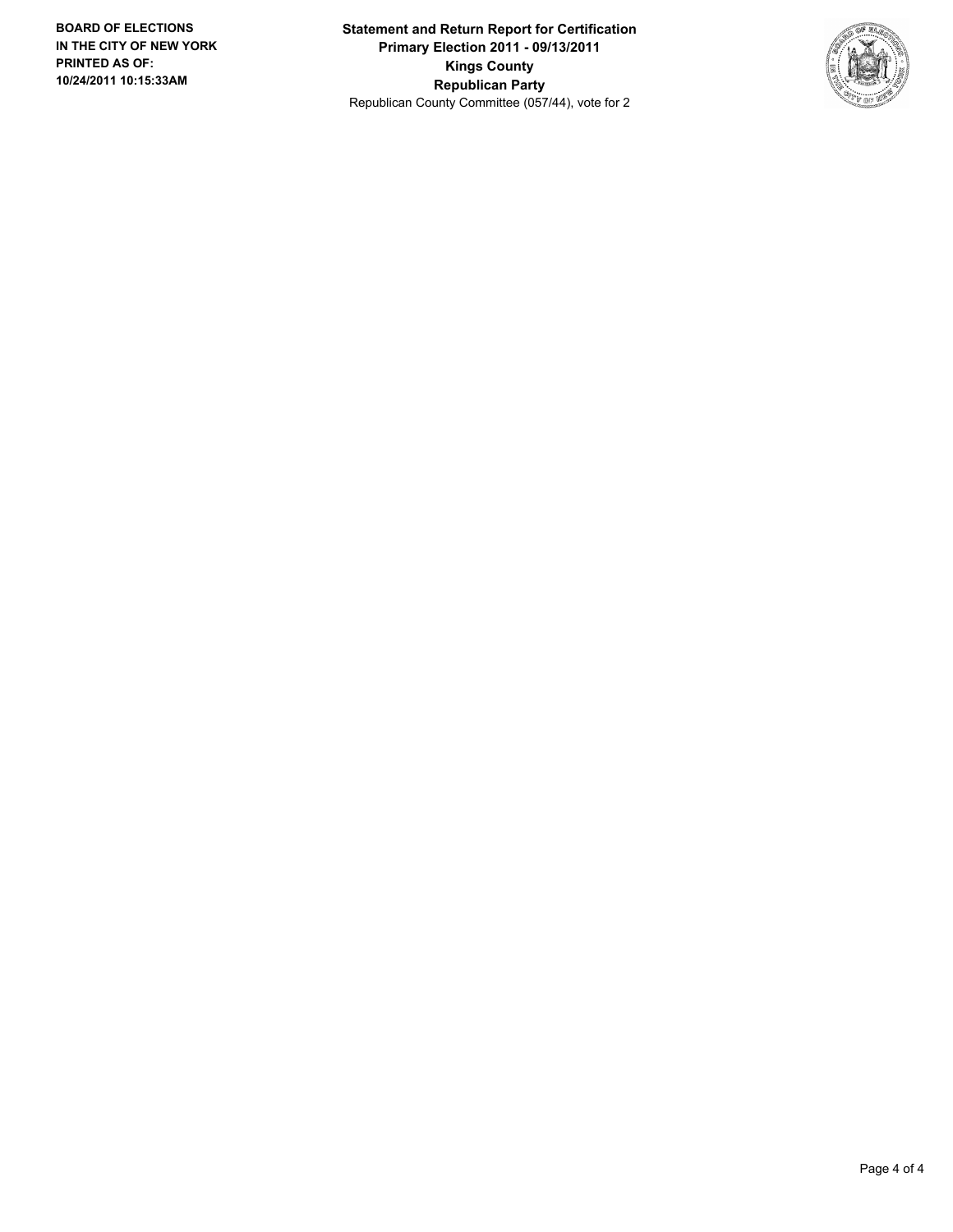**BOARD OF ELECTIONS IN THE CITY OF NEW YORK PRINTED AS OF: 10/24/2011 10:15:33AM**

**Statement and Return Report for Certification**
**Primary Election 2011 - 09/13/2011**
**Kings County**
**Republican Party**
Republican County Committee (057/44), vote for 2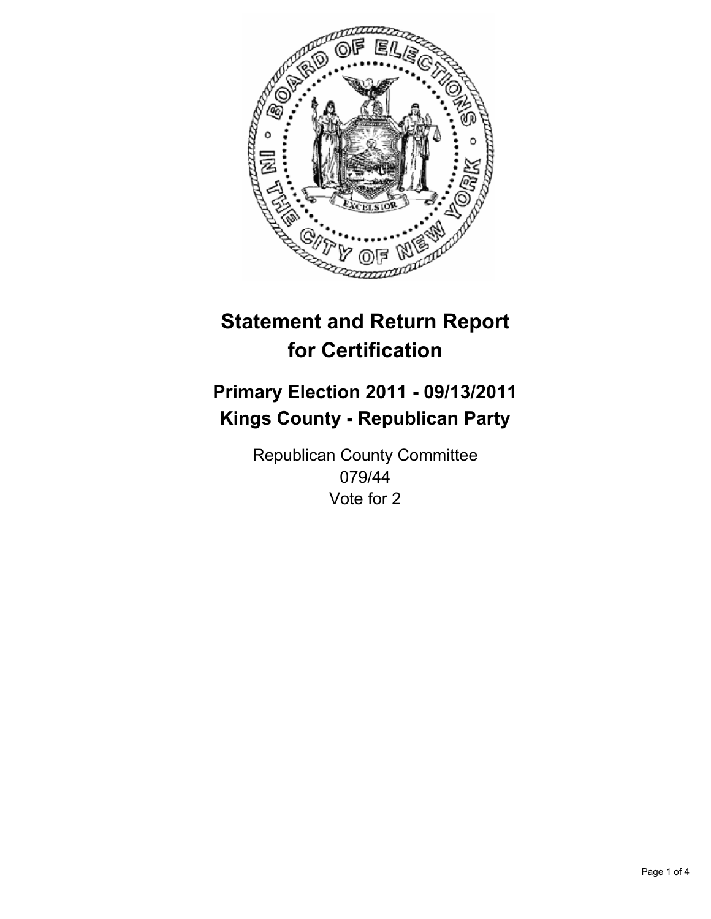# Statement and Return Report for Certification

## Primary Election 2011 - 09/13/2011
## Kings County - Republican Party

Republican County Committee
079/44
Vote for 2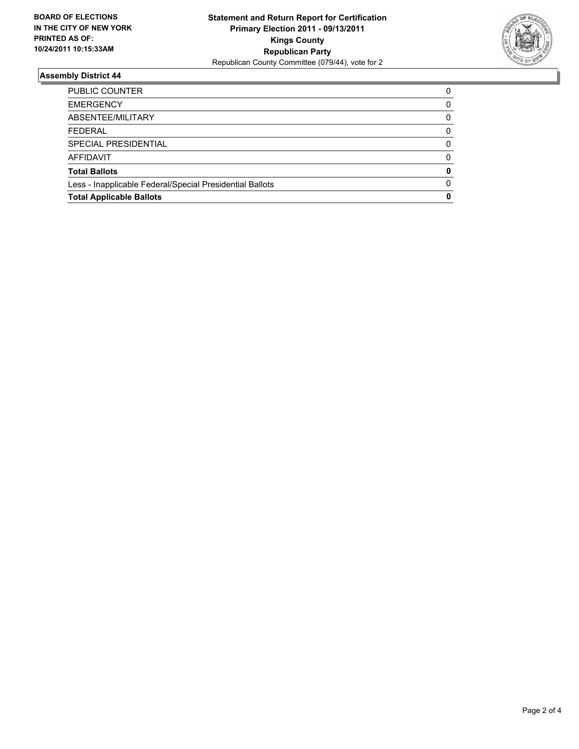**BOARD OF ELECTIONS IN THE CITY OF NEW YORK PRINTED AS OF: 10/24/2011 10:15:33AM**

**Statement and Return Report for Certification**
**Primary Election 2011 - 09/13/2011**
**Kings County**
**Republican Party**
Republican County Committee (079/44), vote for 2

## Assembly District 44

| | |
|---|---|
| PUBLIC COUNTER | 0 |
| EMERGENCY | 0 |
| ABSENTEE/MILITARY | 0 |
| FEDERAL | 0 |
| SPECIAL PRESIDENTIAL | 0 |
| AFFIDAVIT | 0 |
| **Total Ballots** | **0** |
| Less - Inapplicable Federal/Special Presidential Ballots | 0 |
| **Total Applicable Ballots** | **0** |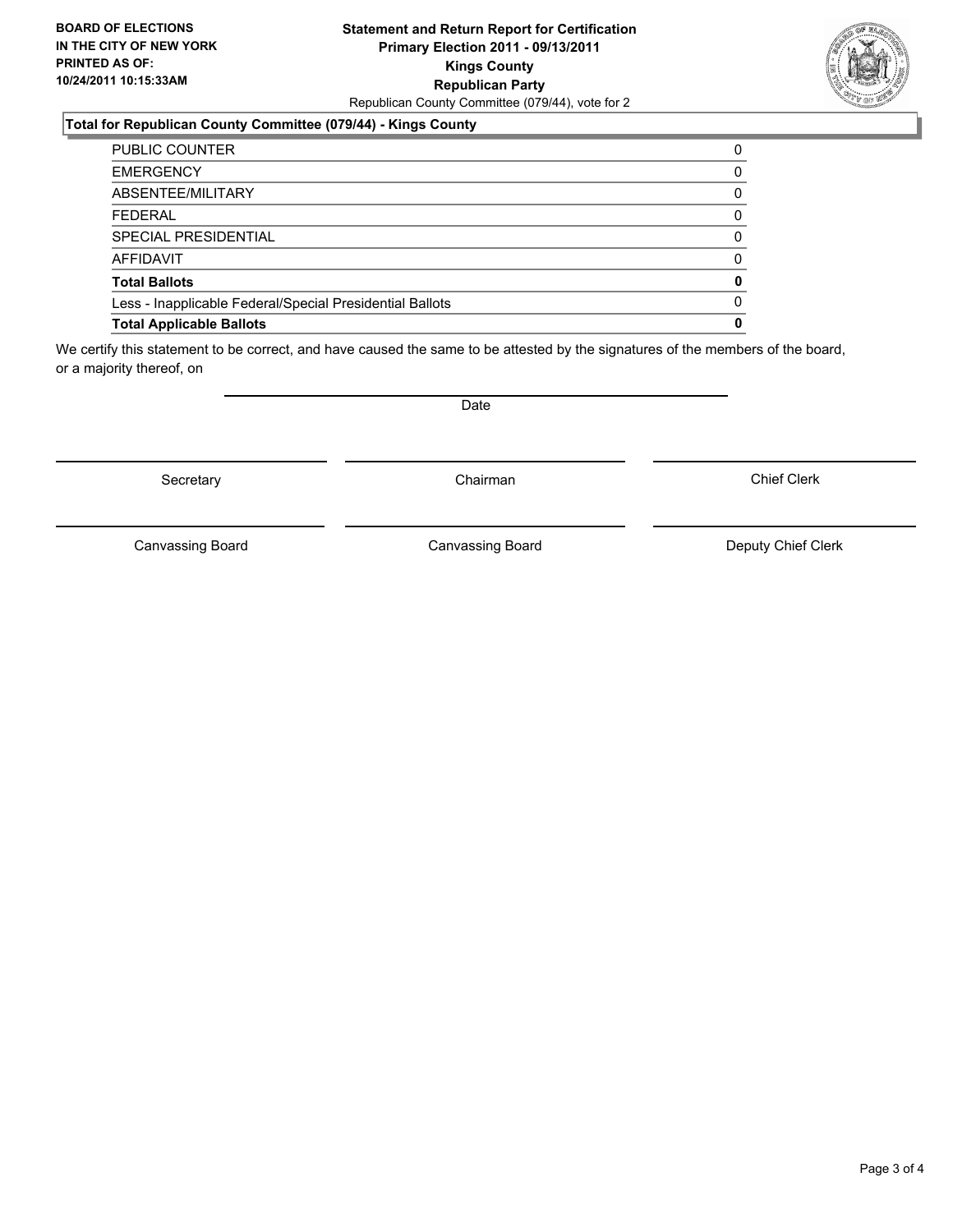**BOARD OF ELECTIONS IN THE CITY OF NEW YORK PRINTED AS OF: 10/24/2011 10:15:33AM**

**Statement and Return Report for Certification Primary Election 2011 - 09/13/2011 Kings County Republican Party**

Republican County Committee (079/44), vote for 2

## Total for Republican County Committee (079/44) - Kings County

| | |
|---|---|
| PUBLIC COUNTER | 0 |
| EMERGENCY | 0 |
| ABSENTEE/MILITARY | 0 |
| FEDERAL | 0 |
| SPECIAL PRESIDENTIAL | 0 |
| AFFIDAVIT | 0 |
| **Total Ballots** | **0** |
| Less - Inapplicable Federal/Special Presidential Ballots | 0 |
| **Total Applicable Ballots** | **0** |

We certify this statement to be correct, and have caused the same to be attested by the signatures of the members of the board, or a majority thereof, on

Date

| | | |
|---|---|---|
| Secretary | Chairman | Chief Clerk |
| Canvassing Board | Canvassing Board | Deputy Chief Clerk |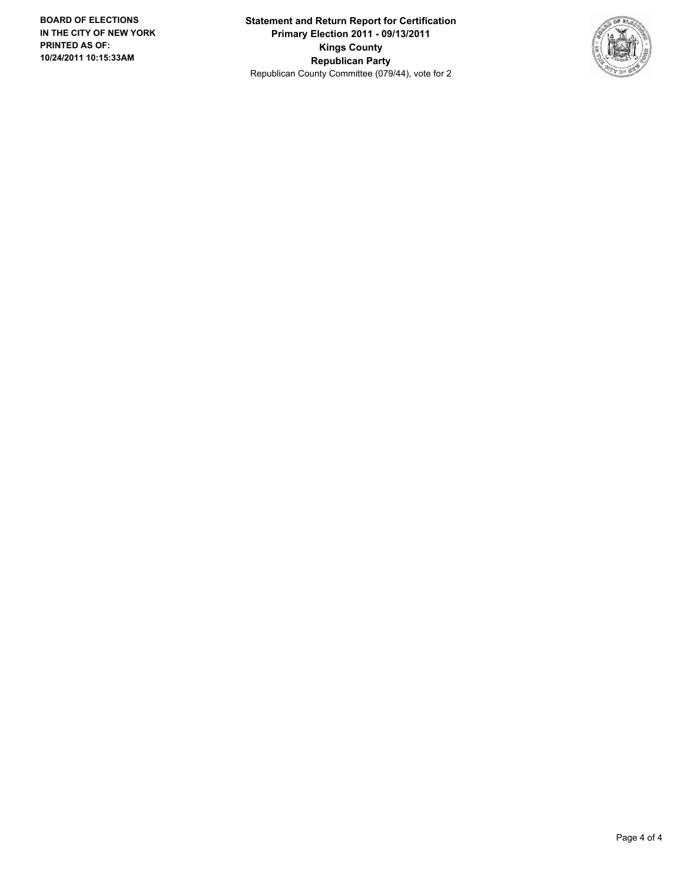**BOARD OF ELECTIONS IN THE CITY OF NEW YORK PRINTED AS OF: 10/24/2011 10:15:33AM**

**Statement and Return Report for Certification**
**Primary Election 2011 - 09/13/2011**
**Kings County**
**Republican Party**
Republican County Committee (079/44), vote for 2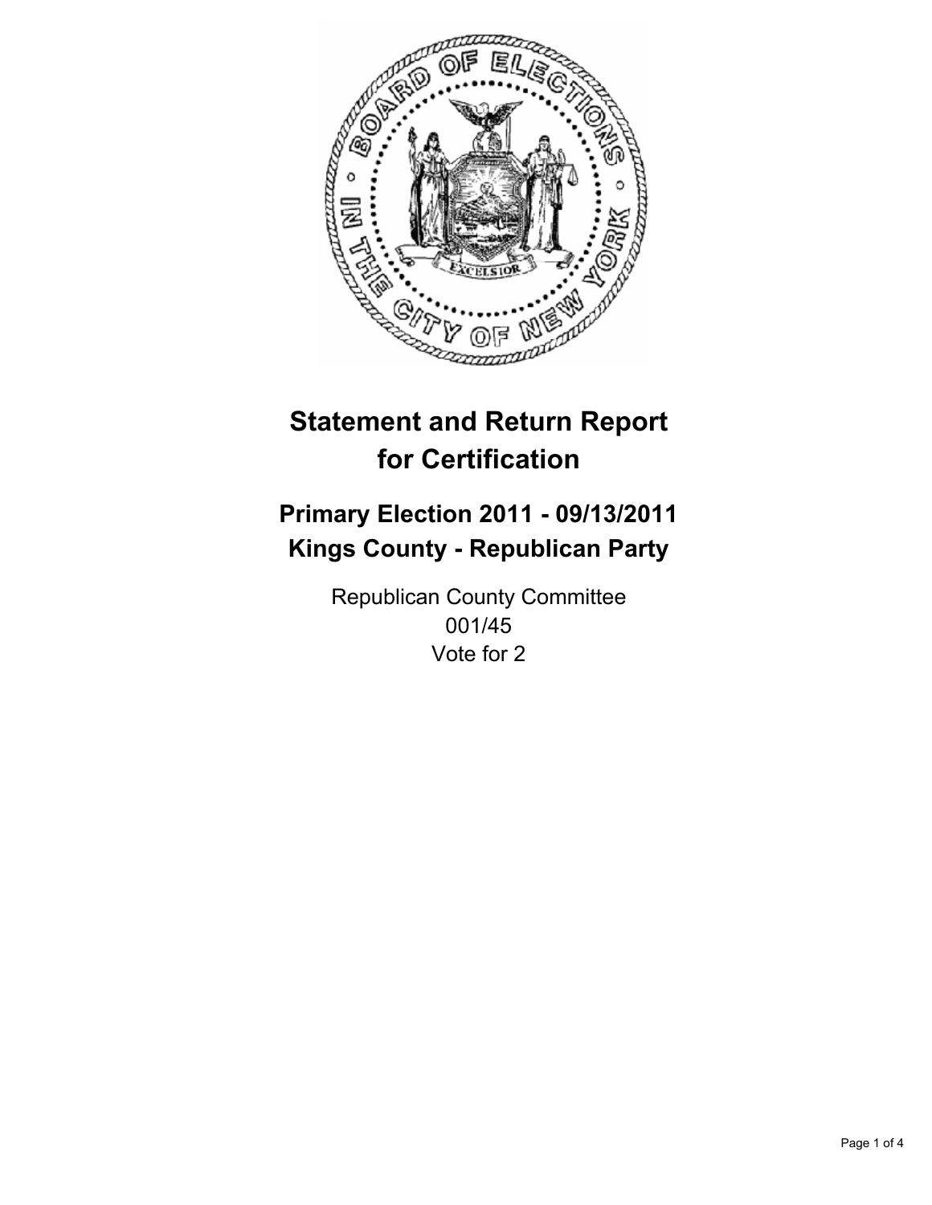# Statement and Return Report for Certification

## Primary Election 2011 - 09/13/2011
## Kings County - Republican Party

Republican County Committee
001/45
Vote for 2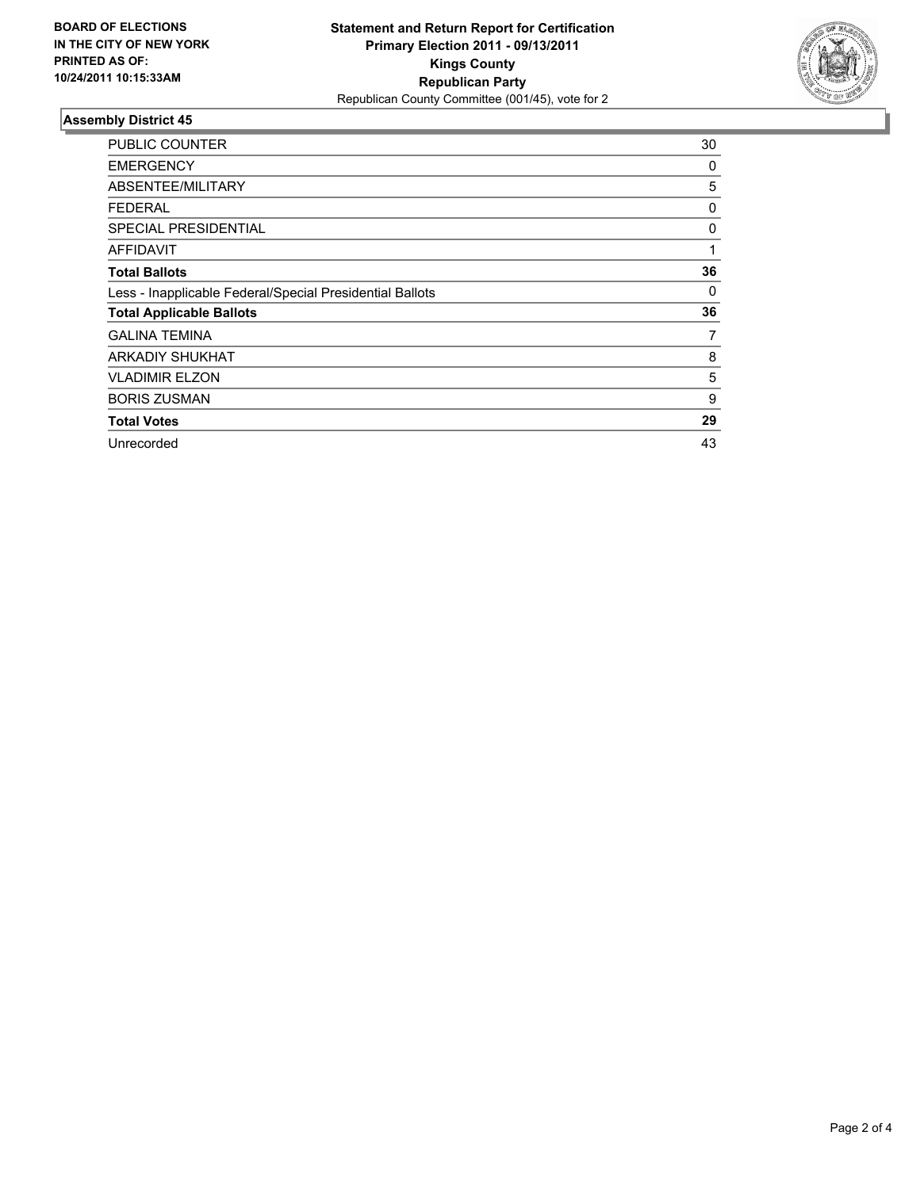**BOARD OF ELECTIONS IN THE CITY OF NEW YORK PRINTED AS OF: 10/24/2011 10:15:33AM**

**Statement and Return Report for Certification**
**Primary Election 2011 - 09/13/2011**
**Kings County**
**Republican Party**
Republican County Committee (001/45), vote for 2

### Assembly District 45

| | |
|---|---|
| PUBLIC COUNTER | 30 |
| EMERGENCY | 0 |
| ABSENTEE/MILITARY | 5 |
| FEDERAL | 0 |
| SPECIAL PRESIDENTIAL | 0 |
| AFFIDAVIT | 1 |
| **Total Ballots** | **36** |
| Less - Inapplicable Federal/Special Presidential Ballots | 0 |
| **Total Applicable Ballots** | **36** |
| GALINA TEMINA | 7 |
| ARKADIY SHUKHAT | 8 |
| VLADIMIR ELZON | 5 |
| BORIS ZUSMAN | 9 |
| **Total Votes** | **29** |
| Unrecorded | 43 |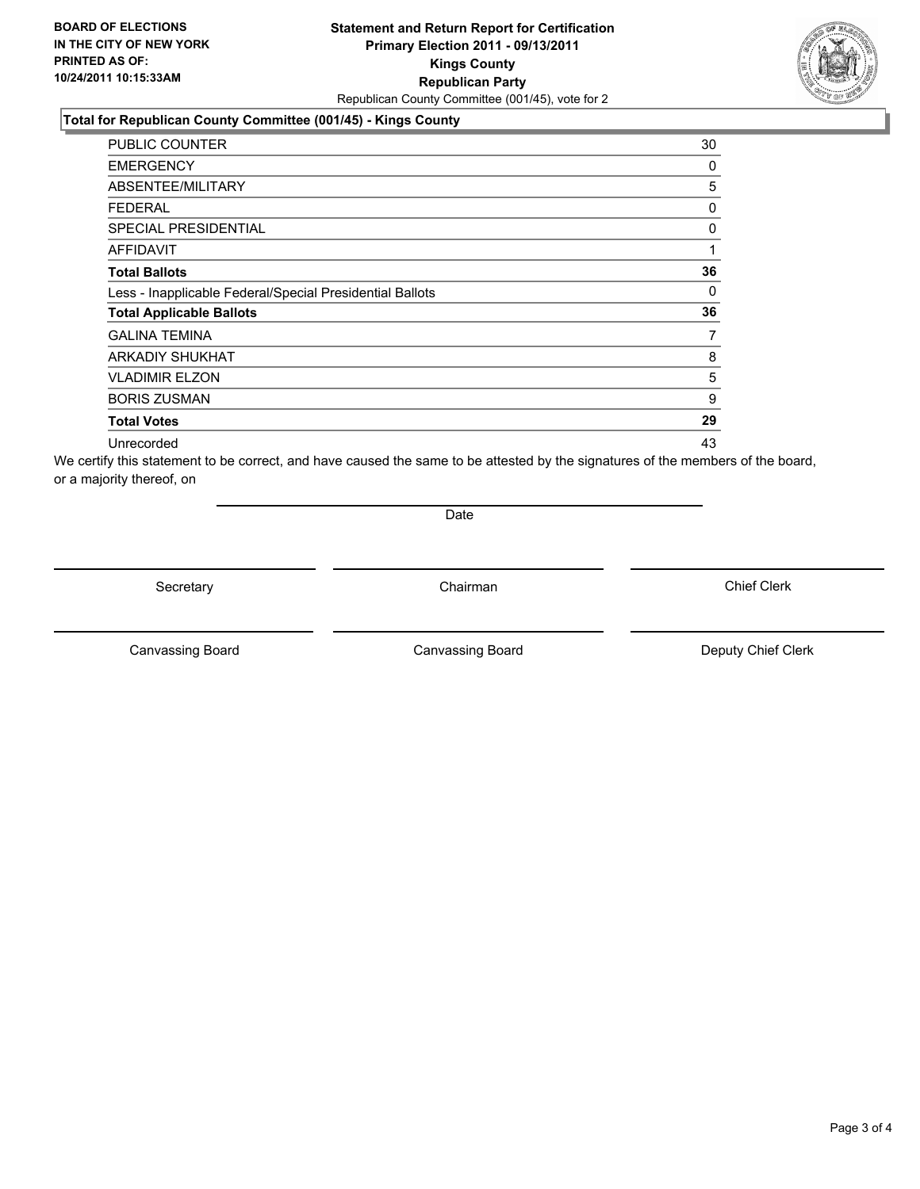**BOARD OF ELECTIONS IN THE CITY OF NEW YORK PRINTED AS OF: 10/24/2011 10:15:33AM**

# Statement and Return Report for Certification
## Primary Election 2011 - 09/13/2011
## Kings County
## Republican Party

Republican County Committee (001/45), vote for 2

### Total for Republican County Committee (001/45) - Kings County

| | |
|---|---|
| PUBLIC COUNTER | 30 |
| EMERGENCY | 0 |
| ABSENTEE/MILITARY | 5 |
| FEDERAL | 0 |
| SPECIAL PRESIDENTIAL | 0 |
| AFFIDAVIT | 1 |
| **Total Ballots** | **36** |
| Less - Inapplicable Federal/Special Presidential Ballots | 0 |
| **Total Applicable Ballots** | **36** |
| GALINA TEMINA | 7 |
| ARKADIY SHUKHAT | 8 |
| VLADIMIR ELZON | 5 |
| BORIS ZUSMAN | 9 |
| **Total Votes** | **29** |
| Unrecorded | 43 |

We certify this statement to be correct, and have caused the same to be attested by the signatures of the members of the board, or a majority thereof, on

Date

Secretary | Chairman | Chief Clerk

Canvassing Board | Canvassing Board | Deputy Chief Clerk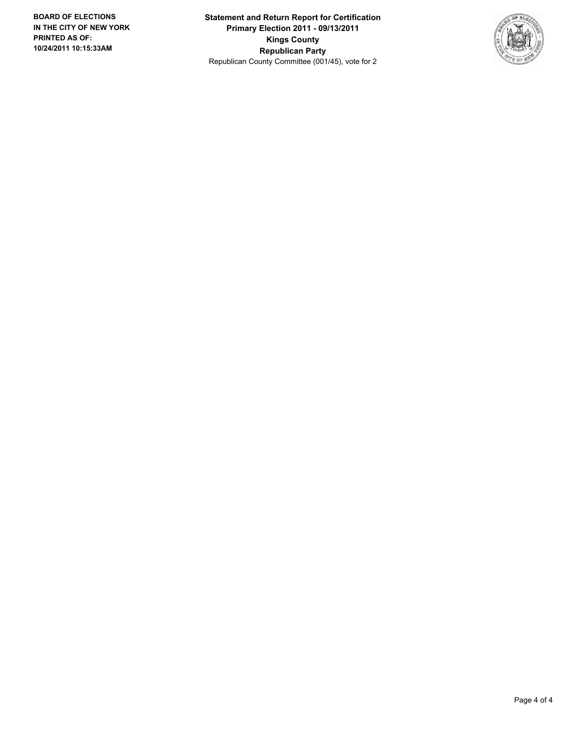**BOARD OF ELECTIONS IN THE CITY OF NEW YORK**
**PRINTED AS OF:**
**10/24/2011 10:15:33AM**

**Statement and Return Report for Certification**
**Primary Election 2011 - 09/13/2011**
**Kings County**
**Republican Party**
Republican County Committee (001/45), vote for 2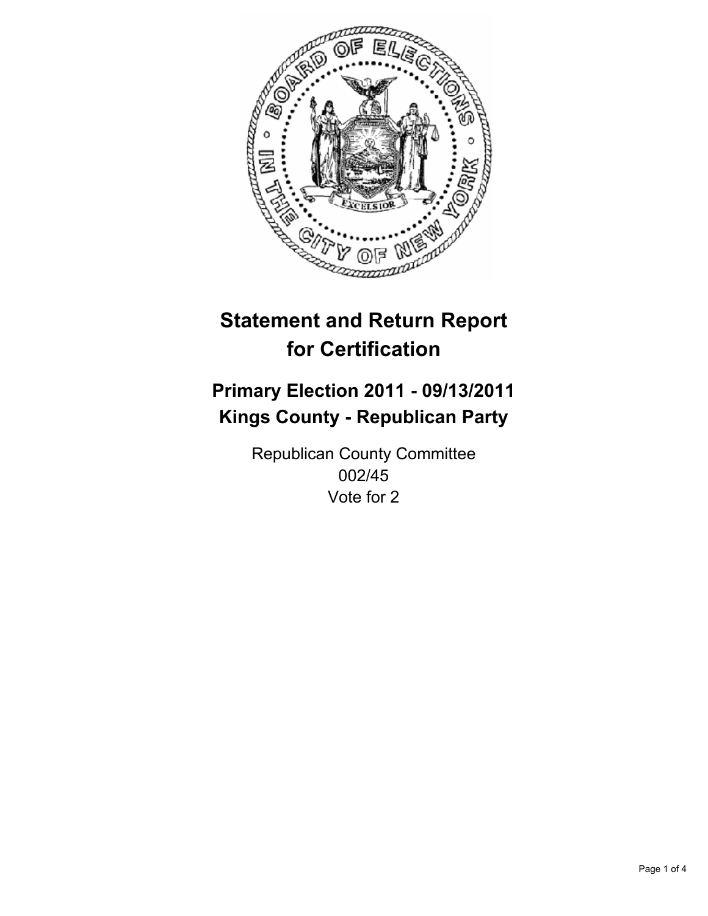# Statement and Return Report for Certification

## Primary Election 2011 - 09/13/2011
## Kings County - Republican Party

Republican County Committee
002/45
Vote for 2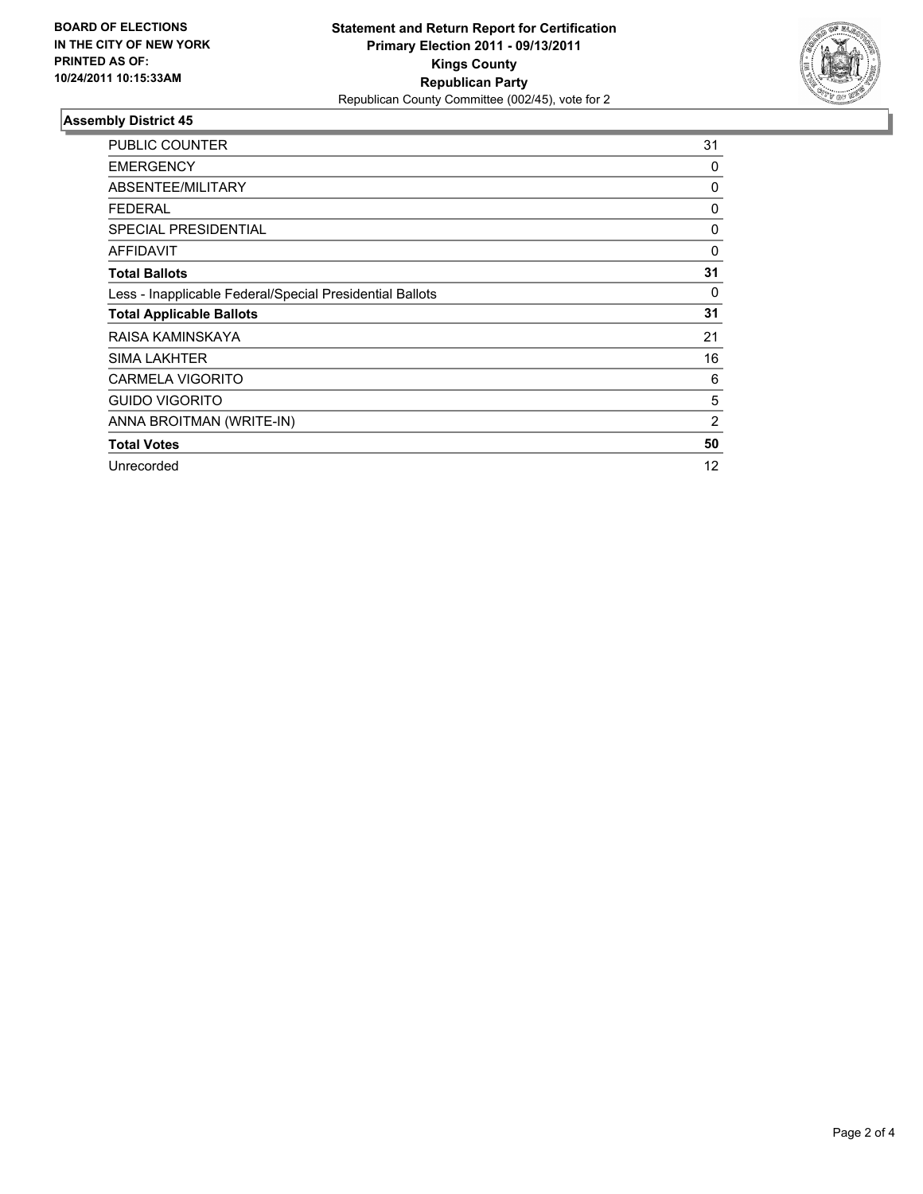**BOARD OF ELECTIONS IN THE CITY OF NEW YORK PRINTED AS OF: 10/24/2011 10:15:33AM**

**Statement and Return Report for Certification Primary Election 2011 - 09/13/2011 Kings County Republican Party**

Republican County Committee (002/45), vote for 2

## Assembly District 45

| | |
|---|---|
| PUBLIC COUNTER | 31 |
| EMERGENCY | 0 |
| ABSENTEE/MILITARY | 0 |
| FEDERAL | 0 |
| SPECIAL PRESIDENTIAL | 0 |
| AFFIDAVIT | 0 |
| **Total Ballots** | **31** |
| Less - Inapplicable Federal/Special Presidential Ballots | 0 |
| **Total Applicable Ballots** | **31** |
| RAISA KAMINSKAYA | 21 |
| SIMA LAKHTER | 16 |
| CARMELA VIGORITO | 6 |
| GUIDO VIGORITO | 5 |
| ANNA BROITMAN (WRITE-IN) | 2 |
| **Total Votes** | **50** |
| Unrecorded | 12 |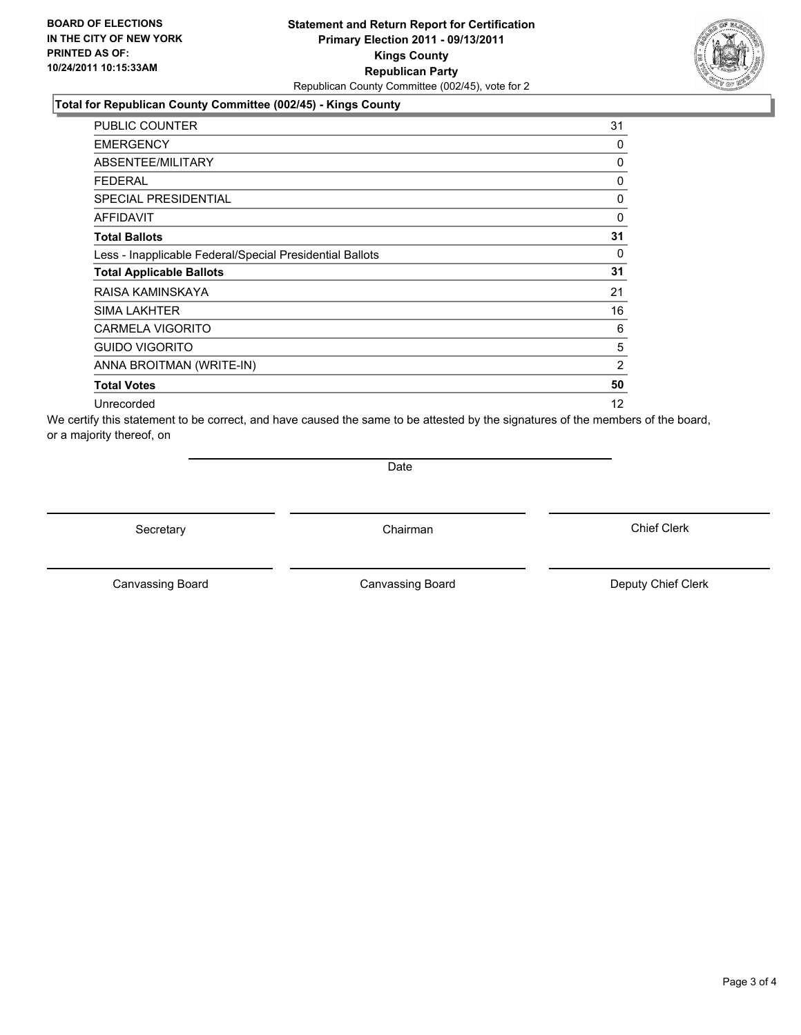**BOARD OF ELECTIONS IN THE CITY OF NEW YORK PRINTED AS OF: 10/24/2011 10:15:33AM**

**Statement and Return Report for Certification Primary Election 2011 - 09/13/2011 Kings County Republican Party**

Republican County Committee (002/45), vote for 2

### Total for Republican County Committee (002/45) - Kings County

| | |
|---|---|
| PUBLIC COUNTER | 31 |
| EMERGENCY | 0 |
| ABSENTEE/MILITARY | 0 |
| FEDERAL | 0 |
| SPECIAL PRESIDENTIAL | 0 |
| AFFIDAVIT | 0 |
| **Total Ballots** | **31** |
| Less - Inapplicable Federal/Special Presidential Ballots | 0 |
| **Total Applicable Ballots** | **31** |
| RAISA KAMINSKAYA | 21 |
| SIMA LAKHTER | 16 |
| CARMELA VIGORITO | 6 |
| GUIDO VIGORITO | 5 |
| ANNA BROITMAN (WRITE-IN) | 2 |
| **Total Votes** | **50** |
| Unrecorded | 12 |

We certify this statement to be correct, and have caused the same to be attested by the signatures of the members of the board, or a majority thereof, on

Date

| | | |
|---|---|---|
| Secretary | Chairman | Chief Clerk |
| Canvassing Board | Canvassing Board | Deputy Chief Clerk |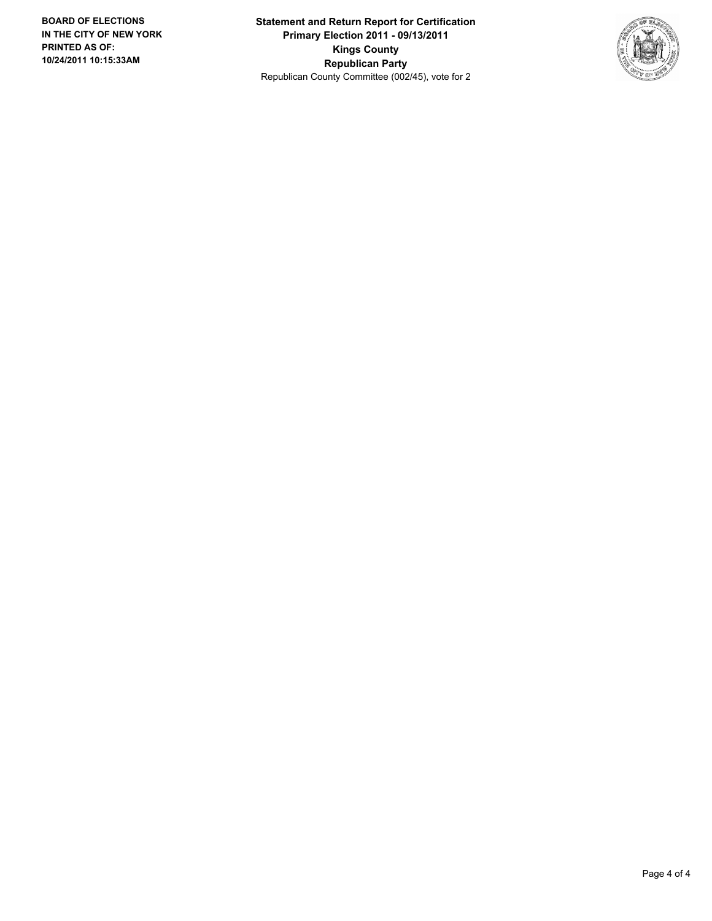**BOARD OF ELECTIONS IN THE CITY OF NEW YORK PRINTED AS OF: 10/24/2011 10:15:33AM**

**Statement and Return Report for Certification**
**Primary Election 2011 - 09/13/2011**
**Kings County**
**Republican Party**
Republican County Committee (002/45), vote for 2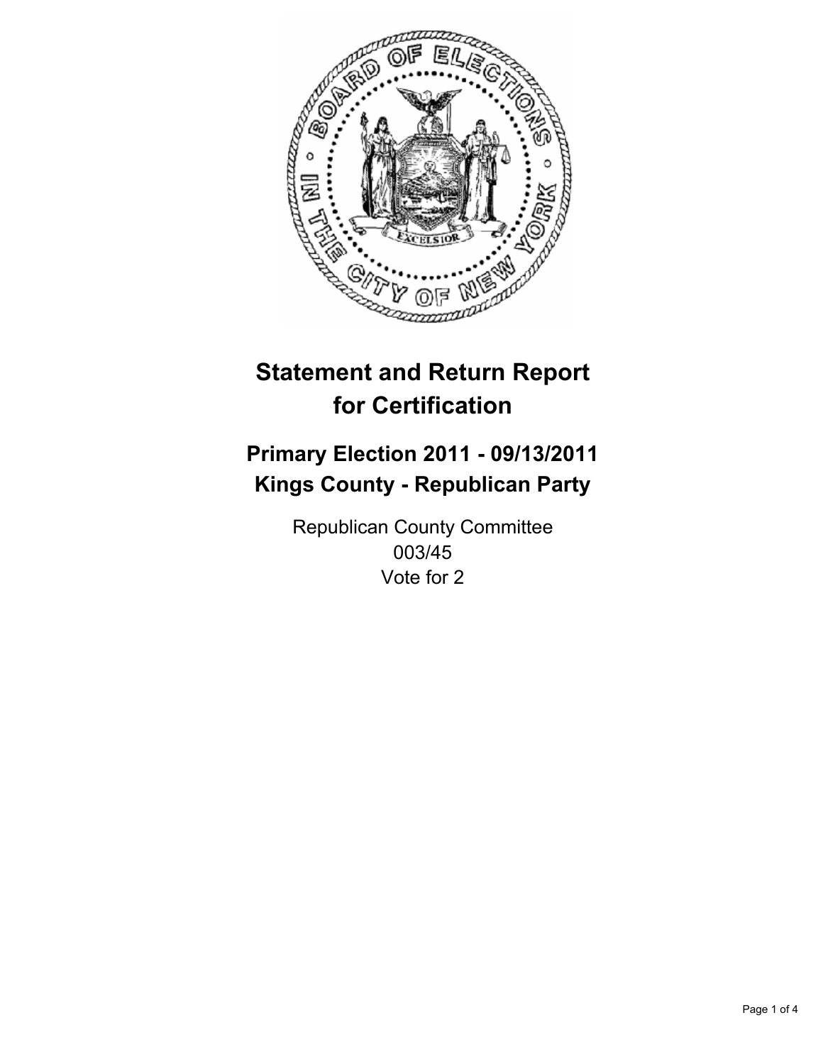# Statement and Return Report for Certification

## Primary Election 2011 - 09/13/2011
## Kings County - Republican Party

Republican County Committee
003/45
Vote for 2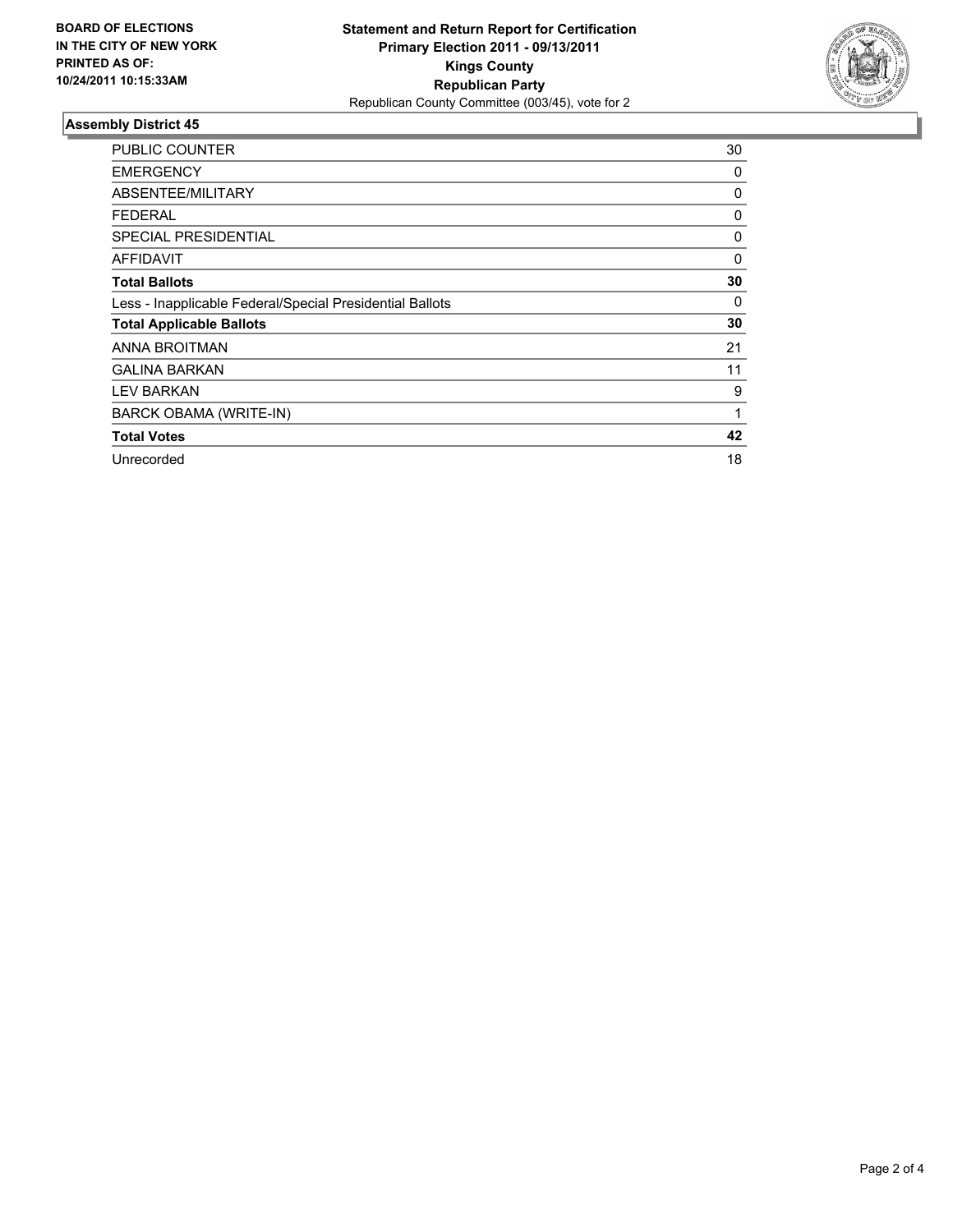**BOARD OF ELECTIONS IN THE CITY OF NEW YORK PRINTED AS OF: 10/24/2011 10:15:33AM**

**Statement and Return Report for Certification**
**Primary Election 2011 - 09/13/2011**
**Kings County**
**Republican Party**
Republican County Committee (003/45), vote for 2

## Assembly District 45

| | |
|---|---|
| PUBLIC COUNTER | 30 |
| EMERGENCY | 0 |
| ABSENTEE/MILITARY | 0 |
| FEDERAL | 0 |
| SPECIAL PRESIDENTIAL | 0 |
| AFFIDAVIT | 0 |
| **Total Ballots** | **30** |
| Less - Inapplicable Federal/Special Presidential Ballots | 0 |
| **Total Applicable Ballots** | **30** |
| ANNA BROITMAN | 21 |
| GALINA BARKAN | 11 |
| LEV BARKAN | 9 |
| BARCK OBAMA (WRITE-IN) | 1 |
| **Total Votes** | **42** |
| Unrecorded | 18 |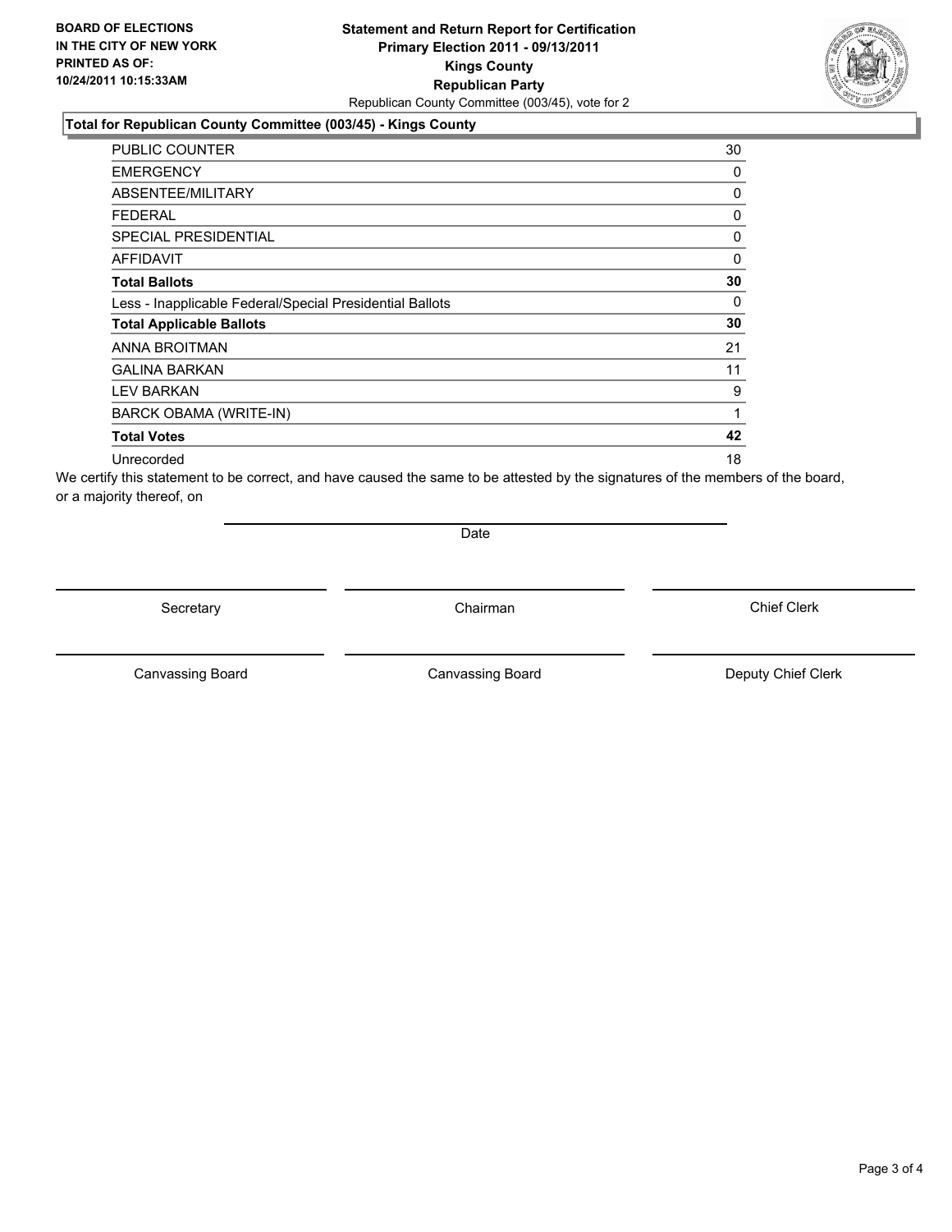**BOARD OF ELECTIONS IN THE CITY OF NEW YORK PRINTED AS OF: 10/24/2011 10:15:33AM**

**Statement and Return Report for Certification**
**Primary Election 2011 - 09/13/2011**
**Kings County**
**Republican Party**
Republican County Committee (003/45), vote for 2

**Total for Republican County Committee (003/45) - Kings County**

| | |
|---|---|
| PUBLIC COUNTER | 30 |
| EMERGENCY | 0 |
| ABSENTEE/MILITARY | 0 |
| FEDERAL | 0 |
| SPECIAL PRESIDENTIAL | 0 |
| AFFIDAVIT | 0 |
| **Total Ballots** | **30** |
| Less - Inapplicable Federal/Special Presidential Ballots | 0 |
| **Total Applicable Ballots** | **30** |
| ANNA BROITMAN | 21 |
| GALINA BARKAN | 11 |
| LEV BARKAN | 9 |
| BARCK OBAMA (WRITE-IN) | 1 |
| **Total Votes** | **42** |
| Unrecorded | 18 |

We certify this statement to be correct, and have caused the same to be attested by the signatures of the members of the board, or a majority thereof, on

Date

Secretary | Chairman | Chief Clerk

Canvassing Board | Canvassing Board | Deputy Chief Clerk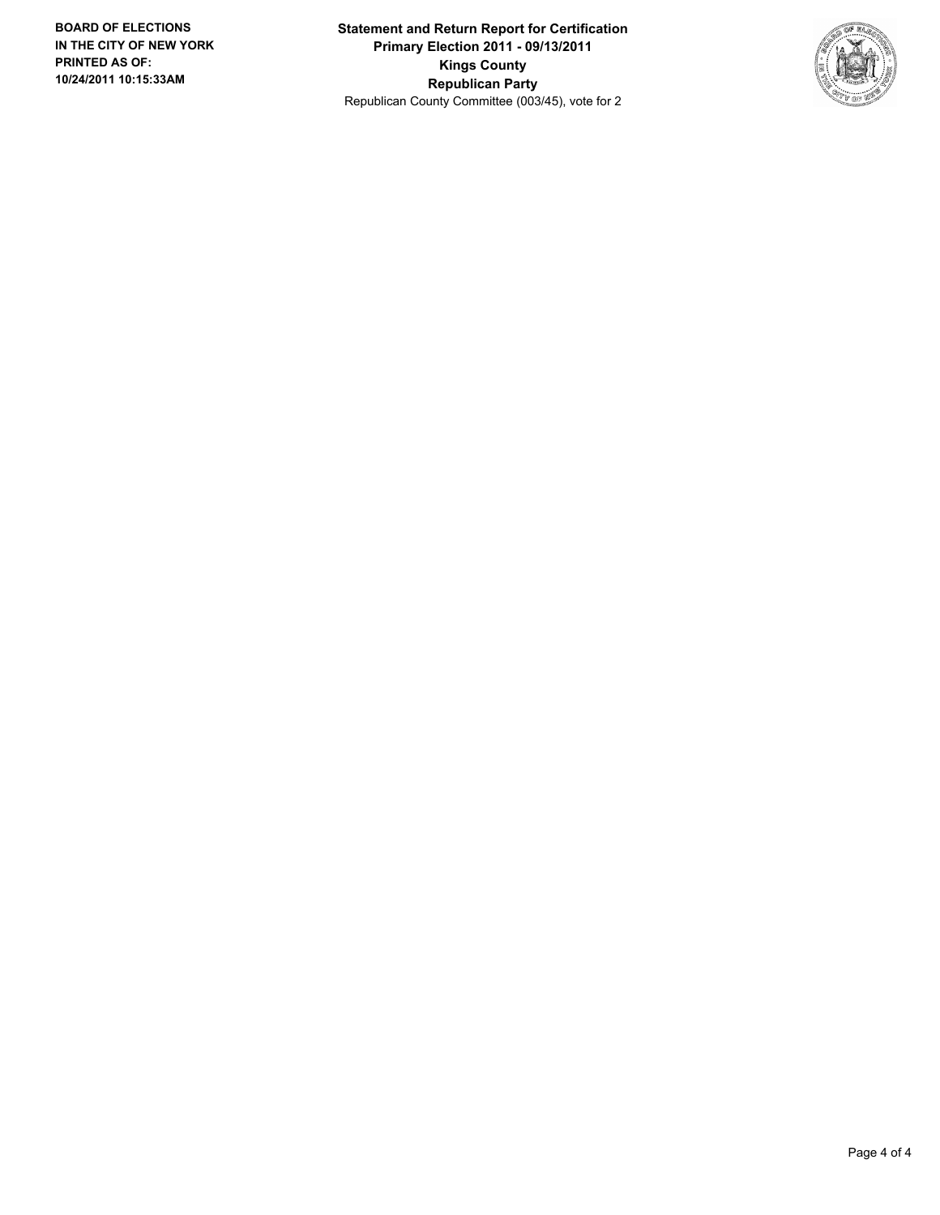**BOARD OF ELECTIONS IN THE CITY OF NEW YORK PRINTED AS OF: 10/24/2011 10:15:33AM**

**Statement and Return Report for Certification**
**Primary Election 2011 - 09/13/2011**
**Kings County**
**Republican Party**
Republican County Committee (003/45), vote for 2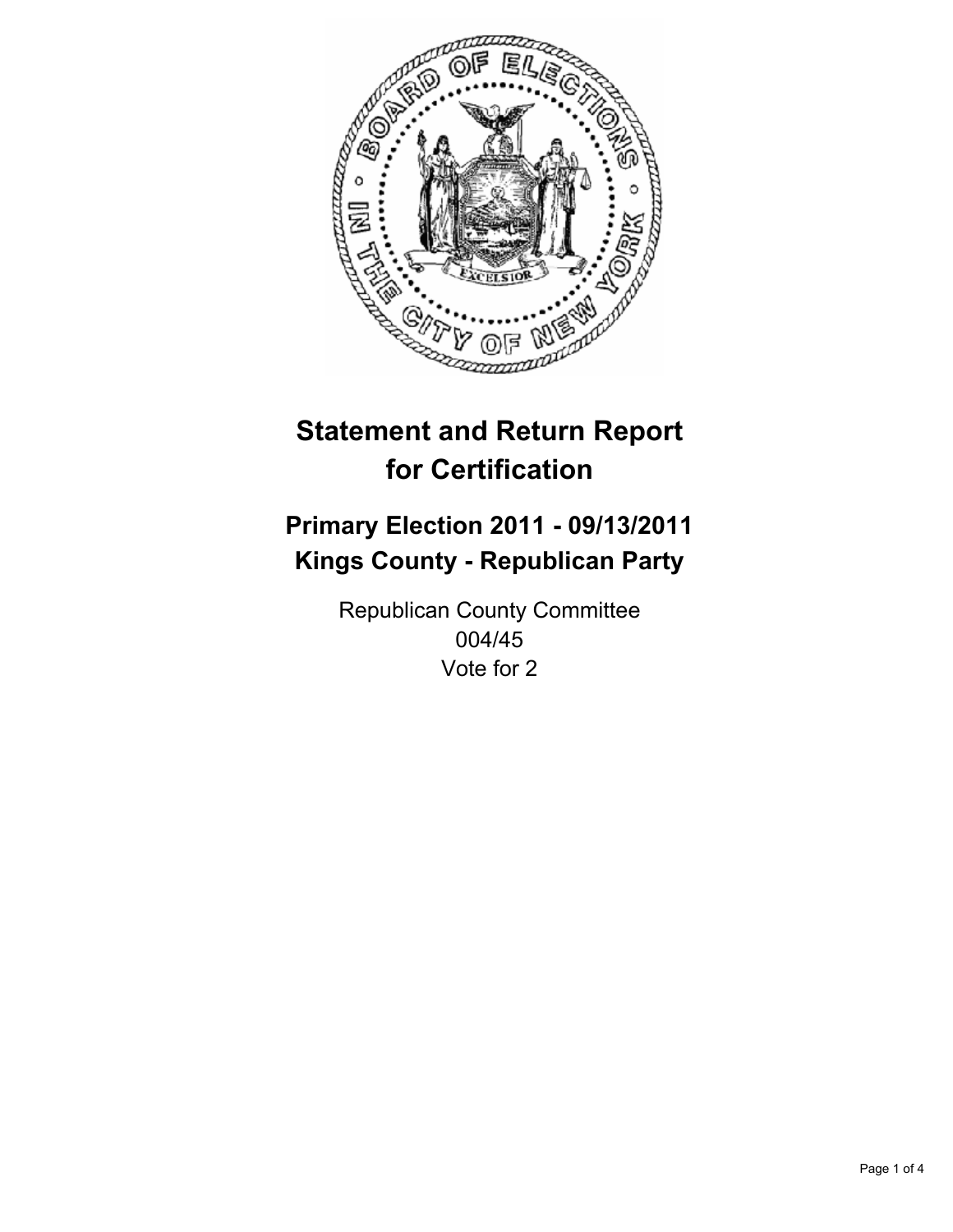# Statement and Return Report for Certification

## Primary Election 2011 - 09/13/2011
## Kings County - Republican Party

Republican County Committee
004/45
Vote for 2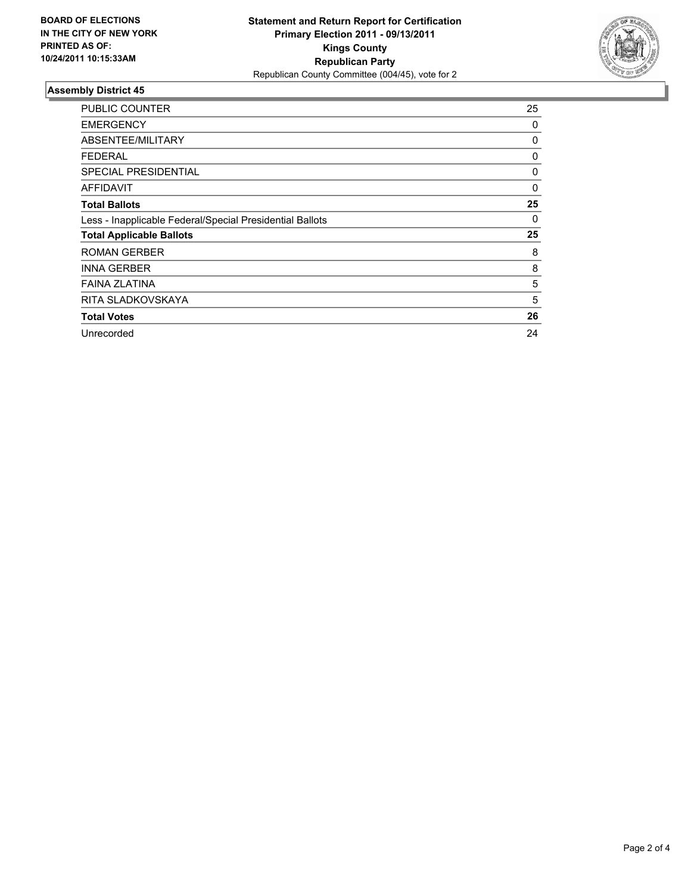**BOARD OF ELECTIONS IN THE CITY OF NEW YORK PRINTED AS OF: 10/24/2011 10:15:33AM**

**Statement and Return Report for Certification Primary Election 2011 - 09/13/2011 Kings County Republican Party**

Republican County Committee (004/45), vote for 2

## Assembly District 45

| | |
|---|---|
| PUBLIC COUNTER | 25 |
| EMERGENCY | 0 |
| ABSENTEE/MILITARY | 0 |
| FEDERAL | 0 |
| SPECIAL PRESIDENTIAL | 0 |
| AFFIDAVIT | 0 |
| **Total Ballots** | **25** |
| Less - Inapplicable Federal/Special Presidential Ballots | 0 |
| **Total Applicable Ballots** | **25** |
| ROMAN GERBER | 8 |
| INNA GERBER | 8 |
| FAINA ZLATINA | 5 |
| RITA SLADKOVSKAYA | 5 |
| **Total Votes** | **26** |
| Unrecorded | 24 |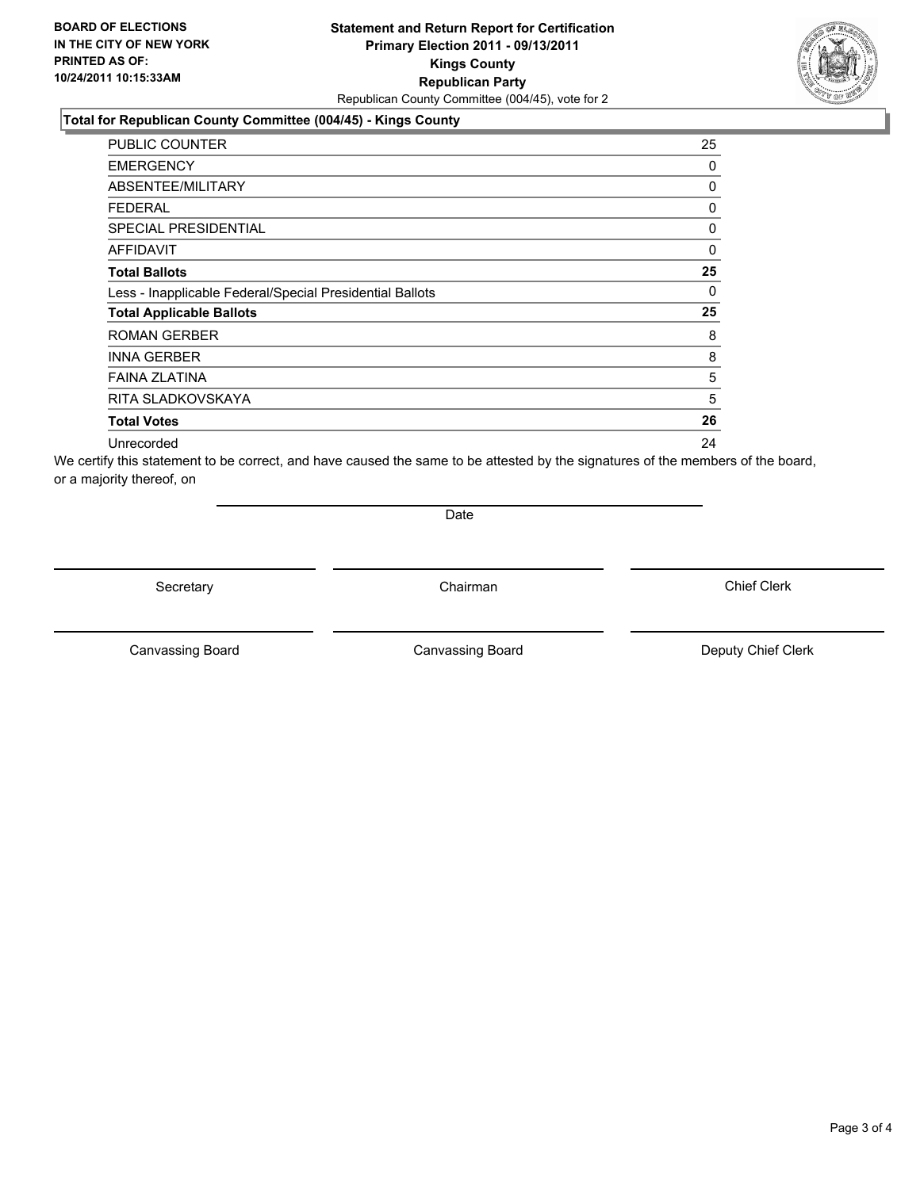**BOARD OF ELECTIONS IN THE CITY OF NEW YORK PRINTED AS OF: 10/24/2011 10:15:33AM**

**Statement and Return Report for Certification Primary Election 2011 - 09/13/2011 Kings County Republican Party**

Republican County Committee (004/45), vote for 2

## Total for Republican County Committee (004/45) - Kings County

| | |
|---|---|
| PUBLIC COUNTER | 25 |
| EMERGENCY | 0 |
| ABSENTEE/MILITARY | 0 |
| FEDERAL | 0 |
| SPECIAL PRESIDENTIAL | 0 |
| AFFIDAVIT | 0 |
| **Total Ballots** | **25** |
| Less - Inapplicable Federal/Special Presidential Ballots | 0 |
| **Total Applicable Ballots** | **25** |
| ROMAN GERBER | 8 |
| INNA GERBER | 8 |
| FAINA ZLATINA | 5 |
| RITA SLADKOVSKAYA | 5 |
| **Total Votes** | **26** |
| Unrecorded | 24 |

We certify this statement to be correct, and have caused the same to be attested by the signatures of the members of the board, or a majority thereof, on

Date

Secretary

Chairman

Chief Clerk

Canvassing Board

Canvassing Board

Deputy Chief Clerk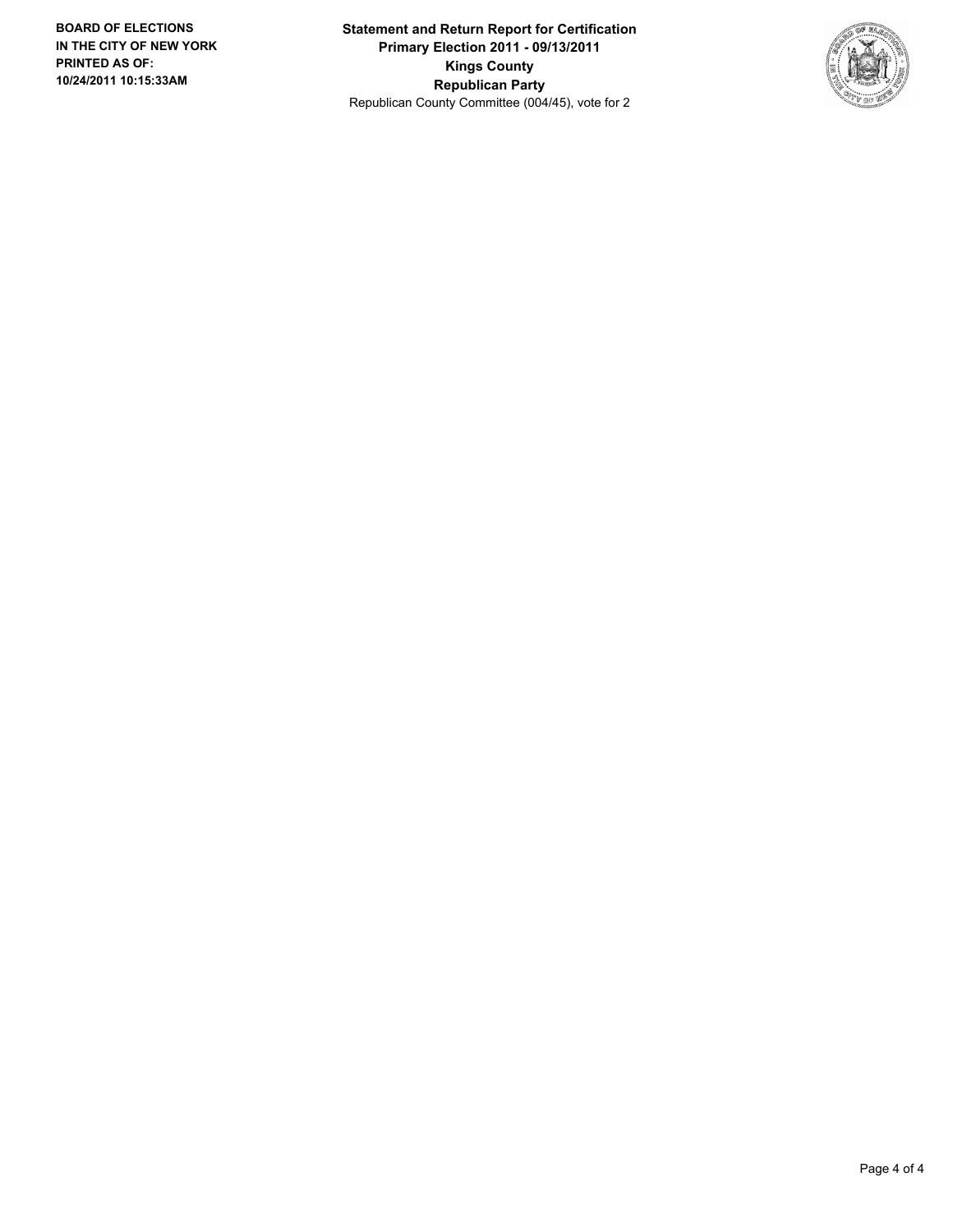**BOARD OF ELECTIONS IN THE CITY OF NEW YORK PRINTED AS OF: 10/24/2011 10:15:33AM**

**Statement and Return Report for Certification**
**Primary Election 2011 - 09/13/2011**
**Kings County**
**Republican Party**
Republican County Committee (004/45), vote for 2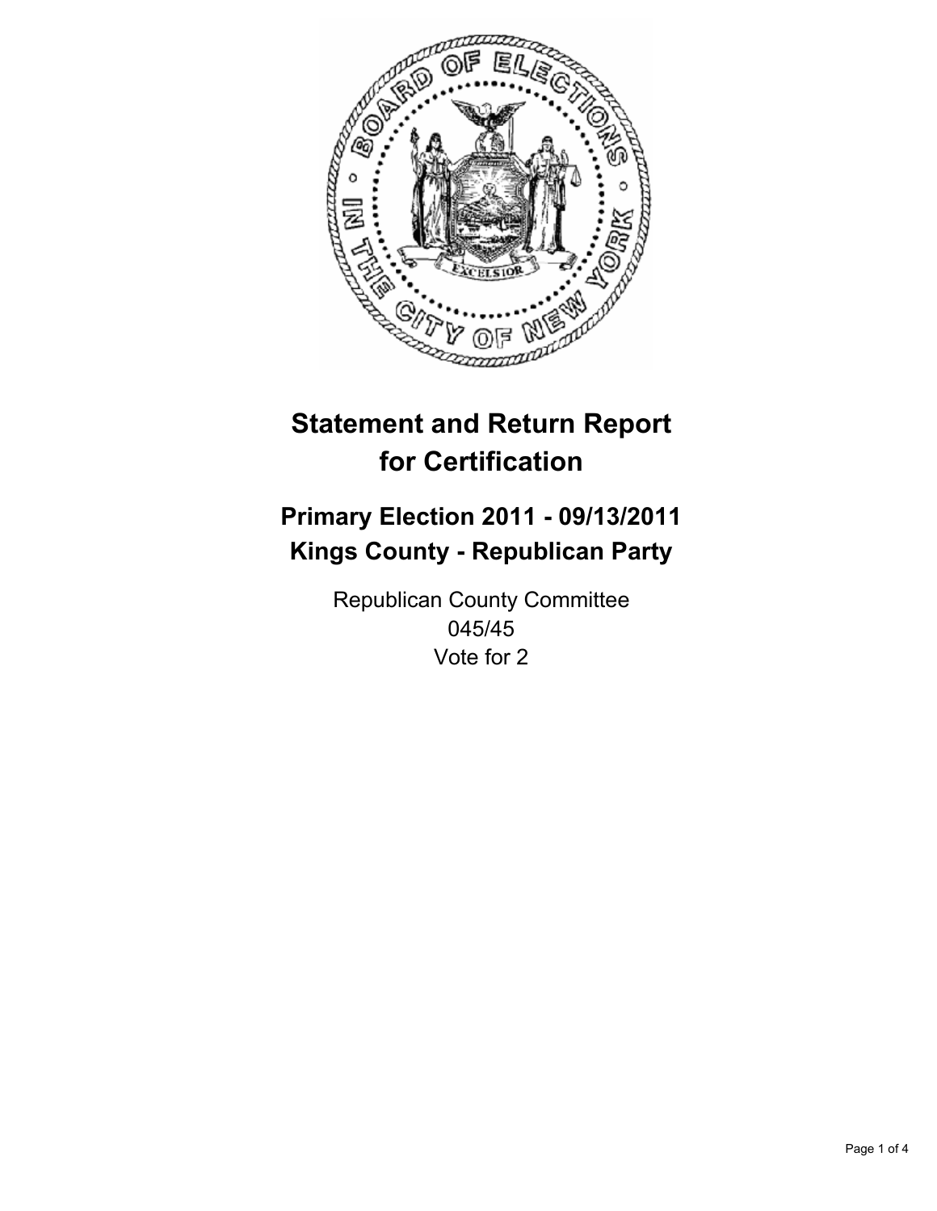# Statement and Return Report for Certification

## Primary Election 2011 - 09/13/2011
## Kings County - Republican Party

Republican County Committee
045/45
Vote for 2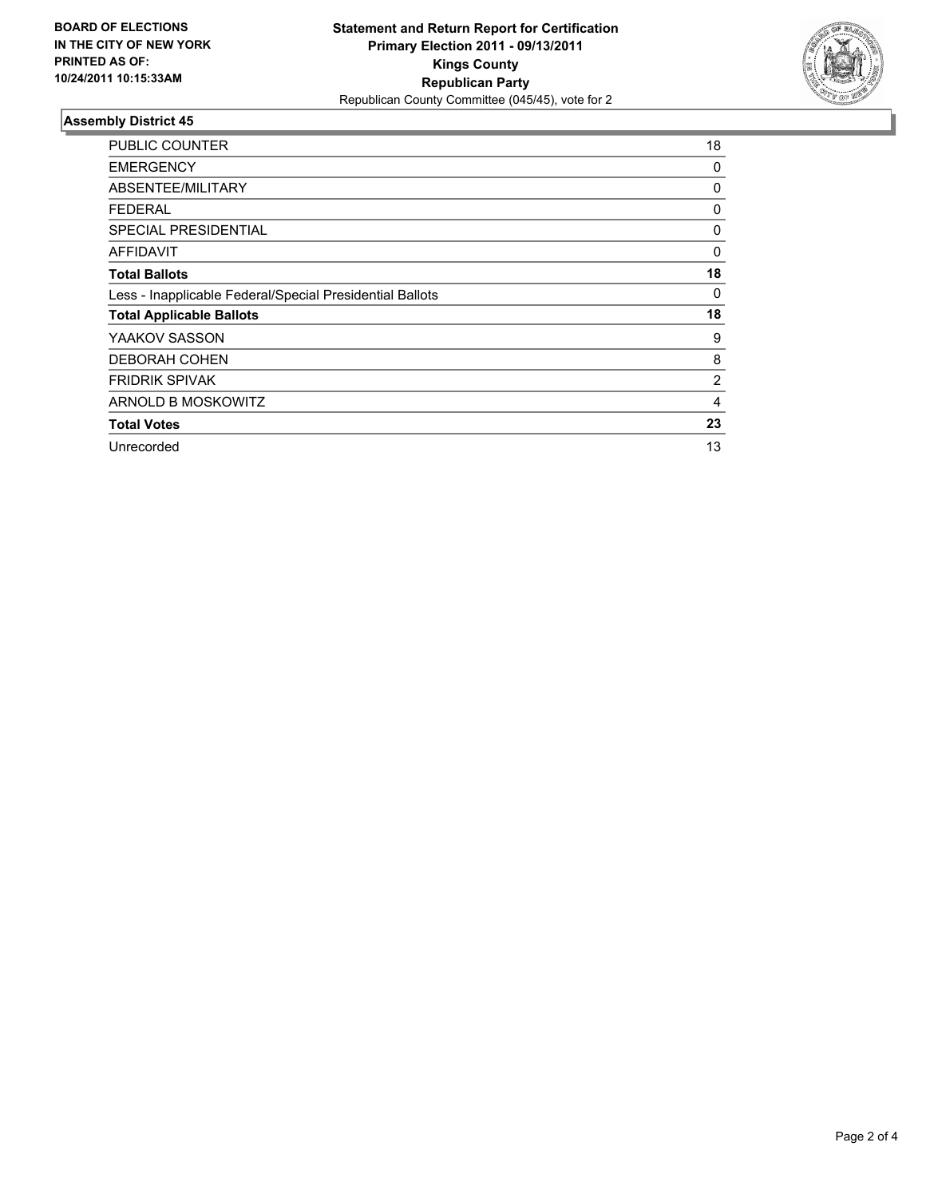**BOARD OF ELECTIONS IN THE CITY OF NEW YORK PRINTED AS OF: 10/24/2011 10:15:33AM**

**Statement and Return Report for Certification**
**Primary Election 2011 - 09/13/2011**
**Kings County**
**Republican Party**
Republican County Committee (045/45), vote for 2

## Assembly District 45

| | |
|---|---|
| PUBLIC COUNTER | 18 |
| EMERGENCY | 0 |
| ABSENTEE/MILITARY | 0 |
| FEDERAL | 0 |
| SPECIAL PRESIDENTIAL | 0 |
| AFFIDAVIT | 0 |
| **Total Ballots** | **18** |
| Less - Inapplicable Federal/Special Presidential Ballots | 0 |
| **Total Applicable Ballots** | **18** |
| YAAKOV SASSON | 9 |
| DEBORAH COHEN | 8 |
| FRIDRIK SPIVAK | 2 |
| ARNOLD B MOSKOWITZ | 4 |
| **Total Votes** | **23** |
| Unrecorded | 13 |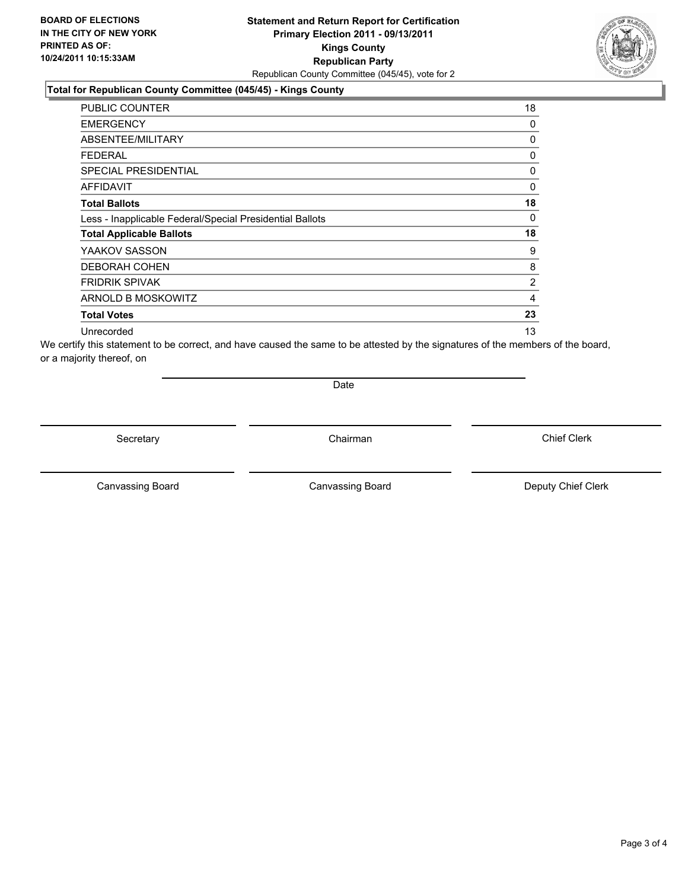**BOARD OF ELECTIONS IN THE CITY OF NEW YORK PRINTED AS OF: 10/24/2011 10:15:33AM**

**Statement and Return Report for Certification**
**Primary Election 2011 - 09/13/2011**
**Kings County**
**Republican Party**
Republican County Committee (045/45), vote for 2

**Total for Republican County Committee (045/45) - Kings County**

| | |
|---|---|
| PUBLIC COUNTER | 18 |
| EMERGENCY | 0 |
| ABSENTEE/MILITARY | 0 |
| FEDERAL | 0 |
| SPECIAL PRESIDENTIAL | 0 |
| AFFIDAVIT | 0 |
| **Total Ballots** | **18** |
| Less - Inapplicable Federal/Special Presidential Ballots | 0 |
| **Total Applicable Ballots** | **18** |
| YAAKOV SASSON | 9 |
| DEBORAH COHEN | 8 |
| FRIDRIK SPIVAK | 2 |
| ARNOLD B MOSKOWITZ | 4 |
| **Total Votes** | **23** |
| Unrecorded | 13 |

We certify this statement to be correct, and have caused the same to be attested by the signatures of the members of the board, or a majority thereof, on

Date

Secretary | Chairman | Chief Clerk

Canvassing Board | Canvassing Board | Deputy Chief Clerk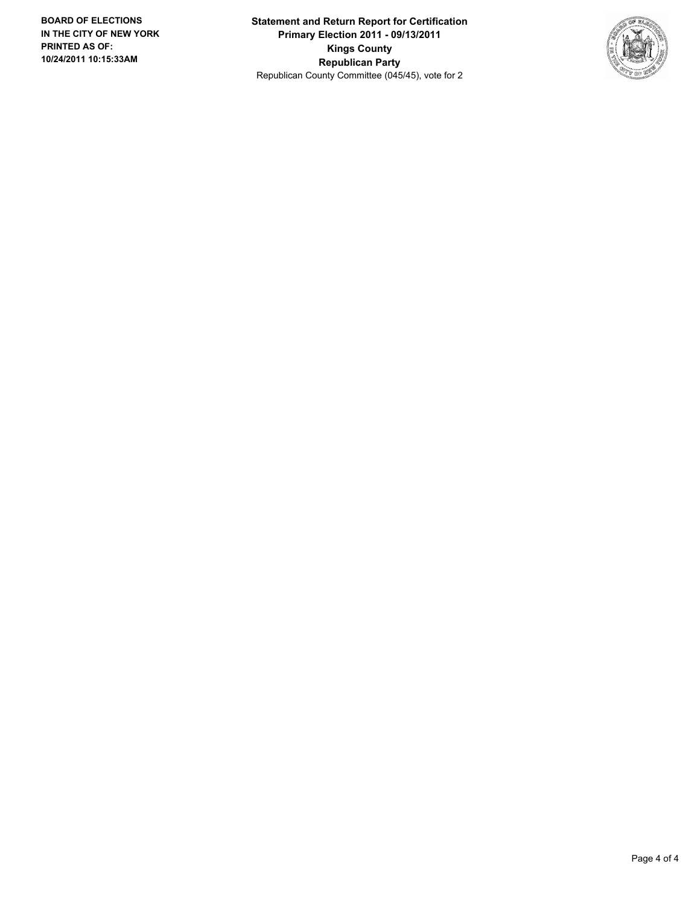**BOARD OF ELECTIONS IN THE CITY OF NEW YORK PRINTED AS OF: 10/24/2011 10:15:33AM**

**Statement and Return Report for Certification**
**Primary Election 2011 - 09/13/2011**
**Kings County**
**Republican Party**
Republican County Committee (045/45), vote for 2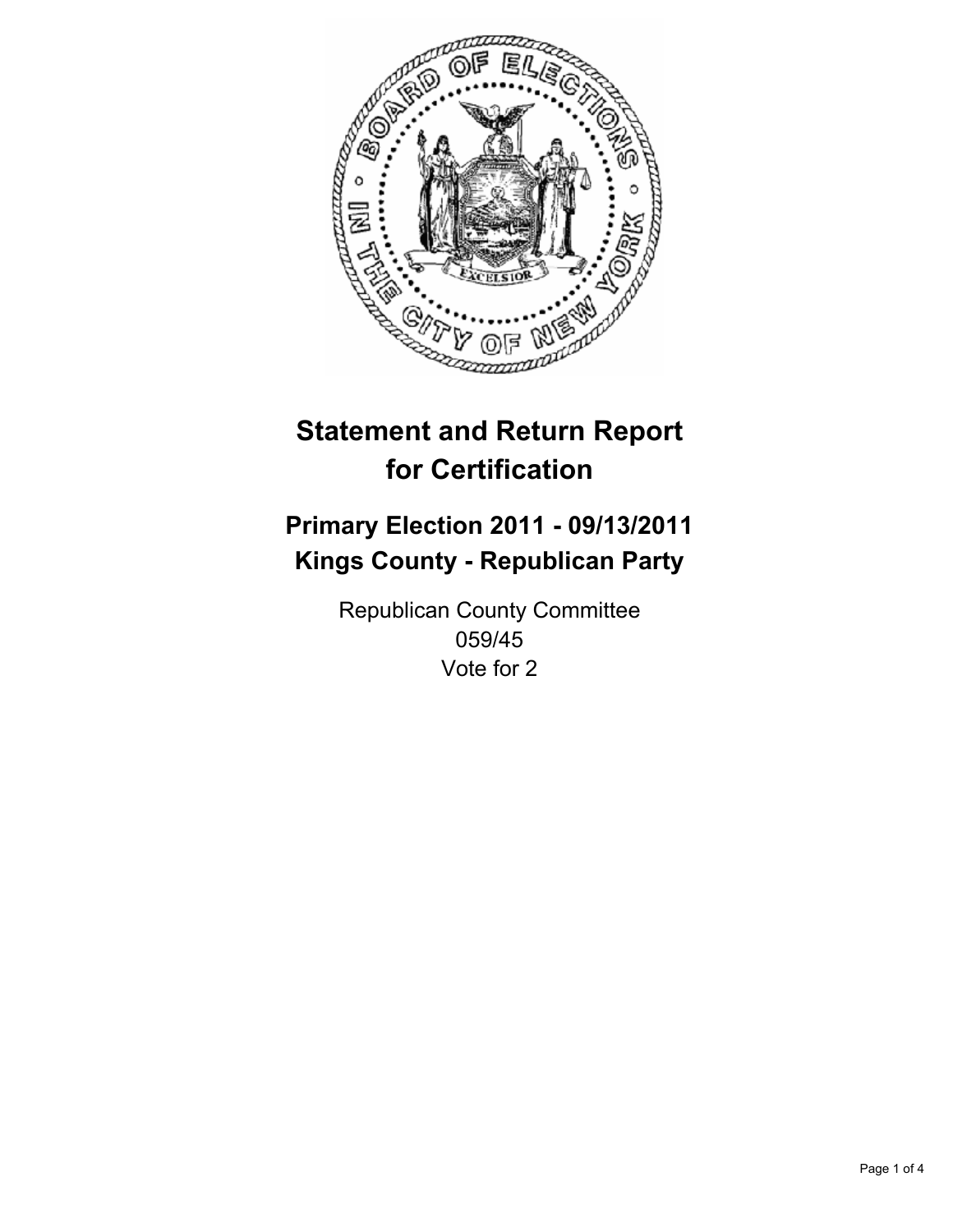# Statement and Return Report for Certification

## Primary Election 2011 - 09/13/2011
## Kings County - Republican Party

Republican County Committee
059/45
Vote for 2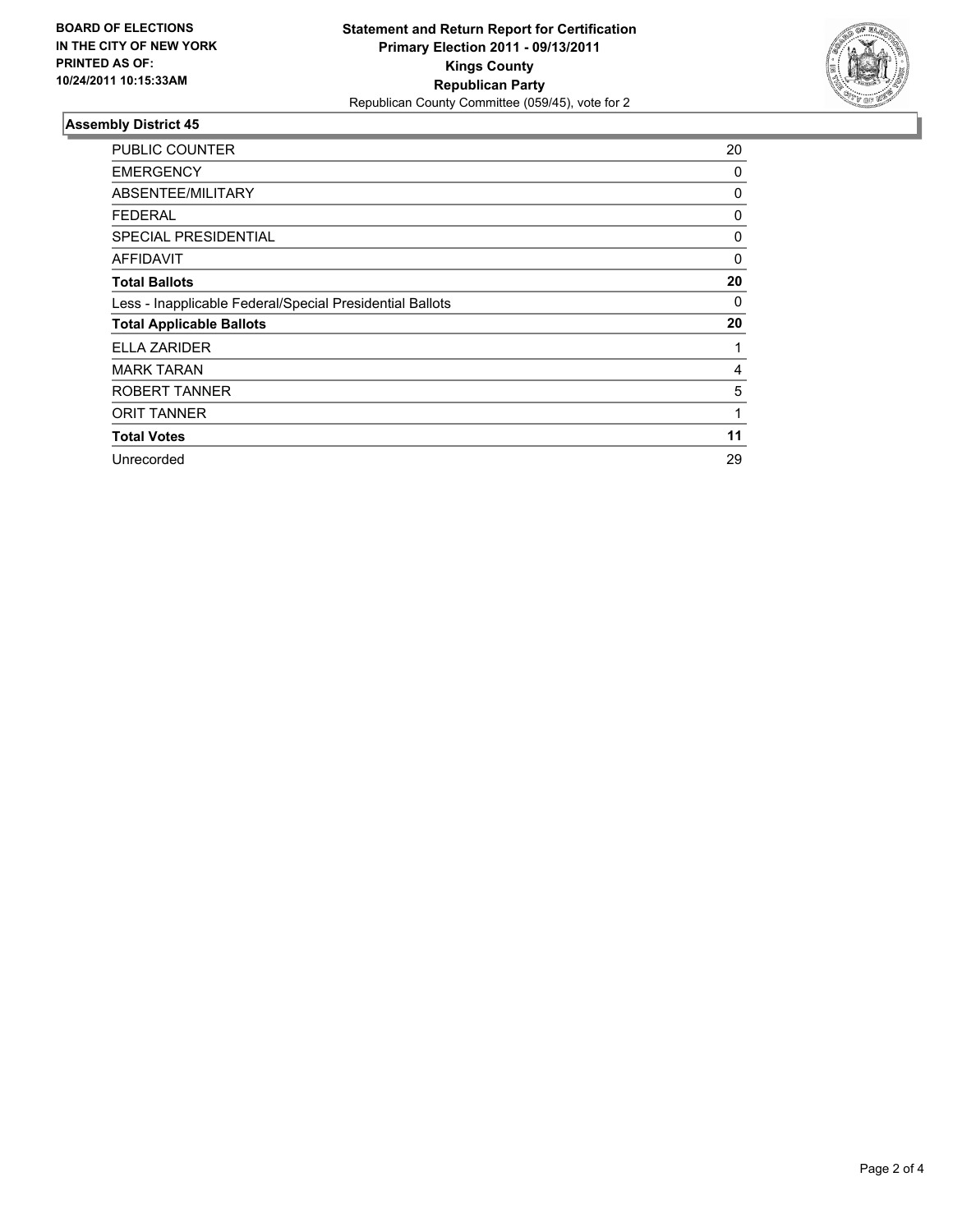**BOARD OF ELECTIONS IN THE CITY OF NEW YORK PRINTED AS OF: 10/24/2011 10:15:33AM**

**Statement and Return Report for Certification**
**Primary Election 2011 - 09/13/2011**
**Kings County**
**Republican Party**
Republican County Committee (059/45), vote for 2

### Assembly District 45

| | |
|---|---|
| PUBLIC COUNTER | 20 |
| EMERGENCY | 0 |
| ABSENTEE/MILITARY | 0 |
| FEDERAL | 0 |
| SPECIAL PRESIDENTIAL | 0 |
| AFFIDAVIT | 0 |
| **Total Ballots** | **20** |
| Less - Inapplicable Federal/Special Presidential Ballots | 0 |
| **Total Applicable Ballots** | **20** |
| ELLA ZARIDER | 1 |
| MARK TARAN | 4 |
| ROBERT TANNER | 5 |
| ORIT TANNER | 1 |
| **Total Votes** | **11** |
| Unrecorded | 29 |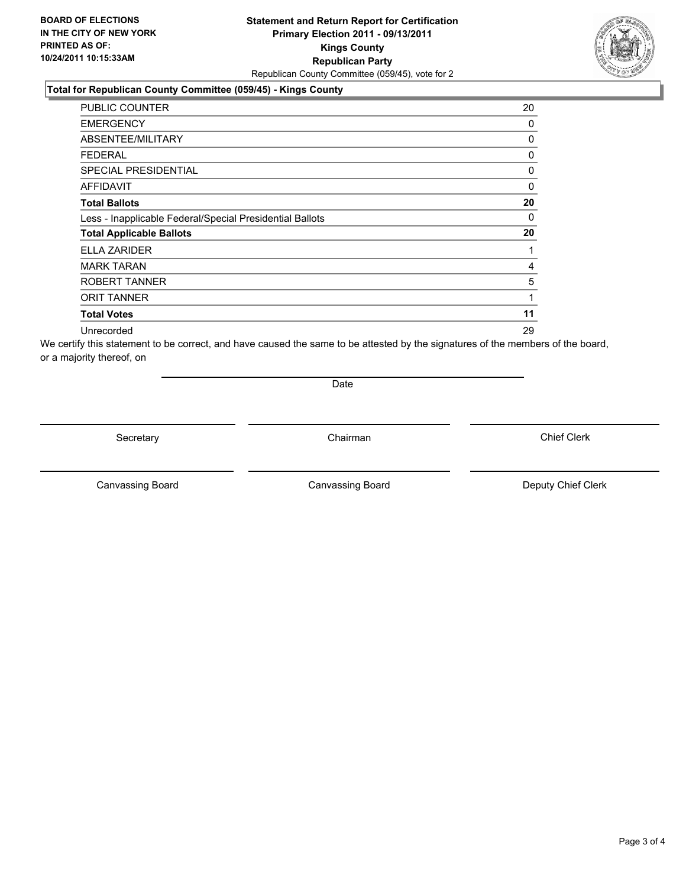**BOARD OF ELECTIONS IN THE CITY OF NEW YORK PRINTED AS OF: 10/24/2011 10:15:33AM**

**Statement and Return Report for Certification**
**Primary Election 2011 - 09/13/2011**
**Kings County**
**Republican Party**
Republican County Committee (059/45), vote for 2

**Total for Republican County Committee (059/45) - Kings County**

| | |
|---|---|
| PUBLIC COUNTER | 20 |
| EMERGENCY | 0 |
| ABSENTEE/MILITARY | 0 |
| FEDERAL | 0 |
| SPECIAL PRESIDENTIAL | 0 |
| AFFIDAVIT | 0 |
| **Total Ballots** | **20** |
| Less - Inapplicable Federal/Special Presidential Ballots | 0 |
| **Total Applicable Ballots** | **20** |
| ELLA ZARIDER | 1 |
| MARK TARAN | 4 |
| ROBERT TANNER | 5 |
| ORIT TANNER | 1 |
| **Total Votes** | **11** |
| Unrecorded | 29 |

We certify this statement to be correct, and have caused the same to be attested by the signatures of the members of the board, or a majority thereof, on

Date

Secretary | Chairman | Chief Clerk

Canvassing Board | Canvassing Board | Deputy Chief Clerk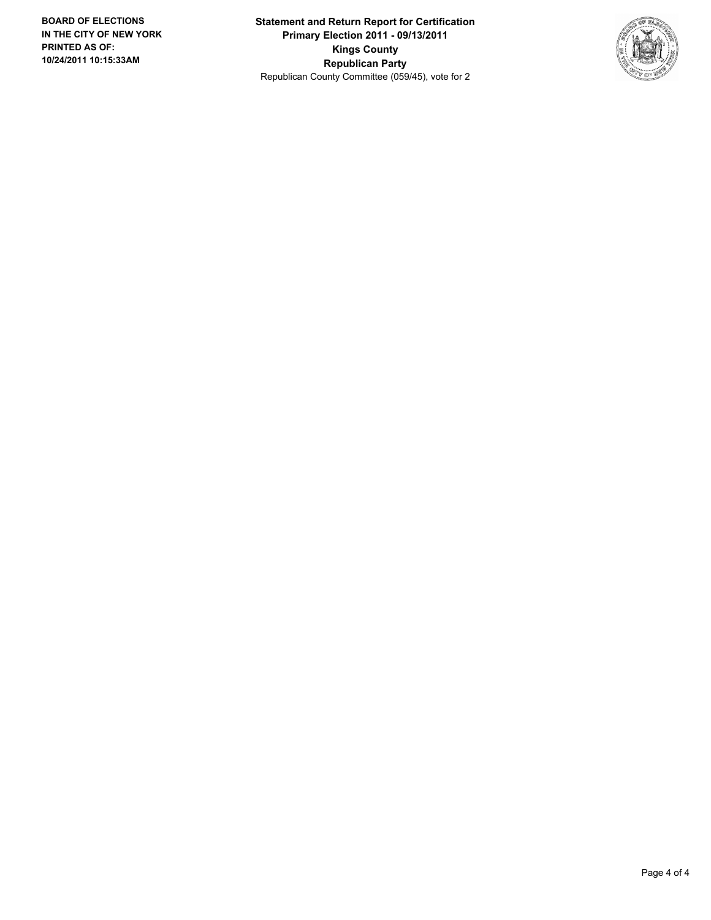**BOARD OF ELECTIONS IN THE CITY OF NEW YORK PRINTED AS OF: 10/24/2011 10:15:33AM**

**Statement and Return Report for Certification**
**Primary Election 2011 - 09/13/2011**
**Kings County**
**Republican Party**
Republican County Committee (059/45), vote for 2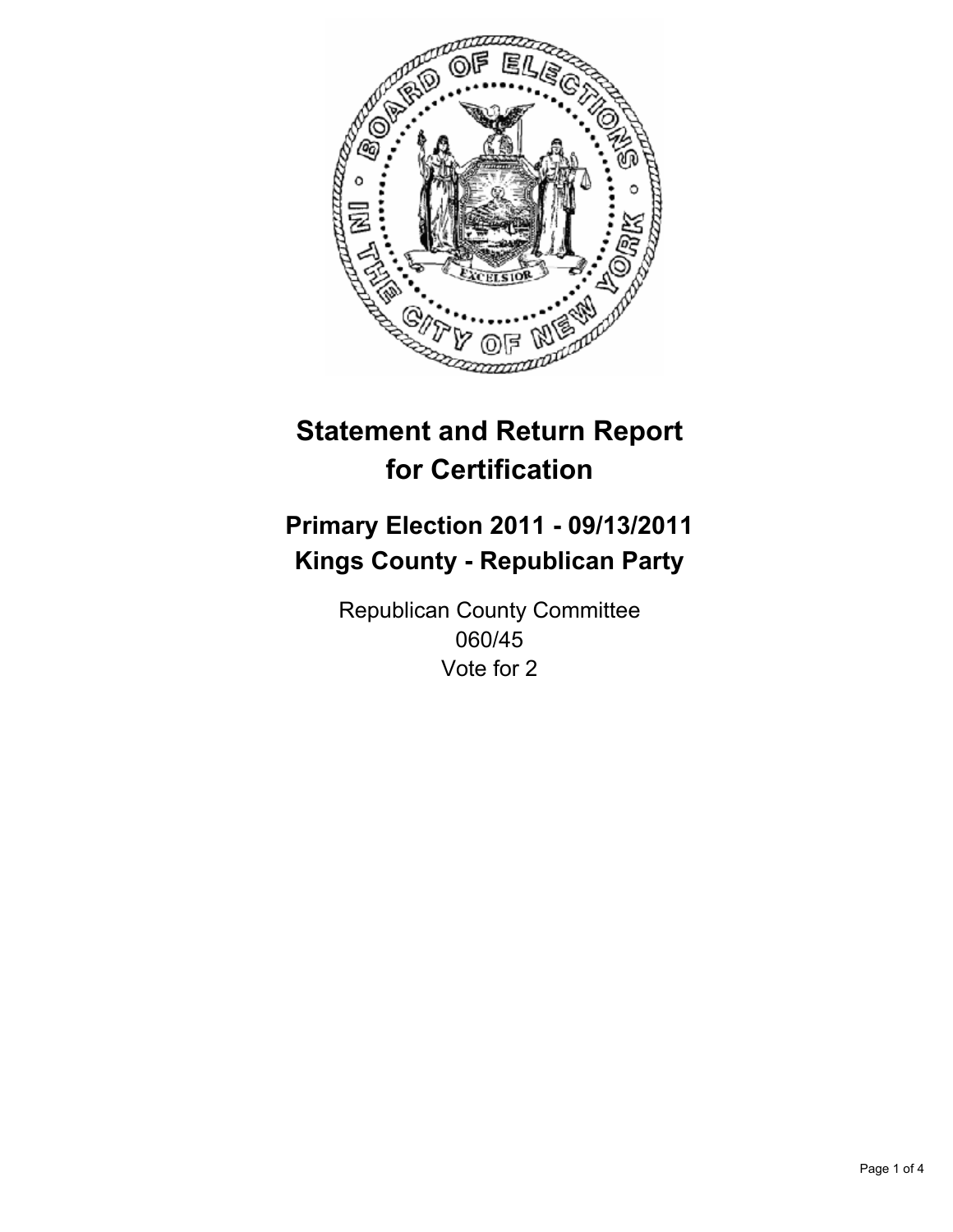# Statement and Return Report for Certification

## Primary Election 2011 - 09/13/2011
## Kings County - Republican Party

Republican County Committee
060/45
Vote for 2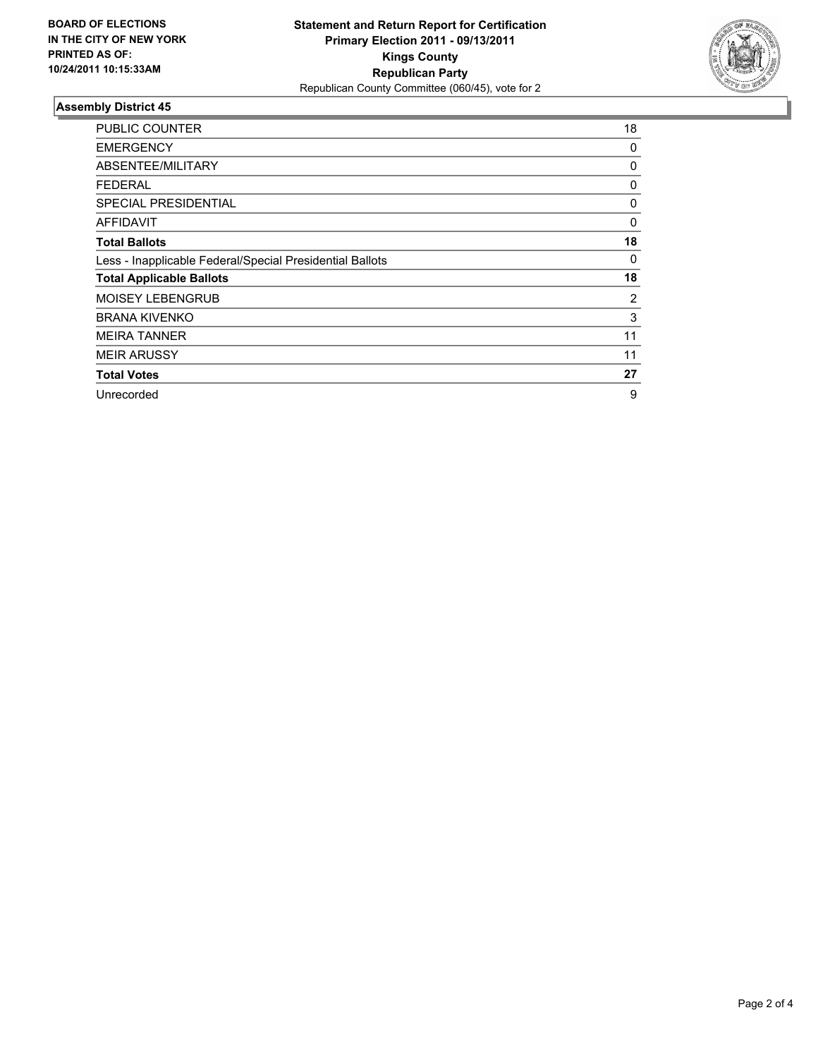**BOARD OF ELECTIONS IN THE CITY OF NEW YORK PRINTED AS OF: 10/24/2011 10:15:33AM**

# Statement and Return Report for Certification
## Primary Election 2011 - 09/13/2011
## Kings County
## Republican Party
Republican County Committee (060/45), vote for 2

### Assembly District 45

| | |
|---|---|
| PUBLIC COUNTER | 18 |
| EMERGENCY | 0 |
| ABSENTEE/MILITARY | 0 |
| FEDERAL | 0 |
| SPECIAL PRESIDENTIAL | 0 |
| AFFIDAVIT | 0 |
| **Total Ballots** | **18** |
| Less - Inapplicable Federal/Special Presidential Ballots | 0 |
| **Total Applicable Ballots** | **18** |
| MOISEY LEBENGRUB | 2 |
| BRANA KIVENKO | 3 |
| MEIRA TANNER | 11 |
| MEIR ARUSSY | 11 |
| **Total Votes** | **27** |
| Unrecorded | 9 |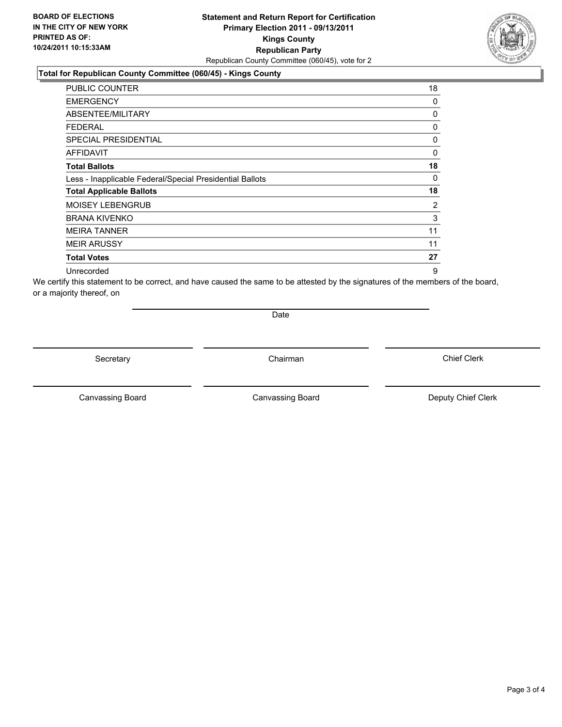**BOARD OF ELECTIONS IN THE CITY OF NEW YORK PRINTED AS OF: 10/24/2011 10:15:33AM**

**Statement and Return Report for Certification**
**Primary Election 2011 - 09/13/2011**
**Kings County**
**Republican Party**
Republican County Committee (060/45), vote for 2

**Total for Republican County Committee (060/45) - Kings County**

| | |
|---|---|
| PUBLIC COUNTER | 18 |
| EMERGENCY | 0 |
| ABSENTEE/MILITARY | 0 |
| FEDERAL | 0 |
| SPECIAL PRESIDENTIAL | 0 |
| AFFIDAVIT | 0 |
| **Total Ballots** | **18** |
| Less - Inapplicable Federal/Special Presidential Ballots | 0 |
| **Total Applicable Ballots** | **18** |
| MOISEY LEBENGRUB | 2 |
| BRANA KIVENKO | 3 |
| MEIRA TANNER | 11 |
| MEIR ARUSSY | 11 |
| **Total Votes** | **27** |
| Unrecorded | 9 |

We certify this statement to be correct, and have caused the same to be attested by the signatures of the members of the board, or a majority thereof, on

Date

Secretary | Chairman | Chief Clerk

Canvassing Board | Canvassing Board | Deputy Chief Clerk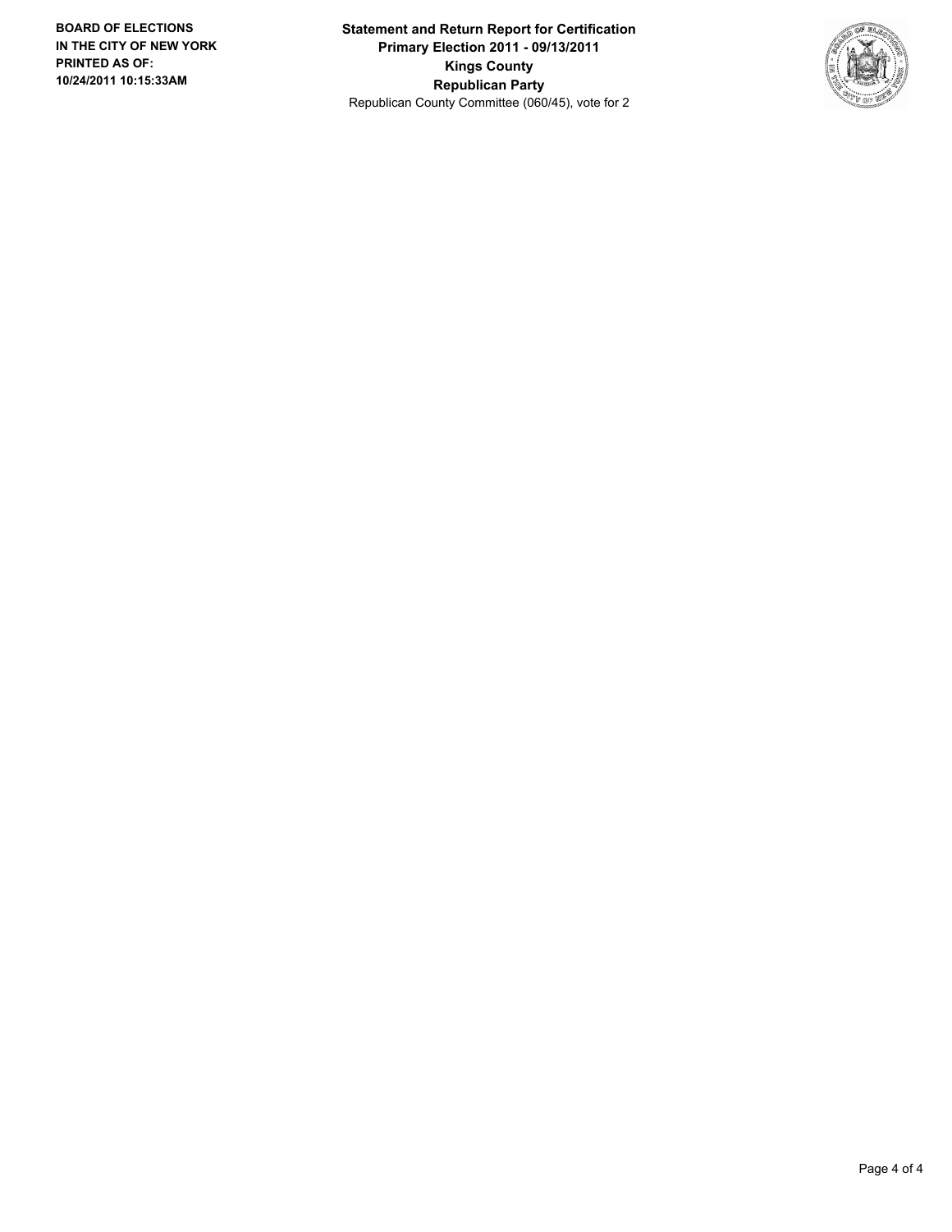**BOARD OF ELECTIONS IN THE CITY OF NEW YORK PRINTED AS OF: 10/24/2011 10:15:33AM**

**Statement and Return Report for Certification**
**Primary Election 2011 - 09/13/2011**
**Kings County**
**Republican Party**
Republican County Committee (060/45), vote for 2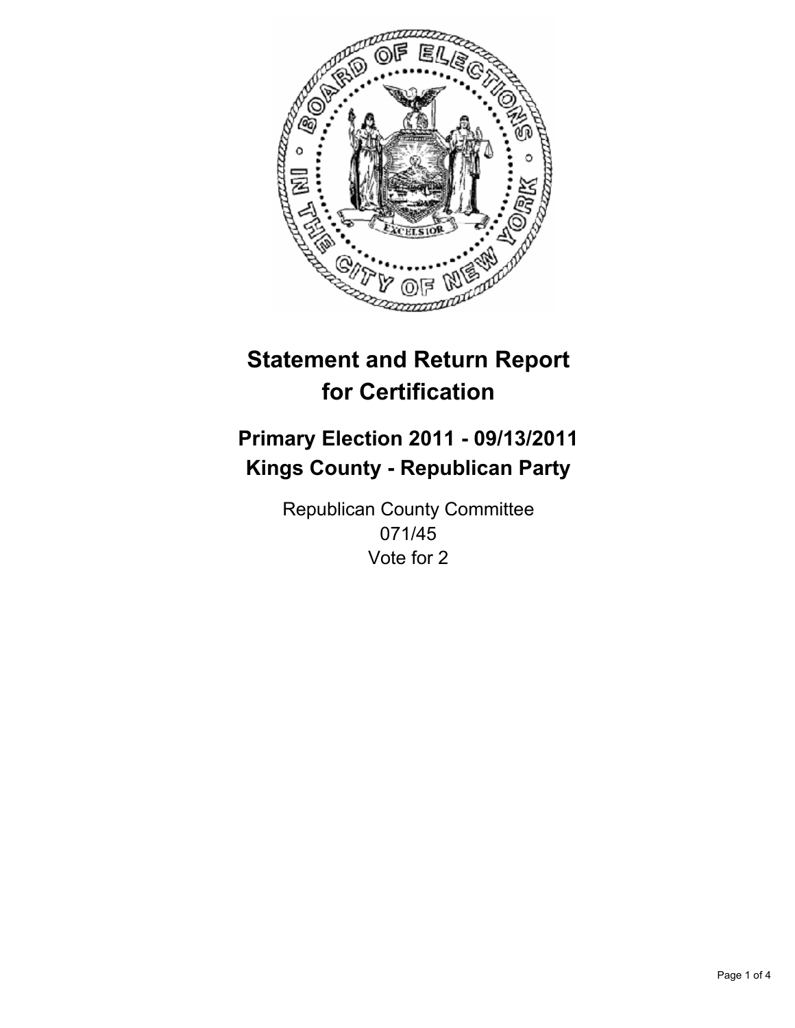# Statement and Return Report for Certification

## Primary Election 2011 - 09/13/2011
## Kings County - Republican Party

Republican County Committee
071/45
Vote for 2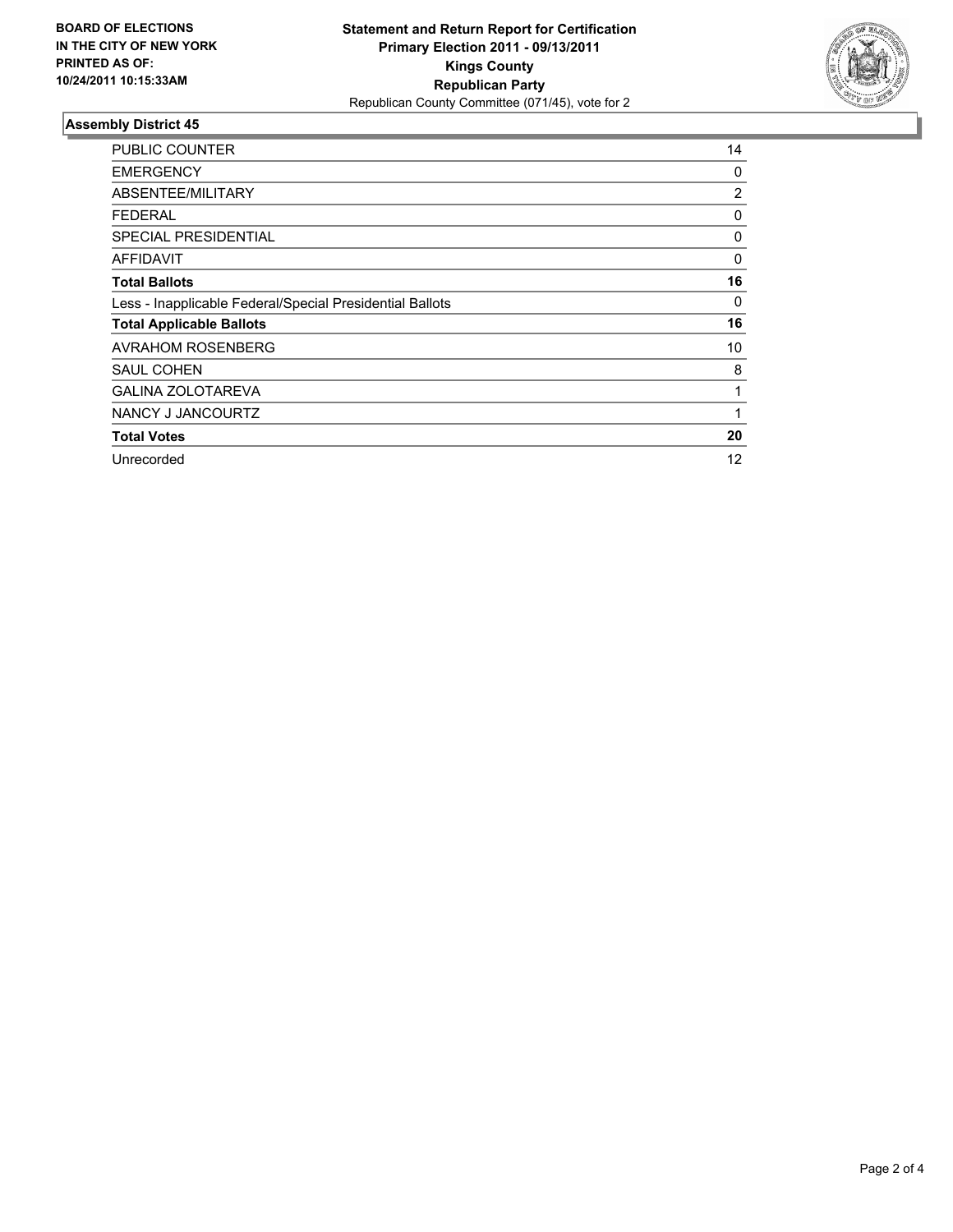**BOARD OF ELECTIONS IN THE CITY OF NEW YORK PRINTED AS OF: 10/24/2011 10:15:33AM**

**Statement and Return Report for Certification Primary Election 2011 - 09/13/2011 Kings County Republican Party**

Republican County Committee (071/45), vote for 2

## Assembly District 45

| | |
|---|---|
| PUBLIC COUNTER | 14 |
| EMERGENCY | 0 |
| ABSENTEE/MILITARY | 2 |
| FEDERAL | 0 |
| SPECIAL PRESIDENTIAL | 0 |
| AFFIDAVIT | 0 |
| **Total Ballots** | **16** |
| Less - Inapplicable Federal/Special Presidential Ballots | 0 |
| **Total Applicable Ballots** | **16** |
| AVRAHOM ROSENBERG | 10 |
| SAUL COHEN | 8 |
| GALINA ZOLOTAREVA | 1 |
| NANCY J JANCOURTZ | 1 |
| **Total Votes** | **20** |
| Unrecorded | 12 |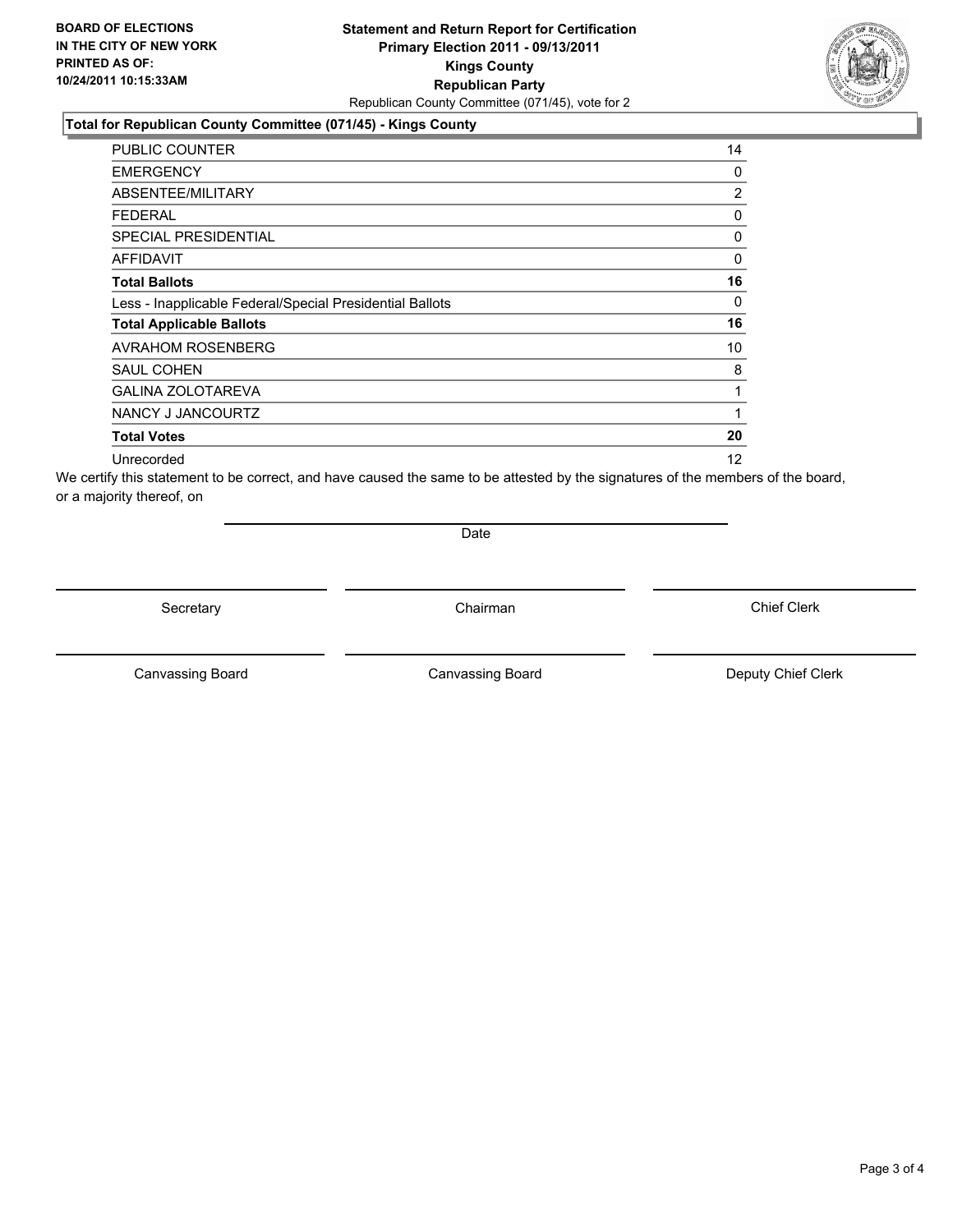**BOARD OF ELECTIONS IN THE CITY OF NEW YORK PRINTED AS OF: 10/24/2011 10:15:33AM**

**Statement and Return Report for Certification**
**Primary Election 2011 - 09/13/2011**
**Kings County**
**Republican Party**
Republican County Committee (071/45), vote for 2

**Total for Republican County Committee (071/45) - Kings County**

| | |
|---|---|
| PUBLIC COUNTER | 14 |
| EMERGENCY | 0 |
| ABSENTEE/MILITARY | 2 |
| FEDERAL | 0 |
| SPECIAL PRESIDENTIAL | 0 |
| AFFIDAVIT | 0 |
| **Total Ballots** | **16** |
| Less - Inapplicable Federal/Special Presidential Ballots | 0 |
| **Total Applicable Ballots** | **16** |
| AVRAHOM ROSENBERG | 10 |
| SAUL COHEN | 8 |
| GALINA ZOLOTAREVA | 1 |
| NANCY J JANCOURTZ | 1 |
| **Total Votes** | **20** |
| Unrecorded | 12 |

We certify this statement to be correct, and have caused the same to be attested by the signatures of the members of the board, or a majority thereof, on

Date

Secretary | Chairman | Chief Clerk

Canvassing Board | Canvassing Board | Deputy Chief Clerk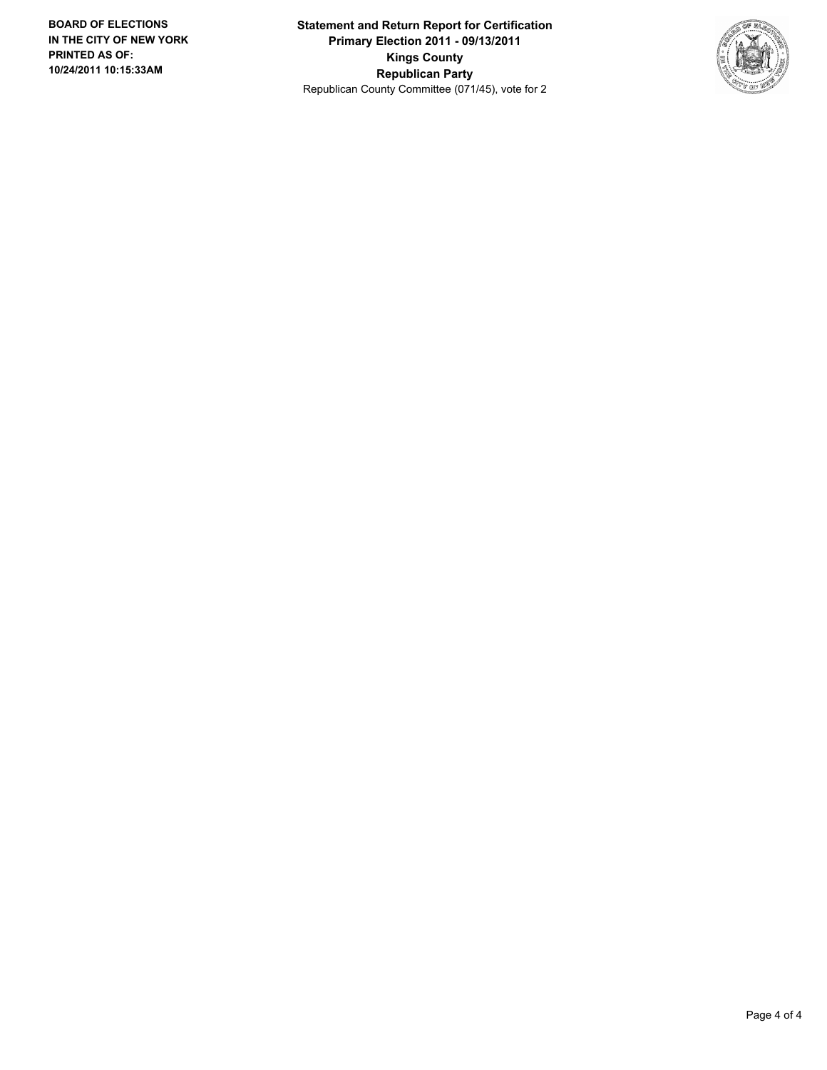**BOARD OF ELECTIONS IN THE CITY OF NEW YORK PRINTED AS OF: 10/24/2011 10:15:33AM**

**Statement and Return Report for Certification**
**Primary Election 2011 - 09/13/2011**
**Kings County**
**Republican Party**
Republican County Committee (071/45), vote for 2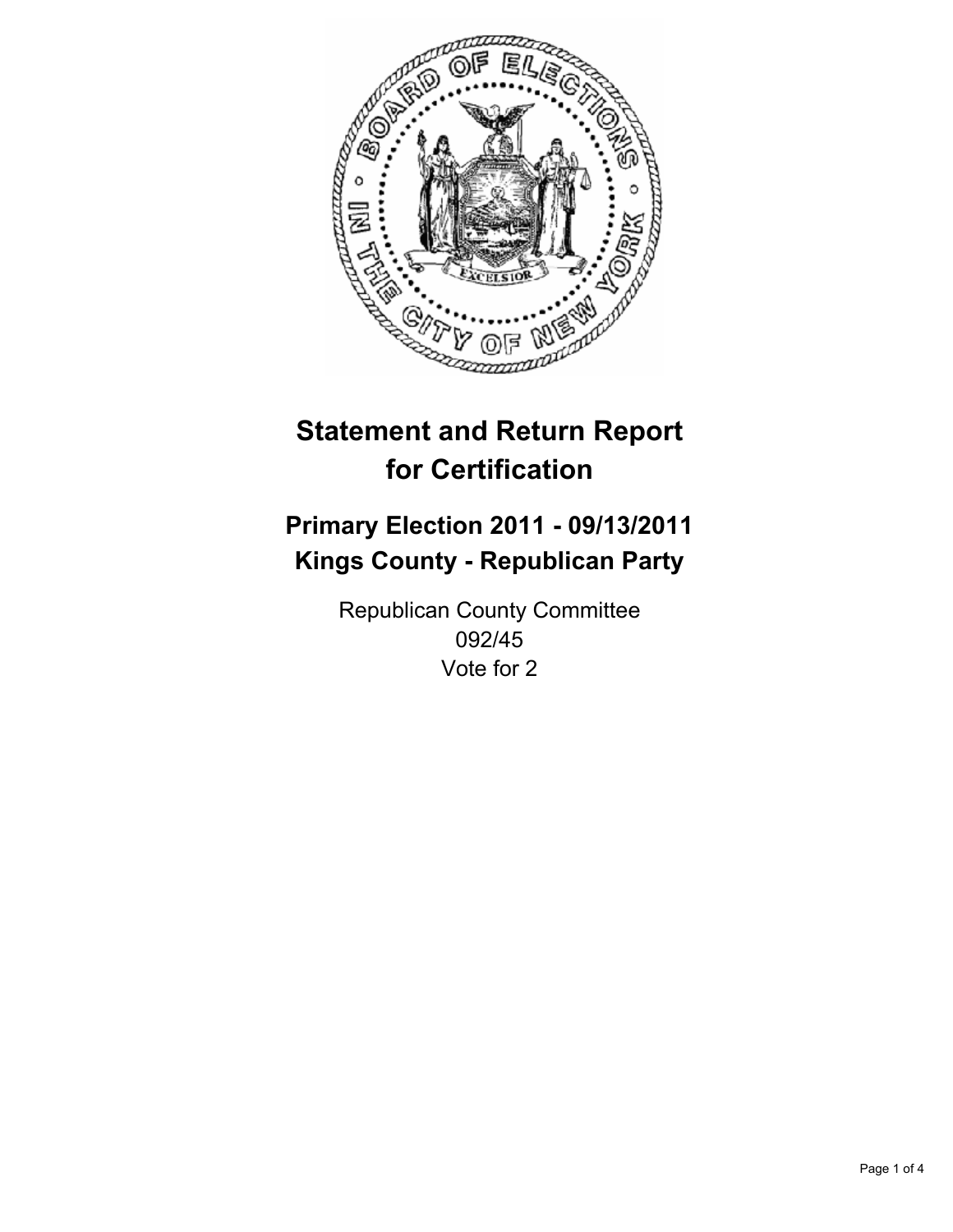# Statement and Return Report for Certification

## Primary Election 2011 - 09/13/2011
## Kings County - Republican Party

Republican County Committee
092/45
Vote for 2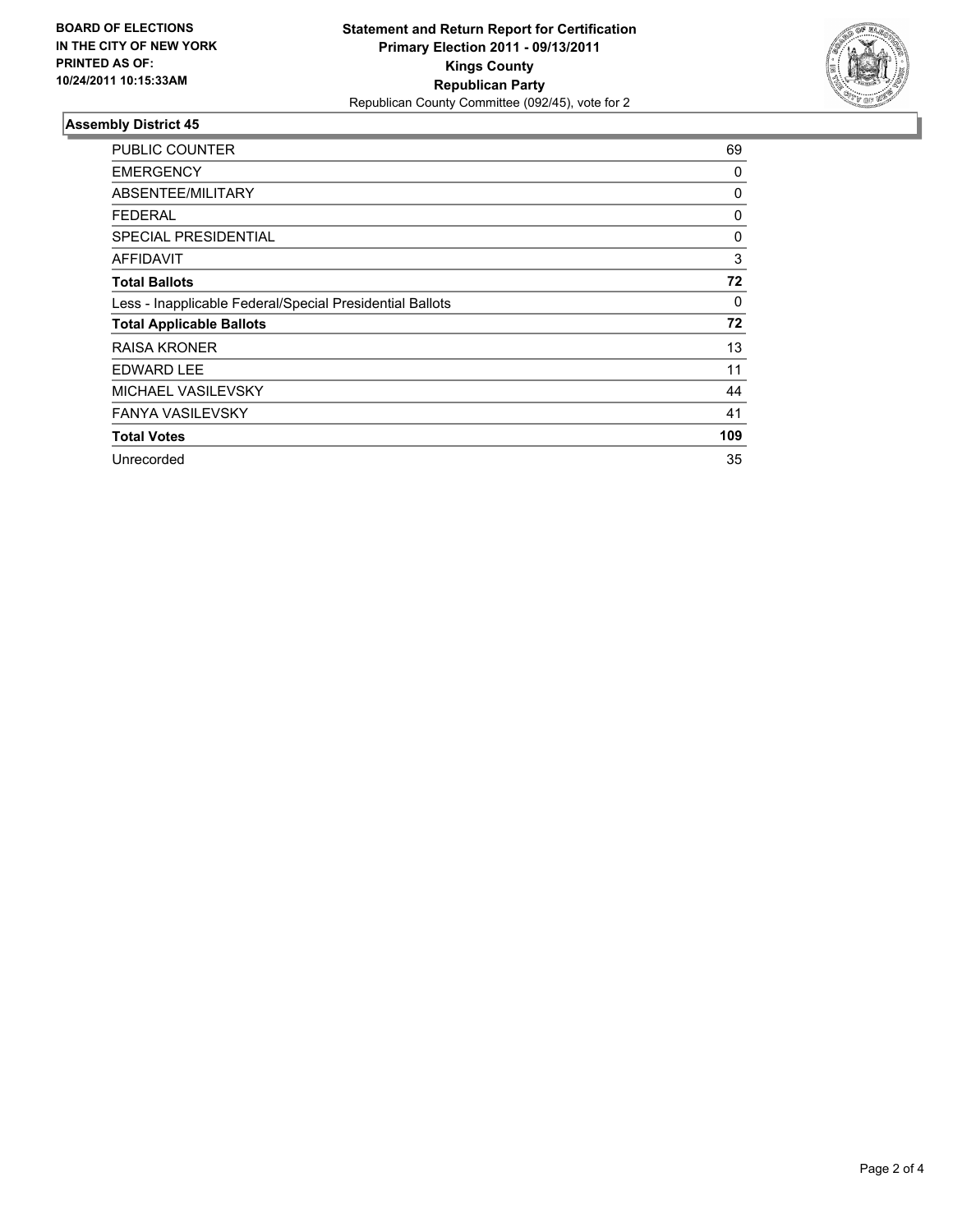**BOARD OF ELECTIONS IN THE CITY OF NEW YORK PRINTED AS OF: 10/24/2011 10:15:33AM**

**Statement and Return Report for Certification**
**Primary Election 2011 - 09/13/2011**
**Kings County**
**Republican Party**
Republican County Committee (092/45), vote for 2

### Assembly District 45

| | |
|---|---|
| PUBLIC COUNTER | 69 |
| EMERGENCY | 0 |
| ABSENTEE/MILITARY | 0 |
| FEDERAL | 0 |
| SPECIAL PRESIDENTIAL | 0 |
| AFFIDAVIT | 3 |
| **Total Ballots** | **72** |
| Less - Inapplicable Federal/Special Presidential Ballots | 0 |
| **Total Applicable Ballots** | **72** |
| RAISA KRONER | 13 |
| EDWARD LEE | 11 |
| MICHAEL VASILEVSKY | 44 |
| FANYA VASILEVSKY | 41 |
| **Total Votes** | **109** |
| Unrecorded | 35 |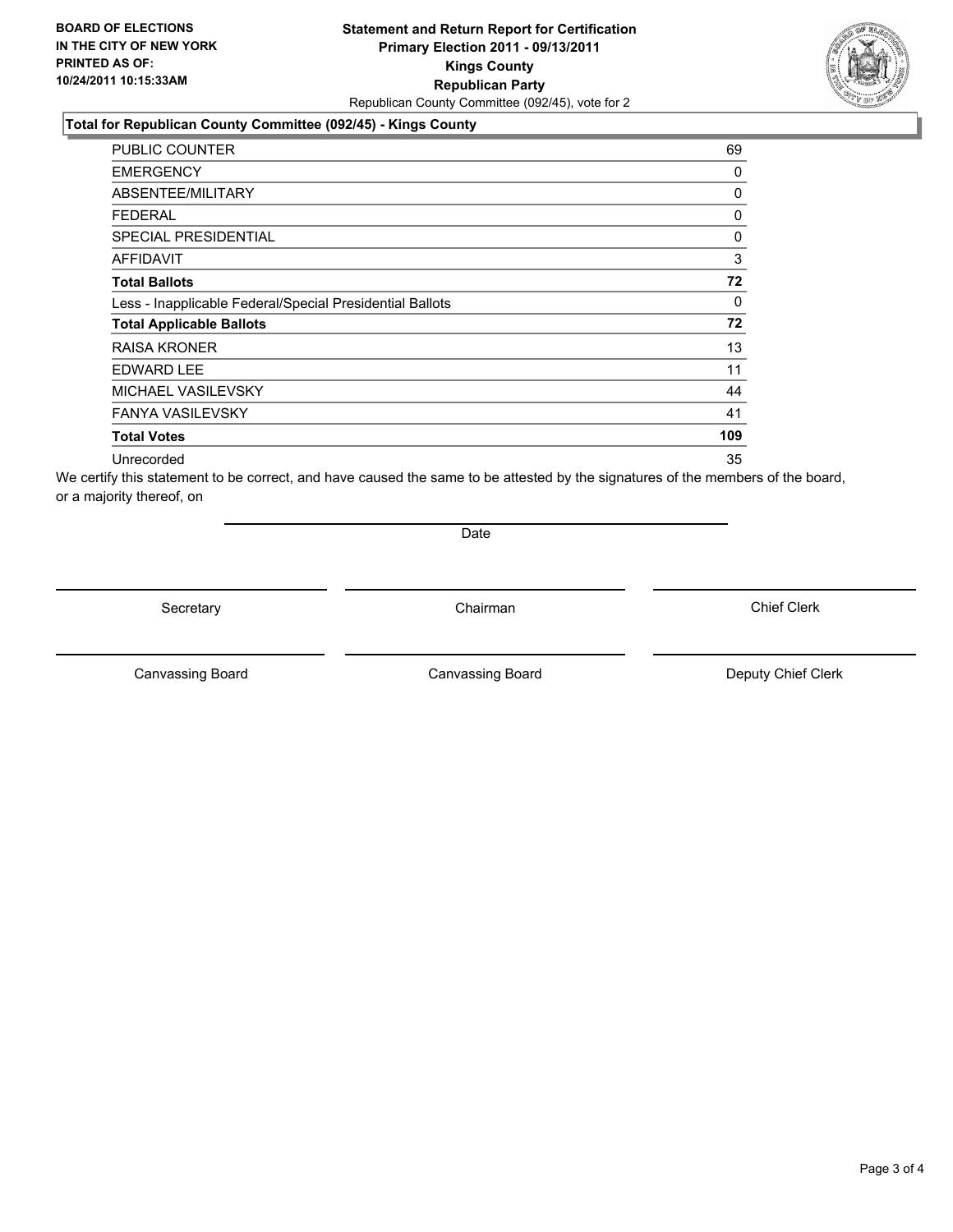**BOARD OF ELECTIONS IN THE CITY OF NEW YORK PRINTED AS OF: 10/24/2011 10:15:33AM**

**Statement and Return Report for Certification**
**Primary Election 2011 - 09/13/2011**
**Kings County**
**Republican Party**
Republican County Committee (092/45), vote for 2

**Total for Republican County Committee (092/45) - Kings County**

| | |
|---|---|
| PUBLIC COUNTER | 69 |
| EMERGENCY | 0 |
| ABSENTEE/MILITARY | 0 |
| FEDERAL | 0 |
| SPECIAL PRESIDENTIAL | 0 |
| AFFIDAVIT | 3 |
| **Total Ballots** | **72** |
| Less - Inapplicable Federal/Special Presidential Ballots | 0 |
| **Total Applicable Ballots** | **72** |
| RAISA KRONER | 13 |
| EDWARD LEE | 11 |
| MICHAEL VASILEVSKY | 44 |
| FANYA VASILEVSKY | 41 |
| **Total Votes** | **109** |
| Unrecorded | 35 |

We certify this statement to be correct, and have caused the same to be attested by the signatures of the members of the board, or a majority thereof, on

Date

Secretary | Chairman | Chief Clerk

Canvassing Board | Canvassing Board | Deputy Chief Clerk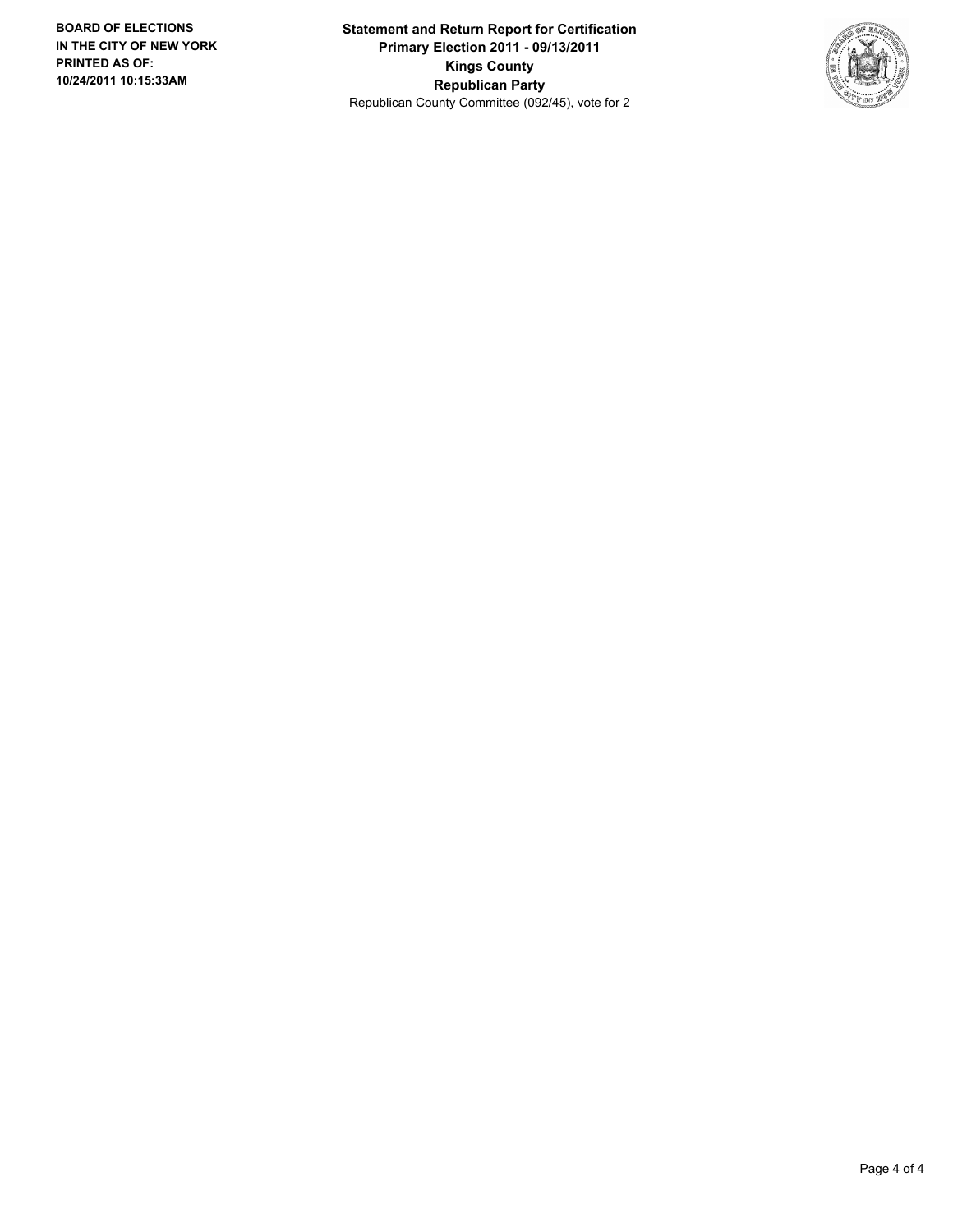**BOARD OF ELECTIONS IN THE CITY OF NEW YORK PRINTED AS OF: 10/24/2011 10:15:33AM**

**Statement and Return Report for Certification**
**Primary Election 2011 - 09/13/2011**
**Kings County**
**Republican Party**
Republican County Committee (092/45), vote for 2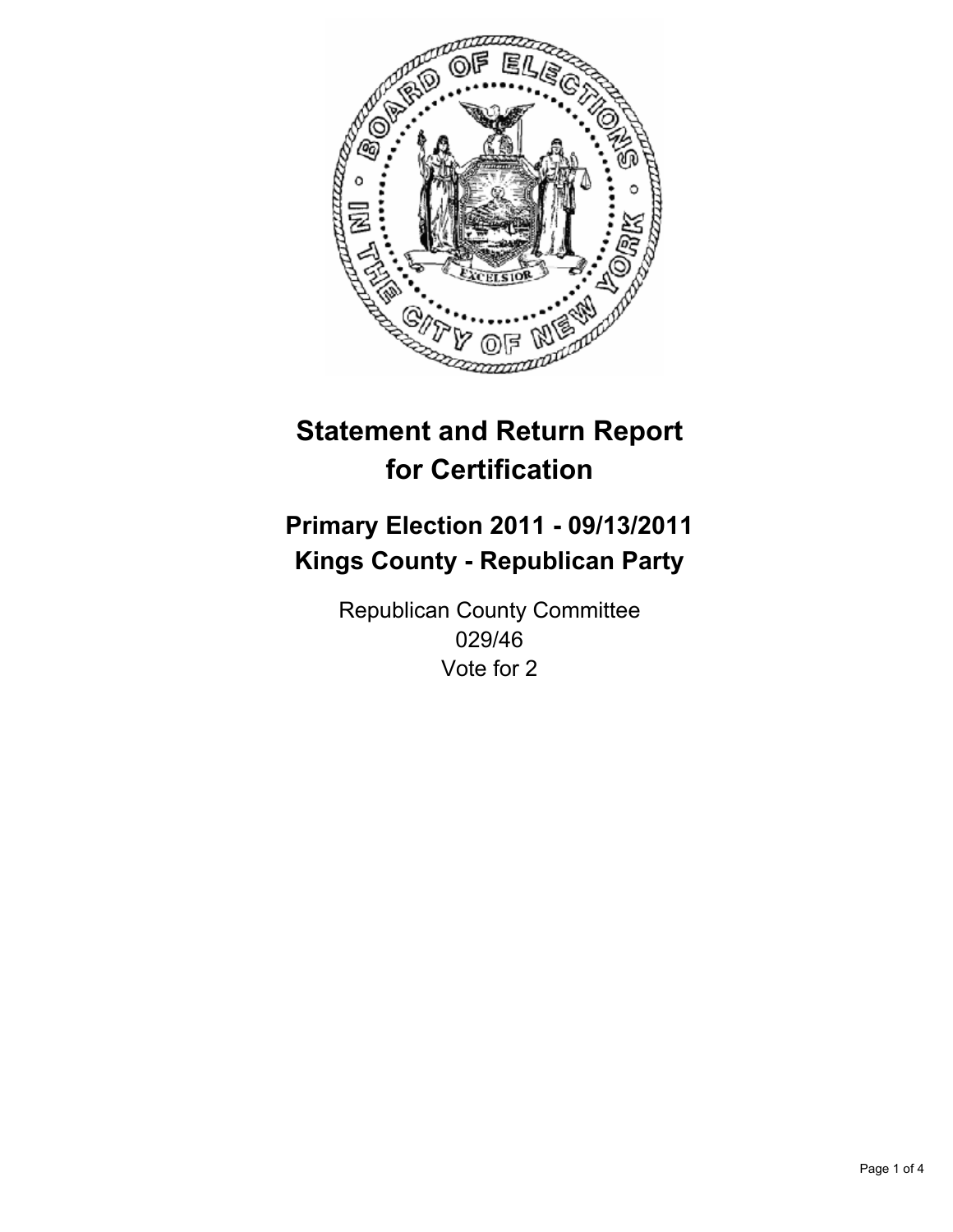# Statement and Return Report for Certification

## Primary Election 2011 - 09/13/2011
## Kings County - Republican Party

Republican County Committee
029/46
Vote for 2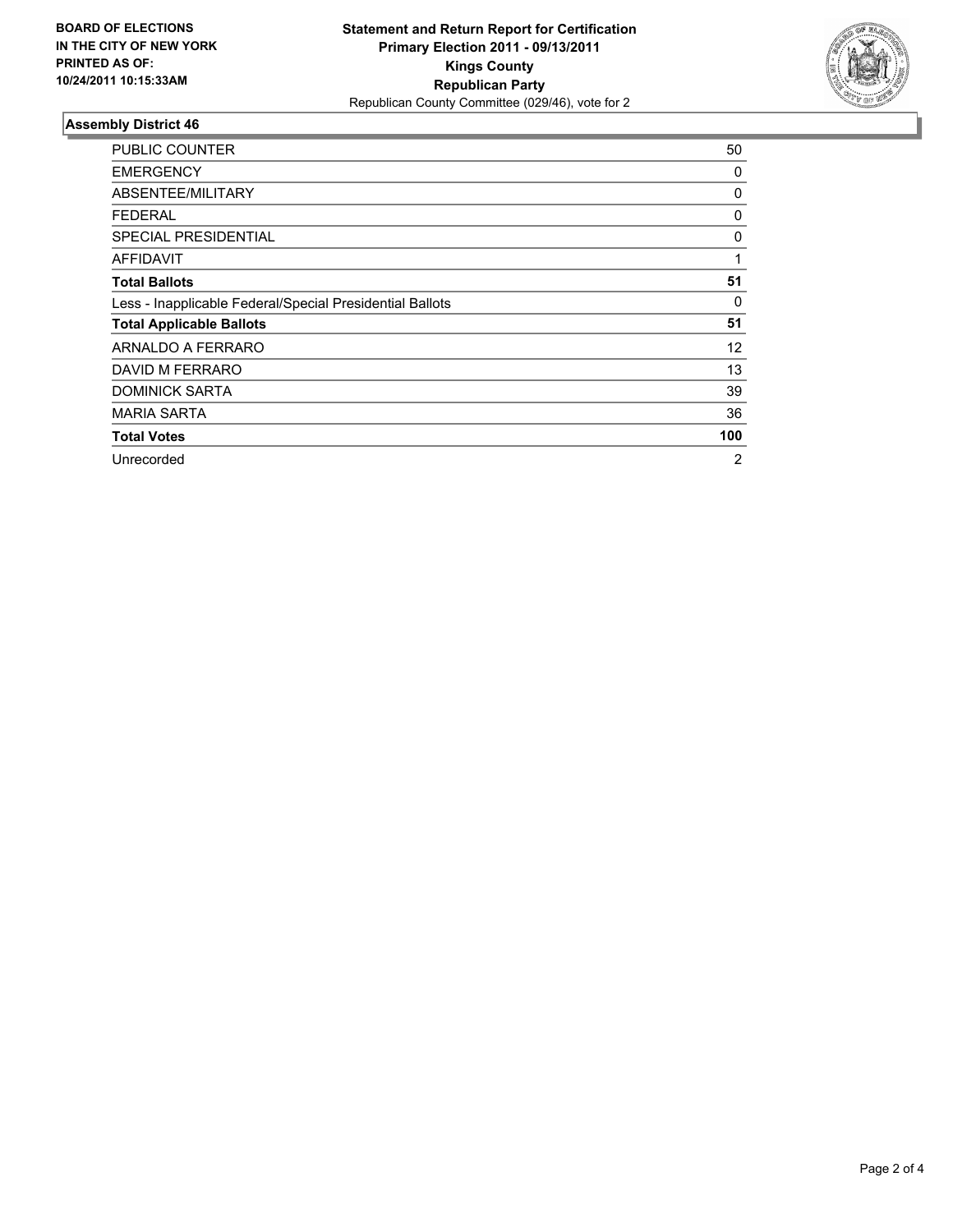**BOARD OF ELECTIONS IN THE CITY OF NEW YORK PRINTED AS OF: 10/24/2011 10:15:33AM**

**Statement and Return Report for Certification**
**Primary Election 2011 - 09/13/2011**
**Kings County**
**Republican Party**
Republican County Committee (029/46), vote for 2

## Assembly District 46

| | |
|---|---|
| PUBLIC COUNTER | 50 |
| EMERGENCY | 0 |
| ABSENTEE/MILITARY | 0 |
| FEDERAL | 0 |
| SPECIAL PRESIDENTIAL | 0 |
| AFFIDAVIT | 1 |
| **Total Ballots** | **51** |
| Less - Inapplicable Federal/Special Presidential Ballots | 0 |
| **Total Applicable Ballots** | **51** |
| ARNALDO A FERRARO | 12 |
| DAVID M FERRARO | 13 |
| DOMINICK SARTA | 39 |
| MARIA SARTA | 36 |
| **Total Votes** | **100** |
| Unrecorded | 2 |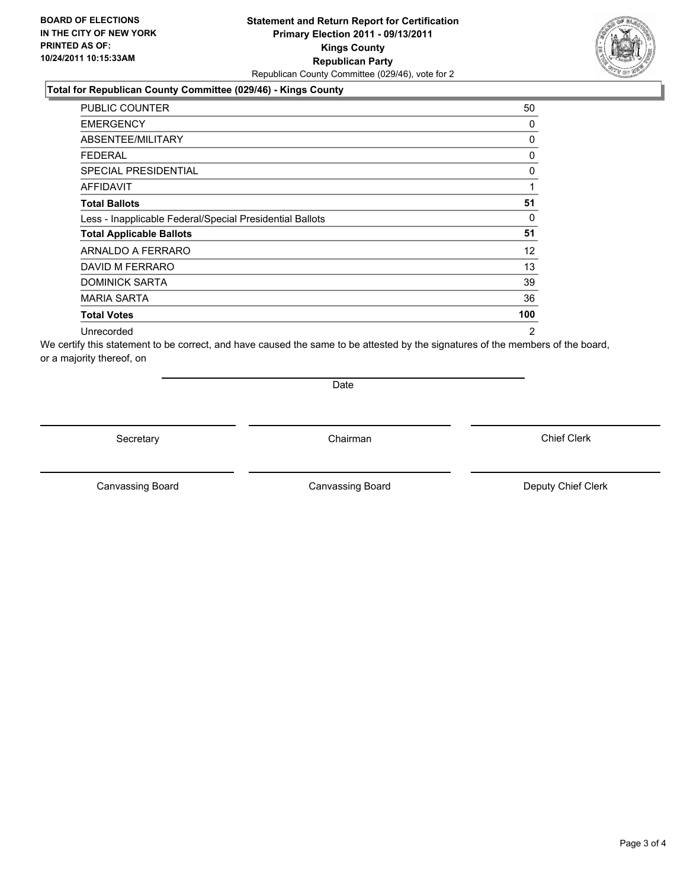**BOARD OF ELECTIONS IN THE CITY OF NEW YORK PRINTED AS OF: 10/24/2011 10:15:33AM**

# Statement and Return Report for Certification
## Primary Election 2011 - 09/13/2011
## Kings County
## Republican Party
Republican County Committee (029/46), vote for 2

### Total for Republican County Committee (029/46) - Kings County

| | |
|---|---|
| PUBLIC COUNTER | 50 |
| EMERGENCY | 0 |
| ABSENTEE/MILITARY | 0 |
| FEDERAL | 0 |
| SPECIAL PRESIDENTIAL | 0 |
| AFFIDAVIT | 1 |
| **Total Ballots** | **51** |
| Less - Inapplicable Federal/Special Presidential Ballots | 0 |
| **Total Applicable Ballots** | **51** |
| ARNALDO A FERRARO | 12 |
| DAVID M FERRARO | 13 |
| DOMINICK SARTA | 39 |
| MARIA SARTA | 36 |
| **Total Votes** | **100** |
| Unrecorded | 2 |

We certify this statement to be correct, and have caused the same to be attested by the signatures of the members of the board, or a majority thereof, on

Date

Secretary　　Chairman　　Chief Clerk

Canvassing Board　　Canvassing Board　　Deputy Chief Clerk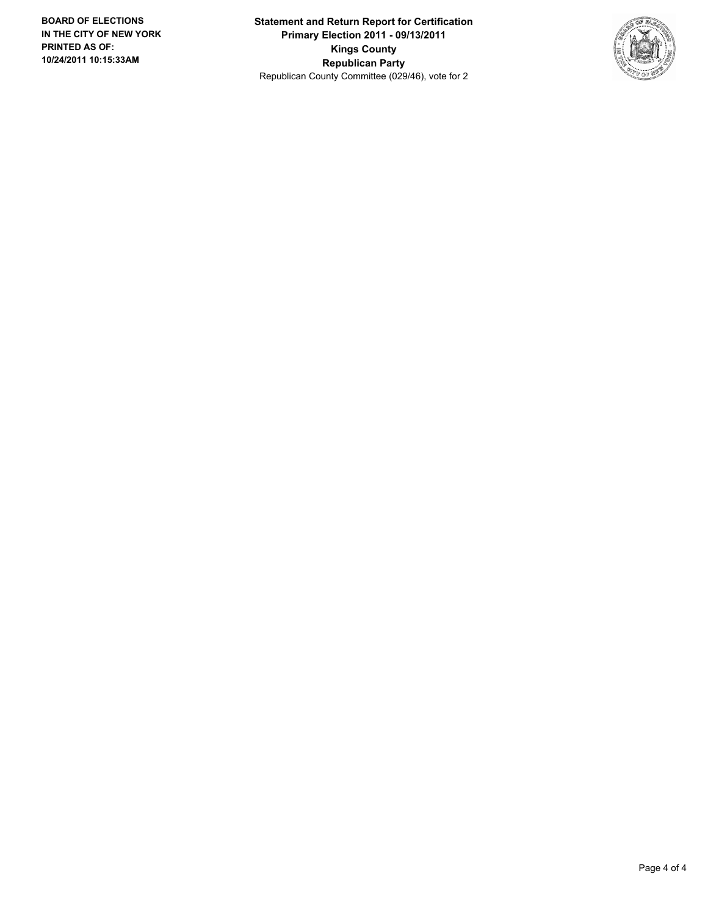**BOARD OF ELECTIONS IN THE CITY OF NEW YORK**
**PRINTED AS OF: 10/24/2011 10:15:33AM**

**Statement and Return Report for Certification**
**Primary Election 2011 - 09/13/2011**
**Kings County**
**Republican Party**
Republican County Committee (029/46), vote for 2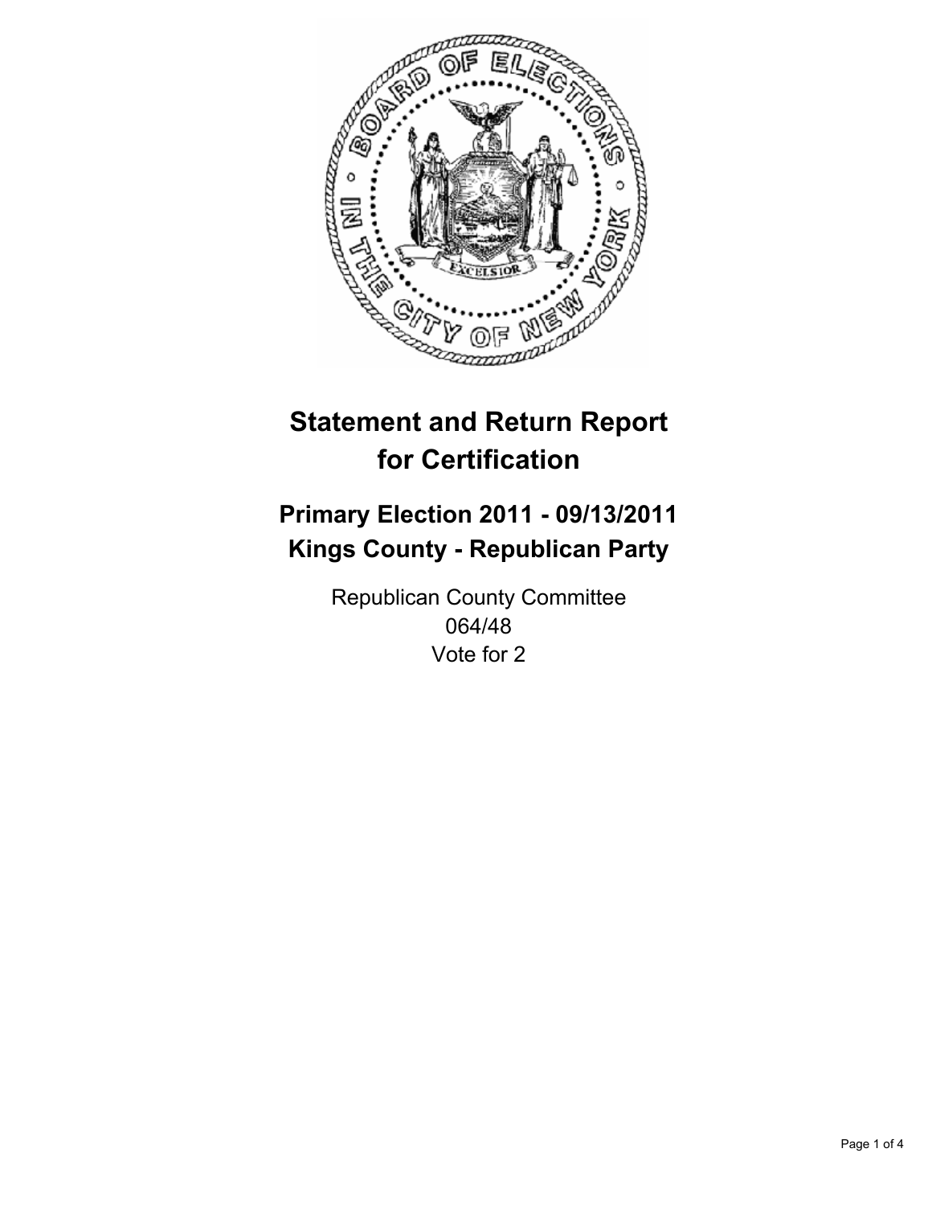# Statement and Return Report for Certification

## Primary Election 2011 - 09/13/2011
## Kings County - Republican Party

Republican County Committee
064/48
Vote for 2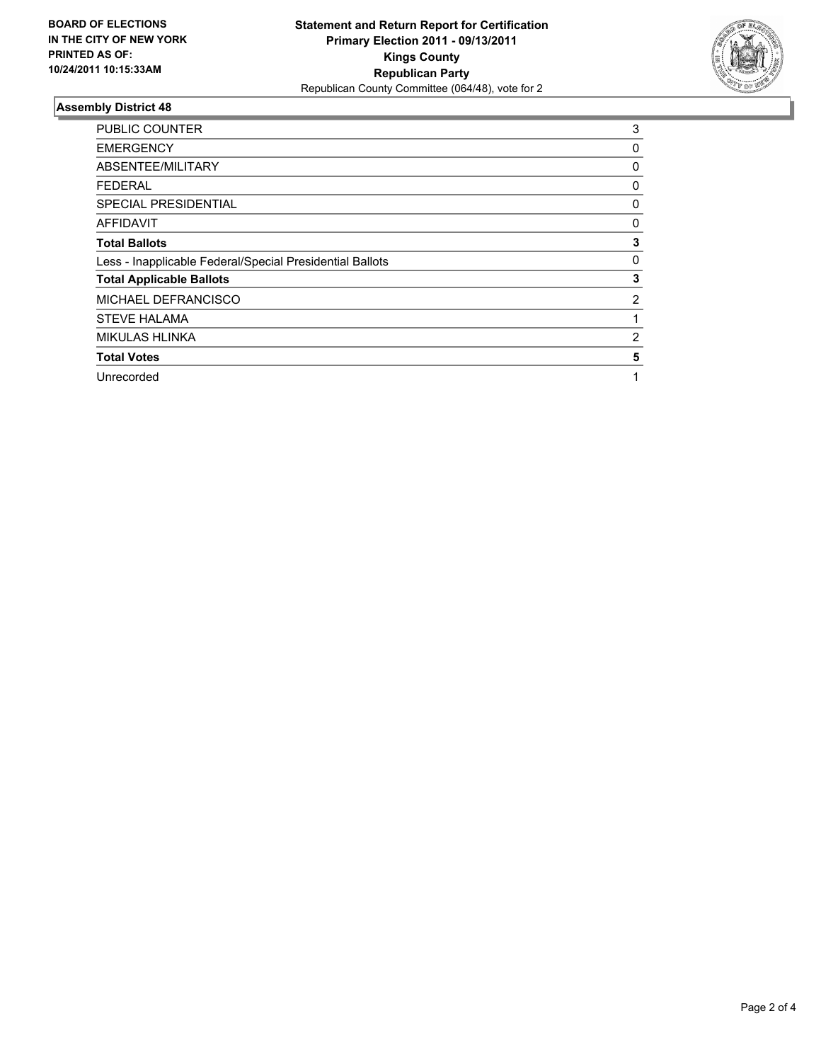**BOARD OF ELECTIONS IN THE CITY OF NEW YORK PRINTED AS OF: 10/24/2011 10:15:33AM**

**Statement and Return Report for Certification**
**Primary Election 2011 - 09/13/2011**
**Kings County**
**Republican Party**
Republican County Committee (064/48), vote for 2

## Assembly District 48

| | |
|---|---|
| PUBLIC COUNTER | 3 |
| EMERGENCY | 0 |
| ABSENTEE/MILITARY | 0 |
| FEDERAL | 0 |
| SPECIAL PRESIDENTIAL | 0 |
| AFFIDAVIT | 0 |
| **Total Ballots** | **3** |
| Less - Inapplicable Federal/Special Presidential Ballots | 0 |
| **Total Applicable Ballots** | **3** |
| MICHAEL DEFRANCISCO | 2 |
| STEVE HALAMA | 1 |
| MIKULAS HLINKA | 2 |
| **Total Votes** | **5** |
| Unrecorded | 1 |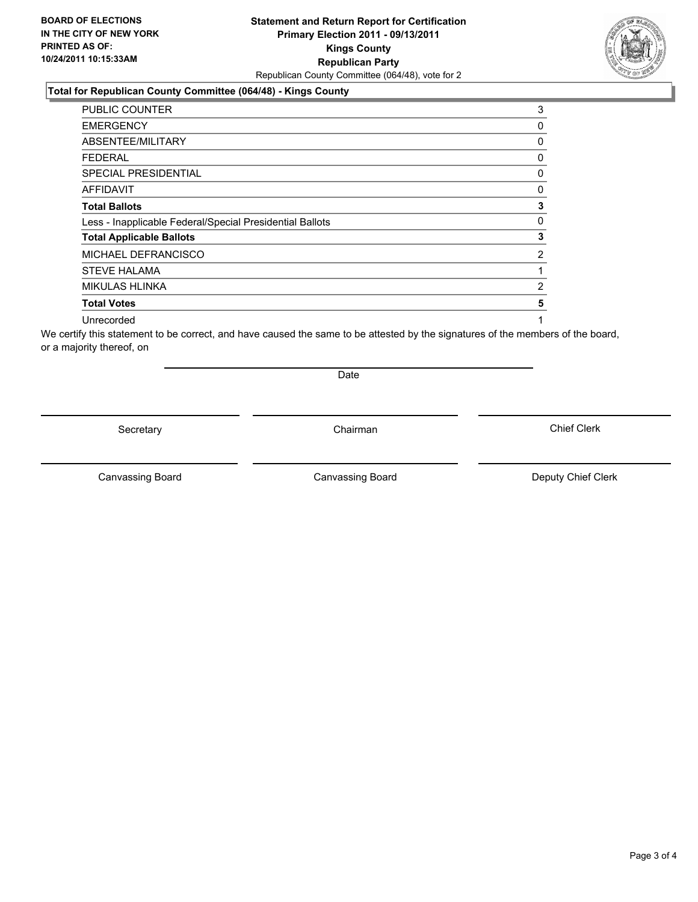**BOARD OF ELECTIONS IN THE CITY OF NEW YORK PRINTED AS OF: 10/24/2011 10:15:33AM**

# Statement and Return Report for Certification
## Primary Election 2011 - 09/13/2011
## Kings County
## Republican Party

Republican County Committee (064/48), vote for 2

### Total for Republican County Committee (064/48) - Kings County

| | |
|---|---|
| PUBLIC COUNTER | 3 |
| EMERGENCY | 0 |
| ABSENTEE/MILITARY | 0 |
| FEDERAL | 0 |
| SPECIAL PRESIDENTIAL | 0 |
| AFFIDAVIT | 0 |
| **Total Ballots** | **3** |
| Less - Inapplicable Federal/Special Presidential Ballots | 0 |
| **Total Applicable Ballots** | **3** |
| MICHAEL DEFRANCISCO | 2 |
| STEVE HALAMA | 1 |
| MIKULAS HLINKA | 2 |
| **Total Votes** | **5** |
| Unrecorded | 1 |

We certify this statement to be correct, and have caused the same to be attested by the signatures of the members of the board, or a majority thereof, on

Date

Secretary | Chairman | Chief Clerk

Canvassing Board | Canvassing Board | Deputy Chief Clerk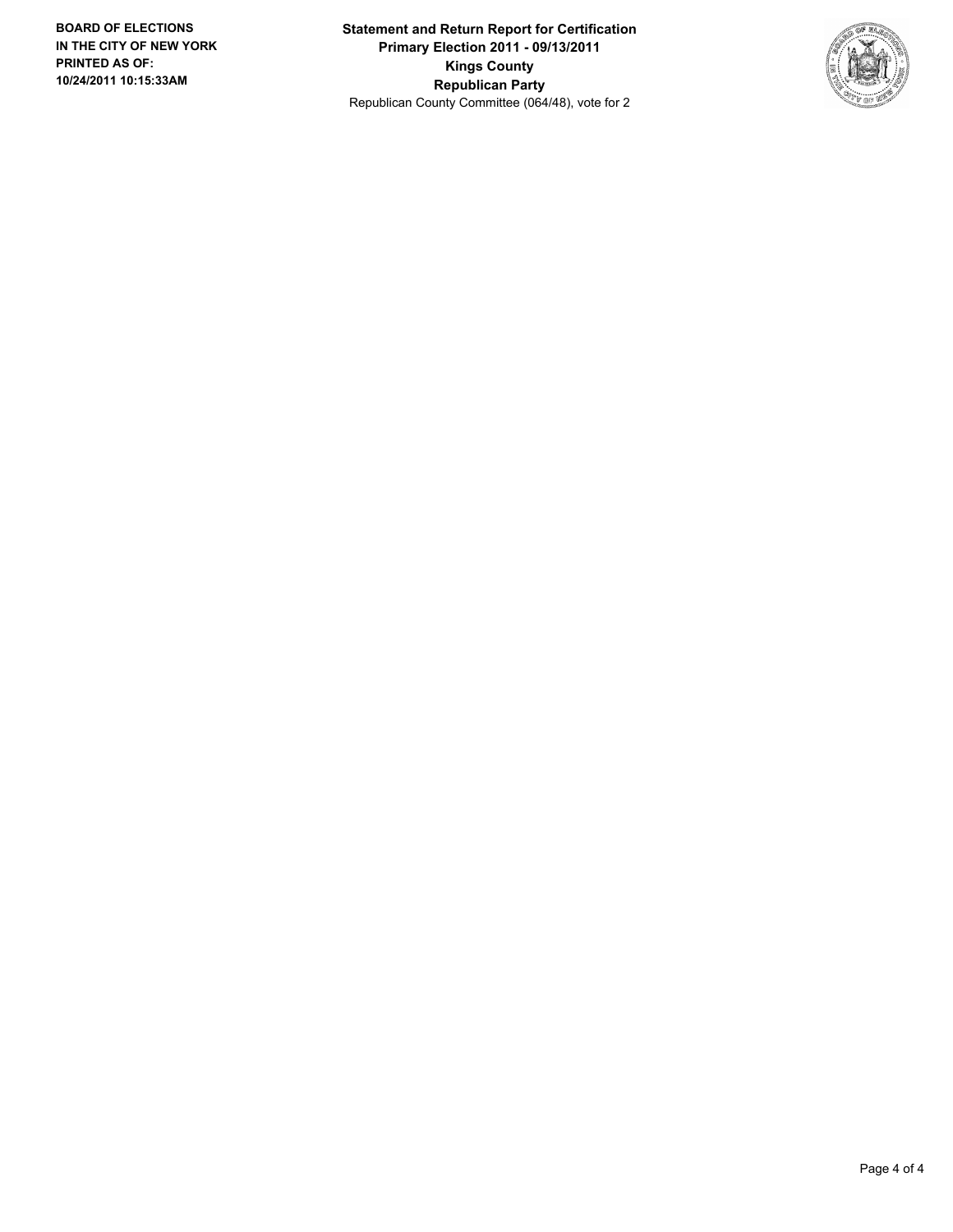**BOARD OF ELECTIONS IN THE CITY OF NEW YORK PRINTED AS OF: 10/24/2011 10:15:33AM**

**Statement and Return Report for Certification**
**Primary Election 2011 - 09/13/2011**
**Kings County**
**Republican Party**
Republican County Committee (064/48), vote for 2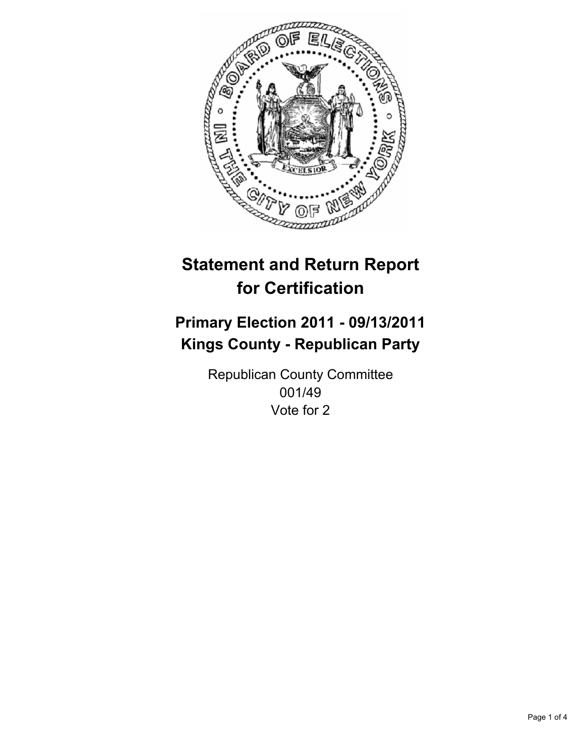# Statement and Return Report for Certification

## Primary Election 2011 - 09/13/2011
## Kings County - Republican Party

Republican County Committee
001/49
Vote for 2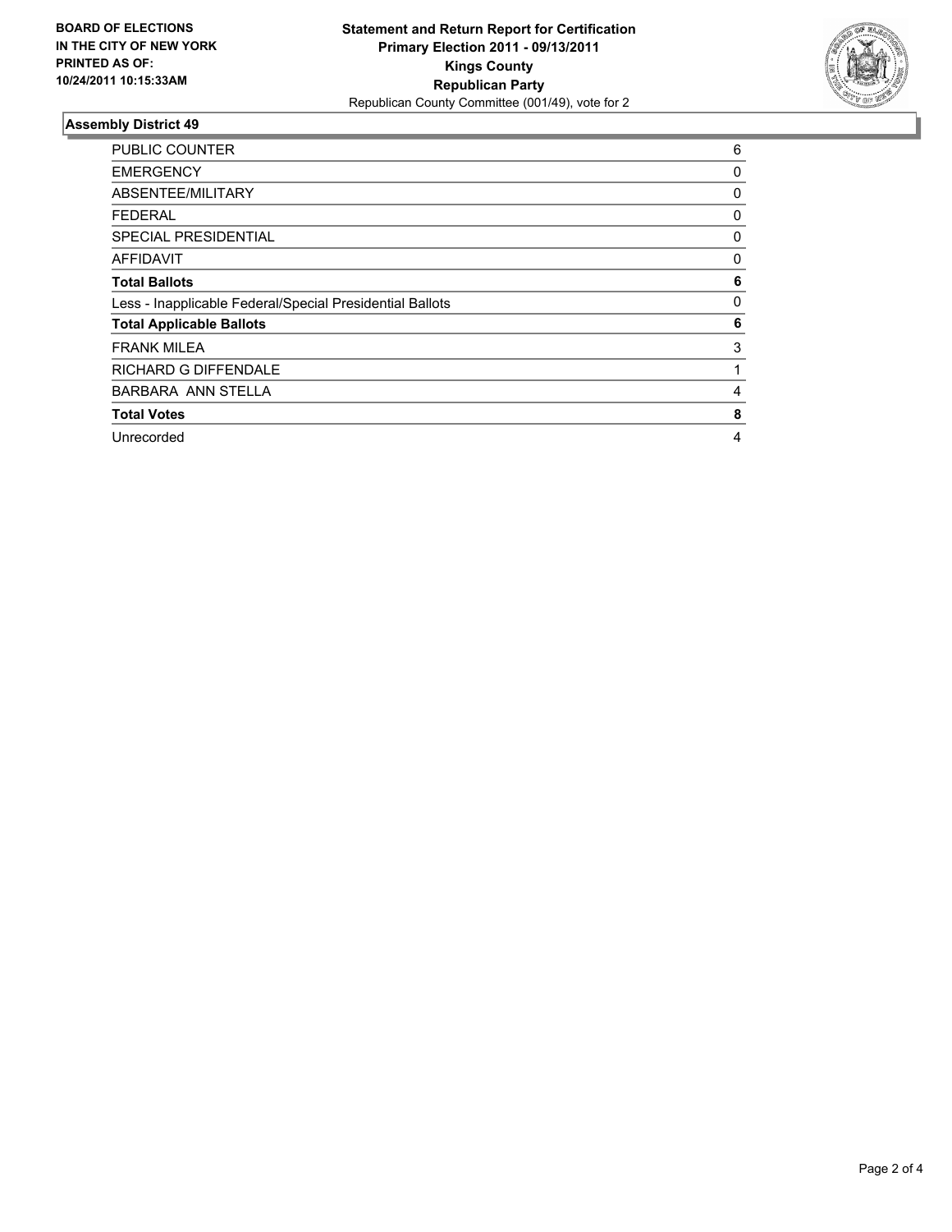**BOARD OF ELECTIONS IN THE CITY OF NEW YORK PRINTED AS OF: 10/24/2011 10:15:33AM**

**Statement and Return Report for Certification**
**Primary Election 2011 - 09/13/2011**
**Kings County**
**Republican Party**
Republican County Committee (001/49), vote for 2

## Assembly District 49

| | |
|---|---|
| PUBLIC COUNTER | 6 |
| EMERGENCY | 0 |
| ABSENTEE/MILITARY | 0 |
| FEDERAL | 0 |
| SPECIAL PRESIDENTIAL | 0 |
| AFFIDAVIT | 0 |
| **Total Ballots** | **6** |
| Less - Inapplicable Federal/Special Presidential Ballots | 0 |
| **Total Applicable Ballots** | **6** |
| FRANK MILEA | 3 |
| RICHARD G DIFFENDALE | 1 |
| BARBARA ANN STELLA | 4 |
| **Total Votes** | **8** |
| Unrecorded | 4 |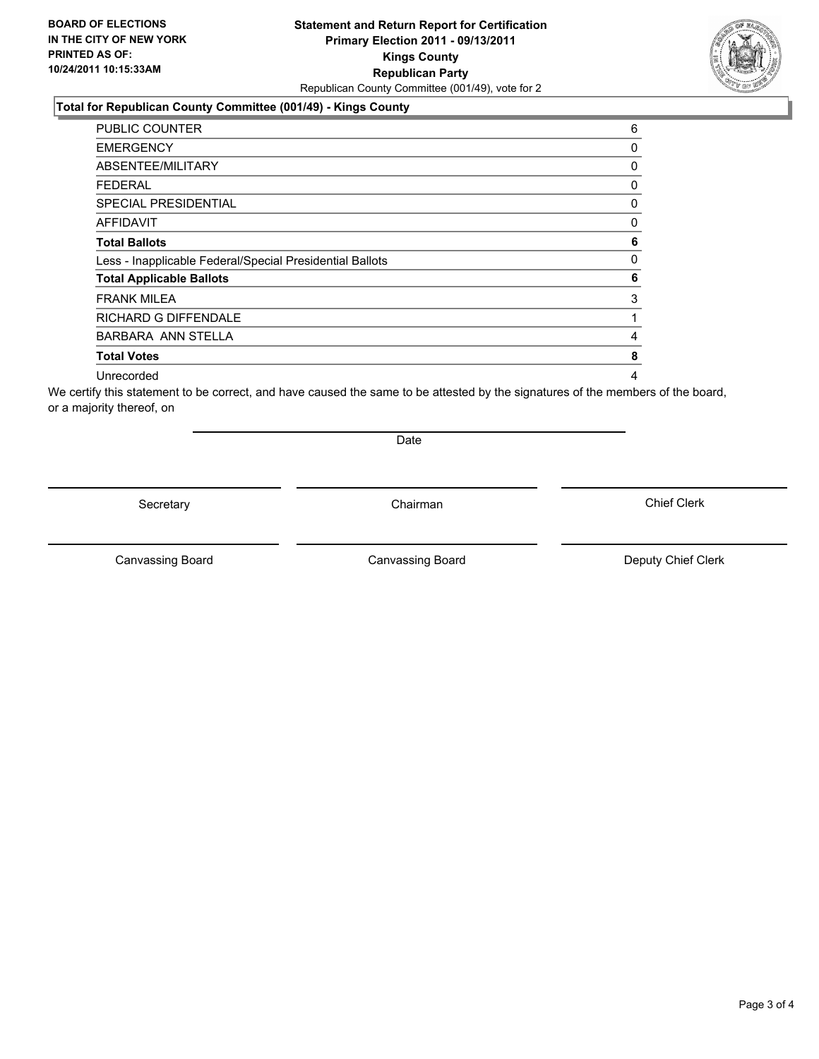**BOARD OF ELECTIONS**
**IN THE CITY OF NEW YORK**
**PRINTED AS OF:**
**10/24/2011 10:15:33AM**

# Statement and Return Report for Certification
## Primary Election 2011 - 09/13/2011
## Kings County
## Republican Party

Republican County Committee (001/49), vote for 2

### Total for Republican County Committee (001/49) - Kings County

| | |
|---|---|
| PUBLIC COUNTER | 6 |
| EMERGENCY | 0 |
| ABSENTEE/MILITARY | 0 |
| FEDERAL | 0 |
| SPECIAL PRESIDENTIAL | 0 |
| AFFIDAVIT | 0 |
| **Total Ballots** | **6** |
| Less - Inapplicable Federal/Special Presidential Ballots | 0 |
| **Total Applicable Ballots** | **6** |
| FRANK MILEA | 3 |
| RICHARD G DIFFENDALE | 1 |
| BARBARA ANN STELLA | 4 |
| **Total Votes** | **8** |
| Unrecorded | 4 |

We certify this statement to be correct, and have caused the same to be attested by the signatures of the members of the board, or a majority thereof, on

Date

Secretary | Chairman | Chief Clerk

Canvassing Board | Canvassing Board | Deputy Chief Clerk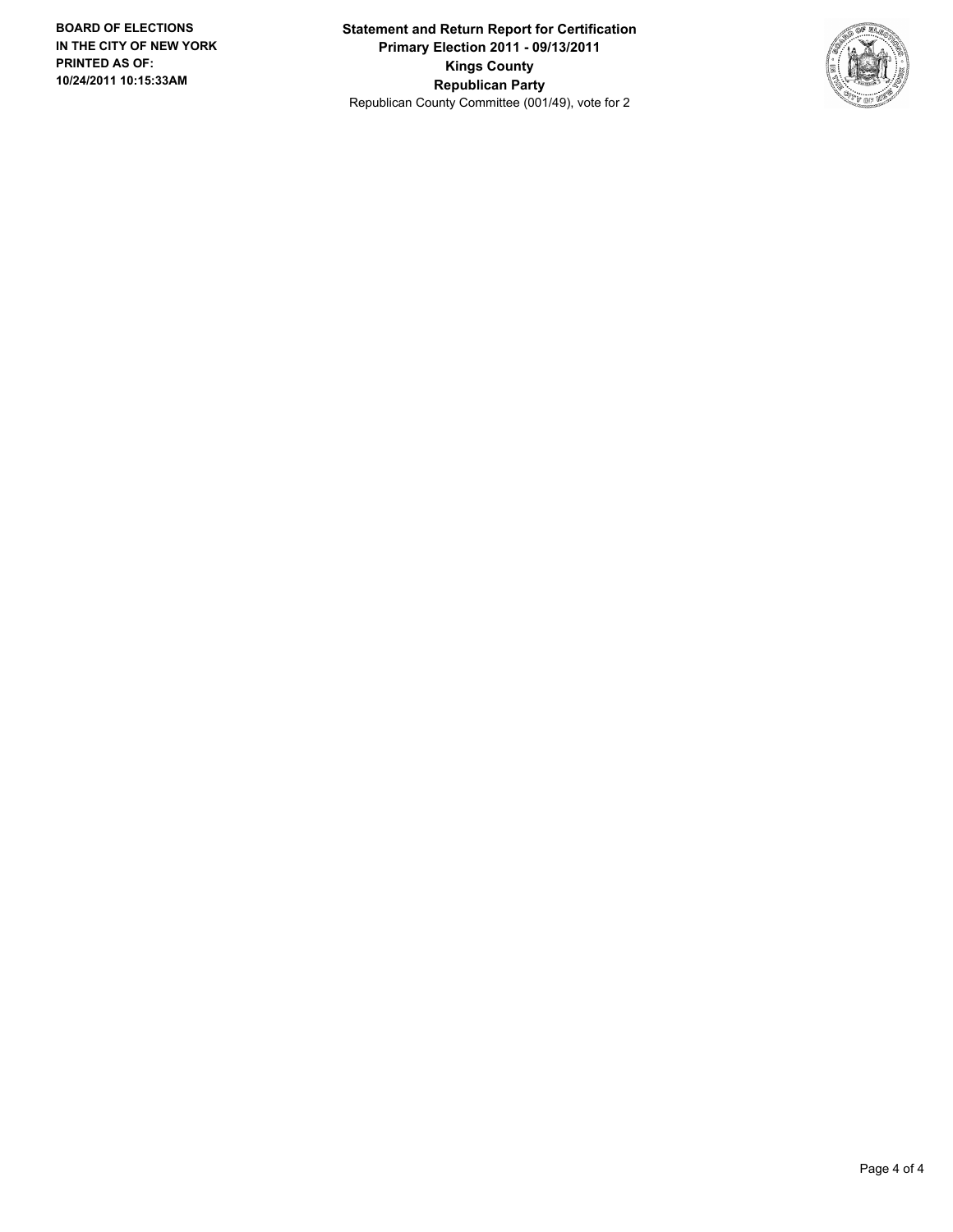BOARD OF ELECTIONS
IN THE CITY OF NEW YORK
PRINTED AS OF:
10/24/2011 10:15:33AM

**Statement and Return Report for Certification**
**Primary Election 2011 - 09/13/2011**
**Kings County**
**Republican Party**
Republican County Committee (001/49), vote for 2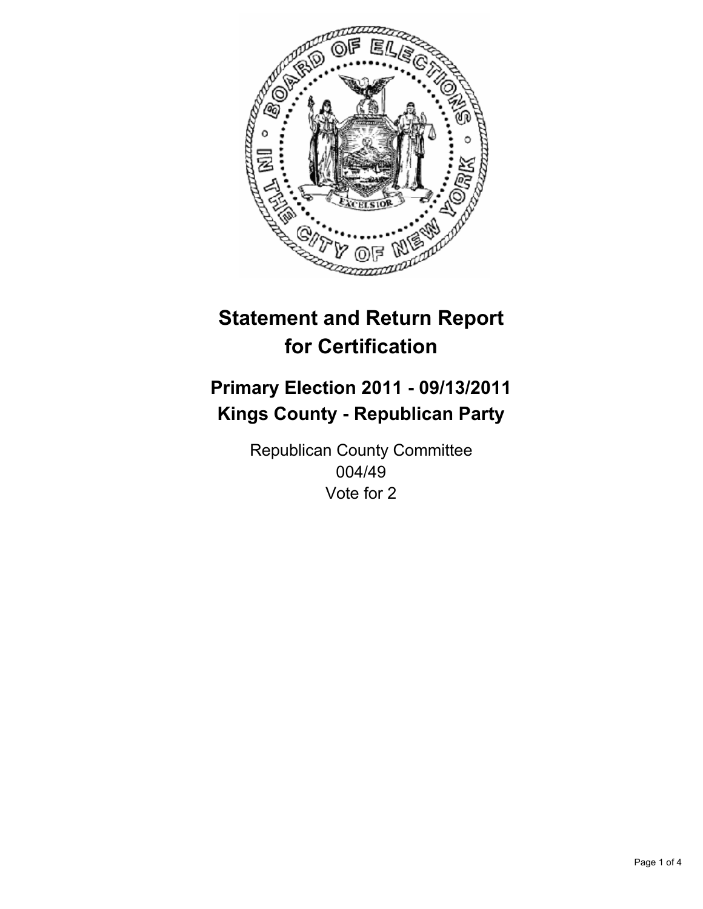# Statement and Return Report for Certification

## Primary Election 2011 - 09/13/2011
## Kings County - Republican Party

Republican County Committee
004/49
Vote for 2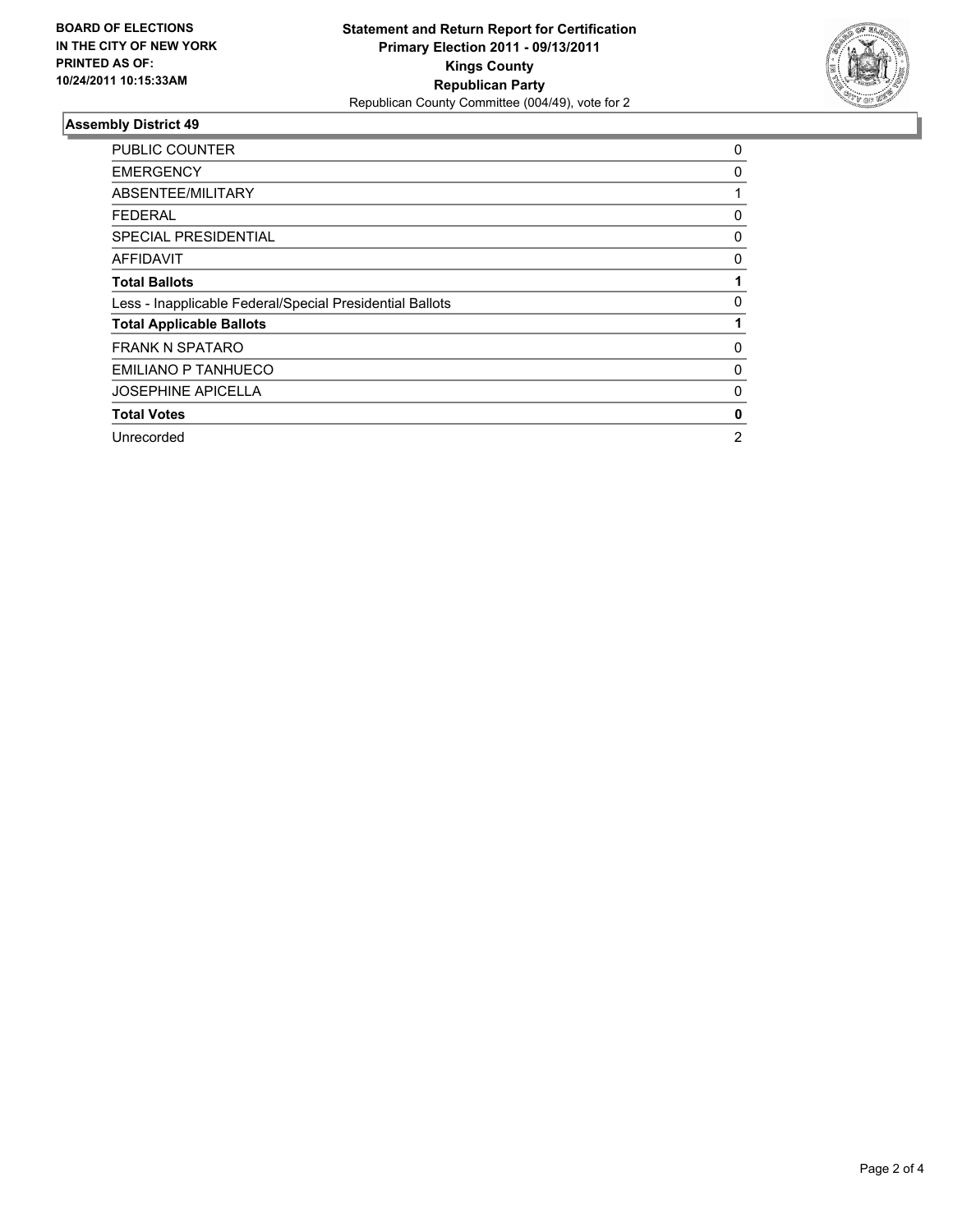**BOARD OF ELECTIONS IN THE CITY OF NEW YORK PRINTED AS OF: 10/24/2011 10:15:33AM**

**Statement and Return Report for Certification**
**Primary Election 2011 - 09/13/2011**
**Kings County**
**Republican Party**
Republican County Committee (004/49), vote for 2

### Assembly District 49

| | |
|---|---|
| PUBLIC COUNTER | 0 |
| EMERGENCY | 0 |
| ABSENTEE/MILITARY | 1 |
| FEDERAL | 0 |
| SPECIAL PRESIDENTIAL | 0 |
| AFFIDAVIT | 0 |
| **Total Ballots** | **1** |
| Less - Inapplicable Federal/Special Presidential Ballots | 0 |
| **Total Applicable Ballots** | **1** |
| FRANK N SPATARO | 0 |
| EMILIANO P TANHUECO | 0 |
| JOSEPHINE APICELLA | 0 |
| **Total Votes** | **0** |
| Unrecorded | 2 |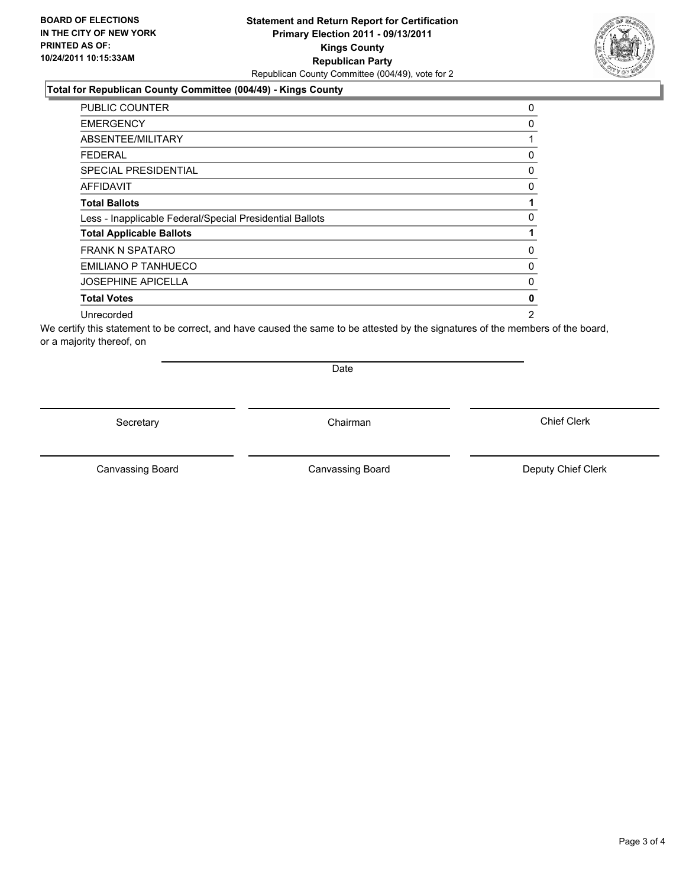**BOARD OF ELECTIONS IN THE CITY OF NEW YORK PRINTED AS OF: 10/24/2011 10:15:33AM**

# Statement and Return Report for Certification
## Primary Election 2011 - 09/13/2011
## Kings County
## Republican Party

Republican County Committee (004/49), vote for 2

### Total for Republican County Committee (004/49) - Kings County

| | |
|---|---|
| PUBLIC COUNTER | 0 |
| EMERGENCY | 0 |
| ABSENTEE/MILITARY | 1 |
| FEDERAL | 0 |
| SPECIAL PRESIDENTIAL | 0 |
| AFFIDAVIT | 0 |
| **Total Ballots** | **1** |
| Less - Inapplicable Federal/Special Presidential Ballots | 0 |
| **Total Applicable Ballots** | **1** |
| FRANK N SPATARO | 0 |
| EMILIANO P TANHUECO | 0 |
| JOSEPHINE APICELLA | 0 |
| **Total Votes** | **0** |
| Unrecorded | 2 |

We certify this statement to be correct, and have caused the same to be attested by the signatures of the members of the board, or a majority thereof, on

Date

| | | |
|---|---|---|
| Secretary | Chairman | Chief Clerk |
| Canvassing Board | Canvassing Board | Deputy Chief Clerk |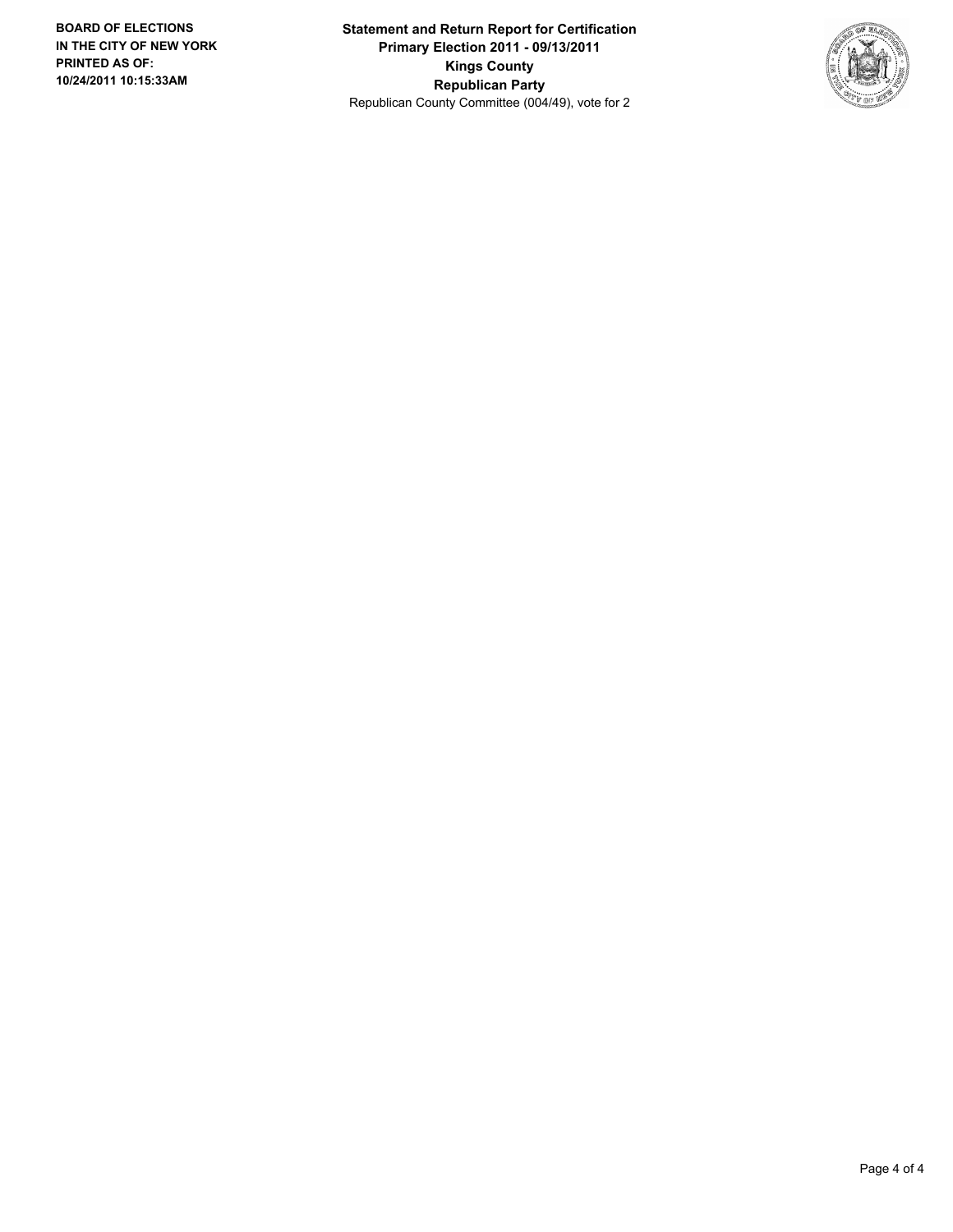**Statement and Return Report for Certification**
**Primary Election 2011 - 09/13/2011**
**Kings County**
**Republican Party**
Republican County Committee (004/49), vote for 2

**BOARD OF ELECTIONS IN THE CITY OF NEW YORK PRINTED AS OF: 10/24/2011 10:15:33AM**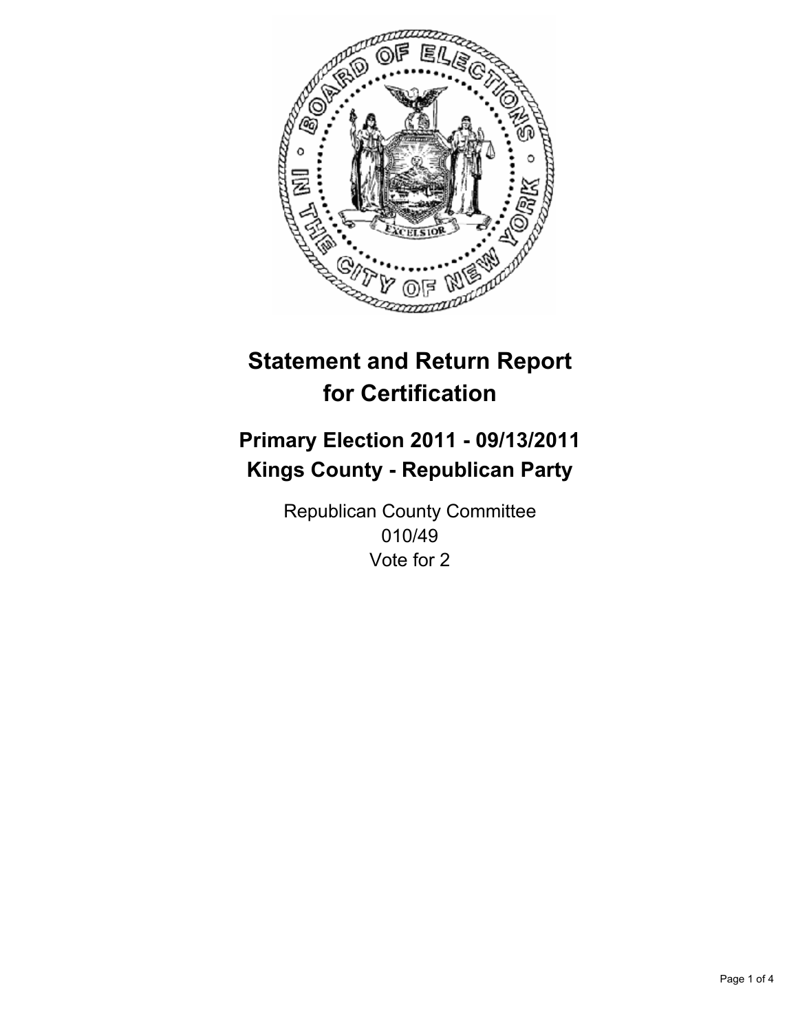# Statement and Return Report for Certification

## Primary Election 2011 - 09/13/2011
## Kings County - Republican Party

Republican County Committee
010/49
Vote for 2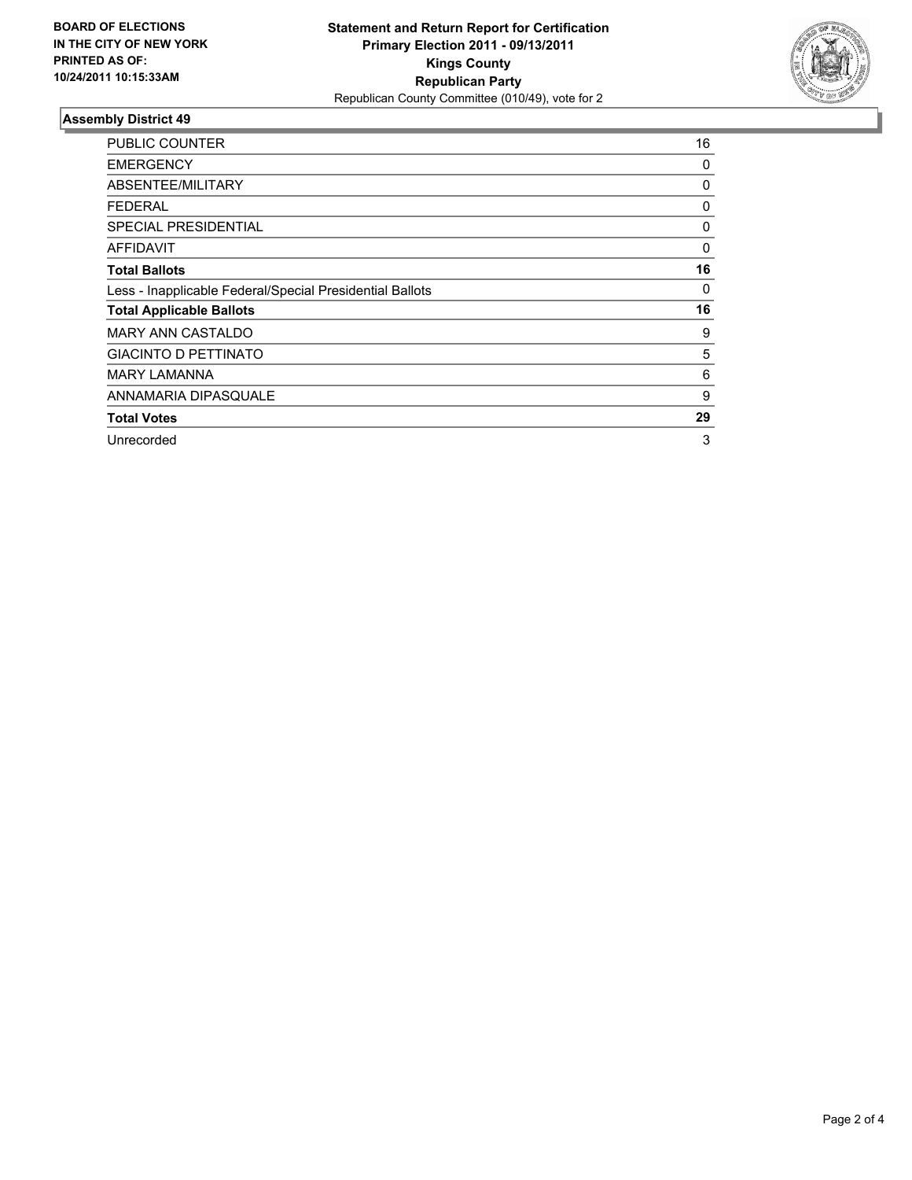**BOARD OF ELECTIONS IN THE CITY OF NEW YORK PRINTED AS OF: 10/24/2011 10:15:33AM**

**Statement and Return Report for Certification**
**Primary Election 2011 - 09/13/2011**
**Kings County**
**Republican Party**
Republican County Committee (010/49), vote for 2

### Assembly District 49

| | |
|---|---|
| PUBLIC COUNTER | 16 |
| EMERGENCY | 0 |
| ABSENTEE/MILITARY | 0 |
| FEDERAL | 0 |
| SPECIAL PRESIDENTIAL | 0 |
| AFFIDAVIT | 0 |
| **Total Ballots** | **16** |
| Less - Inapplicable Federal/Special Presidential Ballots | 0 |
| **Total Applicable Ballots** | **16** |
| MARY ANN CASTALDO | 9 |
| GIACINTO D PETTINATO | 5 |
| MARY LAMANNA | 6 |
| ANNAMARIA DIPASQUALE | 9 |
| **Total Votes** | **29** |
| Unrecorded | 3 |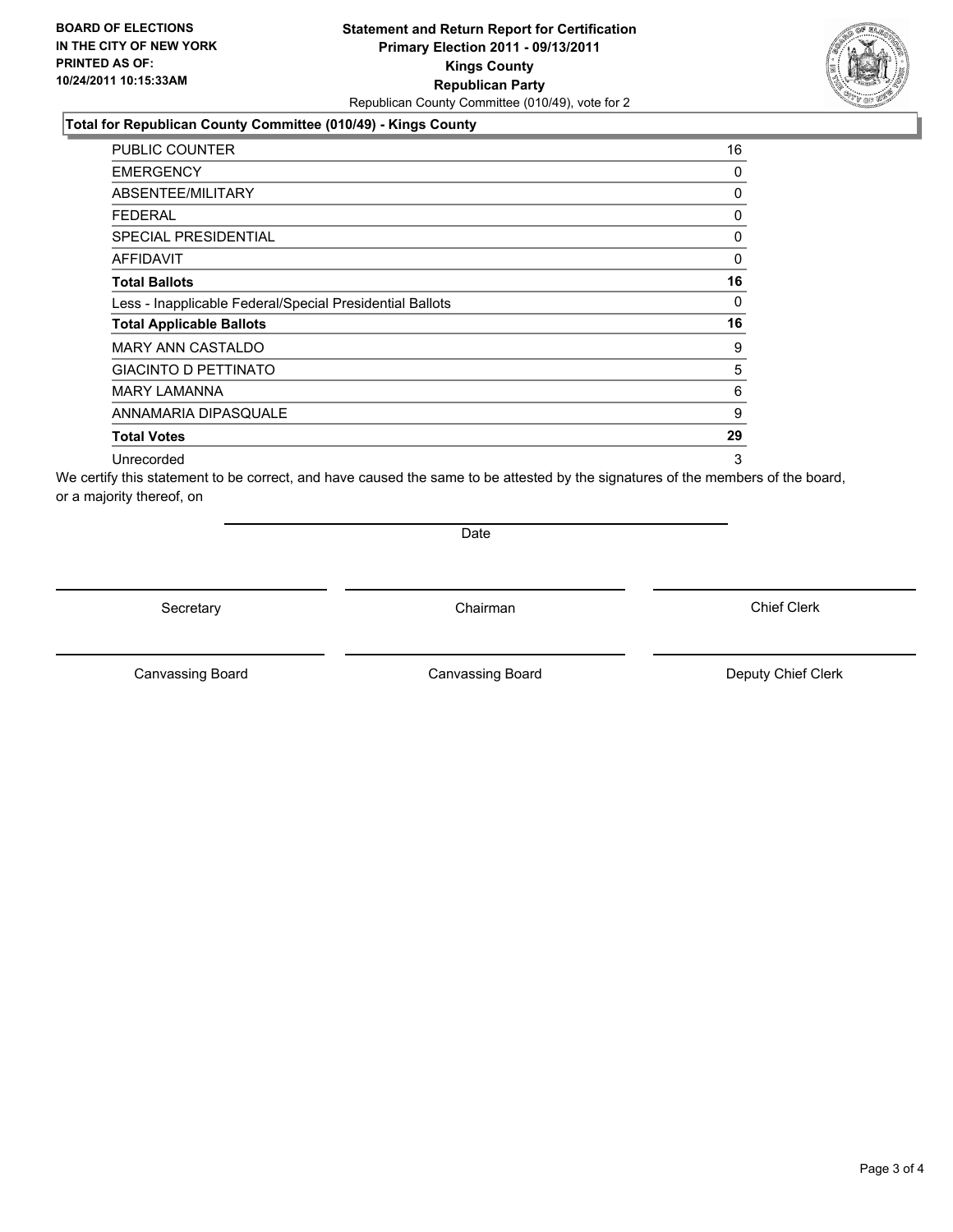**BOARD OF ELECTIONS IN THE CITY OF NEW YORK PRINTED AS OF: 10/24/2011 10:15:33AM**

**Statement and Return Report for Certification**
**Primary Election 2011 - 09/13/2011**
**Kings County**
**Republican Party**
Republican County Committee (010/49), vote for 2

### Total for Republican County Committee (010/49) - Kings County

| | |
|---|---|
| PUBLIC COUNTER | 16 |
| EMERGENCY | 0 |
| ABSENTEE/MILITARY | 0 |
| FEDERAL | 0 |
| SPECIAL PRESIDENTIAL | 0 |
| AFFIDAVIT | 0 |
| **Total Ballots** | **16** |
| Less - Inapplicable Federal/Special Presidential Ballots | 0 |
| **Total Applicable Ballots** | **16** |
| MARY ANN CASTALDO | 9 |
| GIACINTO D PETTINATO | 5 |
| MARY LAMANNA | 6 |
| ANNAMARIA DIPASQUALE | 9 |
| **Total Votes** | **29** |
| Unrecorded | 3 |

We certify this statement to be correct, and have caused the same to be attested by the signatures of the members of the board, or a majority thereof, on

Date

Secretary | Chairman | Chief Clerk

Canvassing Board | Canvassing Board | Deputy Chief Clerk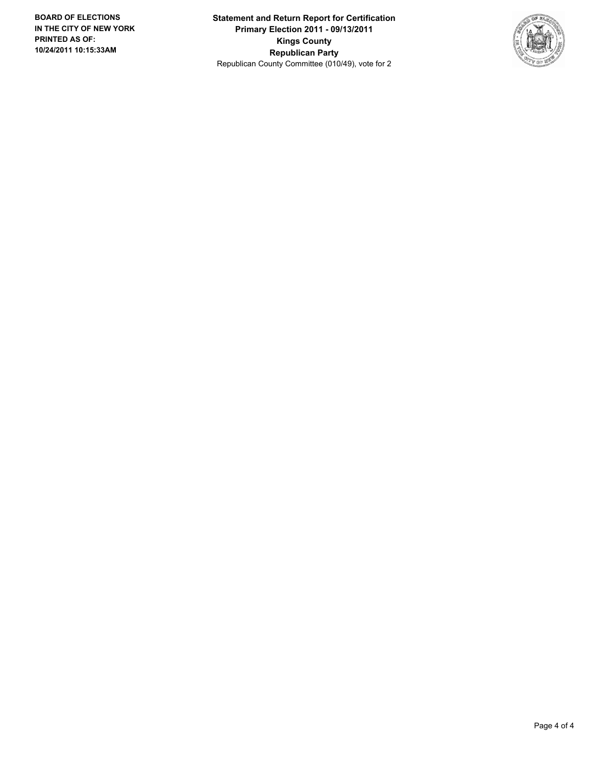**BOARD OF ELECTIONS**
**IN THE CITY OF NEW YORK**
**PRINTED AS OF:**
**10/24/2011 10:15:33AM**

**Statement and Return Report for Certification**
**Primary Election 2011 - 09/13/2011**
**Kings County**
**Republican Party**
Republican County Committee (010/49), vote for 2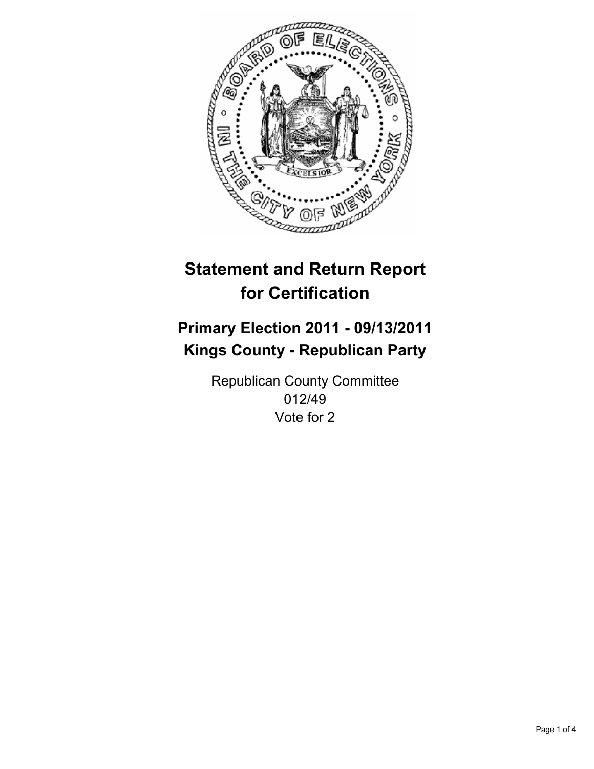# Statement and Return Report for Certification

## Primary Election 2011 - 09/13/2011
## Kings County - Republican Party

Republican County Committee
012/49
Vote for 2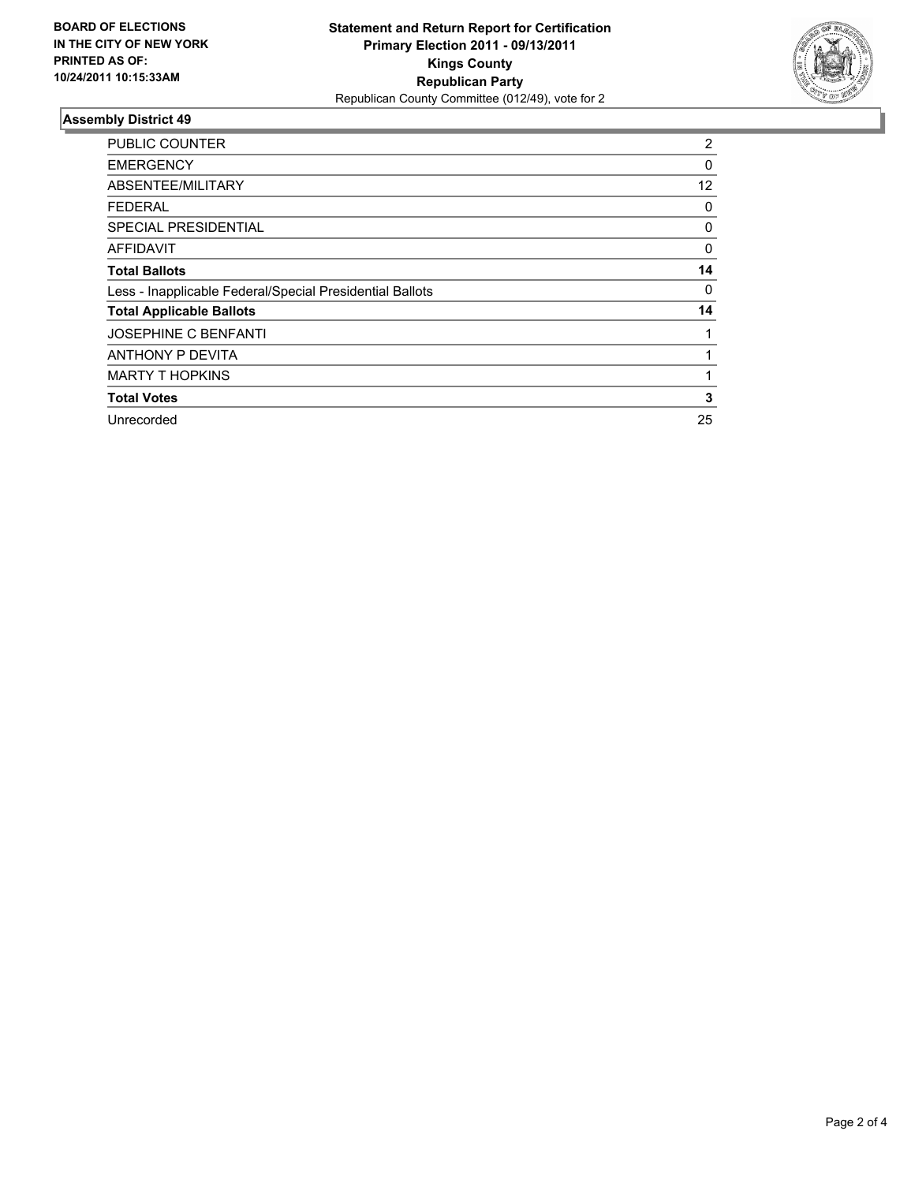**BOARD OF ELECTIONS IN THE CITY OF NEW YORK PRINTED AS OF: 10/24/2011 10:15:33AM**

**Statement and Return Report for Certification**
**Primary Election 2011 - 09/13/2011**
**Kings County**
**Republican Party**
Republican County Committee (012/49), vote for 2

### Assembly District 49

| | |
|---|---|
| PUBLIC COUNTER | 2 |
| EMERGENCY | 0 |
| ABSENTEE/MILITARY | 12 |
| FEDERAL | 0 |
| SPECIAL PRESIDENTIAL | 0 |
| AFFIDAVIT | 0 |
| **Total Ballots** | **14** |
| Less - Inapplicable Federal/Special Presidential Ballots | 0 |
| **Total Applicable Ballots** | **14** |
| JOSEPHINE C BENFANTI | 1 |
| ANTHONY P DEVITA | 1 |
| MARTY T HOPKINS | 1 |
| **Total Votes** | **3** |
| Unrecorded | 25 |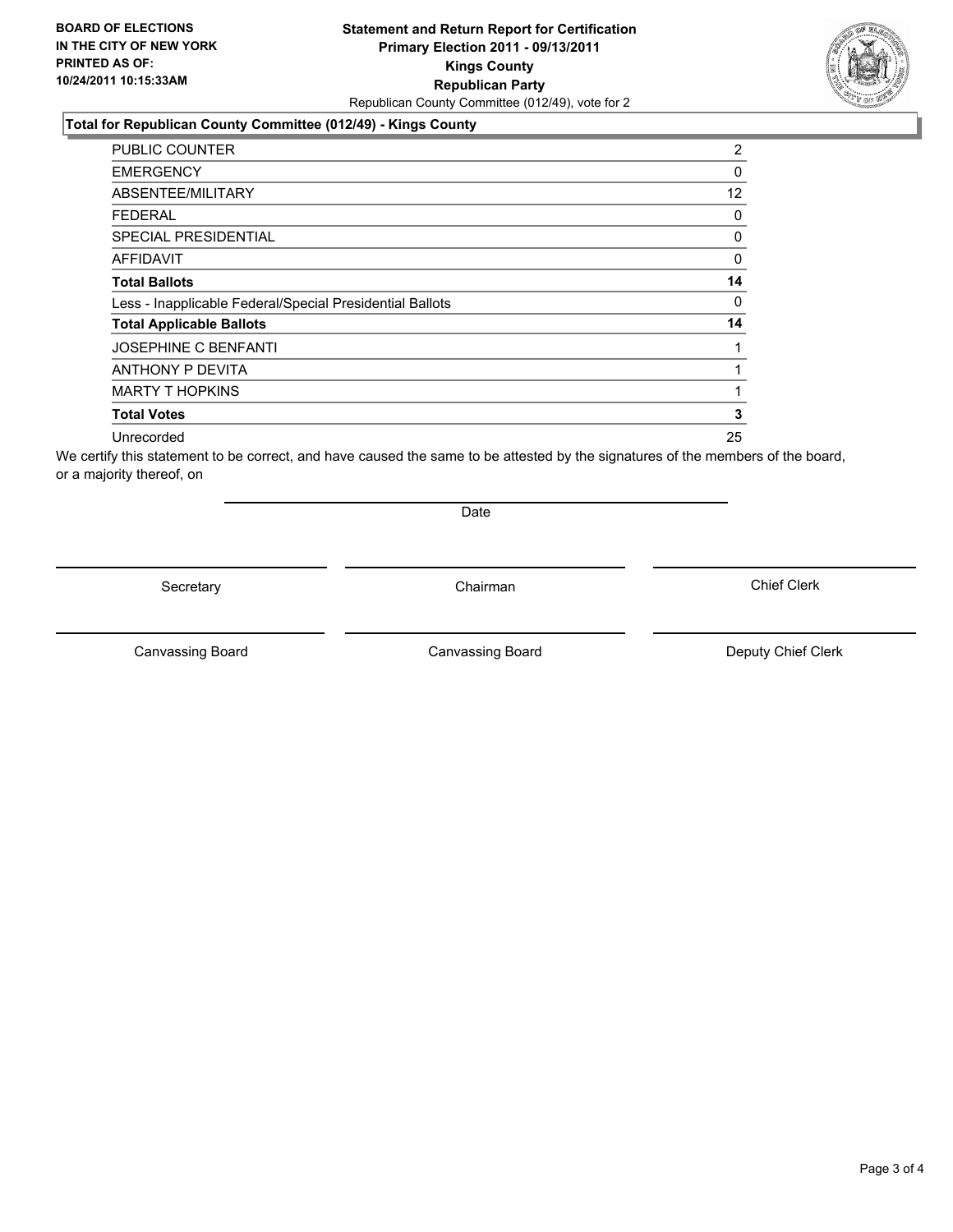**BOARD OF ELECTIONS IN THE CITY OF NEW YORK PRINTED AS OF: 10/24/2011 10:15:33AM**

# Statement and Return Report for Certification
## Primary Election 2011 - 09/13/2011
## Kings County
## Republican Party
Republican County Committee (012/49), vote for 2

### Total for Republican County Committee (012/49) - Kings County

| | |
|---|---|
| PUBLIC COUNTER | 2 |
| EMERGENCY | 0 |
| ABSENTEE/MILITARY | 12 |
| FEDERAL | 0 |
| SPECIAL PRESIDENTIAL | 0 |
| AFFIDAVIT | 0 |
| **Total Ballots** | **14** |
| Less - Inapplicable Federal/Special Presidential Ballots | 0 |
| **Total Applicable Ballots** | **14** |
| JOSEPHINE C BENFANTI | 1 |
| ANTHONY P DEVITA | 1 |
| MARTY T HOPKINS | 1 |
| **Total Votes** | **3** |
| Unrecorded | 25 |

We certify this statement to be correct, and have caused the same to be attested by the signatures of the members of the board, or a majority thereof, on

Date

Secretary | Chairman | Chief Clerk

Canvassing Board | Canvassing Board | Deputy Chief Clerk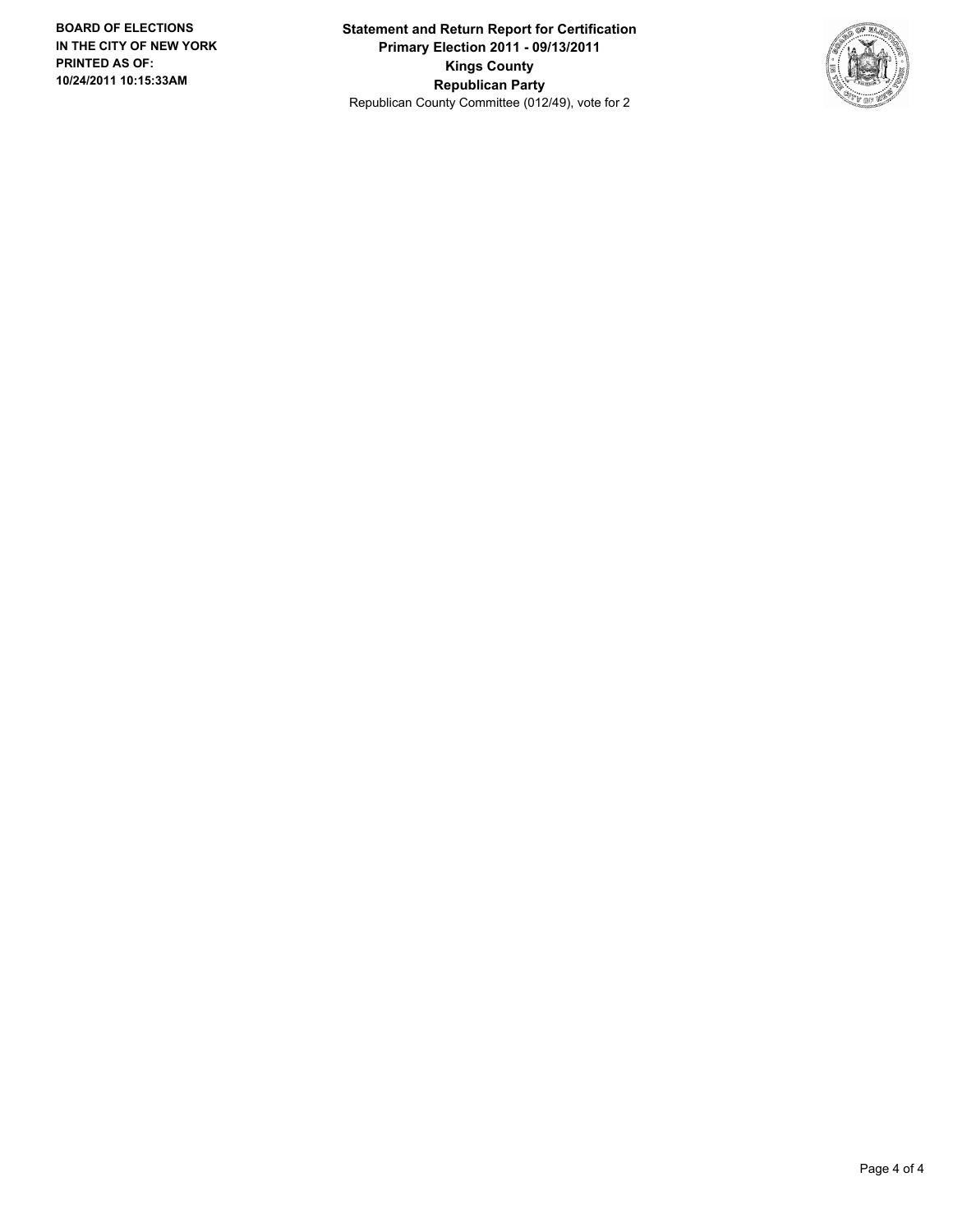**BOARD OF ELECTIONS IN THE CITY OF NEW YORK PRINTED AS OF: 10/24/2011 10:15:33AM**

**Statement and Return Report for Certification**
**Primary Election 2011 - 09/13/2011**
**Kings County**
**Republican Party**
Republican County Committee (012/49), vote for 2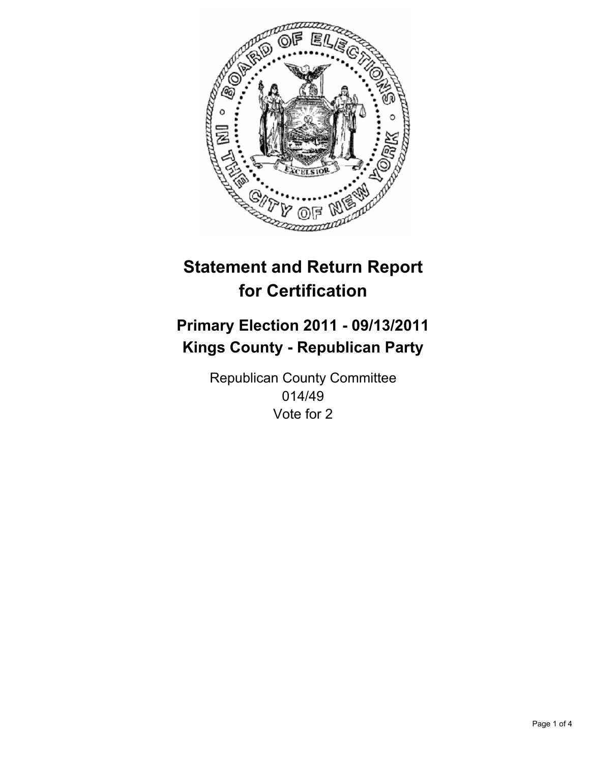# Statement and Return Report for Certification

## Primary Election 2011 - 09/13/2011
## Kings County - Republican Party

Republican County Committee
014/49
Vote for 2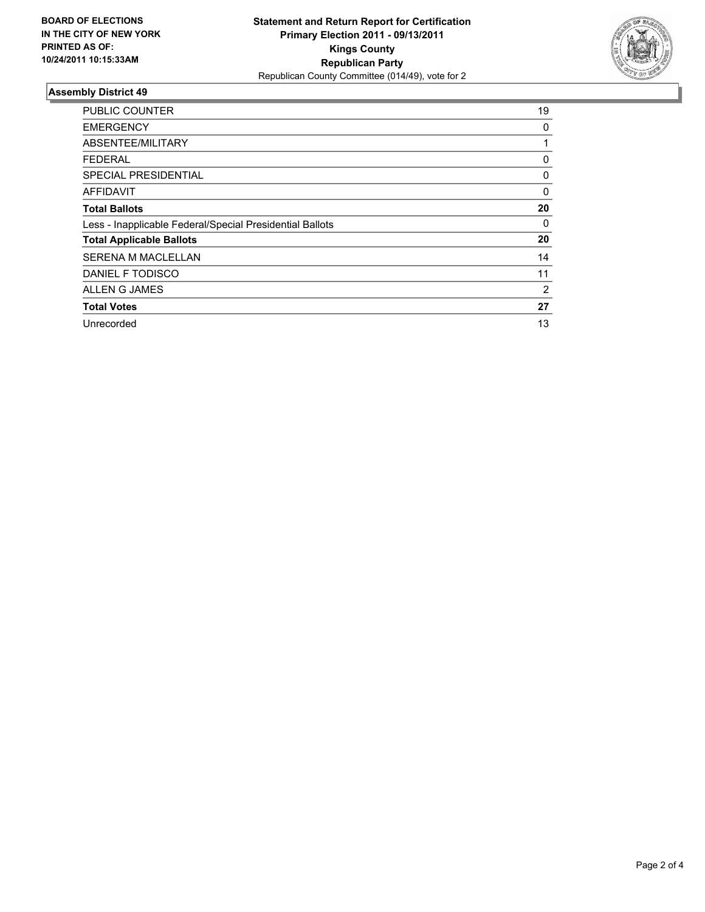**BOARD OF ELECTIONS IN THE CITY OF NEW YORK PRINTED AS OF: 10/24/2011 10:15:33AM**

**Statement and Return Report for Certification**
**Primary Election 2011 - 09/13/2011**
**Kings County**
**Republican Party**
Republican County Committee (014/49), vote for 2

### Assembly District 49

| | |
|---|---|
| PUBLIC COUNTER | 19 |
| EMERGENCY | 0 |
| ABSENTEE/MILITARY | 1 |
| FEDERAL | 0 |
| SPECIAL PRESIDENTIAL | 0 |
| AFFIDAVIT | 0 |
| **Total Ballots** | **20** |
| Less - Inapplicable Federal/Special Presidential Ballots | 0 |
| **Total Applicable Ballots** | **20** |
| SERENA M MACLELLAN | 14 |
| DANIEL F TODISCO | 11 |
| ALLEN G JAMES | 2 |
| **Total Votes** | **27** |
| Unrecorded | 13 |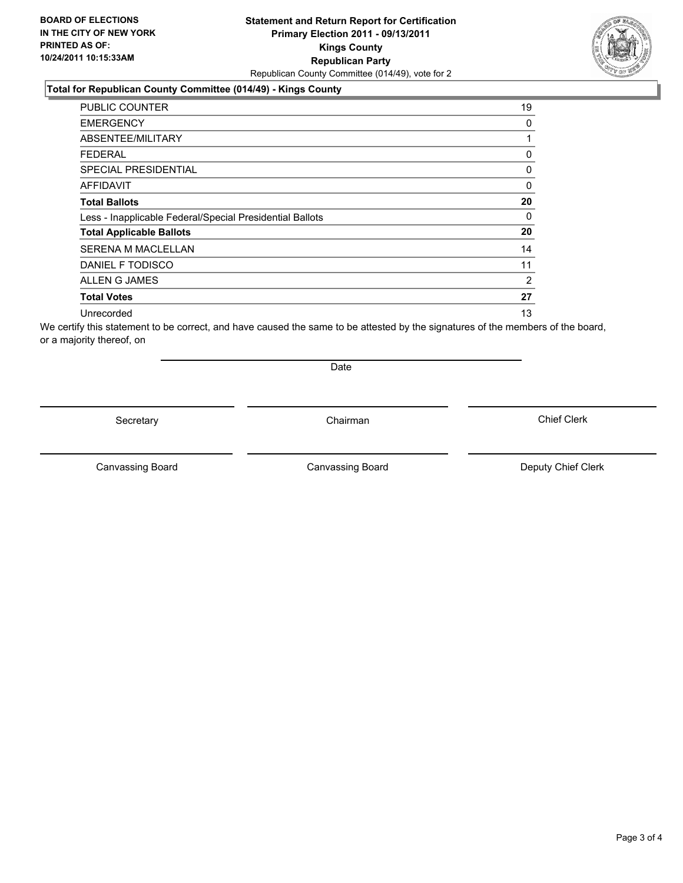**BOARD OF ELECTIONS IN THE CITY OF NEW YORK PRINTED AS OF: 10/24/2011 10:15:33AM**

**Statement and Return Report for Certification Primary Election 2011 - 09/13/2011 Kings County Republican Party**

Republican County Committee (014/49), vote for 2

### Total for Republican County Committee (014/49) - Kings County

| | |
|---|---|
| PUBLIC COUNTER | 19 |
| EMERGENCY | 0 |
| ABSENTEE/MILITARY | 1 |
| FEDERAL | 0 |
| SPECIAL PRESIDENTIAL | 0 |
| AFFIDAVIT | 0 |
| **Total Ballots** | **20** |
| Less - Inapplicable Federal/Special Presidential Ballots | 0 |
| **Total Applicable Ballots** | **20** |
| SERENA M MACLELLAN | 14 |
| DANIEL F TODISCO | 11 |
| ALLEN G JAMES | 2 |
| **Total Votes** | **27** |
| Unrecorded | 13 |

We certify this statement to be correct, and have caused the same to be attested by the signatures of the members of the board, or a majority thereof, on

Date

Secretary | Chairman | Chief Clerk

Canvassing Board | Canvassing Board | Deputy Chief Clerk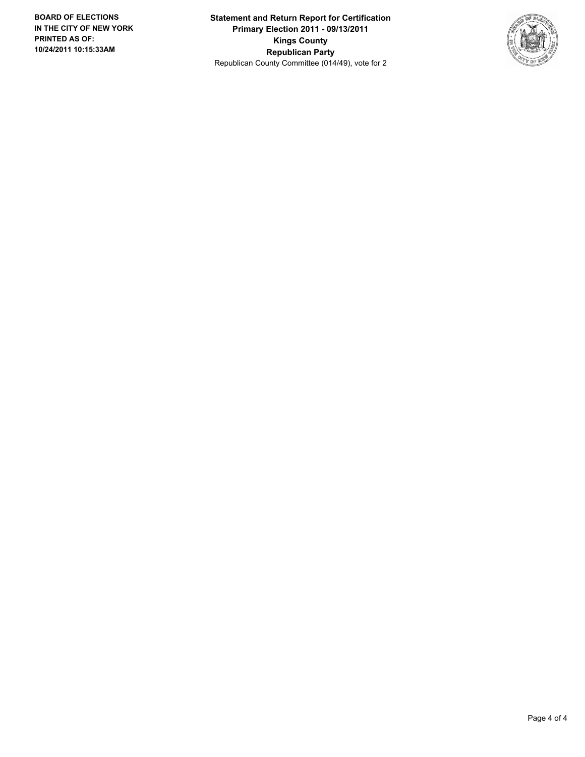**Statement and Return Report for Certification**
**Primary Election 2011 - 09/13/2011**
**Kings County**
**Republican Party**
Republican County Committee (014/49), vote for 2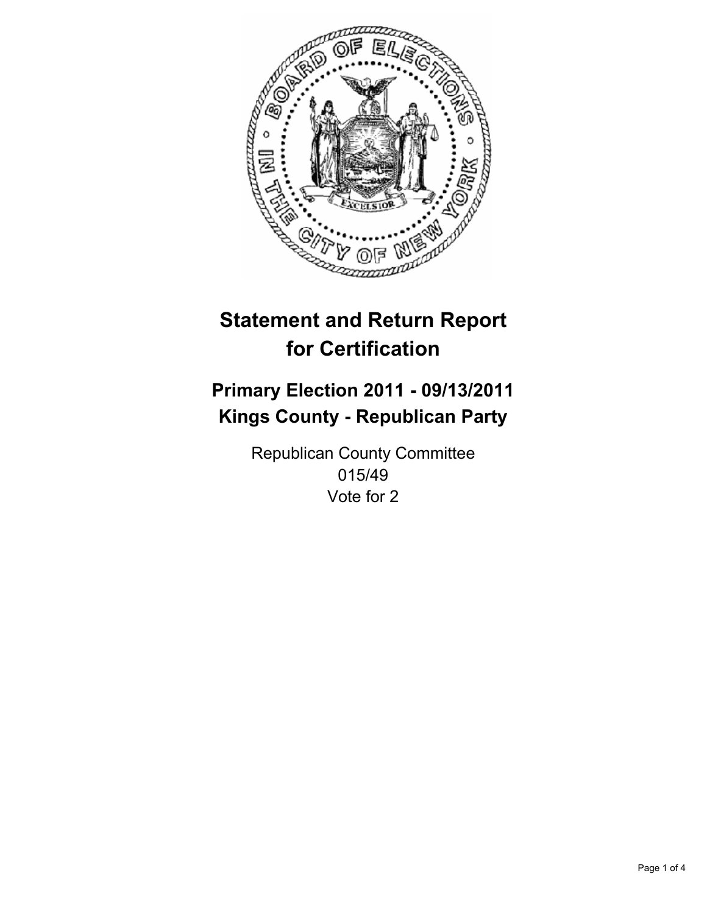# Statement and Return Report for Certification

## Primary Election 2011 - 09/13/2011
## Kings County - Republican Party

Republican County Committee
015/49
Vote for 2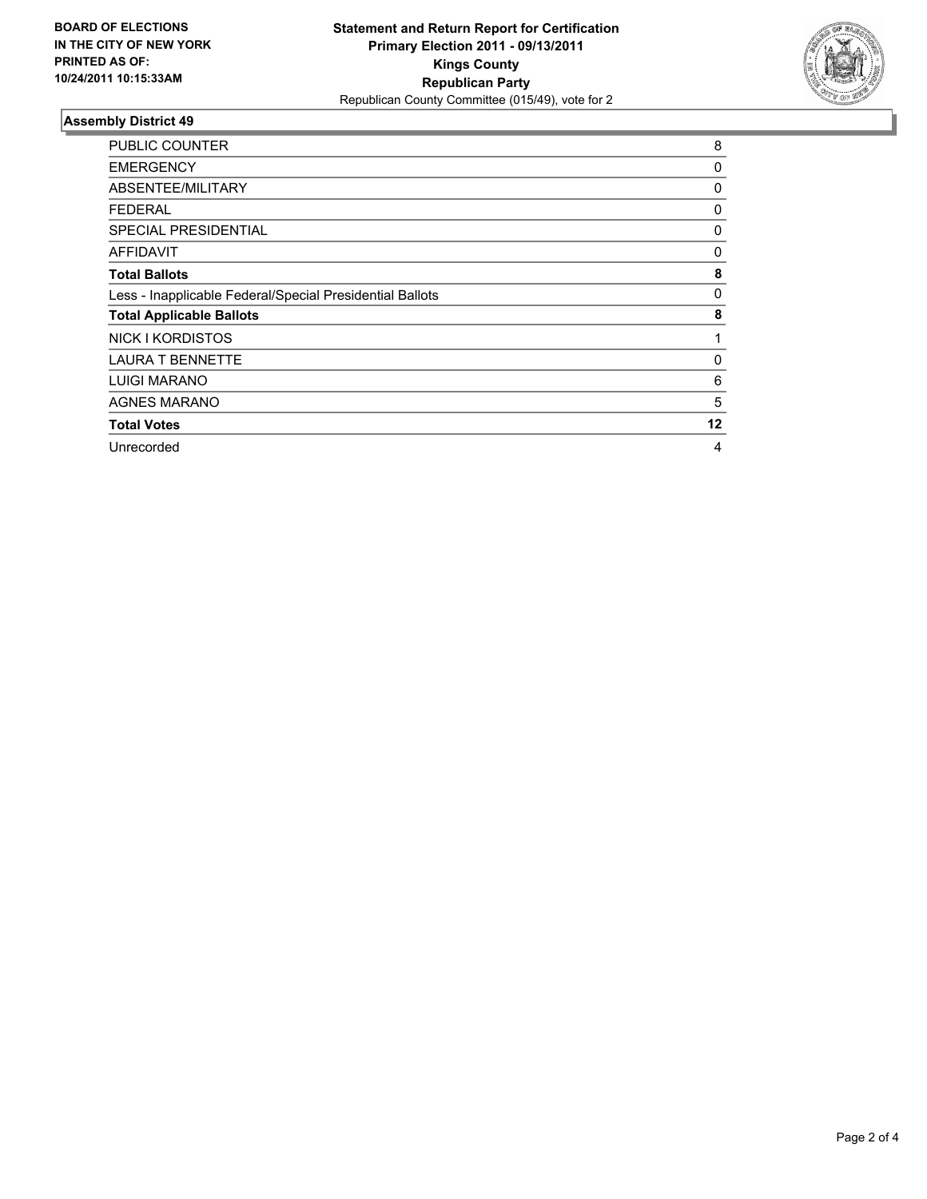**BOARD OF ELECTIONS IN THE CITY OF NEW YORK PRINTED AS OF: 10/24/2011 10:15:33AM**

**Statement and Return Report for Certification**
**Primary Election 2011 - 09/13/2011**
**Kings County**
**Republican Party**
Republican County Committee (015/49), vote for 2

## Assembly District 49

| | |
|---|---|
| PUBLIC COUNTER | 8 |
| EMERGENCY | 0 |
| ABSENTEE/MILITARY | 0 |
| FEDERAL | 0 |
| SPECIAL PRESIDENTIAL | 0 |
| AFFIDAVIT | 0 |
| **Total Ballots** | **8** |
| Less - Inapplicable Federal/Special Presidential Ballots | 0 |
| **Total Applicable Ballots** | **8** |
| NICK I KORDISTOS | 1 |
| LAURA T BENNETTE | 0 |
| LUIGI MARANO | 6 |
| AGNES MARANO | 5 |
| **Total Votes** | **12** |
| Unrecorded | 4 |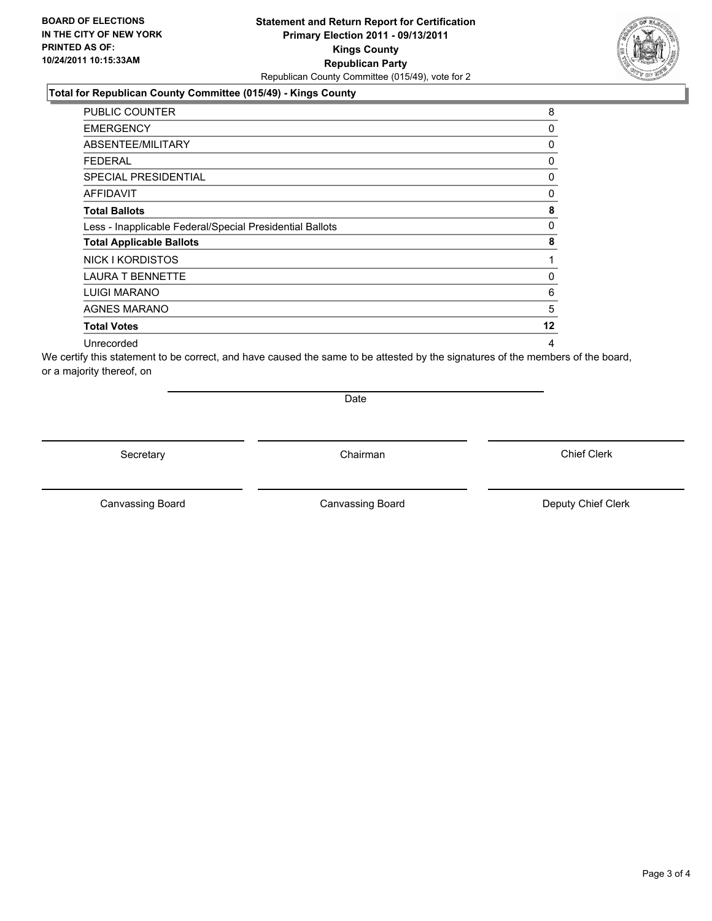**BOARD OF ELECTIONS**
**IN THE CITY OF NEW YORK**
**PRINTED AS OF:**
**10/24/2011 10:15:33AM**

# Statement and Return Report for Certification
## Primary Election 2011 - 09/13/2011
## Kings County
## Republican Party

Republican County Committee (015/49), vote for 2

### Total for Republican County Committee (015/49) - Kings County

| | |
|---|---|
| PUBLIC COUNTER | 8 |
| EMERGENCY | 0 |
| ABSENTEE/MILITARY | 0 |
| FEDERAL | 0 |
| SPECIAL PRESIDENTIAL | 0 |
| AFFIDAVIT | 0 |
| **Total Ballots** | **8** |
| Less - Inapplicable Federal/Special Presidential Ballots | 0 |
| **Total Applicable Ballots** | **8** |
| NICK I KORDISTOS | 1 |
| LAURA T BENNETTE | 0 |
| LUIGI MARANO | 6 |
| AGNES MARANO | 5 |
| **Total Votes** | **12** |
| Unrecorded | 4 |

We certify this statement to be correct, and have caused the same to be attested by the signatures of the members of the board, or a majority thereof, on

Date

Secretary | Chairman | Chief Clerk

Canvassing Board | Canvassing Board | Deputy Chief Clerk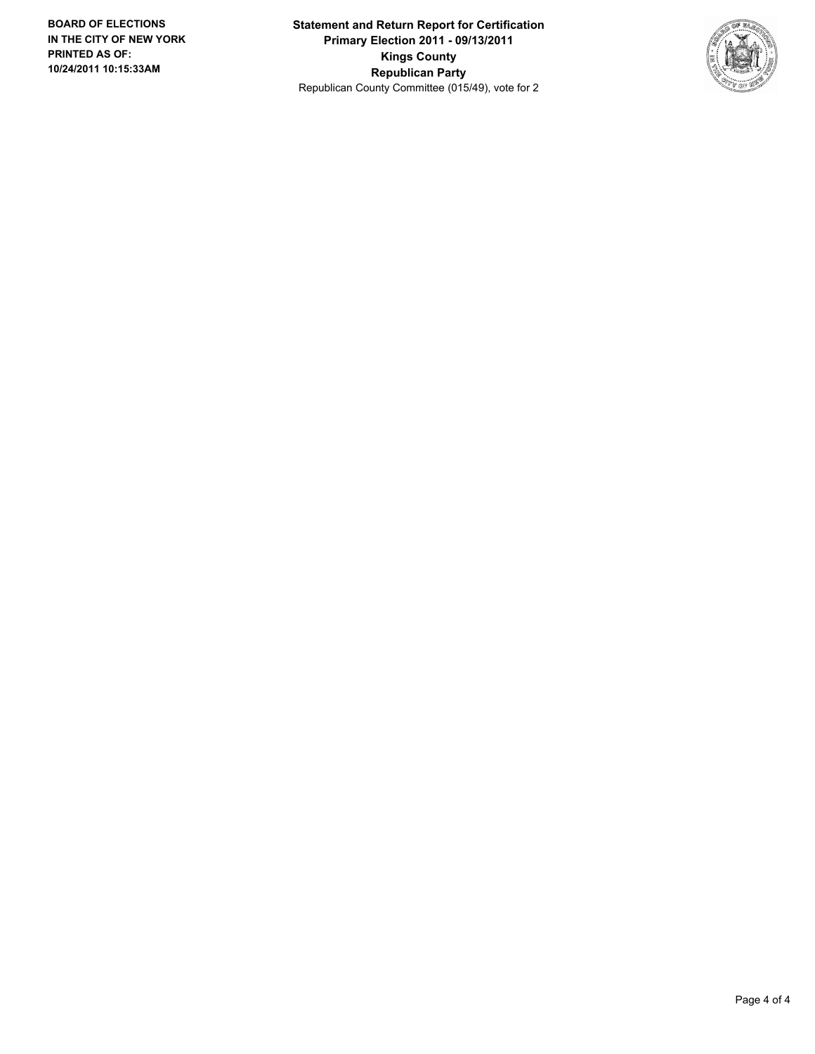**BOARD OF ELECTIONS IN THE CITY OF NEW YORK PRINTED AS OF: 10/24/2011 10:15:33AM**

**Statement and Return Report for Certification**
**Primary Election 2011 - 09/13/2011**
**Kings County**
**Republican Party**
Republican County Committee (015/49), vote for 2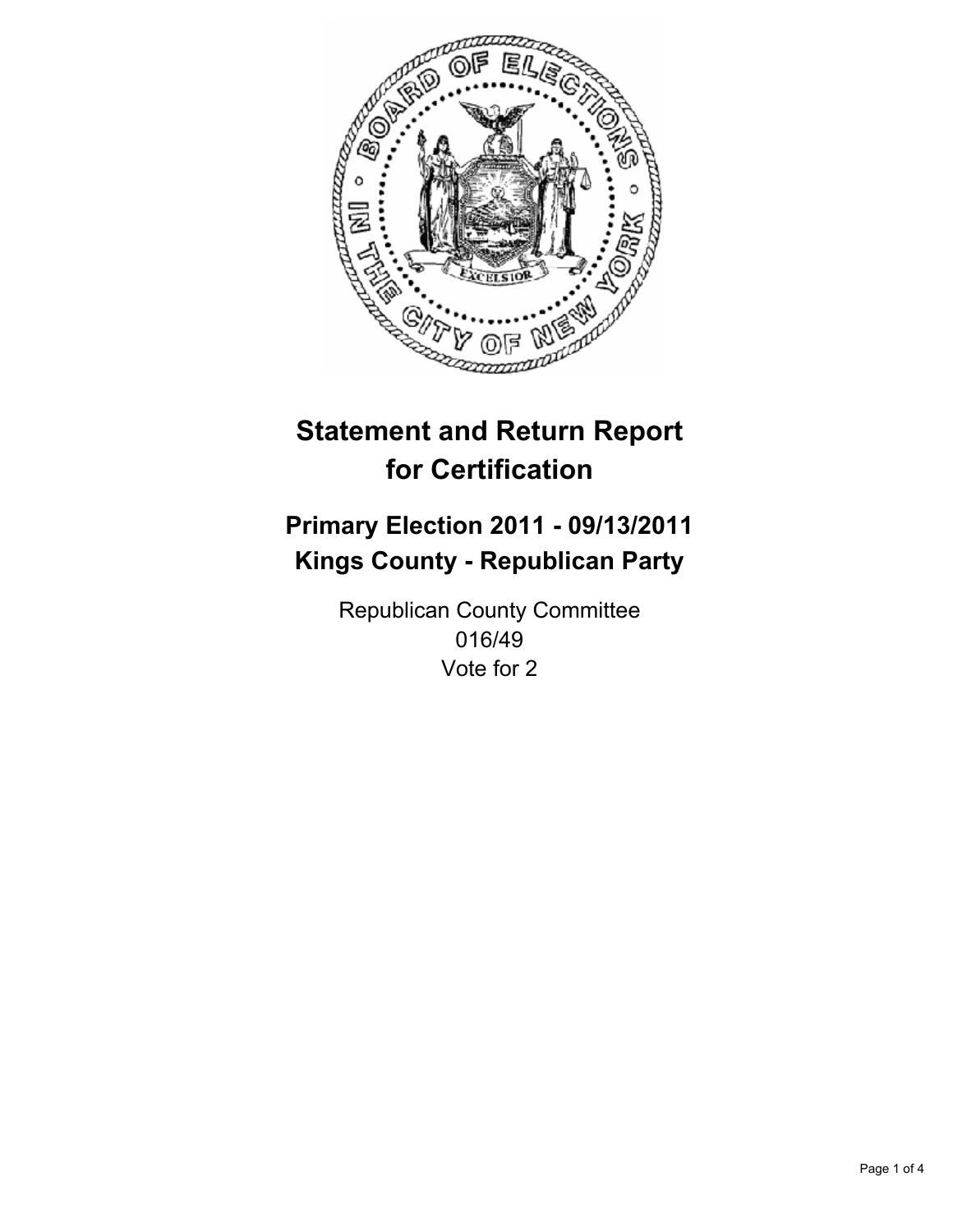# Statement and Return Report for Certification

## Primary Election 2011 - 09/13/2011
## Kings County - Republican Party

Republican County Committee
016/49
Vote for 2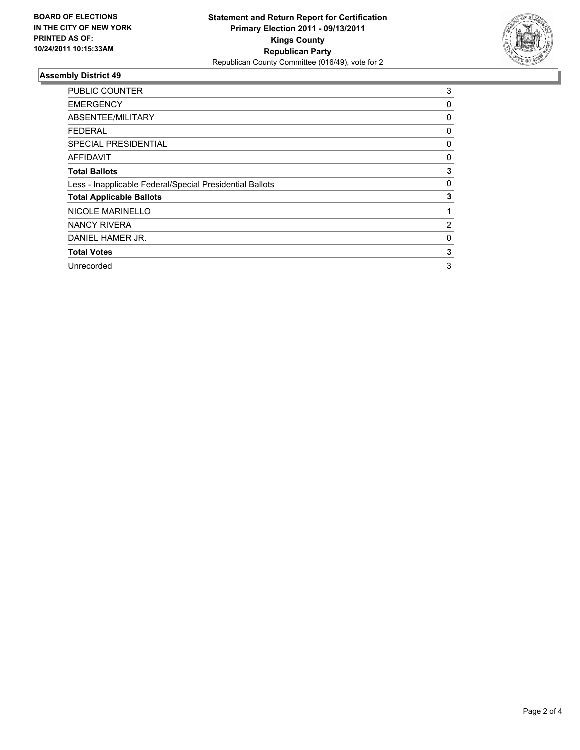**BOARD OF ELECTIONS IN THE CITY OF NEW YORK PRINTED AS OF: 10/24/2011 10:15:33AM**

**Statement and Return Report for Certification**
**Primary Election 2011 - 09/13/2011**
**Kings County**
**Republican Party**
Republican County Committee (016/49), vote for 2

### Assembly District 49

| | |
|---|---|
| PUBLIC COUNTER | 3 |
| EMERGENCY | 0 |
| ABSENTEE/MILITARY | 0 |
| FEDERAL | 0 |
| SPECIAL PRESIDENTIAL | 0 |
| AFFIDAVIT | 0 |
| **Total Ballots** | **3** |
| Less - Inapplicable Federal/Special Presidential Ballots | 0 |
| **Total Applicable Ballots** | **3** |
| NICOLE MARINELLO | 1 |
| NANCY RIVERA | 2 |
| DANIEL HAMER JR. | 0 |
| **Total Votes** | **3** |
| Unrecorded | 3 |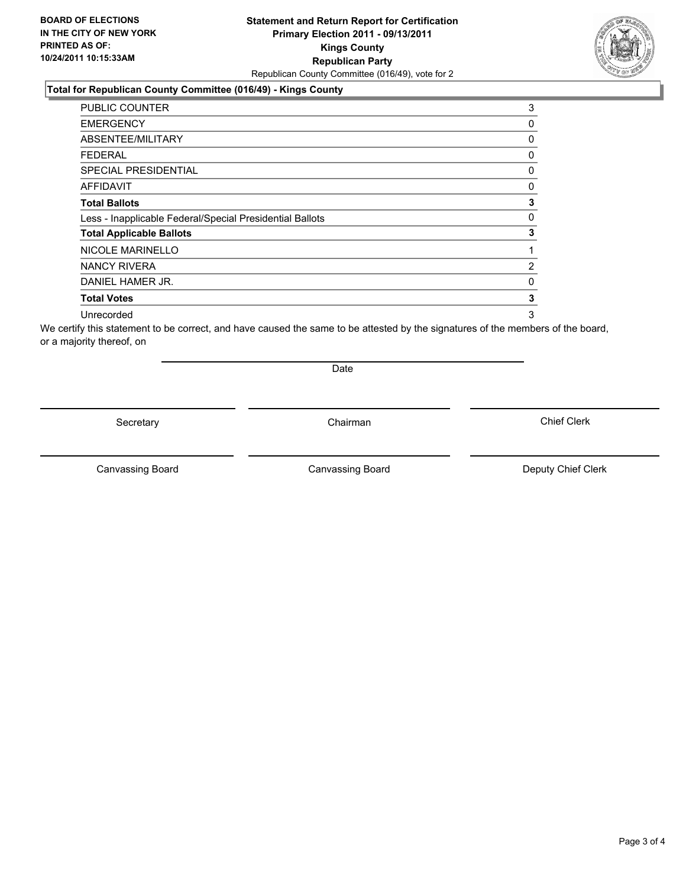**BOARD OF ELECTIONS IN THE CITY OF NEW YORK PRINTED AS OF: 10/24/2011 10:15:33AM**

**Statement and Return Report for Certification**
**Primary Election 2011 - 09/13/2011**
**Kings County**
**Republican Party**
Republican County Committee (016/49), vote for 2

## Total for Republican County Committee (016/49) - Kings County

| | |
|---|---|
| PUBLIC COUNTER | 3 |
| EMERGENCY | 0 |
| ABSENTEE/MILITARY | 0 |
| FEDERAL | 0 |
| SPECIAL PRESIDENTIAL | 0 |
| AFFIDAVIT | 0 |
| **Total Ballots** | **3** |
| Less - Inapplicable Federal/Special Presidential Ballots | 0 |
| **Total Applicable Ballots** | **3** |
| NICOLE MARINELLO | 1 |
| NANCY RIVERA | 2 |
| DANIEL HAMER JR. | 0 |
| **Total Votes** | **3** |
| Unrecorded | 3 |

We certify this statement to be correct, and have caused the same to be attested by the signatures of the members of the board, or a majority thereof, on

Date

Secretary | Chairman | Chief Clerk

Canvassing Board | Canvassing Board | Deputy Chief Clerk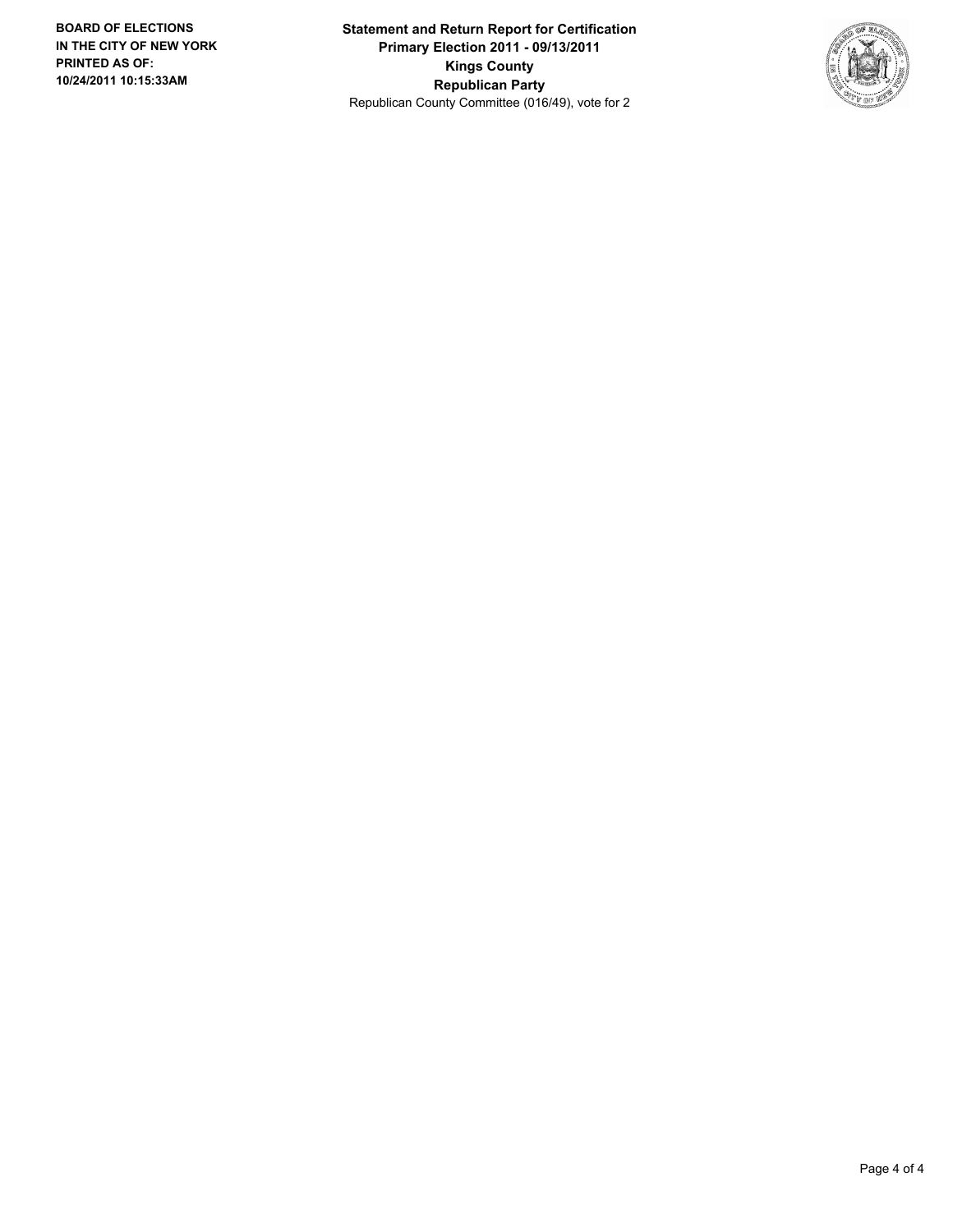**BOARD OF ELECTIONS IN THE CITY OF NEW YORK PRINTED AS OF: 10/24/2011 10:15:33AM**

**Statement and Return Report for Certification**
**Primary Election 2011 - 09/13/2011**
**Kings County**
**Republican Party**
Republican County Committee (016/49), vote for 2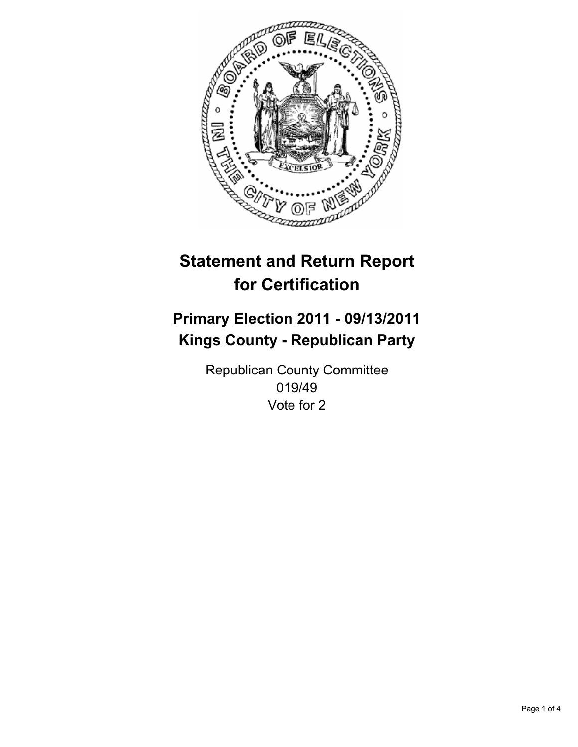# Statement and Return Report for Certification

## Primary Election 2011 - 09/13/2011
## Kings County - Republican Party

Republican County Committee
019/49
Vote for 2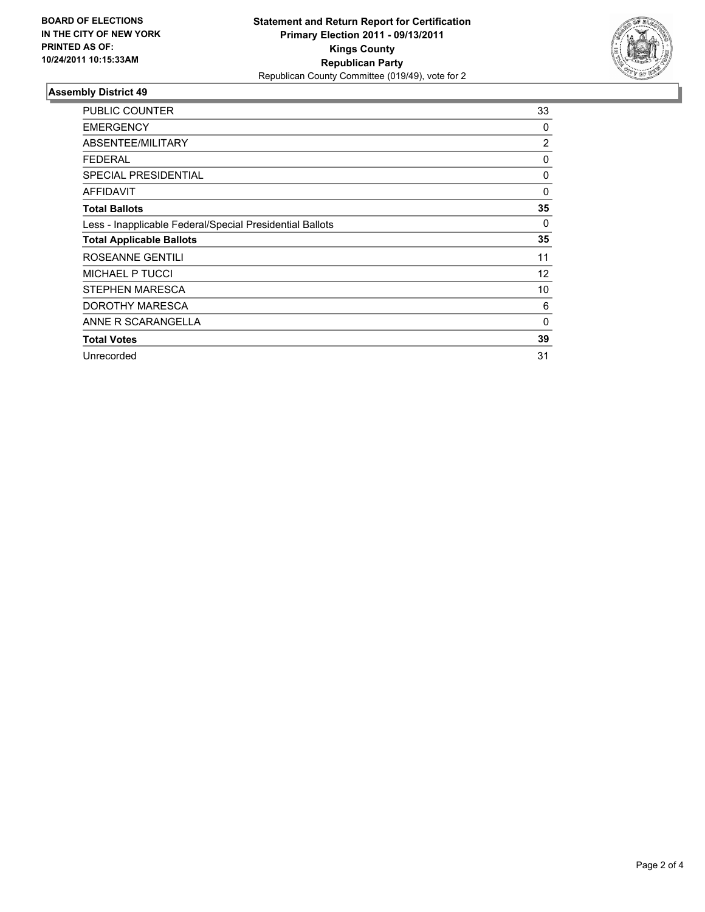**BOARD OF ELECTIONS IN THE CITY OF NEW YORK PRINTED AS OF: 10/24/2011 10:15:33AM**

# Statement and Return Report for Certification
## Primary Election 2011 - 09/13/2011
## Kings County
## Republican Party
Republican County Committee (019/49), vote for 2

### Assembly District 49

| | |
|---|---|
| PUBLIC COUNTER | 33 |
| EMERGENCY | 0 |
| ABSENTEE/MILITARY | 2 |
| FEDERAL | 0 |
| SPECIAL PRESIDENTIAL | 0 |
| AFFIDAVIT | 0 |
| **Total Ballots** | **35** |
| Less - Inapplicable Federal/Special Presidential Ballots | 0 |
| **Total Applicable Ballots** | **35** |
| ROSEANNE GENTILI | 11 |
| MICHAEL P TUCCI | 12 |
| STEPHEN MARESCA | 10 |
| DOROTHY MARESCA | 6 |
| ANNE R SCARANGELLA | 0 |
| **Total Votes** | **39** |
| Unrecorded | 31 |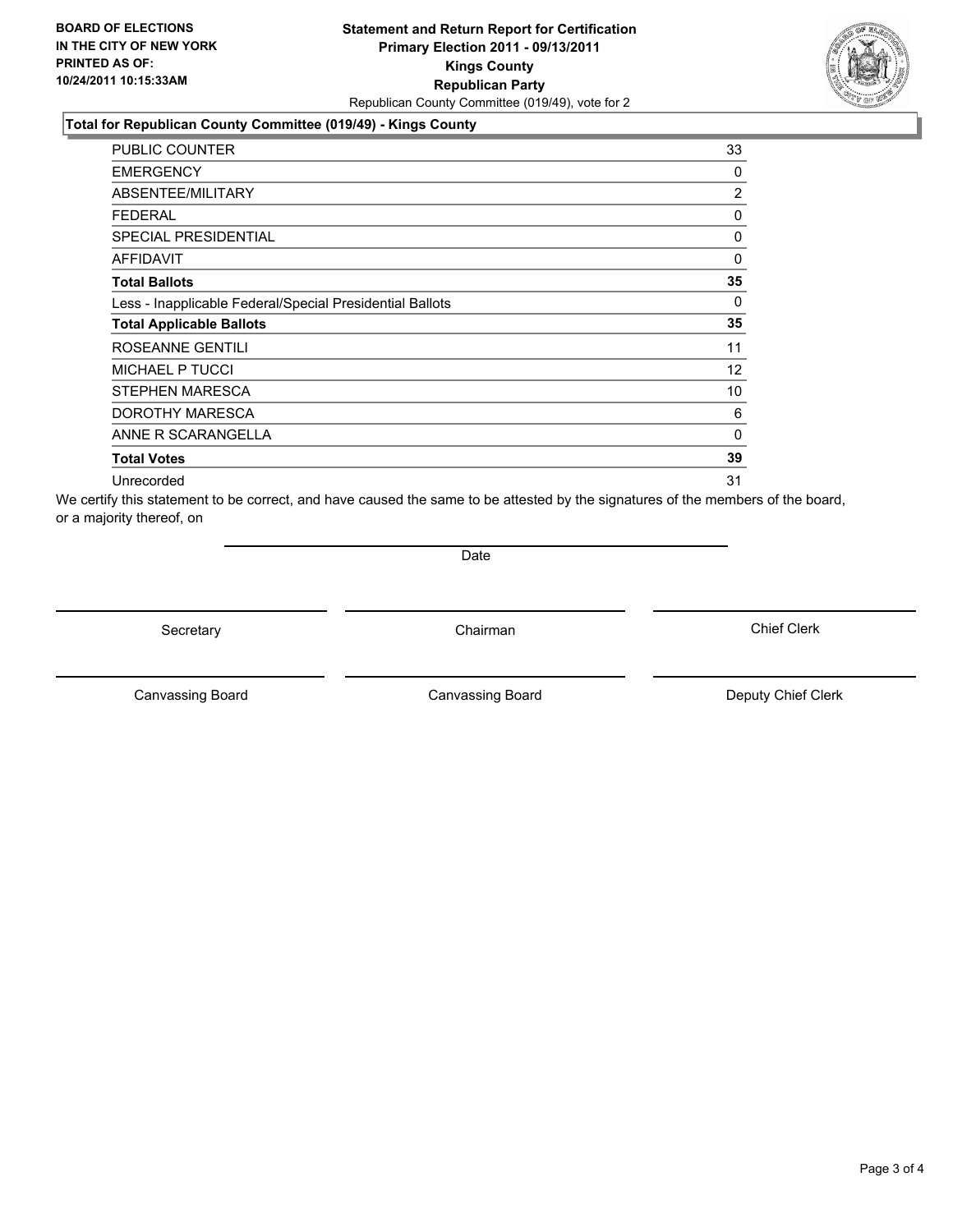**BOARD OF ELECTIONS IN THE CITY OF NEW YORK PRINTED AS OF: 10/24/2011 10:15:33AM**

**Statement and Return Report for Certification**
**Primary Election 2011 - 09/13/2011**
**Kings County**
**Republican Party**
Republican County Committee (019/49), vote for 2

### Total for Republican County Committee (019/49) - Kings County

| | |
|---|---|
| PUBLIC COUNTER | 33 |
| EMERGENCY | 0 |
| ABSENTEE/MILITARY | 2 |
| FEDERAL | 0 |
| SPECIAL PRESIDENTIAL | 0 |
| AFFIDAVIT | 0 |
| **Total Ballots** | **35** |
| Less - Inapplicable Federal/Special Presidential Ballots | 0 |
| **Total Applicable Ballots** | **35** |
| ROSEANNE GENTILI | 11 |
| MICHAEL P TUCCI | 12 |
| STEPHEN MARESCA | 10 |
| DOROTHY MARESCA | 6 |
| ANNE R SCARANGELLA | 0 |
| **Total Votes** | **39** |
| Unrecorded | 31 |

We certify this statement to be correct, and have caused the same to be attested by the signatures of the members of the board, or a majority thereof, on

Date

Secretary — Chairman — Chief Clerk

Canvassing Board — Canvassing Board — Deputy Chief Clerk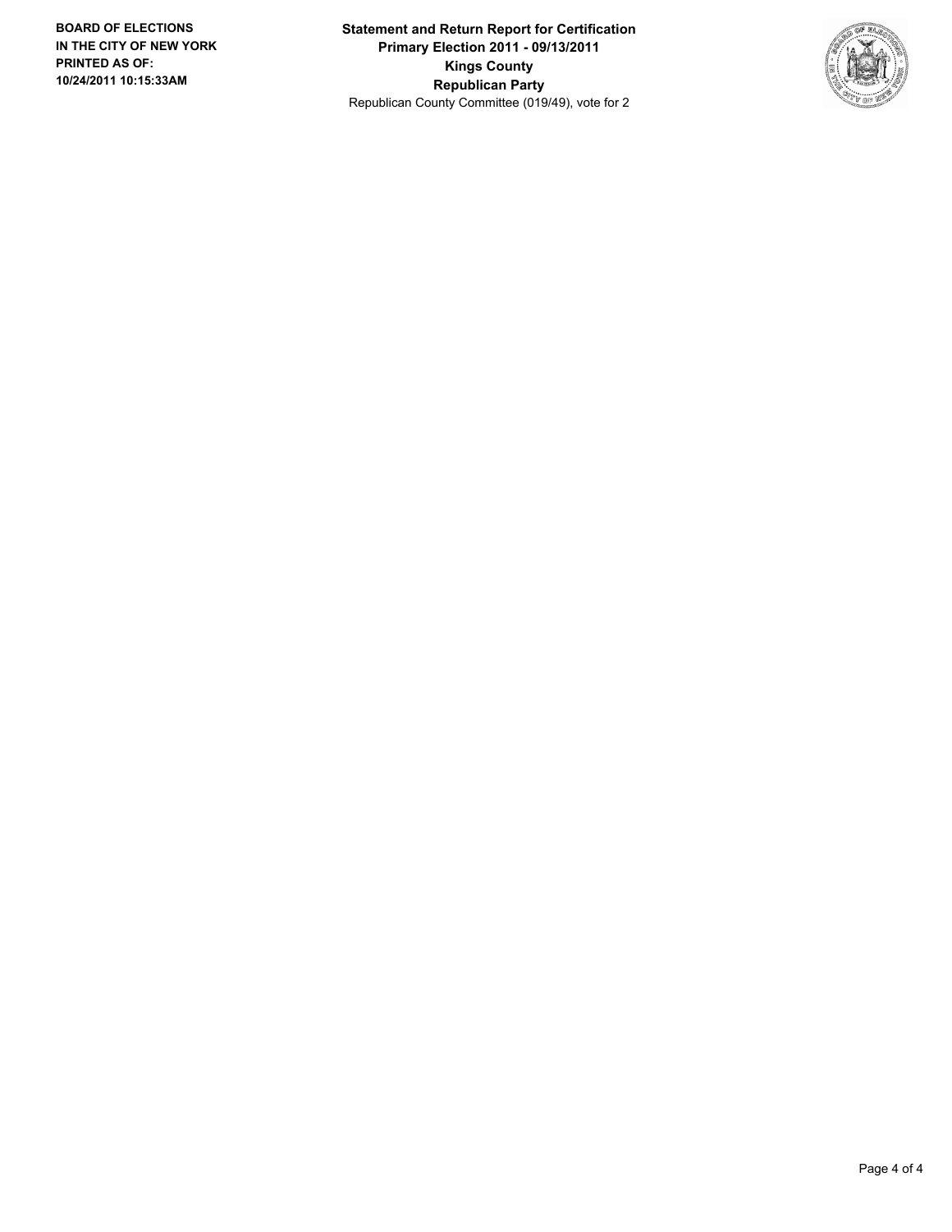**BOARD OF ELECTIONS IN THE CITY OF NEW YORK PRINTED AS OF: 10/24/2011 10:15:33AM**

**Statement and Return Report for Certification**
**Primary Election 2011 - 09/13/2011**
**Kings County**
**Republican Party**
Republican County Committee (019/49), vote for 2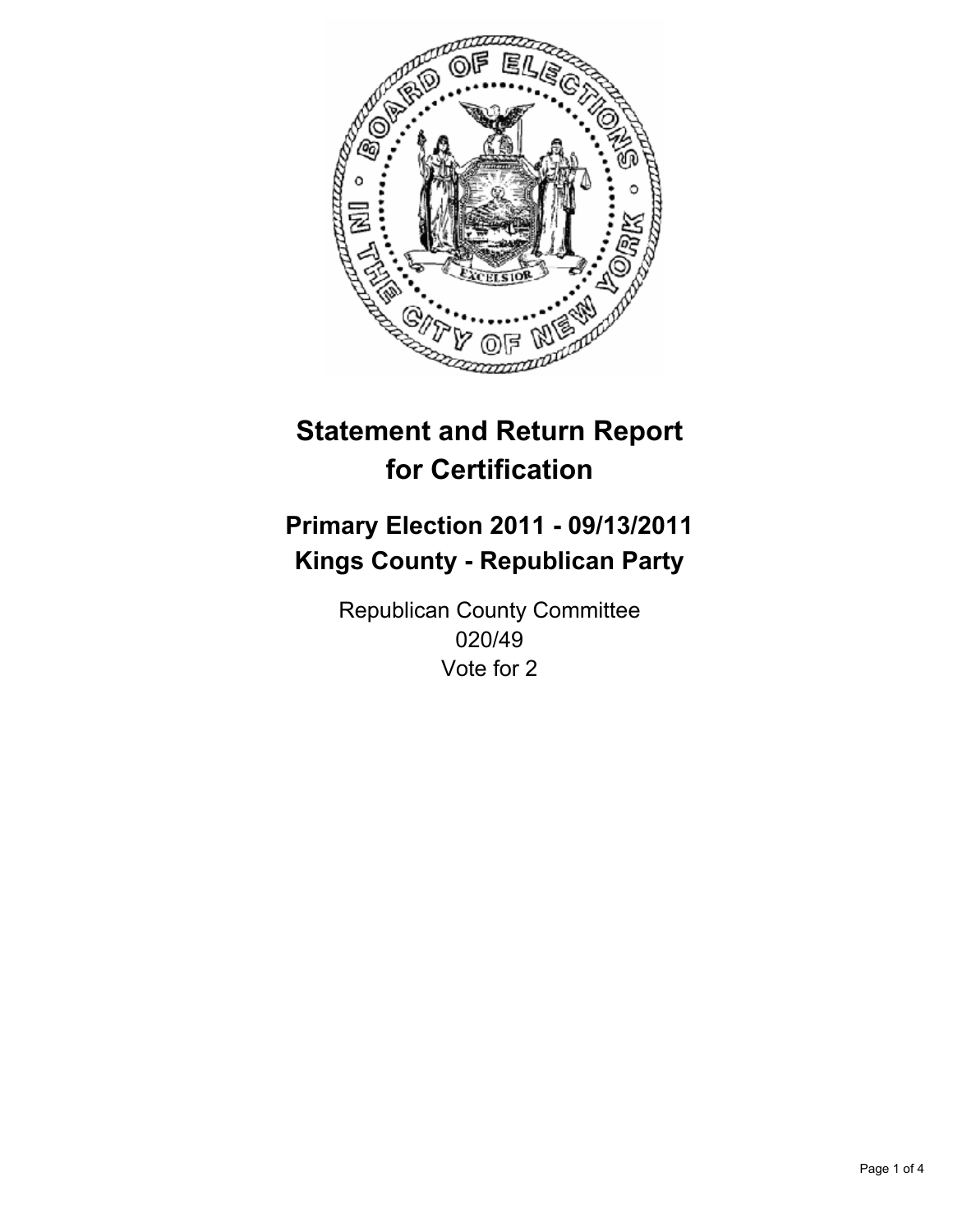# Statement and Return Report for Certification

## Primary Election 2011 - 09/13/2011
## Kings County - Republican Party

Republican County Committee
020/49
Vote for 2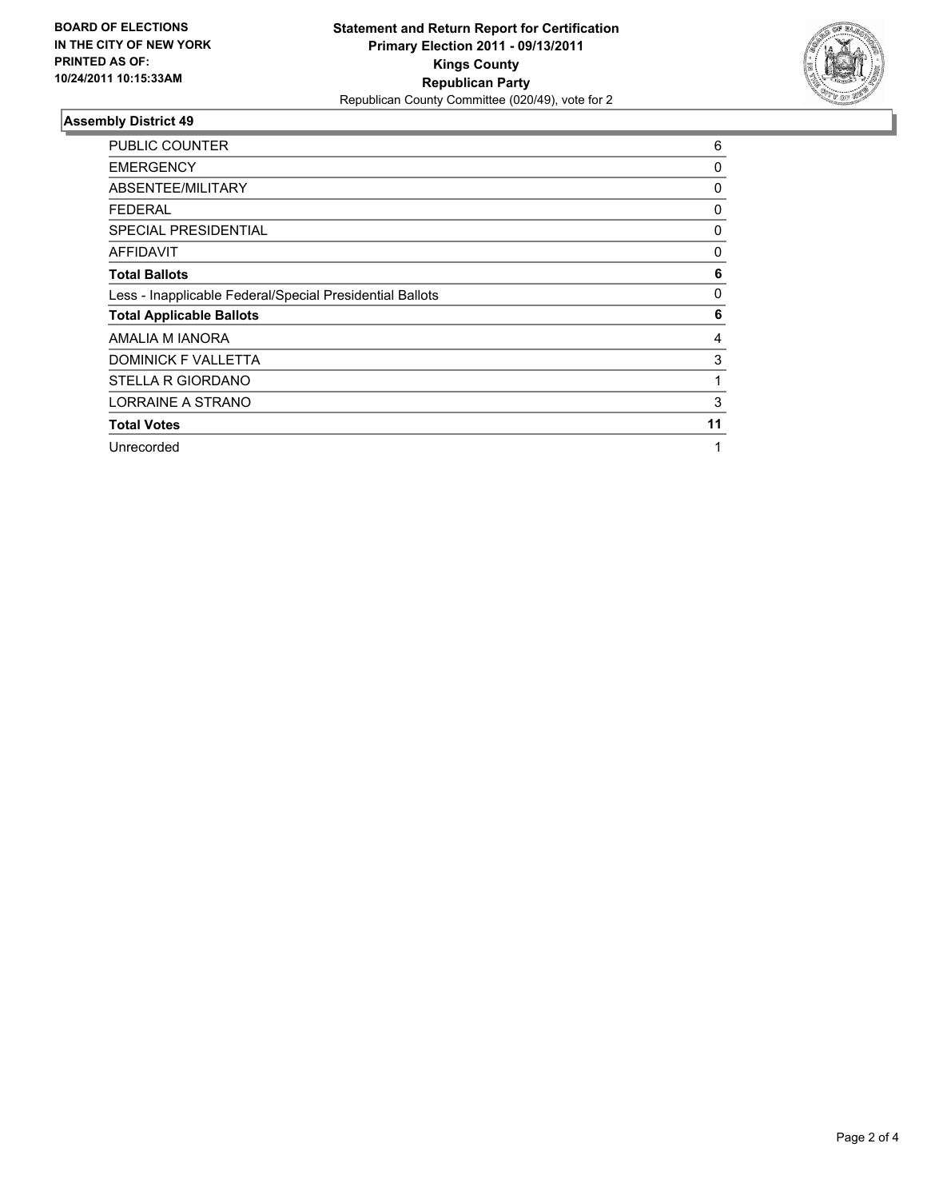**BOARD OF ELECTIONS IN THE CITY OF NEW YORK PRINTED AS OF: 10/24/2011 10:15:33AM**

**Statement and Return Report for Certification**
**Primary Election 2011 - 09/13/2011**
**Kings County**
**Republican Party**
Republican County Committee (020/49), vote for 2

## Assembly District 49

| | |
|---|---|
| PUBLIC COUNTER | 6 |
| EMERGENCY | 0 |
| ABSENTEE/MILITARY | 0 |
| FEDERAL | 0 |
| SPECIAL PRESIDENTIAL | 0 |
| AFFIDAVIT | 0 |
| **Total Ballots** | **6** |
| Less - Inapplicable Federal/Special Presidential Ballots | 0 |
| **Total Applicable Ballots** | **6** |
| AMALIA M IANORA | 4 |
| DOMINICK F VALLETTA | 3 |
| STELLA R GIORDANO | 1 |
| LORRAINE A STRANO | 3 |
| **Total Votes** | **11** |
| Unrecorded | 1 |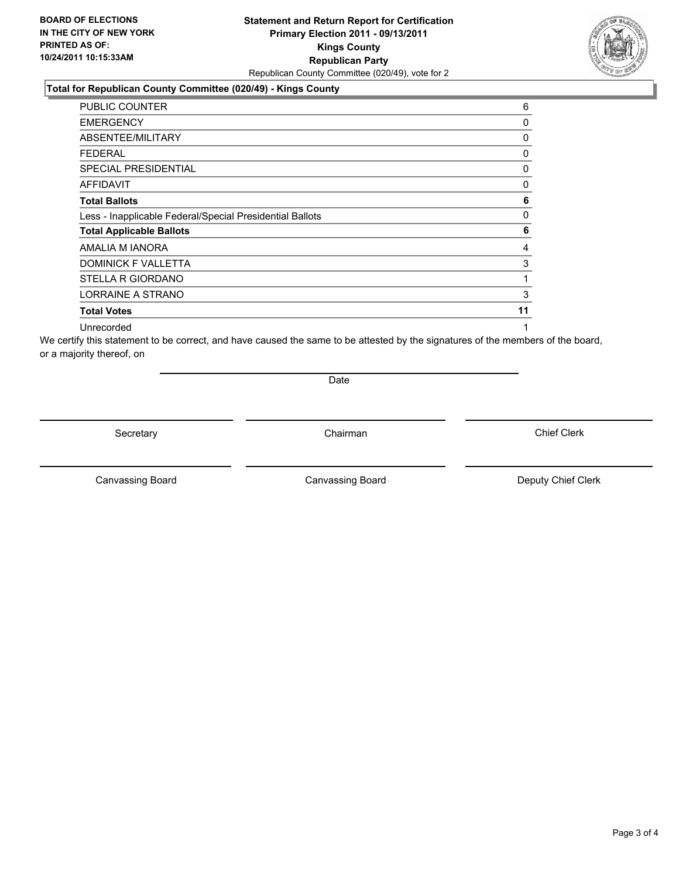**BOARD OF ELECTIONS IN THE CITY OF NEW YORK PRINTED AS OF: 10/24/2011 10:15:33AM**

**Statement and Return Report for Certification**
**Primary Election 2011 - 09/13/2011**
**Kings County**
**Republican Party**
Republican County Committee (020/49), vote for 2

**Total for Republican County Committee (020/49) - Kings County**

| | |
|---|---|
| PUBLIC COUNTER | 6 |
| EMERGENCY | 0 |
| ABSENTEE/MILITARY | 0 |
| FEDERAL | 0 |
| SPECIAL PRESIDENTIAL | 0 |
| AFFIDAVIT | 0 |
| **Total Ballots** | **6** |
| Less - Inapplicable Federal/Special Presidential Ballots | 0 |
| **Total Applicable Ballots** | **6** |
| AMALIA M IANORA | 4 |
| DOMINICK F VALLETTA | 3 |
| STELLA R GIORDANO | 1 |
| LORRAINE A STRANO | 3 |
| **Total Votes** | **11** |
| Unrecorded | 1 |

We certify this statement to be correct, and have caused the same to be attested by the signatures of the members of the board, or a majority thereof, on

Date

Secretary | Chairman | Chief Clerk

Canvassing Board | Canvassing Board | Deputy Chief Clerk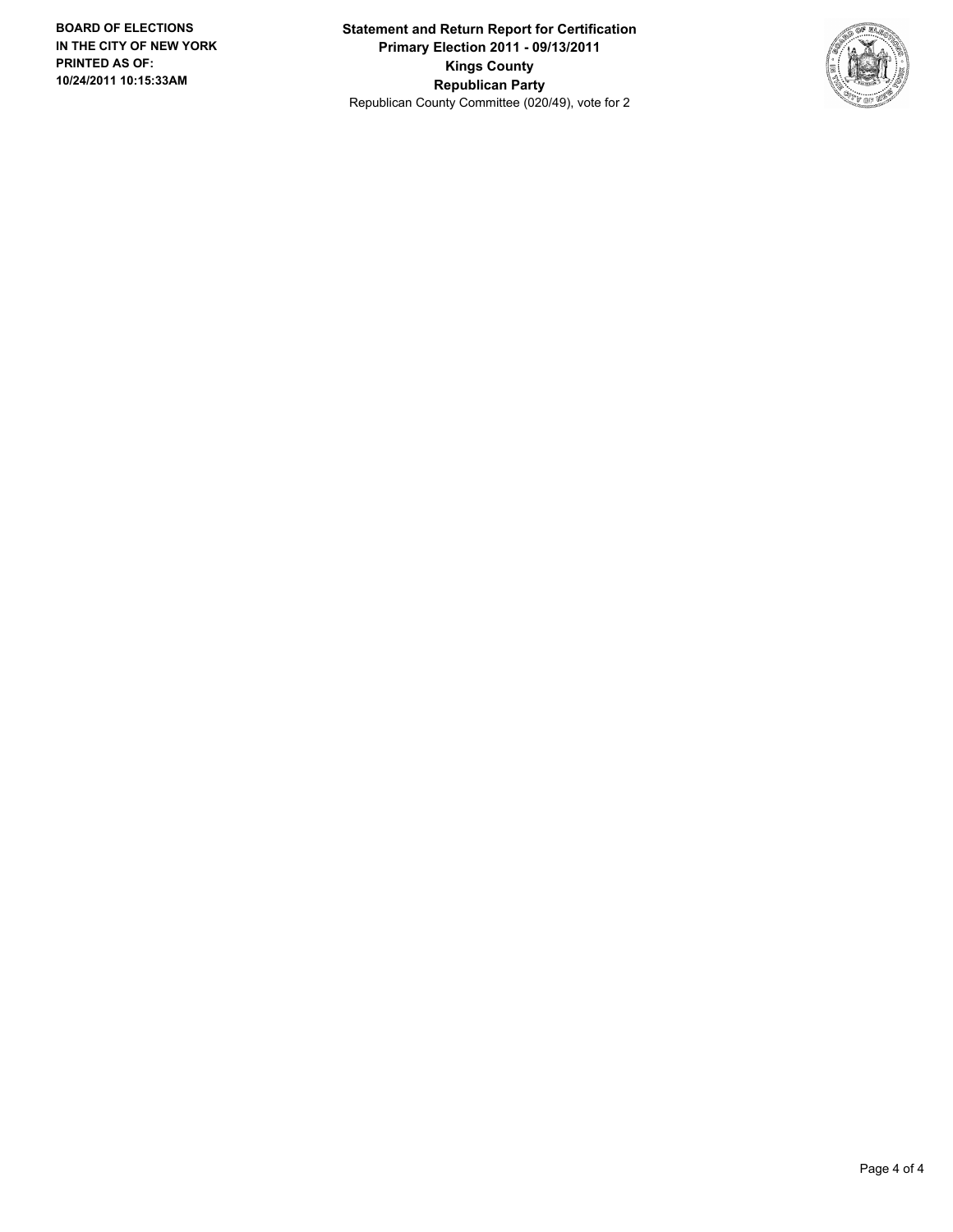**Statement and Return Report for Certification**
**Primary Election 2011 - 09/13/2011**
**Kings County**
**Republican Party**
Republican County Committee (020/49), vote for 2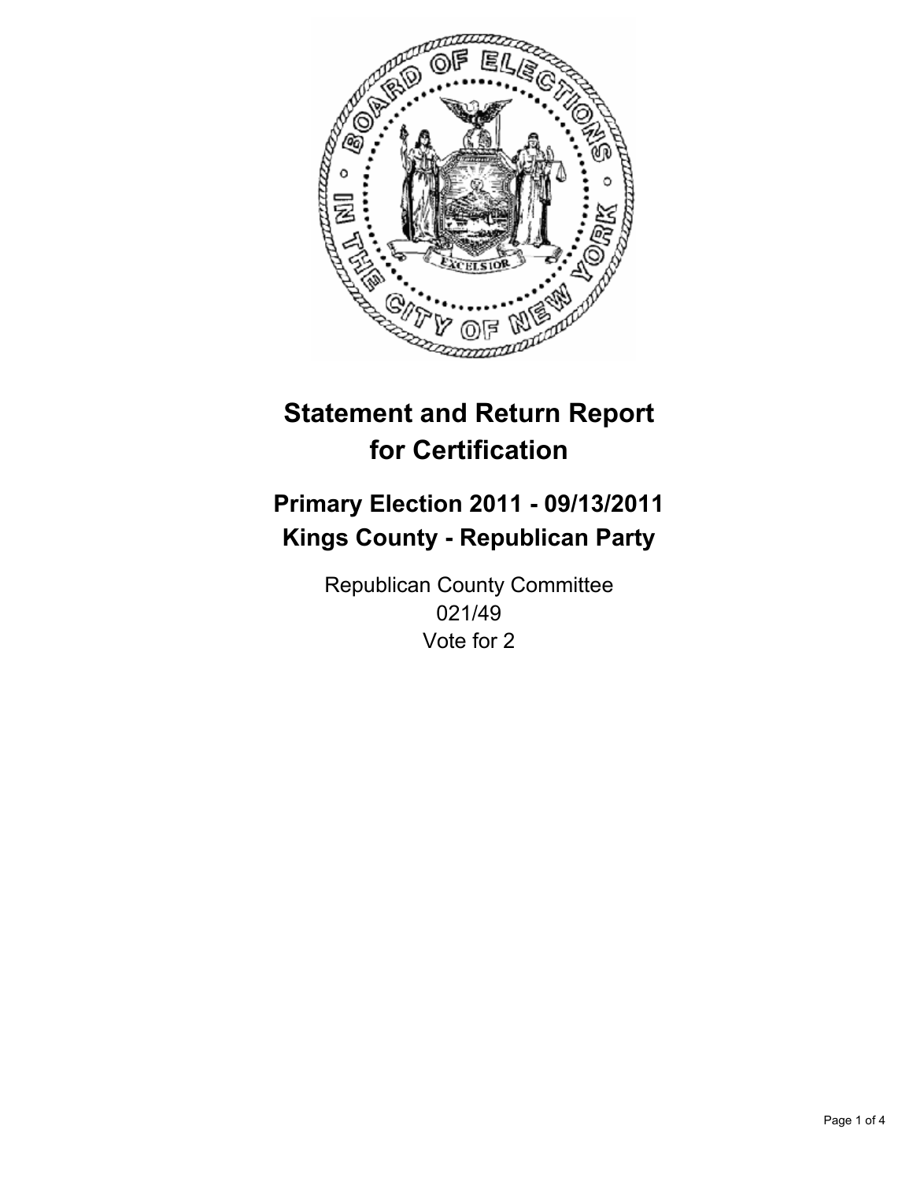# Statement and Return Report for Certification

## Primary Election 2011 - 09/13/2011
## Kings County - Republican Party

Republican County Committee
021/49
Vote for 2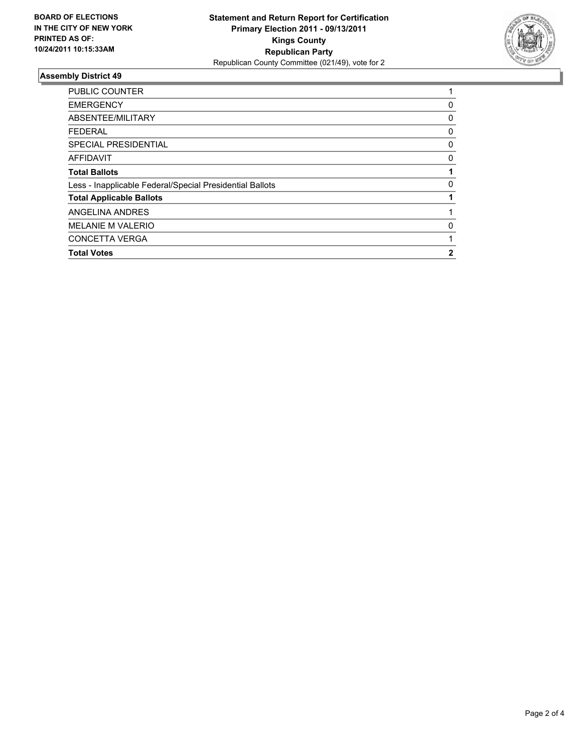**BOARD OF ELECTIONS IN THE CITY OF NEW YORK PRINTED AS OF: 10/24/2011 10:15:33AM**

**Statement and Return Report for Certification Primary Election 2011 - 09/13/2011 Kings County Republican Party**
Republican County Committee (021/49), vote for 2

## Assembly District 49

| | |
|---|---|
| PUBLIC COUNTER | 1 |
| EMERGENCY | 0 |
| ABSENTEE/MILITARY | 0 |
| FEDERAL | 0 |
| SPECIAL PRESIDENTIAL | 0 |
| AFFIDAVIT | 0 |
| **Total Ballots** | **1** |
| Less - Inapplicable Federal/Special Presidential Ballots | 0 |
| **Total Applicable Ballots** | **1** |
| ANGELINA ANDRES | 1 |
| MELANIE M VALERIO | 0 |
| CONCETTA VERGA | 1 |
| **Total Votes** | **2** |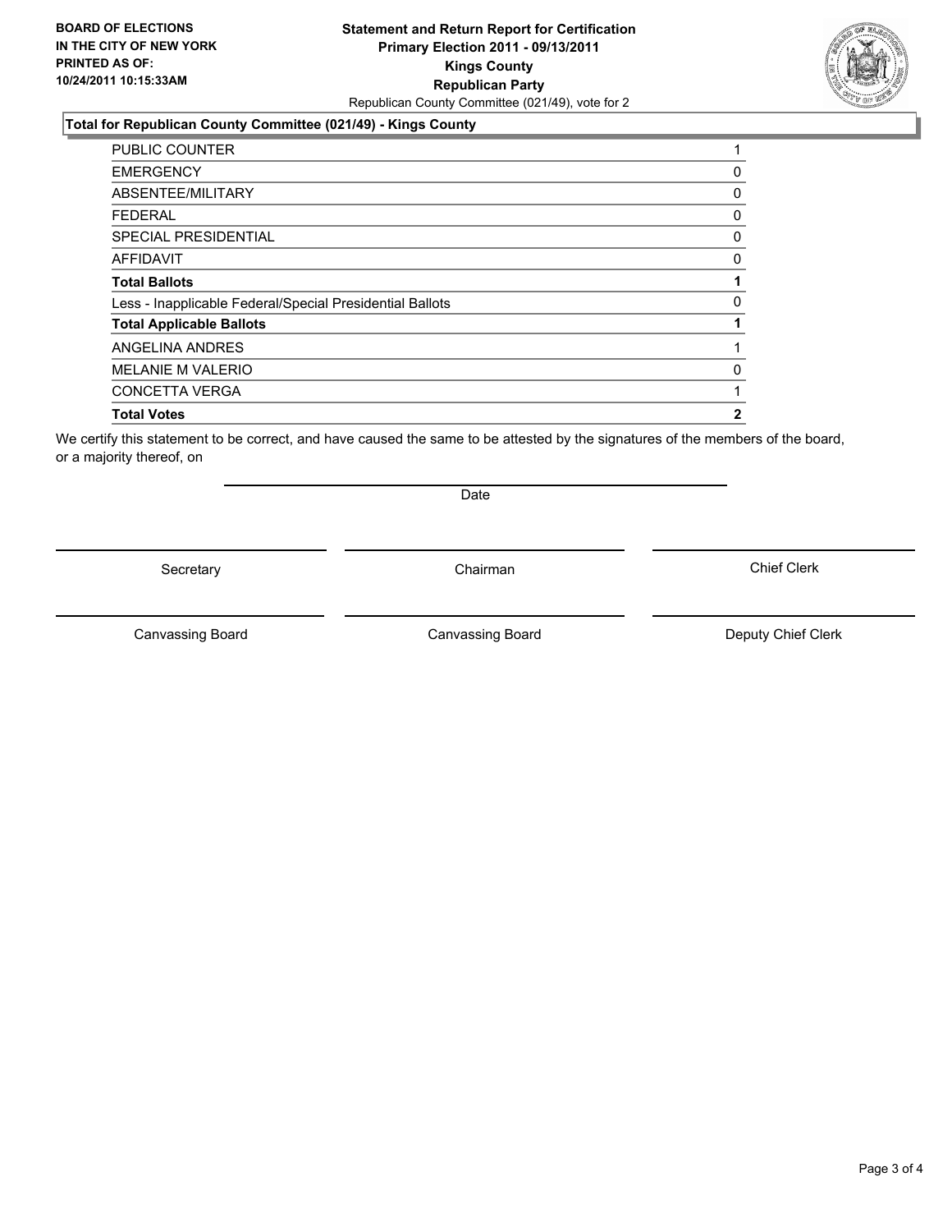**BOARD OF ELECTIONS IN THE CITY OF NEW YORK PRINTED AS OF: 10/24/2011 10:15:33AM**

# Statement and Return Report for Certification
## Primary Election 2011 - 09/13/2011
## Kings County
## Republican Party

Republican County Committee (021/49), vote for 2

### Total for Republican County Committee (021/49) - Kings County

| | |
|---|---|
| PUBLIC COUNTER | 1 |
| EMERGENCY | 0 |
| ABSENTEE/MILITARY | 0 |
| FEDERAL | 0 |
| SPECIAL PRESIDENTIAL | 0 |
| AFFIDAVIT | 0 |
| **Total Ballots** | **1** |
| Less - Inapplicable Federal/Special Presidential Ballots | 0 |
| **Total Applicable Ballots** | **1** |
| ANGELINA ANDRES | 1 |
| MELANIE M VALERIO | 0 |
| CONCETTA VERGA | 1 |
| **Total Votes** | **2** |

We certify this statement to be correct, and have caused the same to be attested by the signatures of the members of the board, or a majority thereof, on

Date

Secretary | Chairman | Chief Clerk

Canvassing Board | Canvassing Board | Deputy Chief Clerk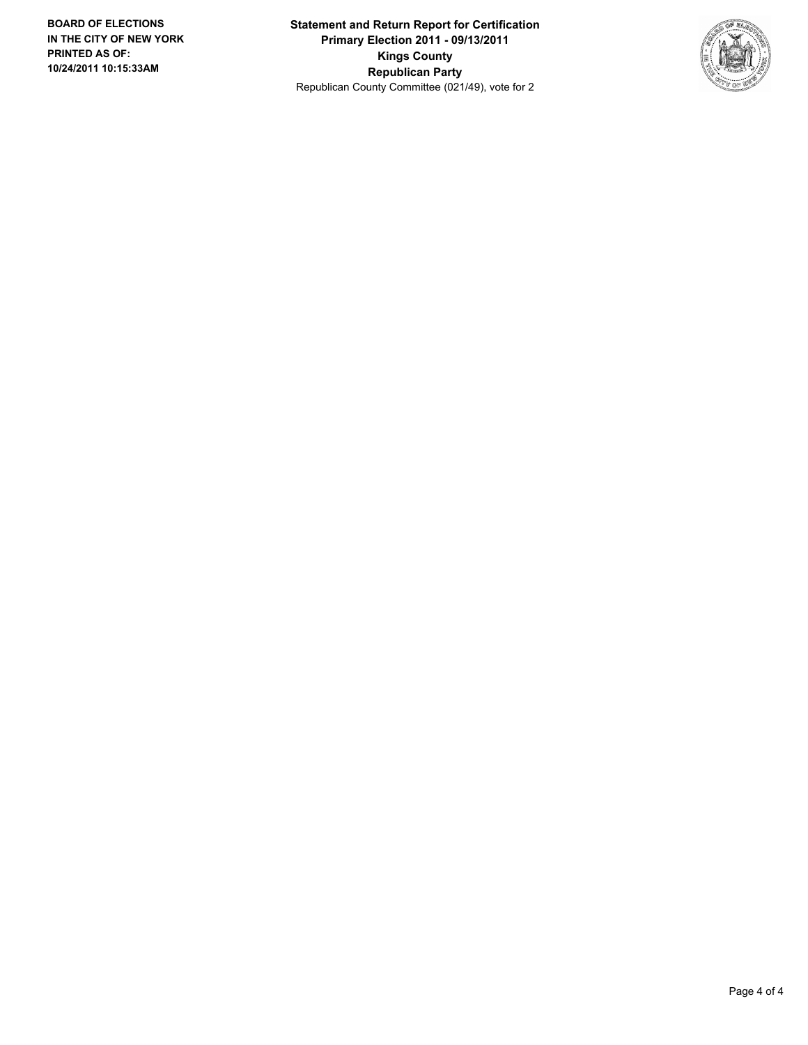**BOARD OF ELECTIONS IN THE CITY OF NEW YORK PRINTED AS OF: 10/24/2011 10:15:33AM**

**Statement and Return Report for Certification**
**Primary Election 2011 - 09/13/2011**
**Kings County**
**Republican Party**
Republican County Committee (021/49), vote for 2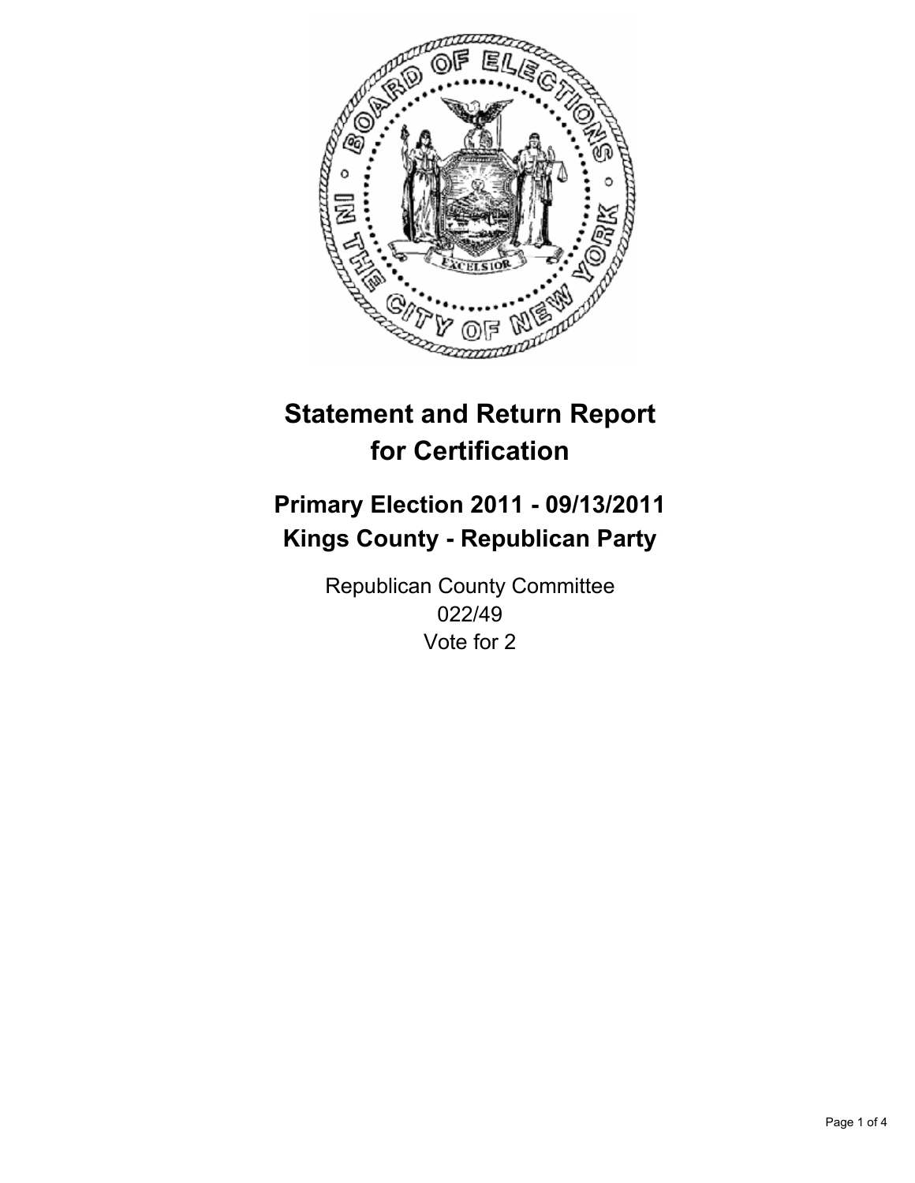# Statement and Return Report for Certification

## Primary Election 2011 - 09/13/2011
## Kings County - Republican Party

Republican County Committee
022/49
Vote for 2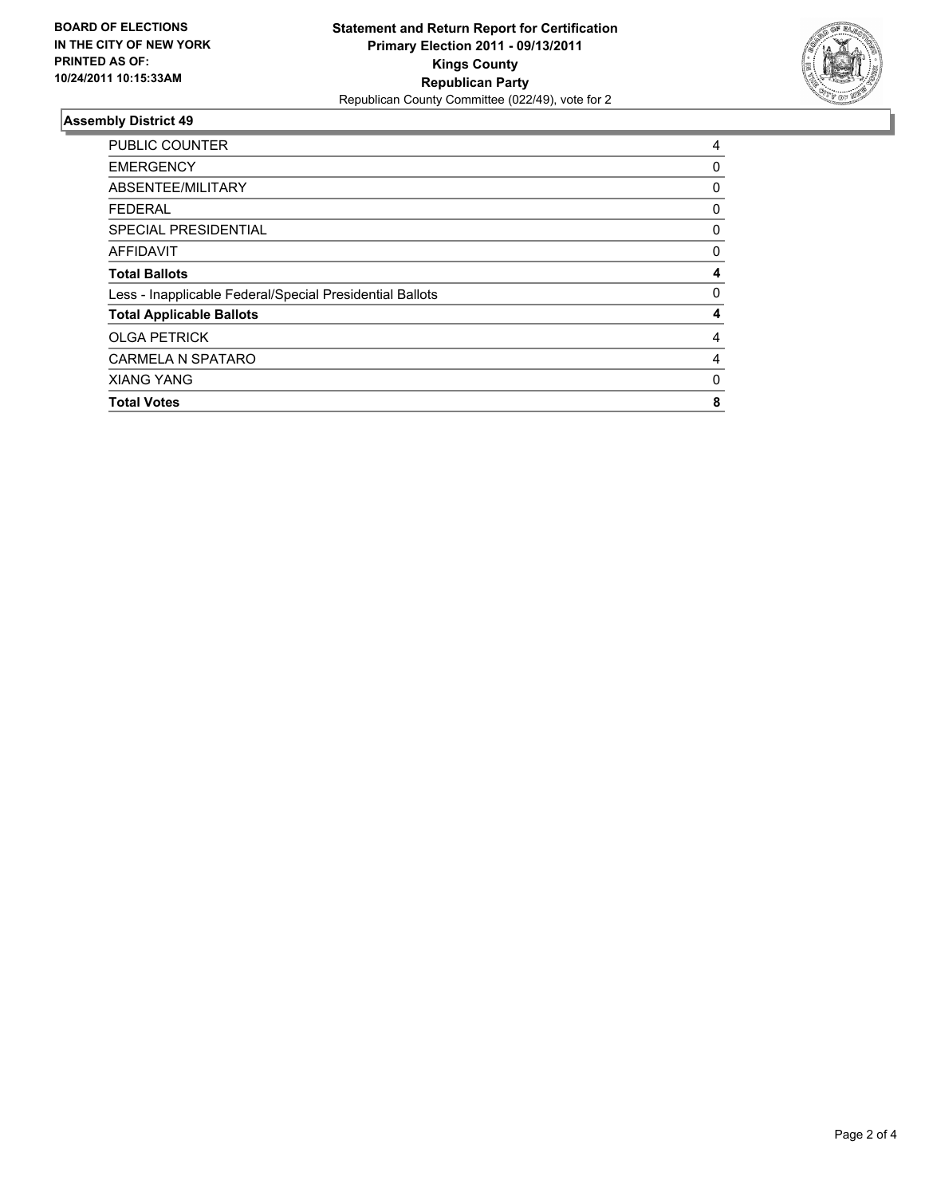**BOARD OF ELECTIONS IN THE CITY OF NEW YORK PRINTED AS OF: 10/24/2011 10:15:33AM**

**Statement and Return Report for Certification**
**Primary Election 2011 - 09/13/2011**
**Kings County**
**Republican Party**
Republican County Committee (022/49), vote for 2

## Assembly District 49

| | |
|---|---|
| PUBLIC COUNTER | 4 |
| EMERGENCY | 0 |
| ABSENTEE/MILITARY | 0 |
| FEDERAL | 0 |
| SPECIAL PRESIDENTIAL | 0 |
| AFFIDAVIT | 0 |
| **Total Ballots** | **4** |
| Less - Inapplicable Federal/Special Presidential Ballots | 0 |
| **Total Applicable Ballots** | **4** |
| OLGA PETRICK | 4 |
| CARMELA N SPATARO | 4 |
| XIANG YANG | 0 |
| **Total Votes** | **8** |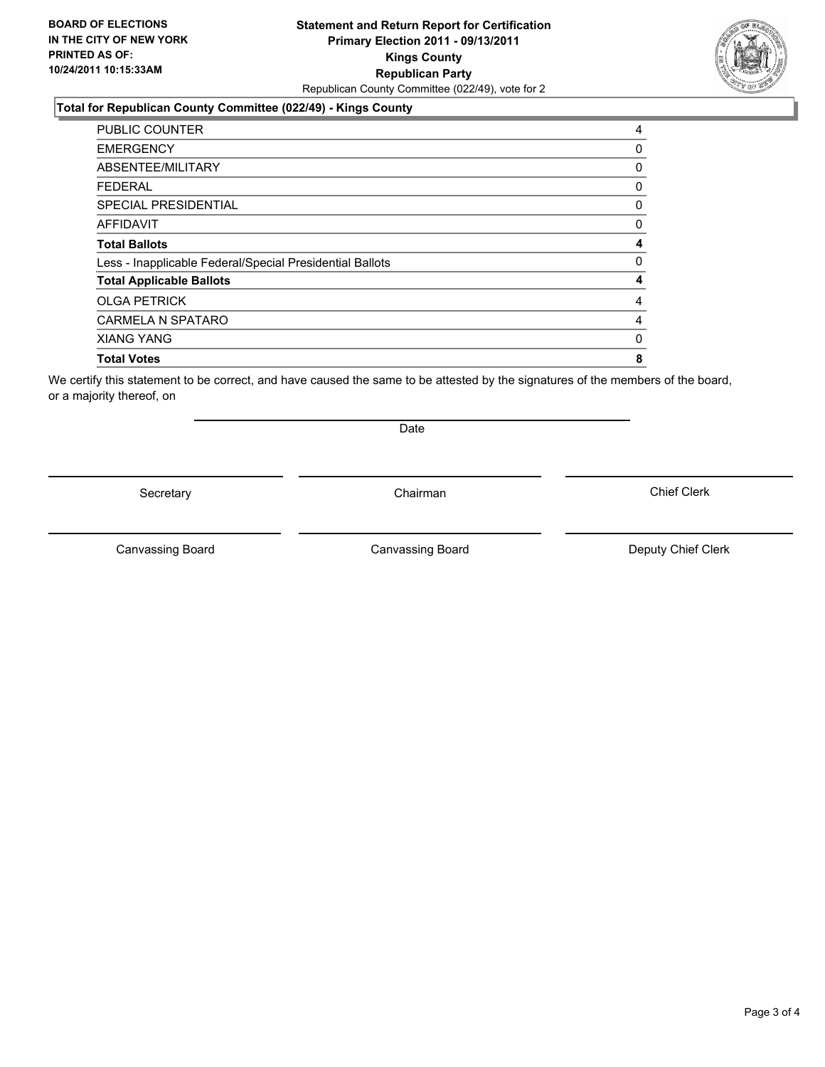**BOARD OF ELECTIONS IN THE CITY OF NEW YORK PRINTED AS OF: 10/24/2011 10:15:33AM**

**Statement and Return Report for Certification**
**Primary Election 2011 - 09/13/2011**
**Kings County**
**Republican Party**
Republican County Committee (022/49), vote for 2

**Total for Republican County Committee (022/49) - Kings County**

| | |
|---|---|
| PUBLIC COUNTER | 4 |
| EMERGENCY | 0 |
| ABSENTEE/MILITARY | 0 |
| FEDERAL | 0 |
| SPECIAL PRESIDENTIAL | 0 |
| AFFIDAVIT | 0 |
| **Total Ballots** | **4** |
| Less - Inapplicable Federal/Special Presidential Ballots | 0 |
| **Total Applicable Ballots** | **4** |
| OLGA PETRICK | 4 |
| CARMELA N SPATARO | 4 |
| XIANG YANG | 0 |
| **Total Votes** | **8** |

We certify this statement to be correct, and have caused the same to be attested by the signatures of the members of the board, or a majority thereof, on

Date

Secretary | Chairman | Chief Clerk

Canvassing Board | Canvassing Board | Deputy Chief Clerk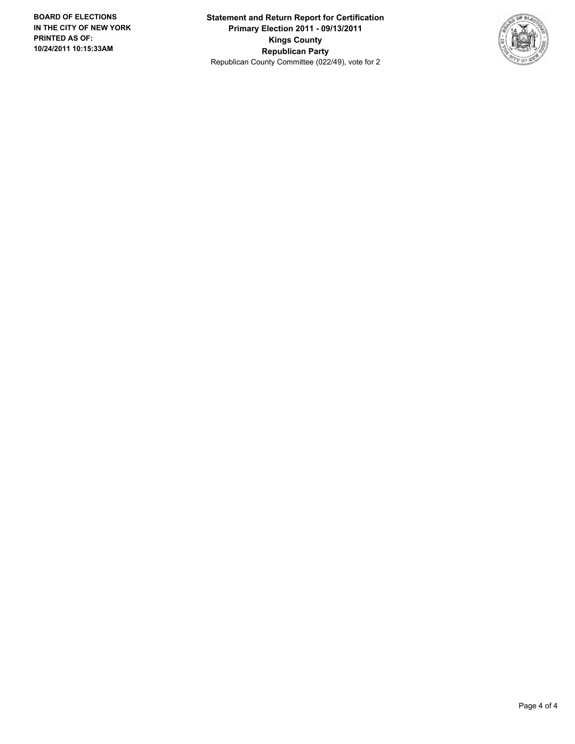**BOARD OF ELECTIONS IN THE CITY OF NEW YORK PRINTED AS OF: 10/24/2011 10:15:33AM**

**Statement and Return Report for Certification**
**Primary Election 2011 - 09/13/2011**
**Kings County**
**Republican Party**
Republican County Committee (022/49), vote for 2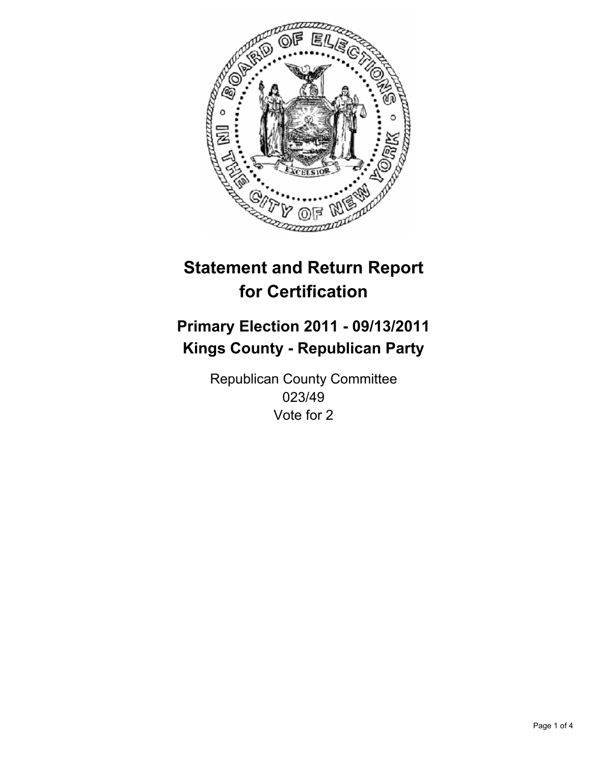# Statement and Return Report for Certification

## Primary Election 2011 - 09/13/2011
## Kings County - Republican Party

Republican County Committee
023/49
Vote for 2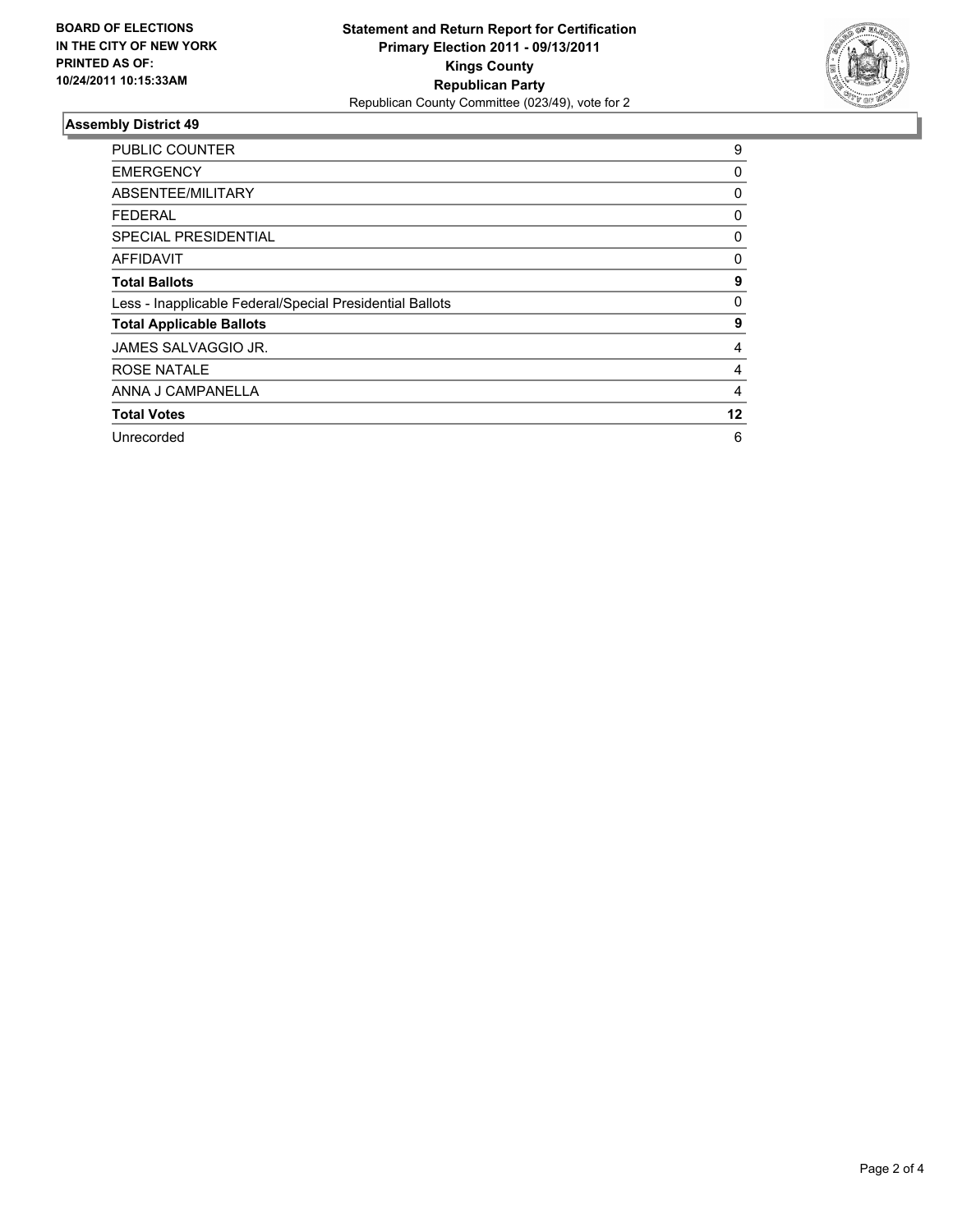**BOARD OF ELECTIONS IN THE CITY OF NEW YORK PRINTED AS OF: 10/24/2011 10:15:33AM**

**Statement and Return Report for Certification**
**Primary Election 2011 - 09/13/2011**
**Kings County**
**Republican Party**
Republican County Committee (023/49), vote for 2

## Assembly District 49

| | |
|---|---|
| PUBLIC COUNTER | 9 |
| EMERGENCY | 0 |
| ABSENTEE/MILITARY | 0 |
| FEDERAL | 0 |
| SPECIAL PRESIDENTIAL | 0 |
| AFFIDAVIT | 0 |
| **Total Ballots** | **9** |
| Less - Inapplicable Federal/Special Presidential Ballots | 0 |
| **Total Applicable Ballots** | **9** |
| JAMES SALVAGGIO JR. | 4 |
| ROSE NATALE | 4 |
| ANNA J CAMPANELLA | 4 |
| **Total Votes** | **12** |
| Unrecorded | 6 |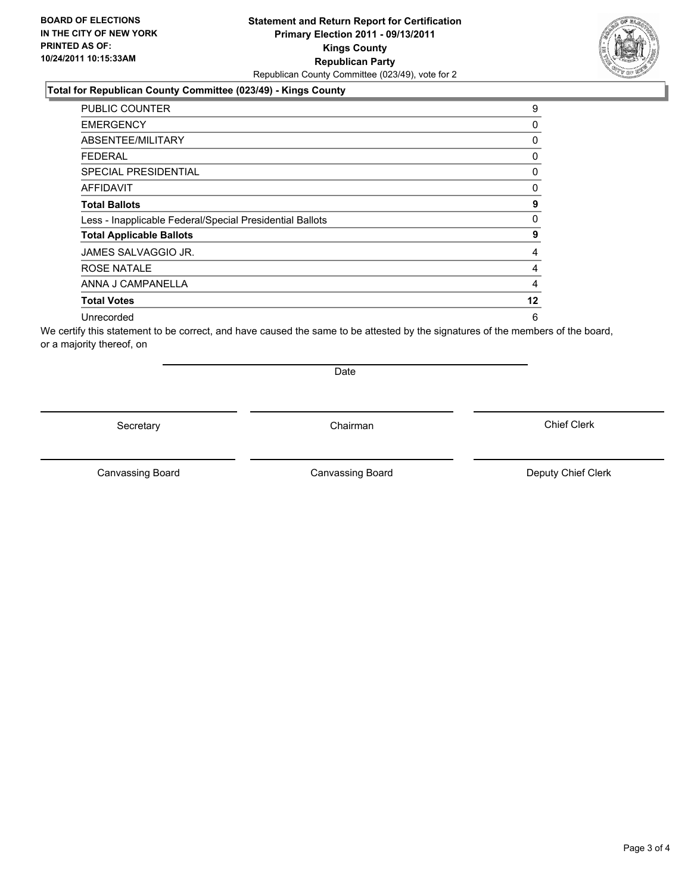**BOARD OF ELECTIONS IN THE CITY OF NEW YORK PRINTED AS OF: 10/24/2011 10:15:33AM**

# Statement and Return Report for Certification
## Primary Election 2011 - 09/13/2011
## Kings County
## Republican Party

Republican County Committee (023/49), vote for 2

### Total for Republican County Committee (023/49) - Kings County

| | |
|---|---|
| PUBLIC COUNTER | 9 |
| EMERGENCY | 0 |
| ABSENTEE/MILITARY | 0 |
| FEDERAL | 0 |
| SPECIAL PRESIDENTIAL | 0 |
| AFFIDAVIT | 0 |
| **Total Ballots** | **9** |
| Less - Inapplicable Federal/Special Presidential Ballots | 0 |
| **Total Applicable Ballots** | **9** |
| JAMES SALVAGGIO JR. | 4 |
| ROSE NATALE | 4 |
| ANNA J CAMPANELLA | 4 |
| **Total Votes** | **12** |
| Unrecorded | 6 |

We certify this statement to be correct, and have caused the same to be attested by the signatures of the members of the board, or a majority thereof, on

Date

Secretary | Chairman | Chief Clerk

Canvassing Board | Canvassing Board | Deputy Chief Clerk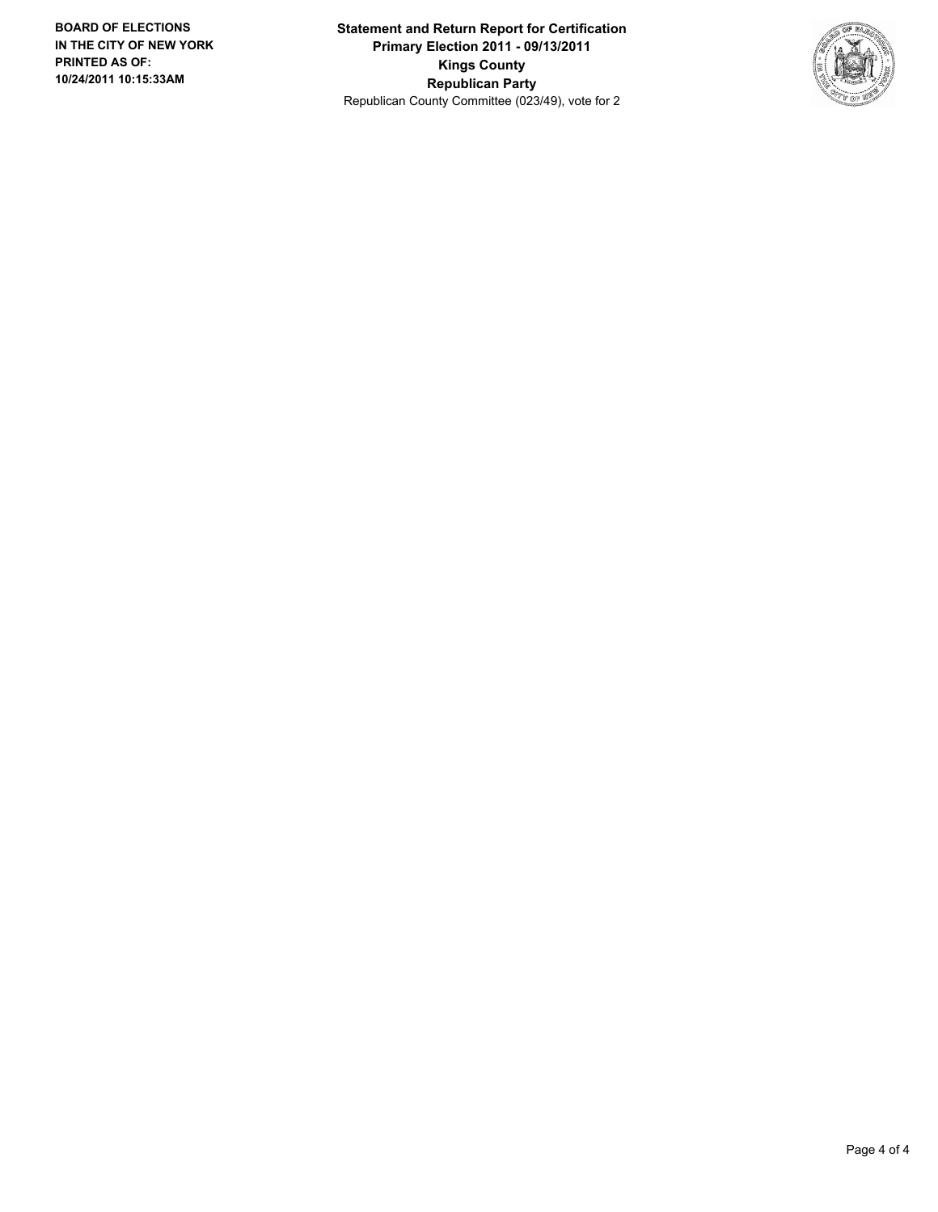BOARD OF ELECTIONS
IN THE CITY OF NEW YORK
PRINTED AS OF:
10/24/2011 10:15:33AM

**Statement and Return Report for Certification**
**Primary Election 2011 - 09/13/2011**
**Kings County**
**Republican Party**
Republican County Committee (023/49), vote for 2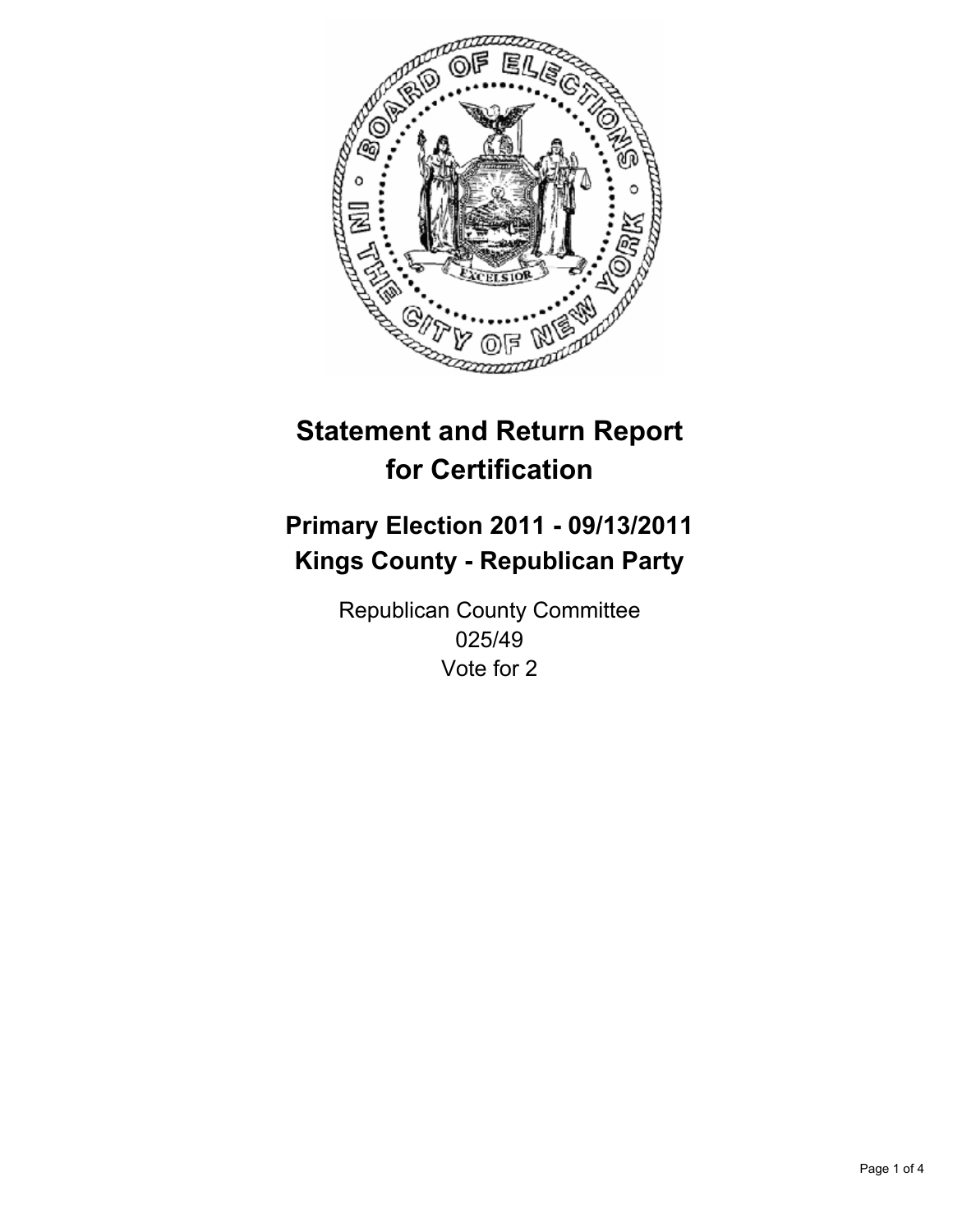# Statement and Return Report for Certification

## Primary Election 2011 - 09/13/2011
## Kings County - Republican Party

Republican County Committee
025/49
Vote for 2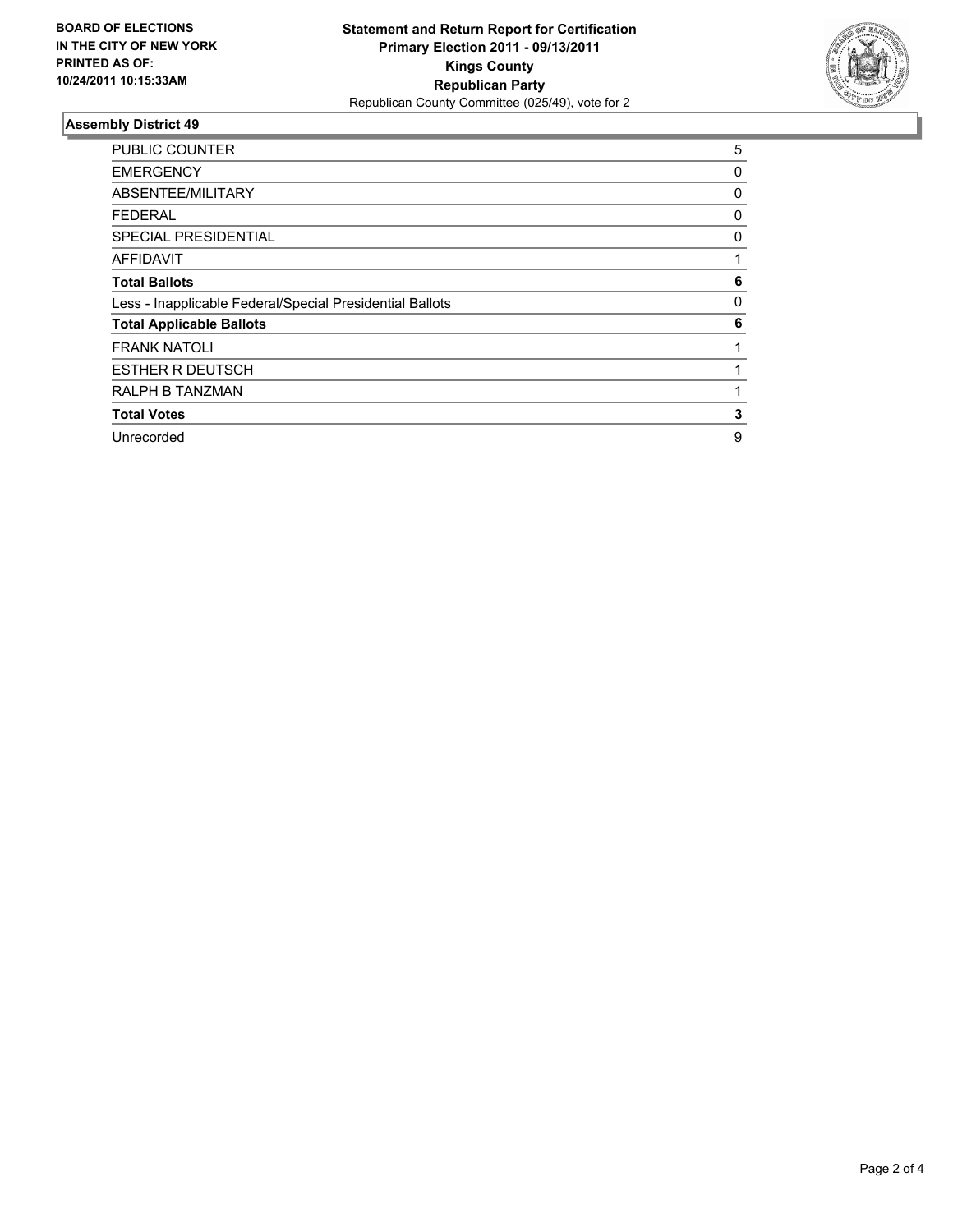**BOARD OF ELECTIONS IN THE CITY OF NEW YORK PRINTED AS OF: 10/24/2011 10:15:33AM**

**Statement and Return Report for Certification**
**Primary Election 2011 - 09/13/2011**
**Kings County**
**Republican Party**
Republican County Committee (025/49), vote for 2

## Assembly District 49

| | |
|---|---|
| PUBLIC COUNTER | 5 |
| EMERGENCY | 0 |
| ABSENTEE/MILITARY | 0 |
| FEDERAL | 0 |
| SPECIAL PRESIDENTIAL | 0 |
| AFFIDAVIT | 1 |
| **Total Ballots** | **6** |
| Less - Inapplicable Federal/Special Presidential Ballots | 0 |
| **Total Applicable Ballots** | **6** |
| FRANK NATOLI | 1 |
| ESTHER R DEUTSCH | 1 |
| RALPH B TANZMAN | 1 |
| **Total Votes** | **3** |
| Unrecorded | 9 |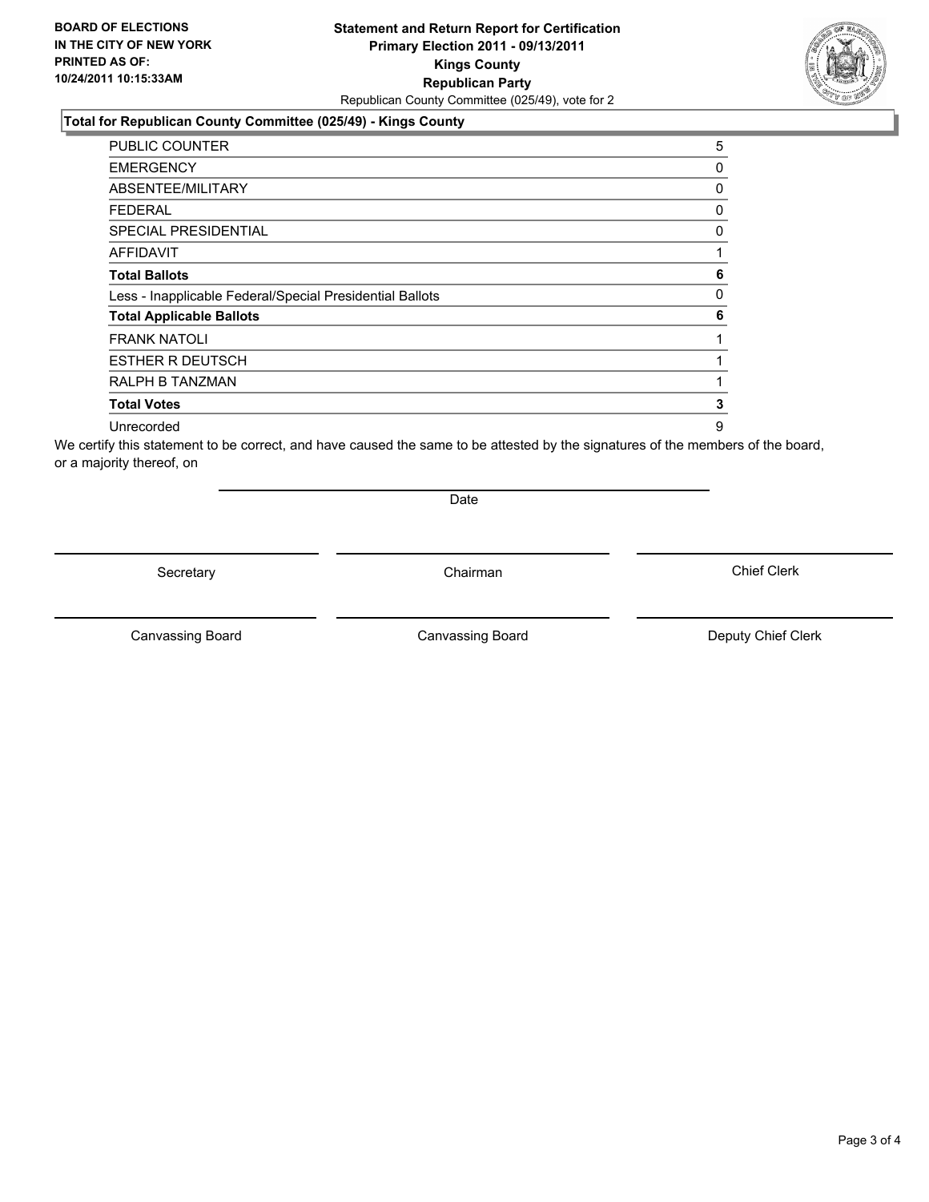**BOARD OF ELECTIONS IN THE CITY OF NEW YORK PRINTED AS OF: 10/24/2011 10:15:33AM**

**Statement and Return Report for Certification**
**Primary Election 2011 - 09/13/2011**
**Kings County**
**Republican Party**
Republican County Committee (025/49), vote for 2

## Total for Republican County Committee (025/49) - Kings County

| | |
|---|---|
| PUBLIC COUNTER | 5 |
| EMERGENCY | 0 |
| ABSENTEE/MILITARY | 0 |
| FEDERAL | 0 |
| SPECIAL PRESIDENTIAL | 0 |
| AFFIDAVIT | 1 |
| **Total Ballots** | **6** |
| Less - Inapplicable Federal/Special Presidential Ballots | 0 |
| **Total Applicable Ballots** | **6** |
| FRANK NATOLI | 1 |
| ESTHER R DEUTSCH | 1 |
| RALPH B TANZMAN | 1 |
| **Total Votes** | **3** |
| Unrecorded | 9 |

We certify this statement to be correct, and have caused the same to be attested by the signatures of the members of the board, or a majority thereof, on

Date

Secretary | Chairman | Chief Clerk

Canvassing Board | Canvassing Board | Deputy Chief Clerk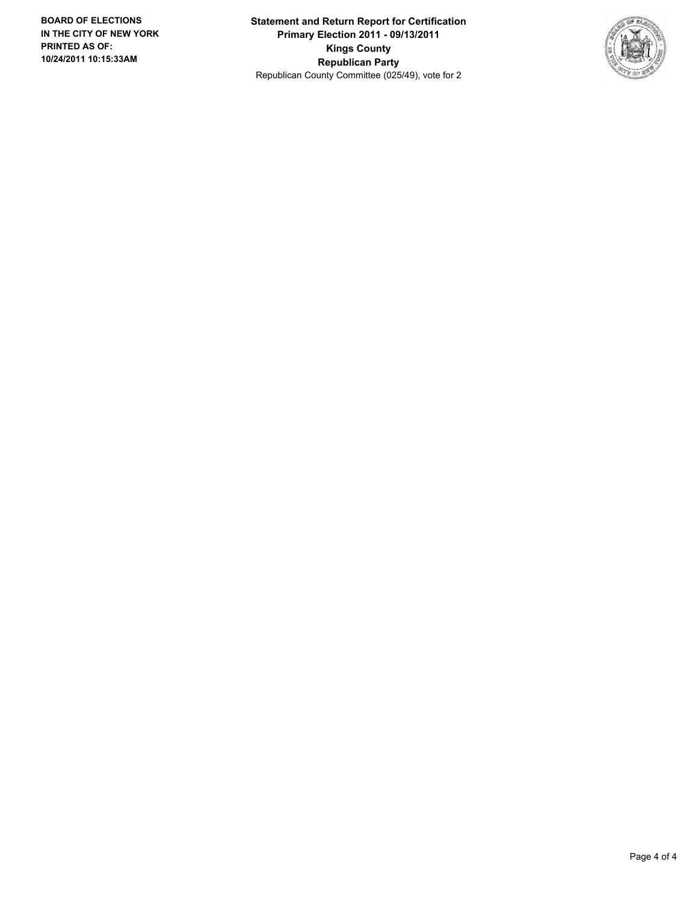**BOARD OF ELECTIONS IN THE CITY OF NEW YORK PRINTED AS OF: 10/24/2011 10:15:33AM**

**Statement and Return Report for Certification**
**Primary Election 2011 - 09/13/2011**
**Kings County**
**Republican Party**
Republican County Committee (025/49), vote for 2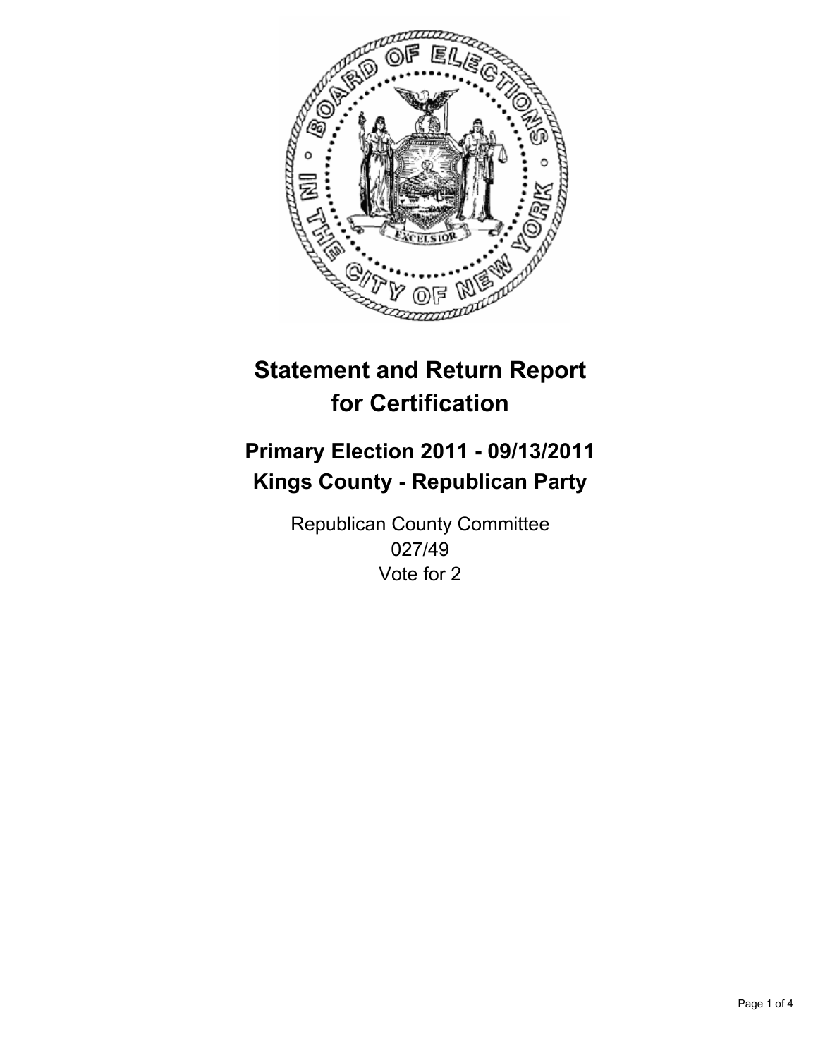# Statement and Return Report for Certification

## Primary Election 2011 - 09/13/2011
## Kings County - Republican Party

Republican County Committee
027/49
Vote for 2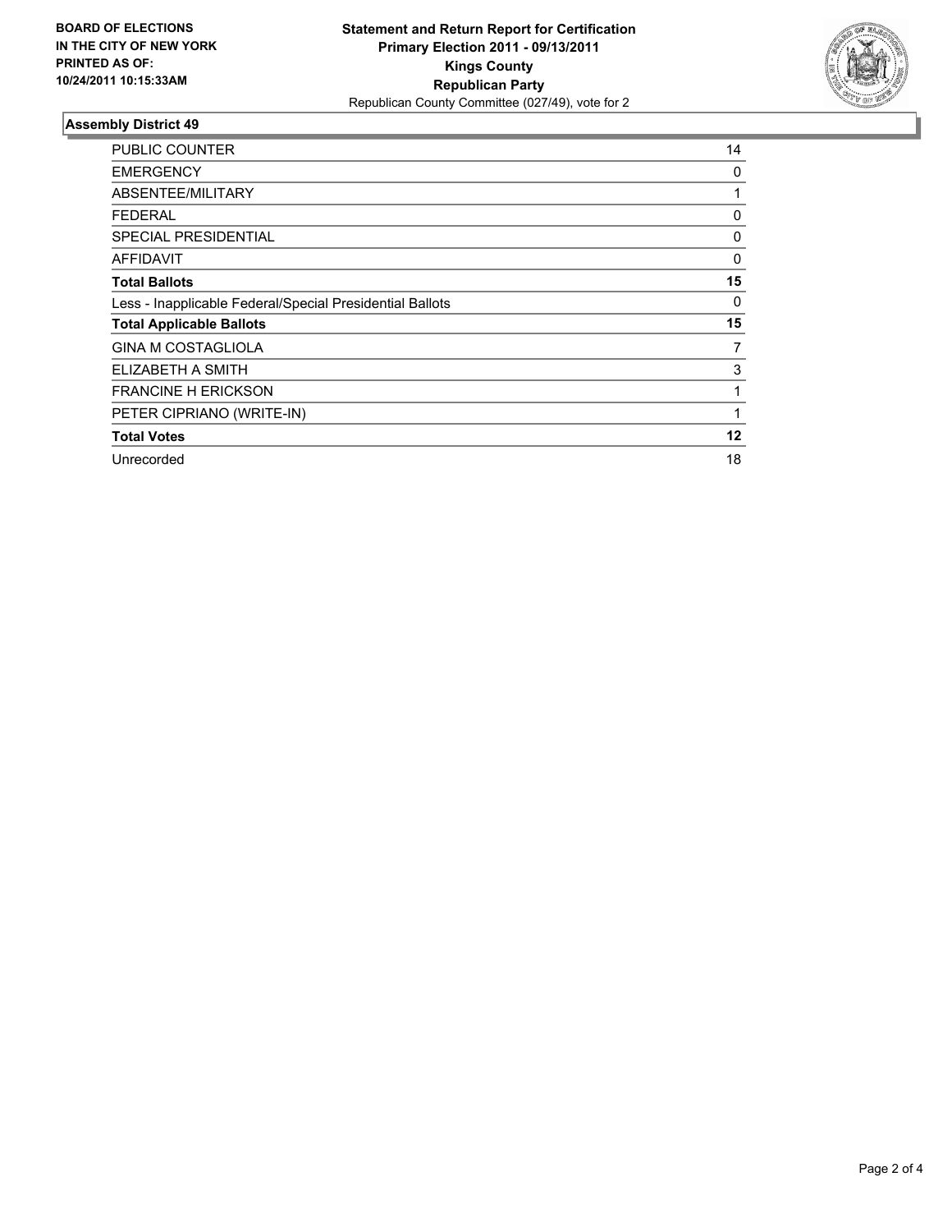**BOARD OF ELECTIONS IN THE CITY OF NEW YORK PRINTED AS OF: 10/24/2011 10:15:33AM**

**Statement and Return Report for Certification**
**Primary Election 2011 - 09/13/2011**
**Kings County**
**Republican Party**
Republican County Committee (027/49), vote for 2

## Assembly District 49

| | |
|---|---|
| PUBLIC COUNTER | 14 |
| EMERGENCY | 0 |
| ABSENTEE/MILITARY | 1 |
| FEDERAL | 0 |
| SPECIAL PRESIDENTIAL | 0 |
| AFFIDAVIT | 0 |
| **Total Ballots** | **15** |
| Less - Inapplicable Federal/Special Presidential Ballots | 0 |
| **Total Applicable Ballots** | **15** |
| GINA M COSTAGLIOLA | 7 |
| ELIZABETH A SMITH | 3 |
| FRANCINE H ERICKSON | 1 |
| PETER CIPRIANO (WRITE-IN) | 1 |
| **Total Votes** | **12** |
| Unrecorded | 18 |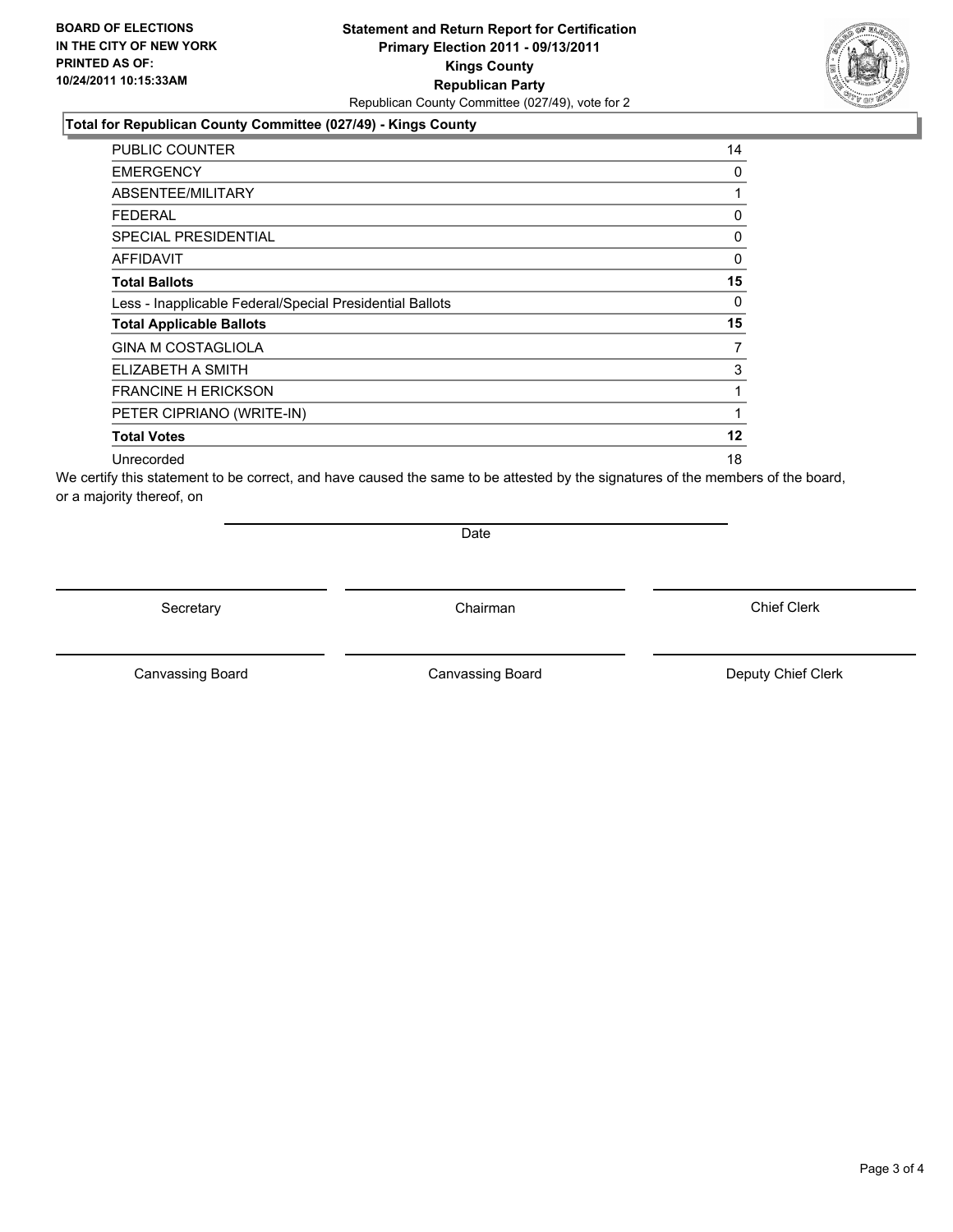**BOARD OF ELECTIONS IN THE CITY OF NEW YORK PRINTED AS OF: 10/24/2011 10:15:33AM**

**Statement and Return Report for Certification**
**Primary Election 2011 - 09/13/2011**
**Kings County**
**Republican Party**
Republican County Committee (027/49), vote for 2

### Total for Republican County Committee (027/49) - Kings County

| | |
|---|---|
| PUBLIC COUNTER | 14 |
| EMERGENCY | 0 |
| ABSENTEE/MILITARY | 1 |
| FEDERAL | 0 |
| SPECIAL PRESIDENTIAL | 0 |
| AFFIDAVIT | 0 |
| **Total Ballots** | **15** |
| Less - Inapplicable Federal/Special Presidential Ballots | 0 |
| **Total Applicable Ballots** | **15** |
| GINA M COSTAGLIOLA | 7 |
| ELIZABETH A SMITH | 3 |
| FRANCINE H ERICKSON | 1 |
| PETER CIPRIANO (WRITE-IN) | 1 |
| **Total Votes** | **12** |
| Unrecorded | 18 |

We certify this statement to be correct, and have caused the same to be attested by the signatures of the members of the board, or a majority thereof, on

Date

Secretary　　　Chairman　　　Chief Clerk

Canvassing Board　　　Canvassing Board　　　Deputy Chief Clerk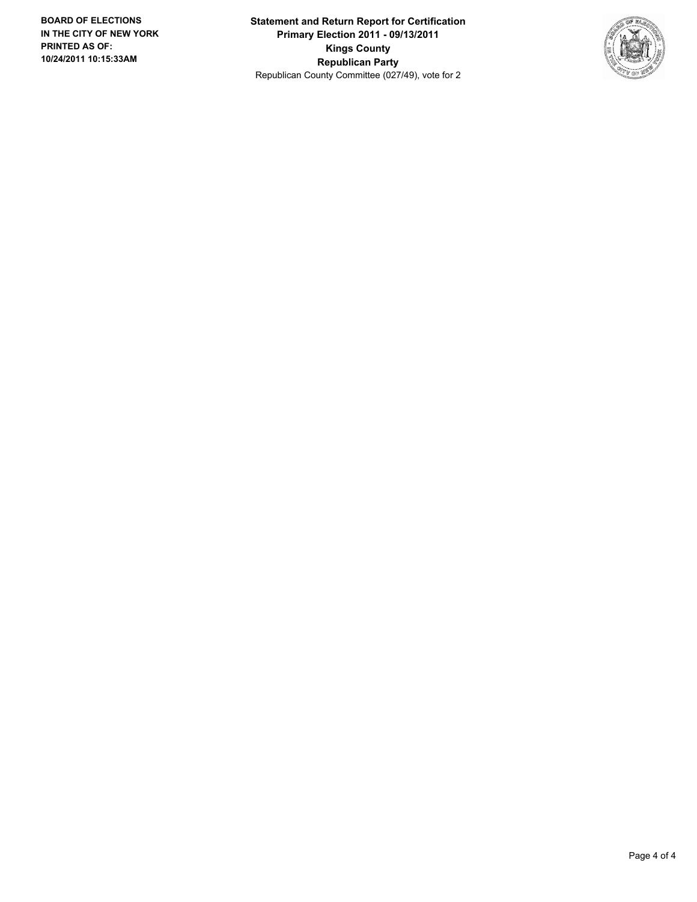**BOARD OF ELECTIONS IN THE CITY OF NEW YORK PRINTED AS OF: 10/24/2011 10:15:33AM**

**Statement and Return Report for Certification**
**Primary Election 2011 - 09/13/2011**
**Kings County**
**Republican Party**
Republican County Committee (027/49), vote for 2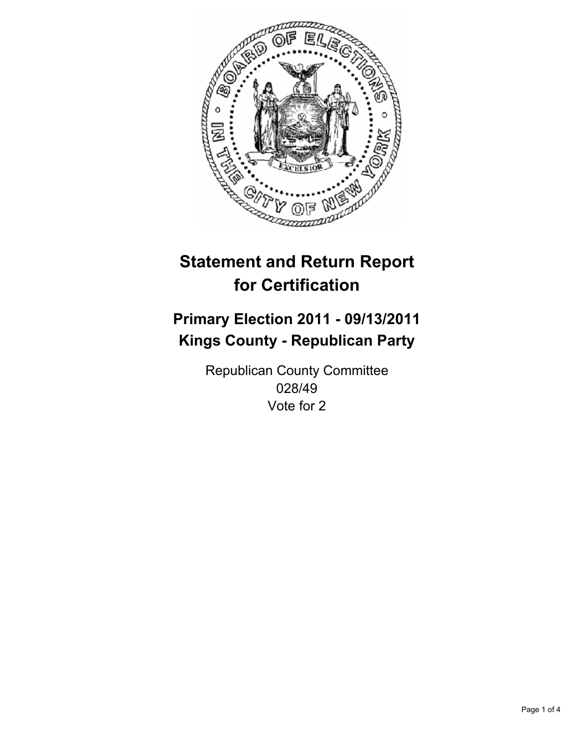# Statement and Return Report for Certification

## Primary Election 2011 - 09/13/2011
## Kings County - Republican Party

Republican County Committee
028/49
Vote for 2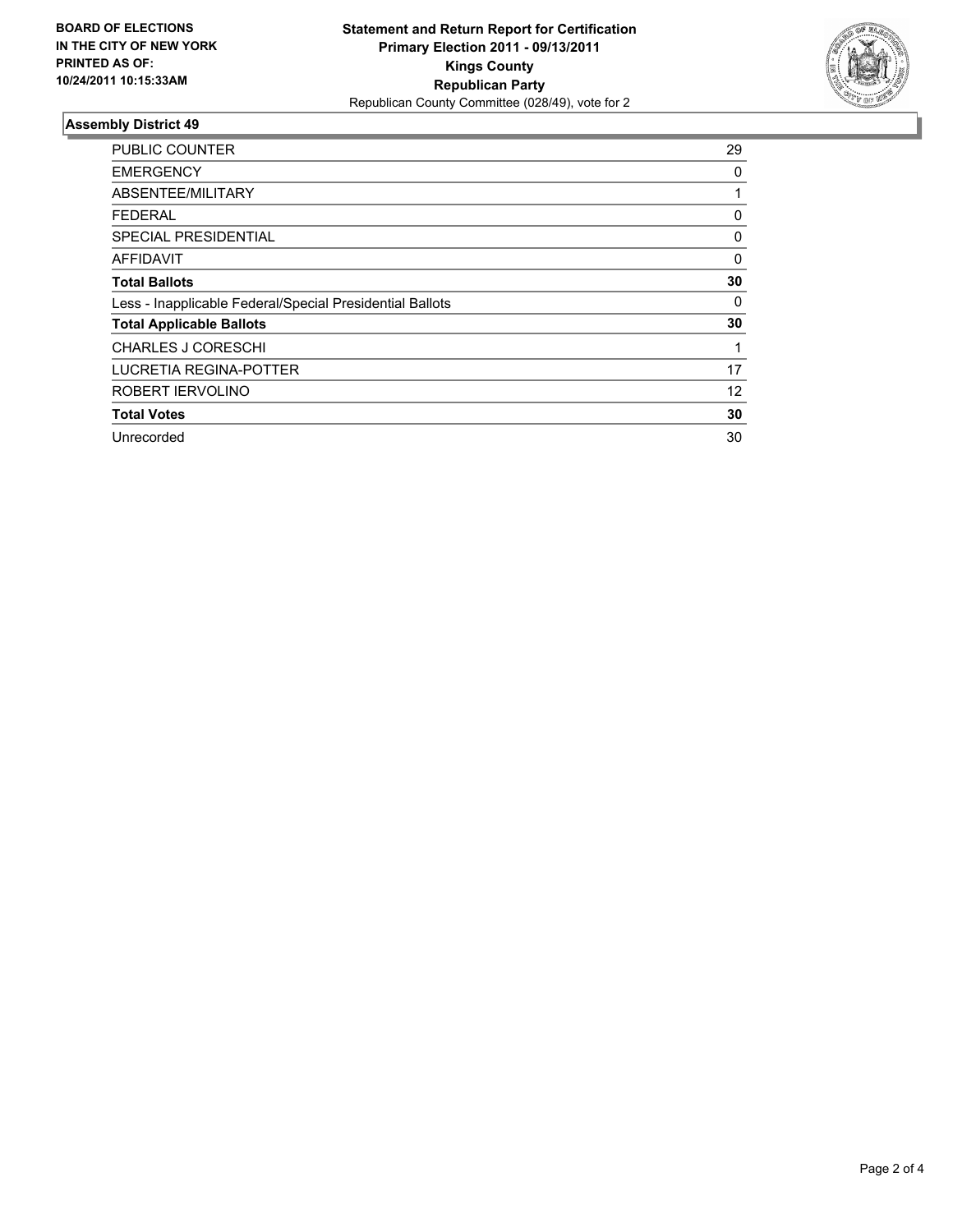**BOARD OF ELECTIONS IN THE CITY OF NEW YORK PRINTED AS OF: 10/24/2011 10:15:33AM**

**Statement and Return Report for Certification Primary Election 2011 - 09/13/2011 Kings County Republican Party**

Republican County Committee (028/49), vote for 2

## Assembly District 49

| | |
|---|---|
| PUBLIC COUNTER | 29 |
| EMERGENCY | 0 |
| ABSENTEE/MILITARY | 1 |
| FEDERAL | 0 |
| SPECIAL PRESIDENTIAL | 0 |
| AFFIDAVIT | 0 |
| **Total Ballots** | **30** |
| Less - Inapplicable Federal/Special Presidential Ballots | 0 |
| **Total Applicable Ballots** | **30** |
| CHARLES J CORESCHI | 1 |
| LUCRETIA REGINA-POTTER | 17 |
| ROBERT IERVOLINO | 12 |
| **Total Votes** | **30** |
| Unrecorded | 30 |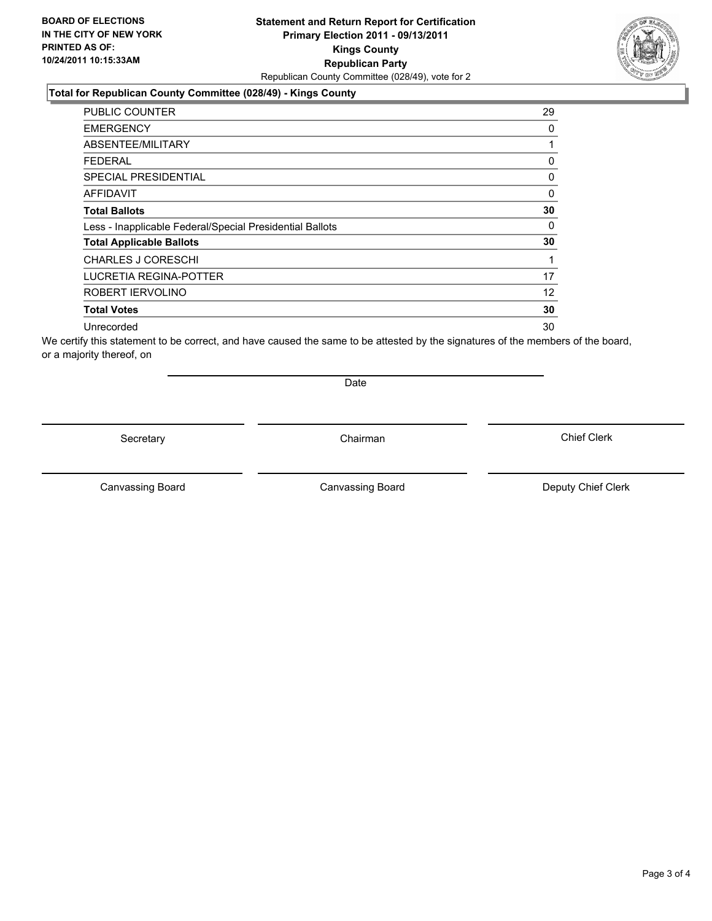**BOARD OF ELECTIONS IN THE CITY OF NEW YORK PRINTED AS OF: 10/24/2011 10:15:33AM**

**Statement and Return Report for Certification**
**Primary Election 2011 - 09/13/2011**
**Kings County**
**Republican Party**
Republican County Committee (028/49), vote for 2

**Total for Republican County Committee (028/49) - Kings County**

| | |
|---|---|
| PUBLIC COUNTER | 29 |
| EMERGENCY | 0 |
| ABSENTEE/MILITARY | 1 |
| FEDERAL | 0 |
| SPECIAL PRESIDENTIAL | 0 |
| AFFIDAVIT | 0 |
| **Total Ballots** | **30** |
| Less - Inapplicable Federal/Special Presidential Ballots | 0 |
| **Total Applicable Ballots** | **30** |
| CHARLES J CORESCHI | 1 |
| LUCRETIA REGINA-POTTER | 17 |
| ROBERT IERVOLINO | 12 |
| **Total Votes** | **30** |
| Unrecorded | 30 |

We certify this statement to be correct, and have caused the same to be attested by the signatures of the members of the board, or a majority thereof, on

Date

Secretary | Chairman | Chief Clerk

Canvassing Board | Canvassing Board | Deputy Chief Clerk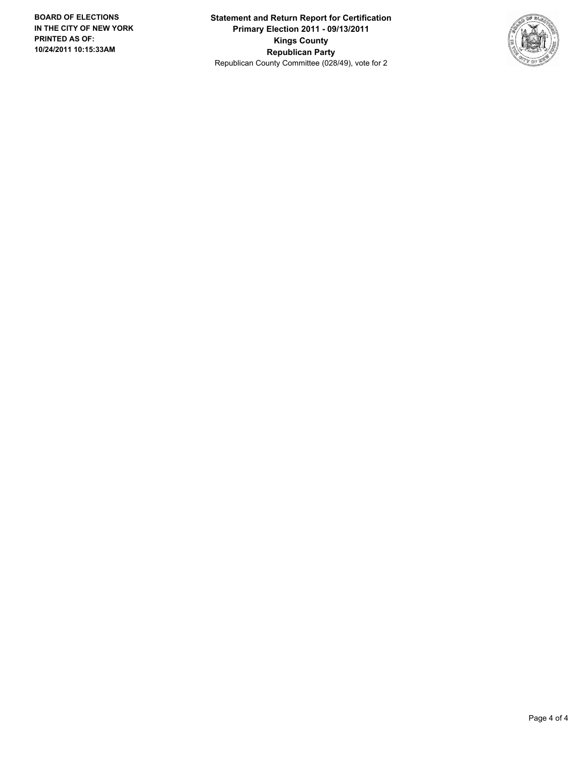**BOARD OF ELECTIONS IN THE CITY OF NEW YORK PRINTED AS OF: 10/24/2011 10:15:33AM**

**Statement and Return Report for Certification**
**Primary Election 2011 - 09/13/2011**
**Kings County**
**Republican Party**
Republican County Committee (028/49), vote for 2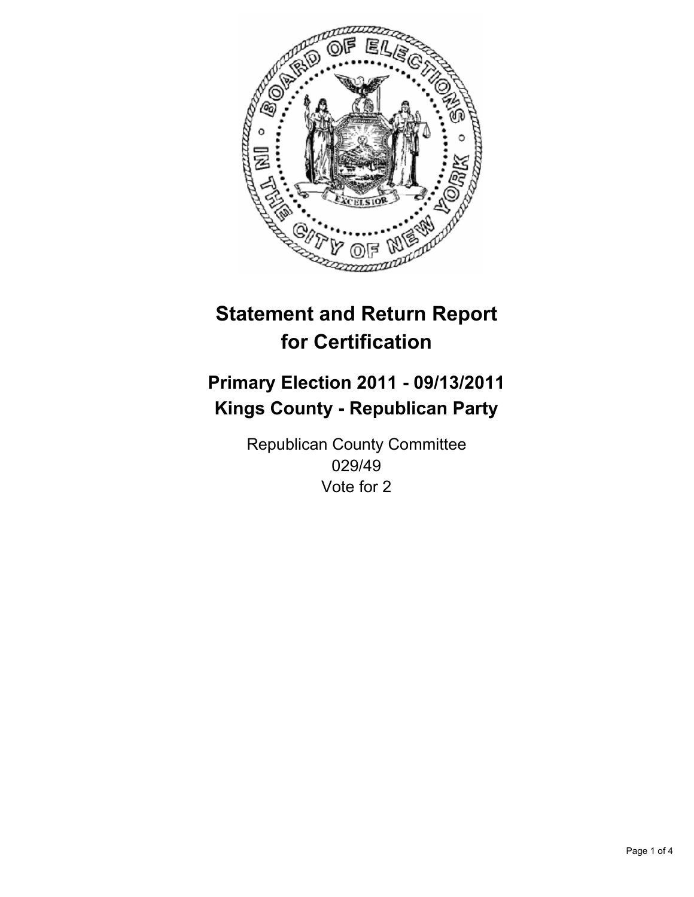# Statement and Return Report for Certification

## Primary Election 2011 - 09/13/2011
## Kings County - Republican Party

Republican County Committee
029/49
Vote for 2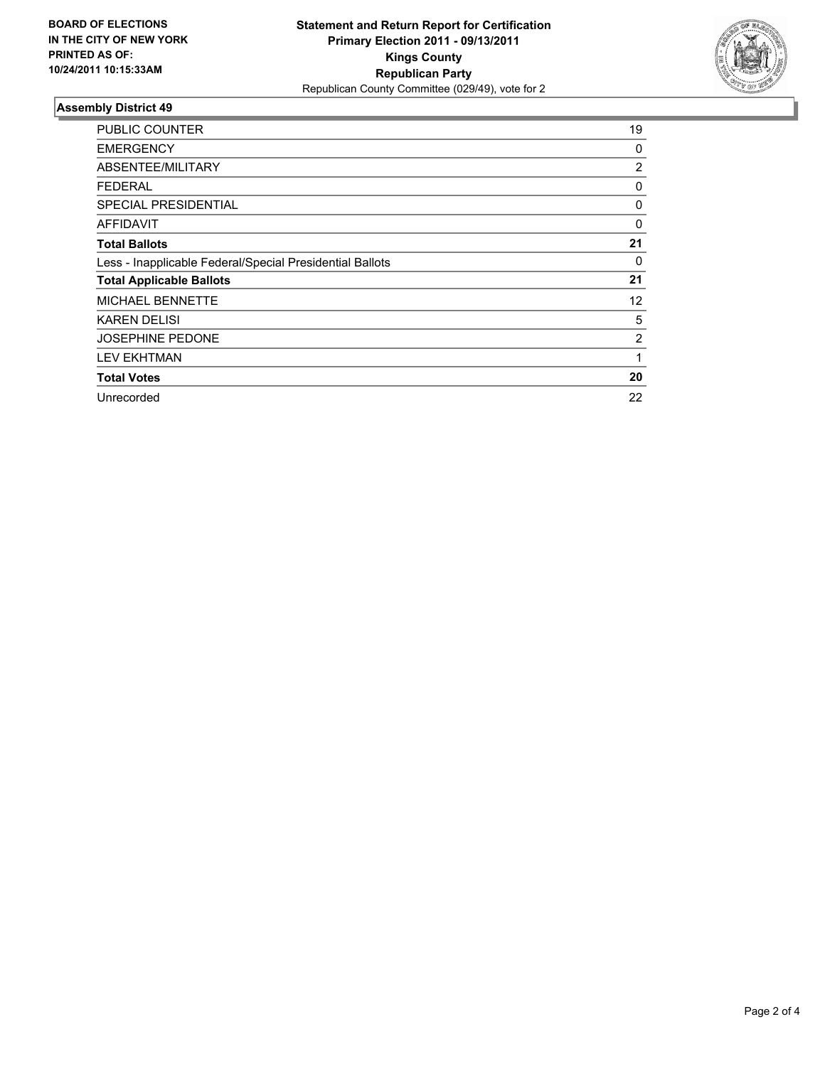**BOARD OF ELECTIONS IN THE CITY OF NEW YORK PRINTED AS OF: 10/24/2011 10:15:33AM**

# Statement and Return Report for Certification
## Primary Election 2011 - 09/13/2011
## Kings County
## Republican Party
Republican County Committee (029/49), vote for 2

### Assembly District 49

| | |
|---|---|
| PUBLIC COUNTER | 19 |
| EMERGENCY | 0 |
| ABSENTEE/MILITARY | 2 |
| FEDERAL | 0 |
| SPECIAL PRESIDENTIAL | 0 |
| AFFIDAVIT | 0 |
| **Total Ballots** | **21** |
| Less - Inapplicable Federal/Special Presidential Ballots | 0 |
| **Total Applicable Ballots** | **21** |
| MICHAEL BENNETTE | 12 |
| KAREN DELISI | 5 |
| JOSEPHINE PEDONE | 2 |
| LEV EKHTMAN | 1 |
| **Total Votes** | **20** |
| Unrecorded | 22 |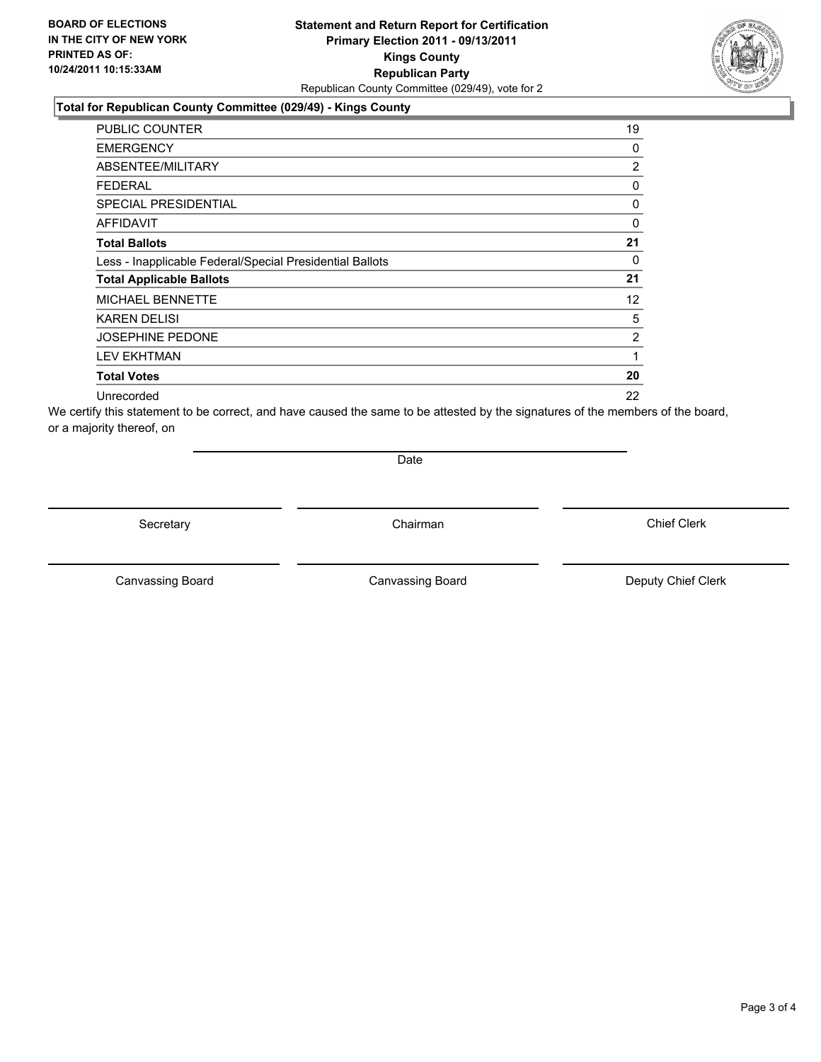**BOARD OF ELECTIONS IN THE CITY OF NEW YORK PRINTED AS OF: 10/24/2011 10:15:33AM**

# Statement and Return Report for Certification
## Primary Election 2011 - 09/13/2011
## Kings County
## Republican Party

Republican County Committee (029/49), vote for 2

### Total for Republican County Committee (029/49) - Kings County

| | |
|---|---|
| PUBLIC COUNTER | 19 |
| EMERGENCY | 0 |
| ABSENTEE/MILITARY | 2 |
| FEDERAL | 0 |
| SPECIAL PRESIDENTIAL | 0 |
| AFFIDAVIT | 0 |
| **Total Ballots** | **21** |
| Less - Inapplicable Federal/Special Presidential Ballots | 0 |
| **Total Applicable Ballots** | **21** |
| MICHAEL BENNETTE | 12 |
| KAREN DELISI | 5 |
| JOSEPHINE PEDONE | 2 |
| LEV EKHTMAN | 1 |
| **Total Votes** | **20** |
| Unrecorded | 22 |

We certify this statement to be correct, and have caused the same to be attested by the signatures of the members of the board, or a majority thereof, on

Date

Secretary | Chairman | Chief Clerk

Canvassing Board | Canvassing Board | Deputy Chief Clerk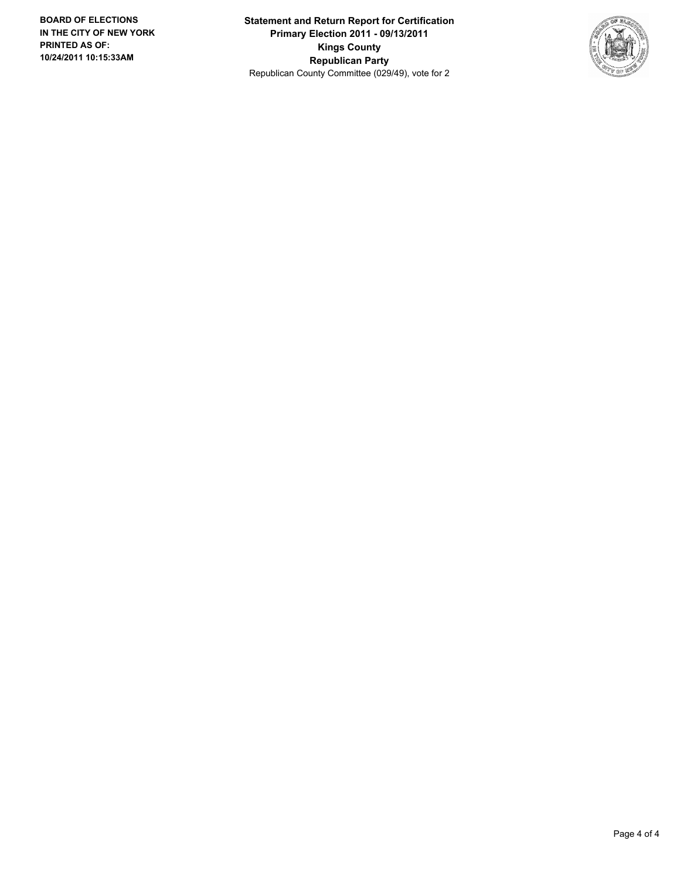BOARD OF ELECTIONS
IN THE CITY OF NEW YORK
PRINTED AS OF:
10/24/2011 10:15:33AM

**Statement and Return Report for Certification**
**Primary Election 2011 - 09/13/2011**
**Kings County**
**Republican Party**
Republican County Committee (029/49), vote for 2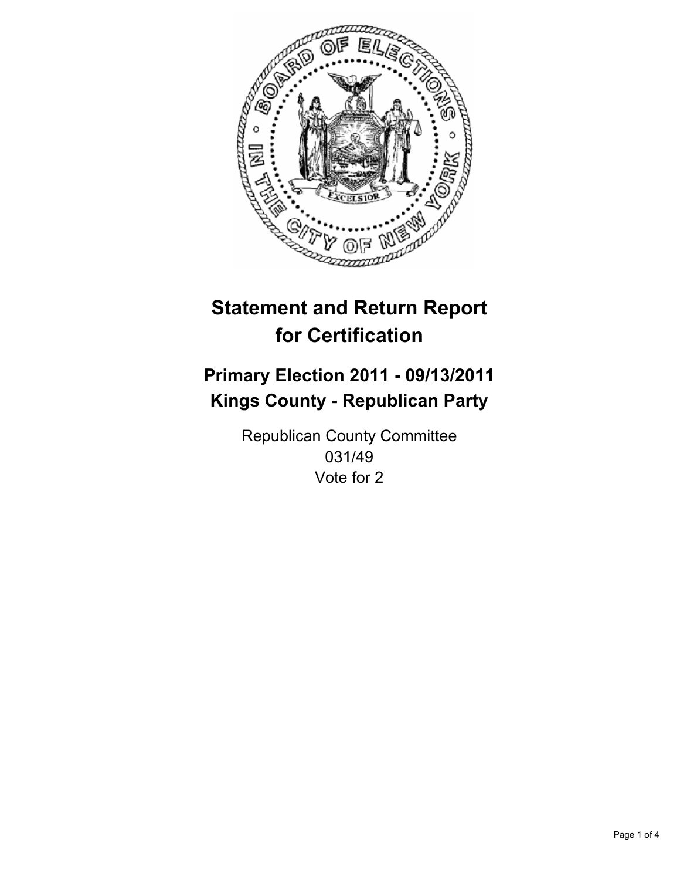# Statement and Return Report for Certification

## Primary Election 2011 - 09/13/2011
## Kings County - Republican Party

Republican County Committee
031/49
Vote for 2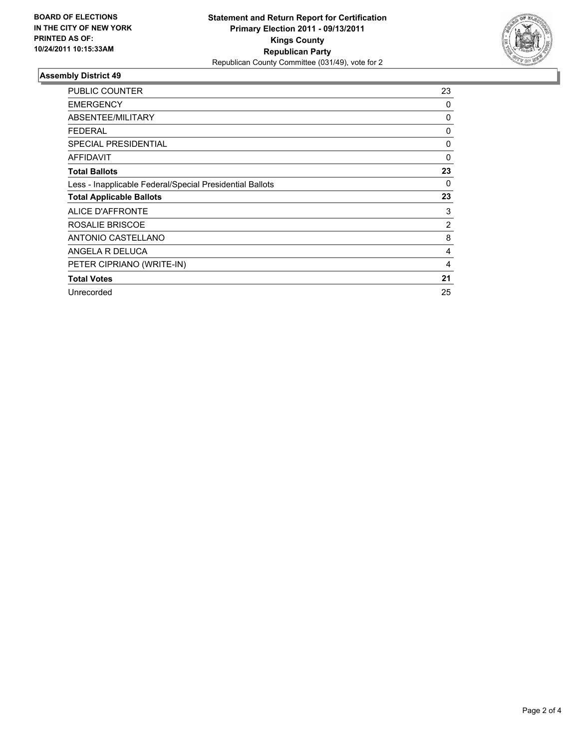**BOARD OF ELECTIONS IN THE CITY OF NEW YORK PRINTED AS OF: 10/24/2011 10:15:33AM**

**Statement and Return Report for Certification**
**Primary Election 2011 - 09/13/2011**
**Kings County**
**Republican Party**
Republican County Committee (031/49), vote for 2

### Assembly District 49

| | |
|---|---|
| PUBLIC COUNTER | 23 |
| EMERGENCY | 0 |
| ABSENTEE/MILITARY | 0 |
| FEDERAL | 0 |
| SPECIAL PRESIDENTIAL | 0 |
| AFFIDAVIT | 0 |
| **Total Ballots** | **23** |
| Less - Inapplicable Federal/Special Presidential Ballots | 0 |
| **Total Applicable Ballots** | **23** |
| ALICE D'AFFRONTE | 3 |
| ROSALIE BRISCOE | 2 |
| ANTONIO CASTELLANO | 8 |
| ANGELA R DELUCA | 4 |
| PETER CIPRIANO (WRITE-IN) | 4 |
| **Total Votes** | **21** |
| Unrecorded | 25 |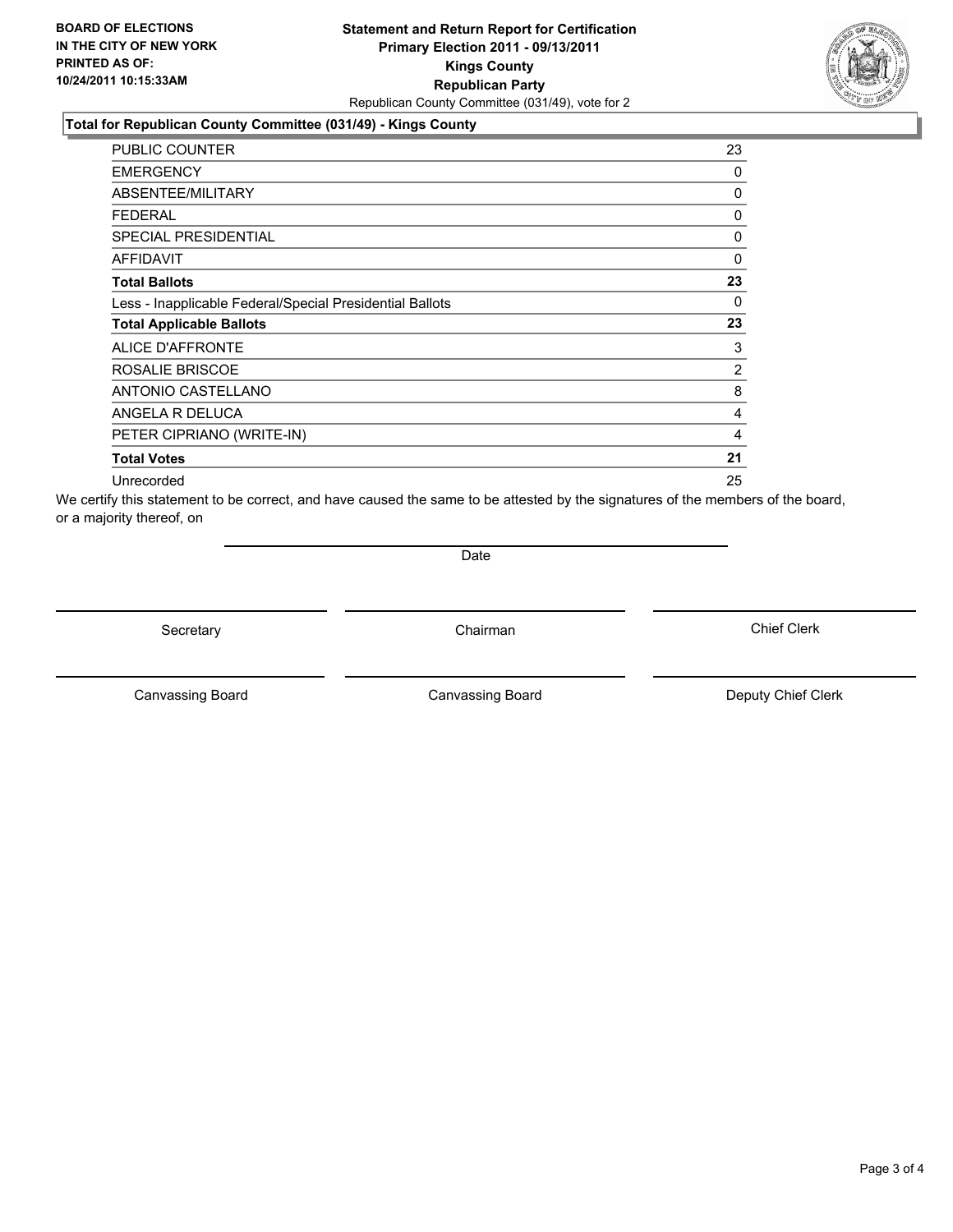**BOARD OF ELECTIONS IN THE CITY OF NEW YORK PRINTED AS OF: 10/24/2011 10:15:33AM**

# Statement and Return Report for Certification
## Primary Election 2011 - 09/13/2011
## Kings County
## Republican Party
Republican County Committee (031/49), vote for 2

### Total for Republican County Committee (031/49) - Kings County

| | |
|---|---|
| PUBLIC COUNTER | 23 |
| EMERGENCY | 0 |
| ABSENTEE/MILITARY | 0 |
| FEDERAL | 0 |
| SPECIAL PRESIDENTIAL | 0 |
| AFFIDAVIT | 0 |
| **Total Ballots** | **23** |
| Less - Inapplicable Federal/Special Presidential Ballots | 0 |
| **Total Applicable Ballots** | **23** |
| ALICE D'AFFRONTE | 3 |
| ROSALIE BRISCOE | 2 |
| ANTONIO CASTELLANO | 8 |
| ANGELA R DELUCA | 4 |
| PETER CIPRIANO (WRITE-IN) | 4 |
| **Total Votes** | **21** |
| Unrecorded | 25 |

We certify this statement to be correct, and have caused the same to be attested by the signatures of the members of the board, or a majority thereof, on

Date

Secretary | Chairman | Chief Clerk

Canvassing Board | Canvassing Board | Deputy Chief Clerk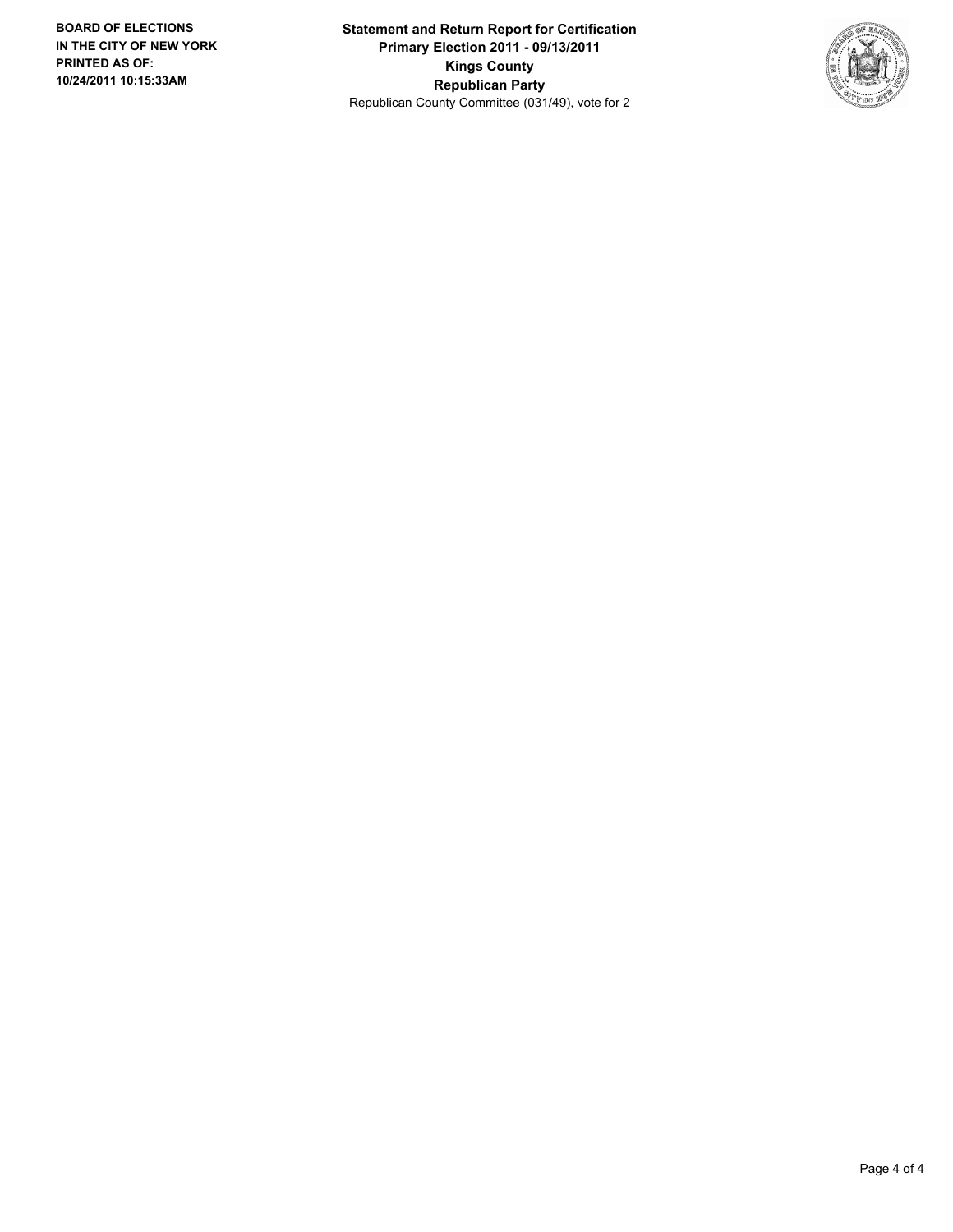**BOARD OF ELECTIONS IN THE CITY OF NEW YORK PRINTED AS OF: 10/24/2011 10:15:33AM**

**Statement and Return Report for Certification**
**Primary Election 2011 - 09/13/2011**
**Kings County**
**Republican Party**
Republican County Committee (031/49), vote for 2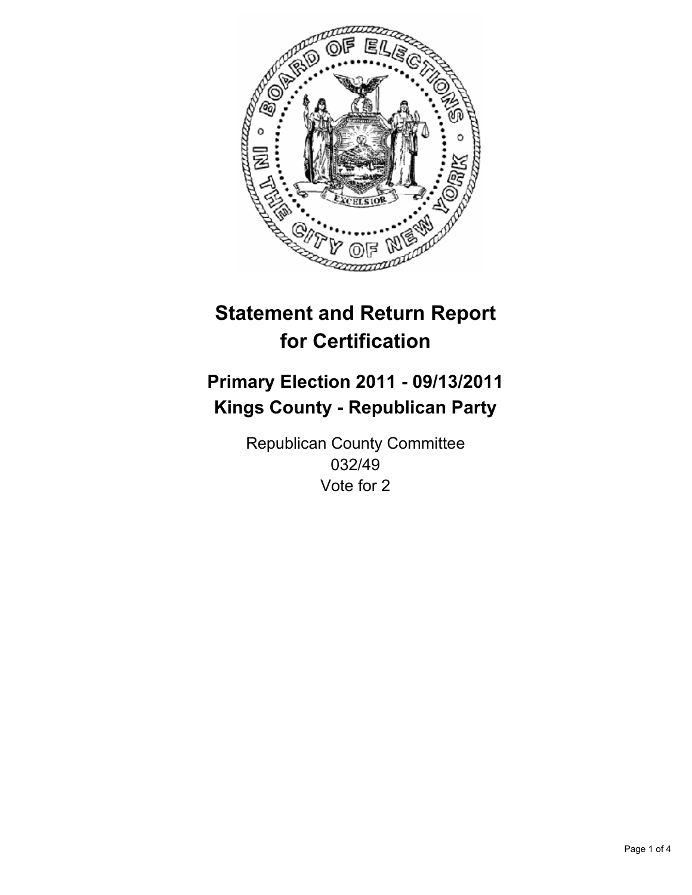# Statement and Return Report for Certification

## Primary Election 2011 - 09/13/2011
## Kings County - Republican Party

Republican County Committee
032/49
Vote for 2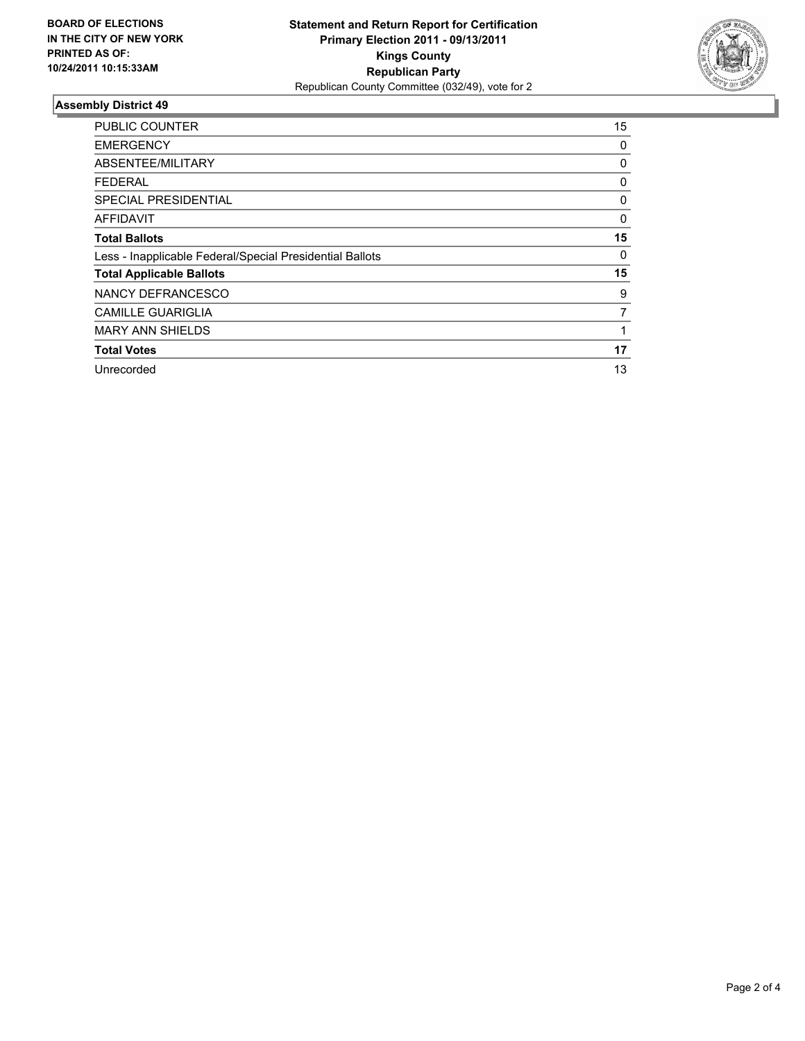**BOARD OF ELECTIONS IN THE CITY OF NEW YORK PRINTED AS OF: 10/24/2011 10:15:33AM**

**Statement and Return Report for Certification**
**Primary Election 2011 - 09/13/2011**
**Kings County**
**Republican Party**
Republican County Committee (032/49), vote for 2

## Assembly District 49

| | |
|---|---|
| PUBLIC COUNTER | 15 |
| EMERGENCY | 0 |
| ABSENTEE/MILITARY | 0 |
| FEDERAL | 0 |
| SPECIAL PRESIDENTIAL | 0 |
| AFFIDAVIT | 0 |
| **Total Ballots** | **15** |
| Less - Inapplicable Federal/Special Presidential Ballots | 0 |
| **Total Applicable Ballots** | **15** |
| NANCY DEFRANCESCO | 9 |
| CAMILLE GUARIGLIA | 7 |
| MARY ANN SHIELDS | 1 |
| **Total Votes** | **17** |
| Unrecorded | 13 |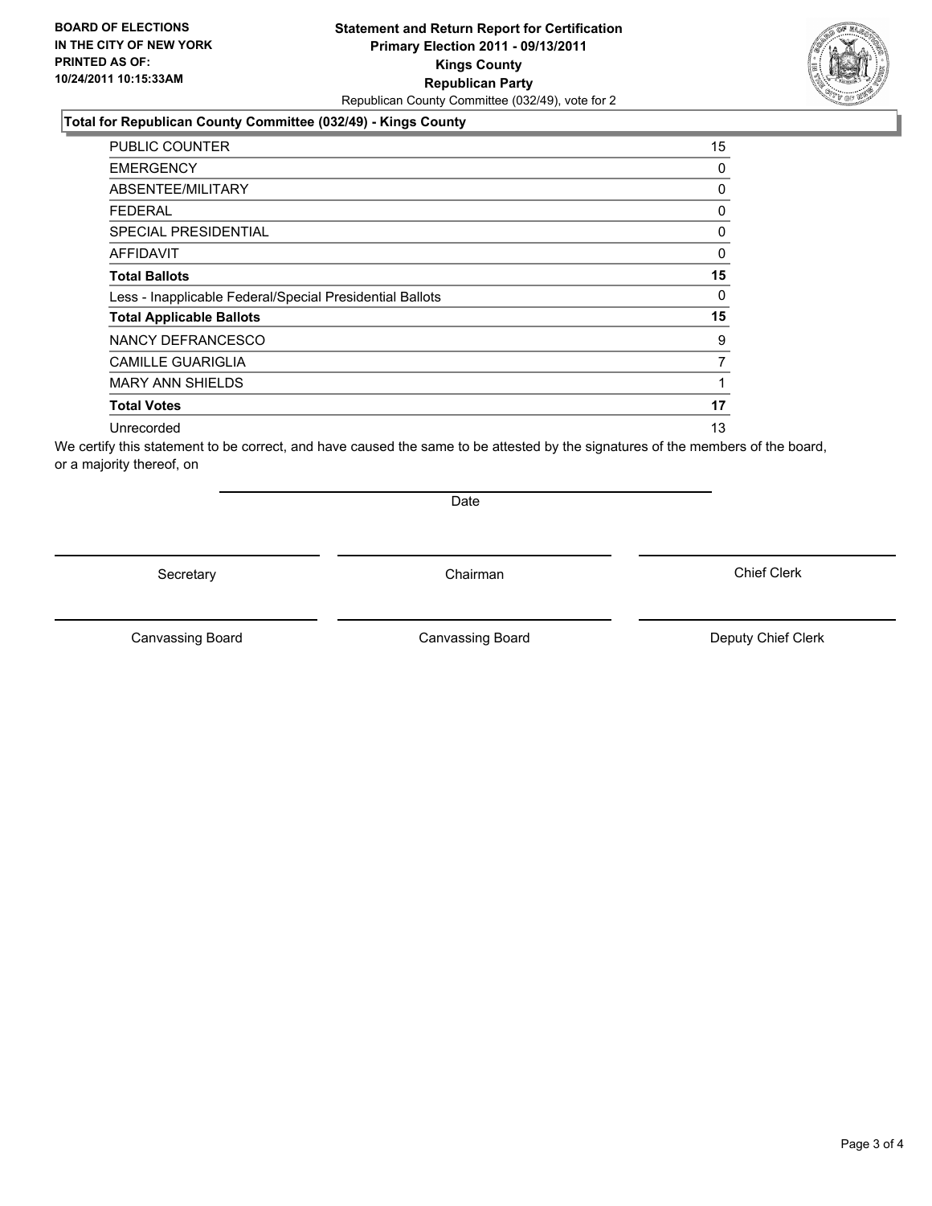**BOARD OF ELECTIONS IN THE CITY OF NEW YORK PRINTED AS OF: 10/24/2011 10:15:33AM**

**Statement and Return Report for Certification**
**Primary Election 2011 - 09/13/2011**
**Kings County**
**Republican Party**
Republican County Committee (032/49), vote for 2

## Total for Republican County Committee (032/49) - Kings County

| | |
|---|---|
| PUBLIC COUNTER | 15 |
| EMERGENCY | 0 |
| ABSENTEE/MILITARY | 0 |
| FEDERAL | 0 |
| SPECIAL PRESIDENTIAL | 0 |
| AFFIDAVIT | 0 |
| **Total Ballots** | **15** |
| Less - Inapplicable Federal/Special Presidential Ballots | 0 |
| **Total Applicable Ballots** | **15** |
| NANCY DEFRANCESCO | 9 |
| CAMILLE GUARIGLIA | 7 |
| MARY ANN SHIELDS | 1 |
| **Total Votes** | **17** |
| Unrecorded | 13 |

We certify this statement to be correct, and have caused the same to be attested by the signatures of the members of the board, or a majority thereof, on

Date

| | | |
|---|---|---|
| Secretary | Chairman | Chief Clerk |
| Canvassing Board | Canvassing Board | Deputy Chief Clerk |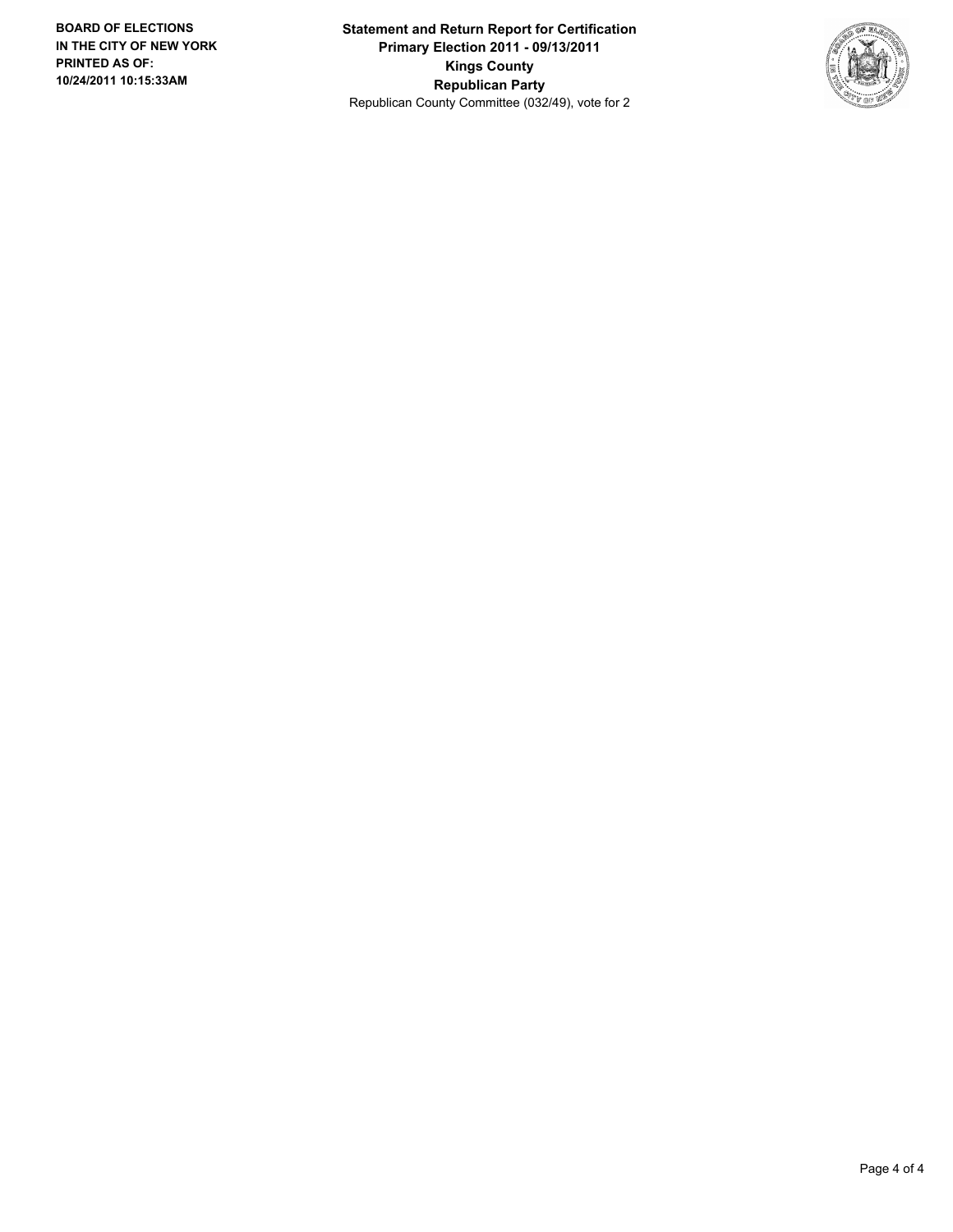**BOARD OF ELECTIONS IN THE CITY OF NEW YORK PRINTED AS OF: 10/24/2011 10:15:33AM**

**Statement and Return Report for Certification**
**Primary Election 2011 - 09/13/2011**
**Kings County**
**Republican Party**
Republican County Committee (032/49), vote for 2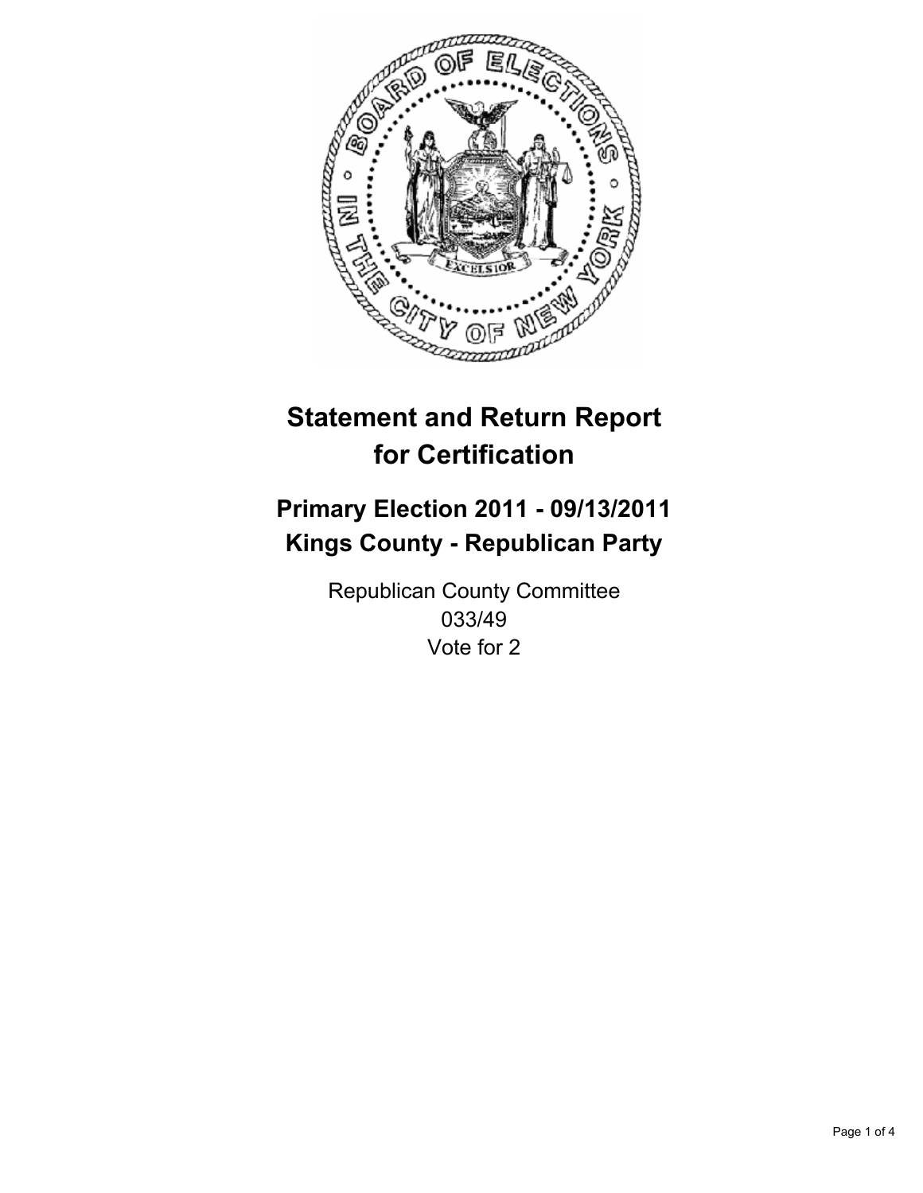# Statement and Return Report for Certification

## Primary Election 2011 - 09/13/2011
## Kings County - Republican Party

Republican County Committee
033/49
Vote for 2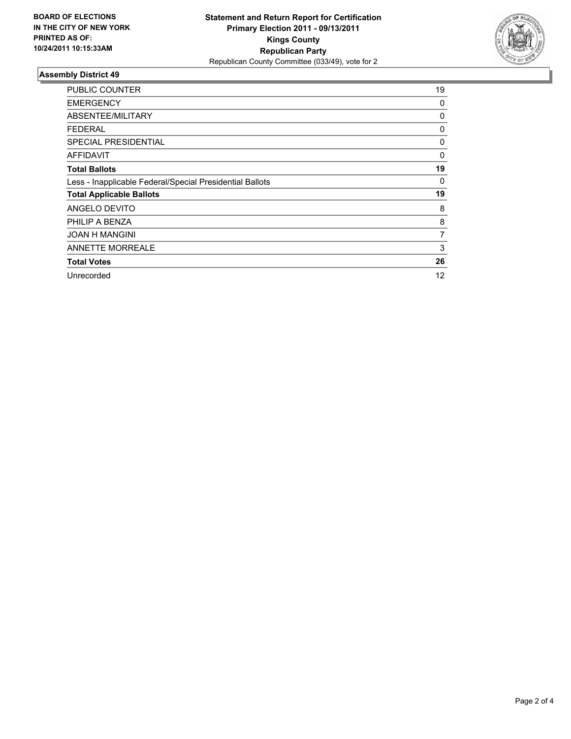**BOARD OF ELECTIONS IN THE CITY OF NEW YORK PRINTED AS OF: 10/24/2011 10:15:33AM**

# Statement and Return Report for Certification
## Primary Election 2011 - 09/13/2011
## Kings County
## Republican Party
Republican County Committee (033/49), vote for 2

### Assembly District 49

| | |
|---|---|
| PUBLIC COUNTER | 19 |
| EMERGENCY | 0 |
| ABSENTEE/MILITARY | 0 |
| FEDERAL | 0 |
| SPECIAL PRESIDENTIAL | 0 |
| AFFIDAVIT | 0 |
| **Total Ballots** | **19** |
| Less - Inapplicable Federal/Special Presidential Ballots | 0 |
| **Total Applicable Ballots** | **19** |
| ANGELO DEVITO | 8 |
| PHILIP A BENZA | 8 |
| JOAN H MANGINI | 7 |
| ANNETTE MORREALE | 3 |
| **Total Votes** | **26** |
| Unrecorded | 12 |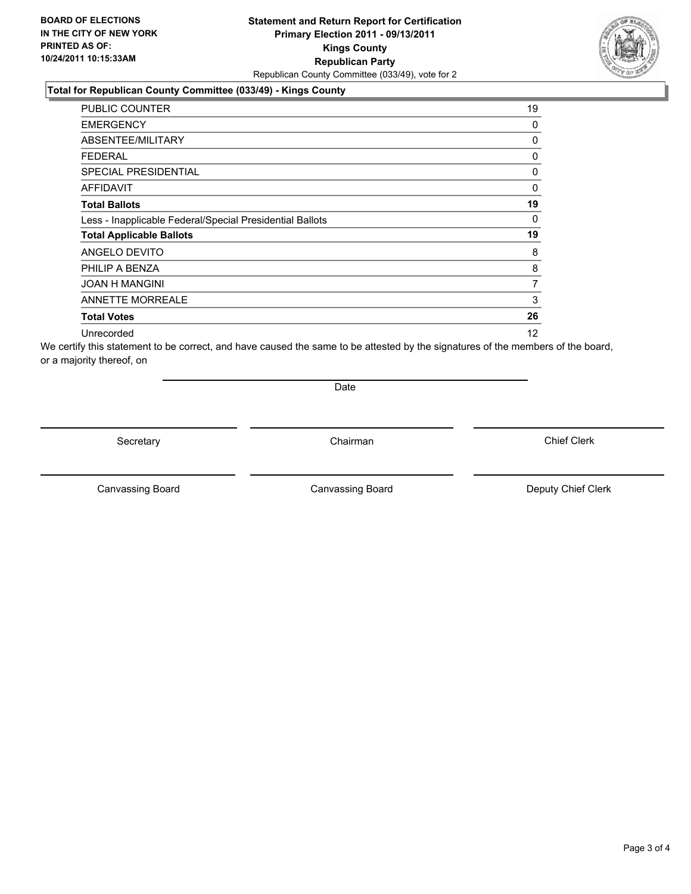**BOARD OF ELECTIONS IN THE CITY OF NEW YORK PRINTED AS OF: 10/24/2011 10:15:33AM**

# Statement and Return Report for Certification
## Primary Election 2011 - 09/13/2011
## Kings County
## Republican Party

Republican County Committee (033/49), vote for 2

### Total for Republican County Committee (033/49) - Kings County

| | |
|---|---|
| PUBLIC COUNTER | 19 |
| EMERGENCY | 0 |
| ABSENTEE/MILITARY | 0 |
| FEDERAL | 0 |
| SPECIAL PRESIDENTIAL | 0 |
| AFFIDAVIT | 0 |
| **Total Ballots** | **19** |
| Less - Inapplicable Federal/Special Presidential Ballots | 0 |
| **Total Applicable Ballots** | **19** |
| ANGELO DEVITO | 8 |
| PHILIP A BENZA | 8 |
| JOAN H MANGINI | 7 |
| ANNETTE MORREALE | 3 |
| **Total Votes** | **26** |
| Unrecorded | 12 |

We certify this statement to be correct, and have caused the same to be attested by the signatures of the members of the board, or a majority thereof, on

Date

Secretary | Chairman | Chief Clerk

Canvassing Board | Canvassing Board | Deputy Chief Clerk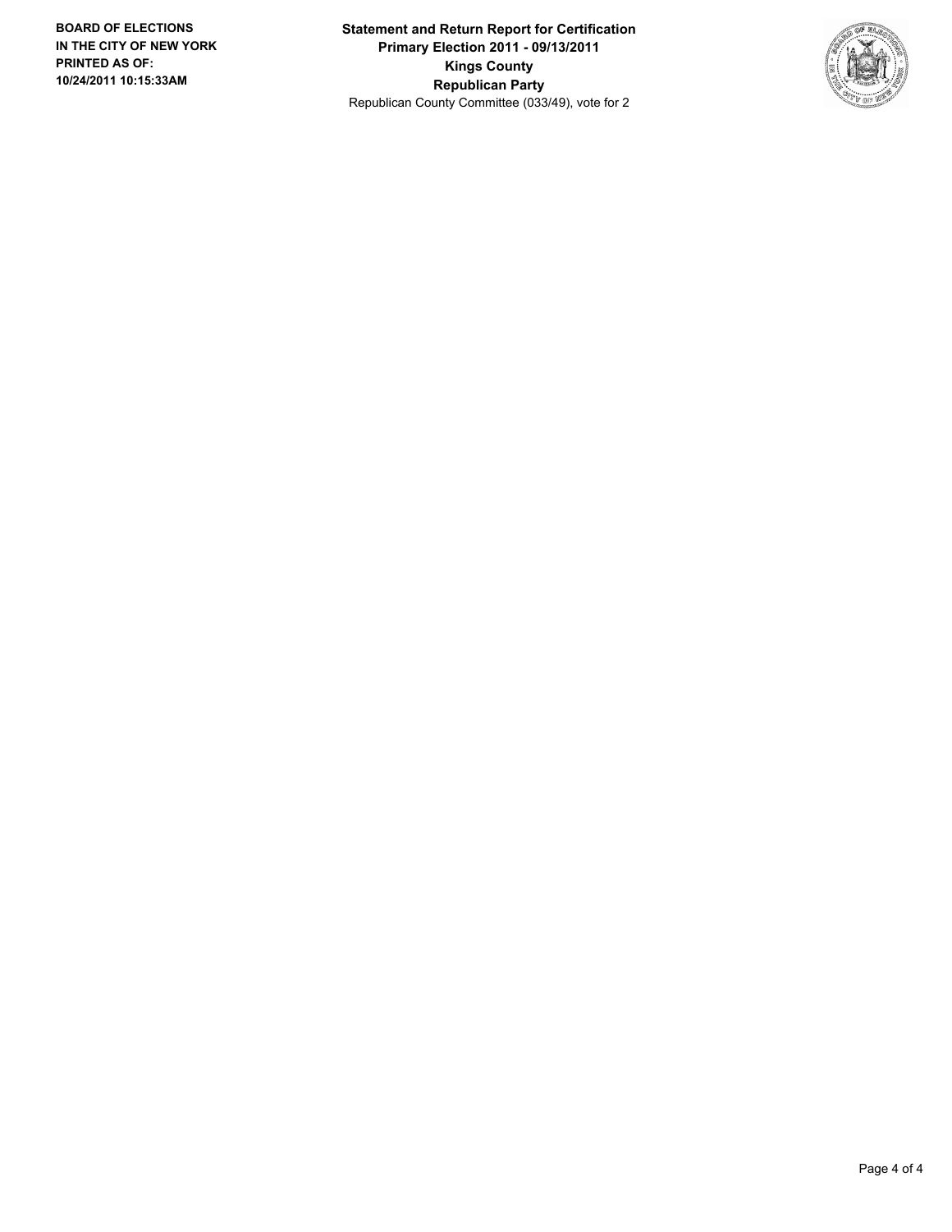**BOARD OF ELECTIONS IN THE CITY OF NEW YORK PRINTED AS OF: 10/24/2011 10:15:33AM**

**Statement and Return Report for Certification**
**Primary Election 2011 - 09/13/2011**
**Kings County**
**Republican Party**
Republican County Committee (033/49), vote for 2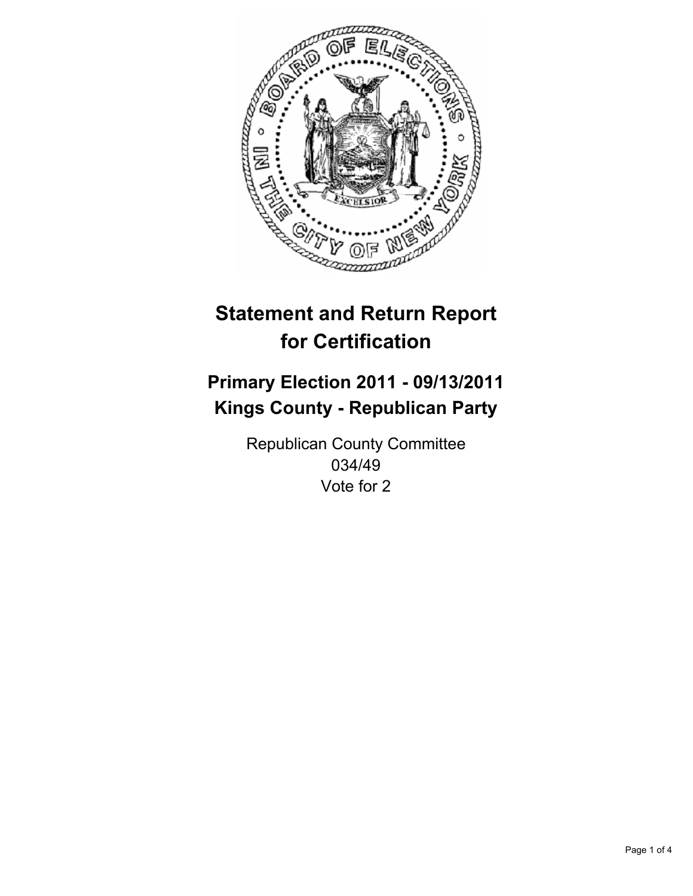# Statement and Return Report for Certification

## Primary Election 2011 - 09/13/2011
## Kings County - Republican Party

Republican County Committee
034/49
Vote for 2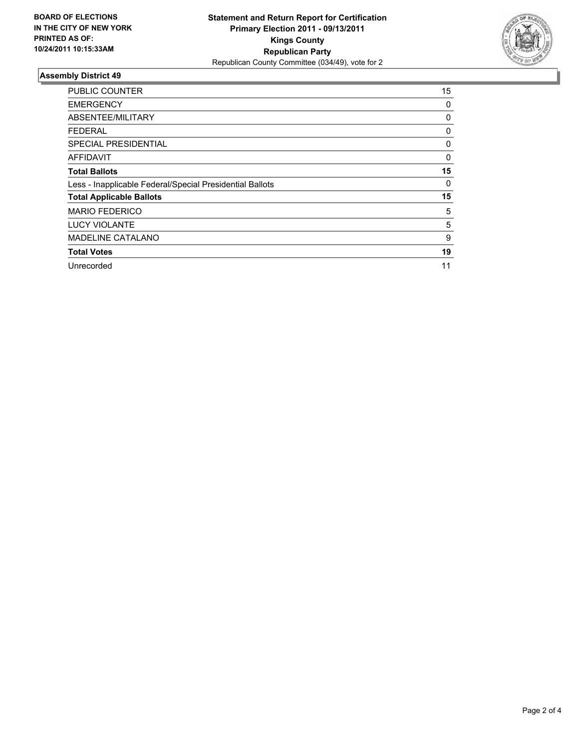**BOARD OF ELECTIONS IN THE CITY OF NEW YORK PRINTED AS OF: 10/24/2011 10:15:33AM**

**Statement and Return Report for Certification**
**Primary Election 2011 - 09/13/2011**
**Kings County**
**Republican Party**
Republican County Committee (034/49), vote for 2

### Assembly District 49

| | |
|---|---|
| PUBLIC COUNTER | 15 |
| EMERGENCY | 0 |
| ABSENTEE/MILITARY | 0 |
| FEDERAL | 0 |
| SPECIAL PRESIDENTIAL | 0 |
| AFFIDAVIT | 0 |
| **Total Ballots** | **15** |
| Less - Inapplicable Federal/Special Presidential Ballots | 0 |
| **Total Applicable Ballots** | **15** |
| MARIO FEDERICO | 5 |
| LUCY VIOLANTE | 5 |
| MADELINE CATALANO | 9 |
| **Total Votes** | **19** |
| Unrecorded | 11 |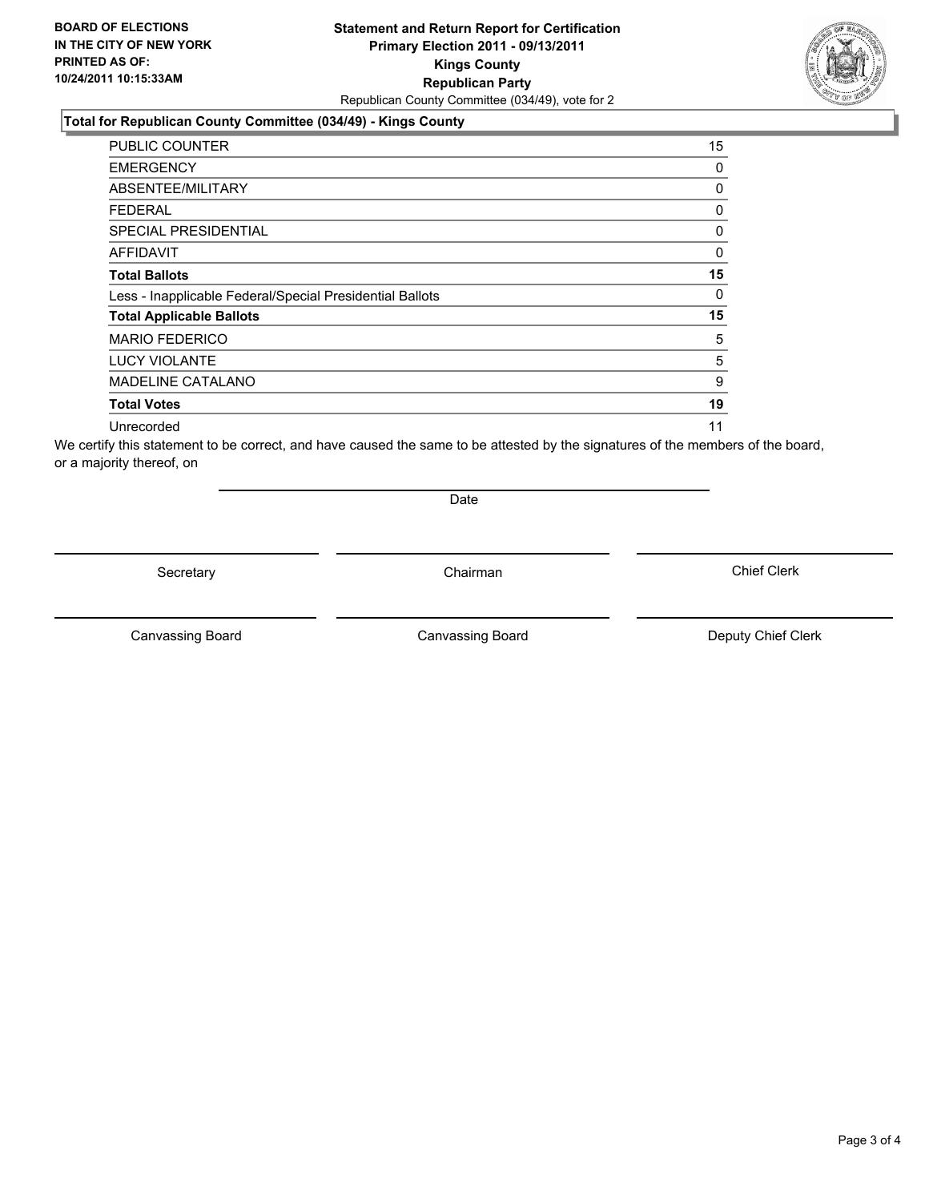**BOARD OF ELECTIONS IN THE CITY OF NEW YORK PRINTED AS OF: 10/24/2011 10:15:33AM**

**Statement and Return Report for Certification**
**Primary Election 2011 - 09/13/2011**
**Kings County**
**Republican Party**
Republican County Committee (034/49), vote for 2

### Total for Republican County Committee (034/49) - Kings County

| | |
|---|---|
| PUBLIC COUNTER | 15 |
| EMERGENCY | 0 |
| ABSENTEE/MILITARY | 0 |
| FEDERAL | 0 |
| SPECIAL PRESIDENTIAL | 0 |
| AFFIDAVIT | 0 |
| **Total Ballots** | **15** |
| Less - Inapplicable Federal/Special Presidential Ballots | 0 |
| **Total Applicable Ballots** | **15** |
| MARIO FEDERICO | 5 |
| LUCY VIOLANTE | 5 |
| MADELINE CATALANO | 9 |
| **Total Votes** | **19** |
| Unrecorded | 11 |

We certify this statement to be correct, and have caused the same to be attested by the signatures of the members of the board, or a majority thereof, on

Date

Secretary

Chairman

Chief Clerk

Canvassing Board

Canvassing Board

Deputy Chief Clerk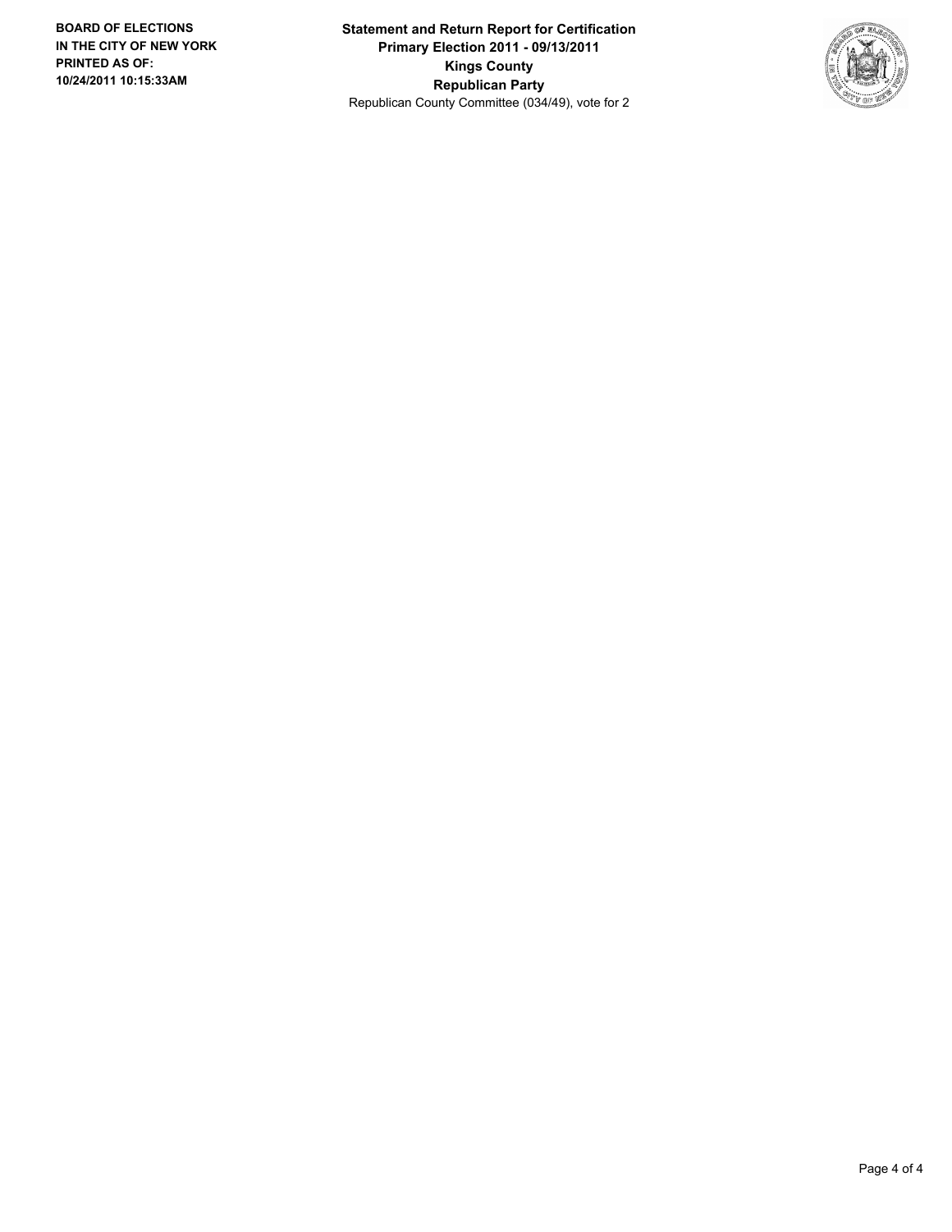BOARD OF ELECTIONS
IN THE CITY OF NEW YORK
PRINTED AS OF:
10/24/2011 10:15:33AM

**Statement and Return Report for Certification**
**Primary Election 2011 - 09/13/2011**
**Kings County**
**Republican Party**
Republican County Committee (034/49), vote for 2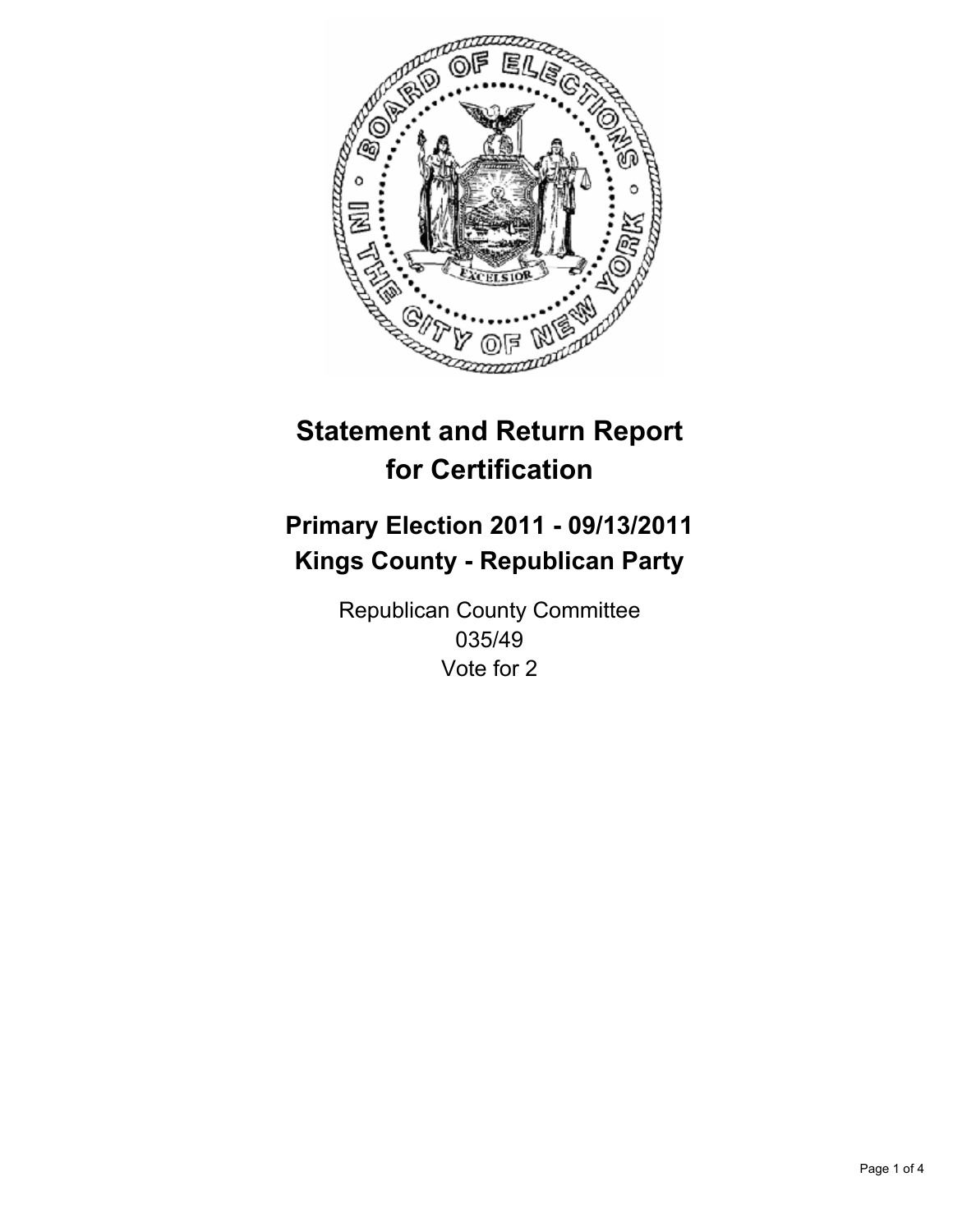# Statement and Return Report for Certification

## Primary Election 2011 - 09/13/2011
## Kings County - Republican Party

Republican County Committee
035/49
Vote for 2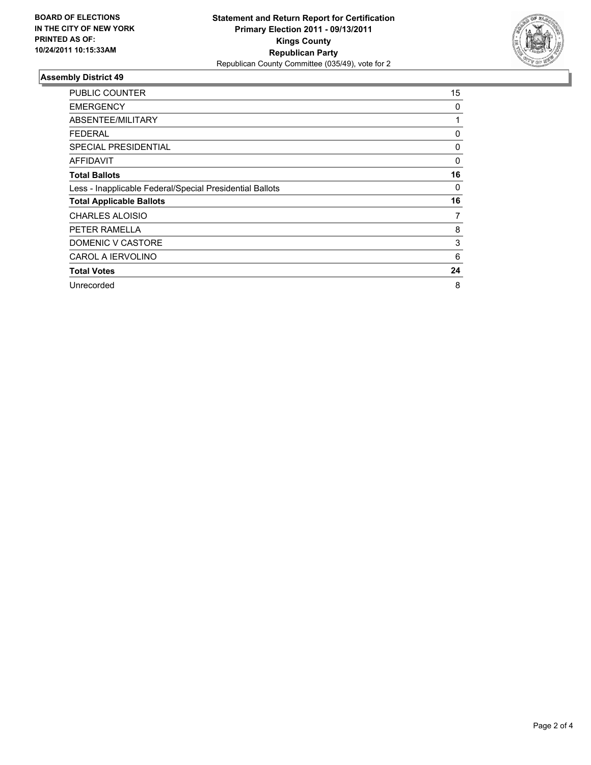**BOARD OF ELECTIONS IN THE CITY OF NEW YORK PRINTED AS OF: 10/24/2011 10:15:33AM**

# Statement and Return Report for Certification
## Primary Election 2011 - 09/13/2011
## Kings County
## Republican Party
Republican County Committee (035/49), vote for 2

### Assembly District 49

| | |
|---|---|
| PUBLIC COUNTER | 15 |
| EMERGENCY | 0 |
| ABSENTEE/MILITARY | 1 |
| FEDERAL | 0 |
| SPECIAL PRESIDENTIAL | 0 |
| AFFIDAVIT | 0 |
| **Total Ballots** | **16** |
| Less - Inapplicable Federal/Special Presidential Ballots | 0 |
| **Total Applicable Ballots** | **16** |
| CHARLES ALOISIO | 7 |
| PETER RAMELLA | 8 |
| DOMENIC V CASTORE | 3 |
| CAROL A IERVOLINO | 6 |
| **Total Votes** | **24** |
| Unrecorded | 8 |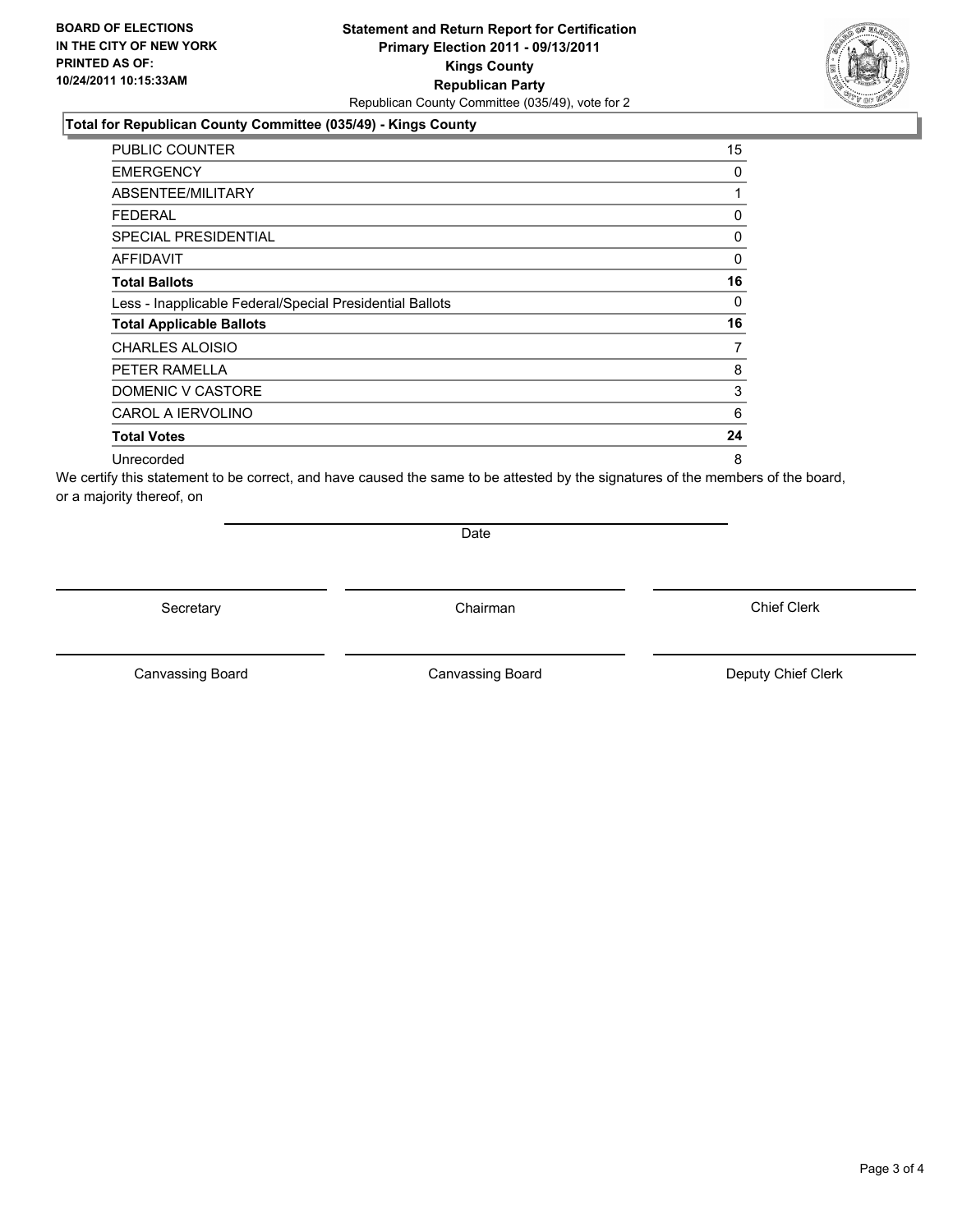**BOARD OF ELECTIONS IN THE CITY OF NEW YORK PRINTED AS OF: 10/24/2011 10:15:33AM**

# Statement and Return Report for Certification
## Primary Election 2011 - 09/13/2011
## Kings County
## Republican Party

Republican County Committee (035/49), vote for 2

### Total for Republican County Committee (035/49) - Kings County

| | |
|---|---|
| PUBLIC COUNTER | 15 |
| EMERGENCY | 0 |
| ABSENTEE/MILITARY | 1 |
| FEDERAL | 0 |
| SPECIAL PRESIDENTIAL | 0 |
| AFFIDAVIT | 0 |
| **Total Ballots** | **16** |
| Less - Inapplicable Federal/Special Presidential Ballots | 0 |
| **Total Applicable Ballots** | **16** |
| CHARLES ALOISIO | 7 |
| PETER RAMELLA | 8 |
| DOMENIC V CASTORE | 3 |
| CAROL A IERVOLINO | 6 |
| **Total Votes** | **24** |
| Unrecorded | 8 |

We certify this statement to be correct, and have caused the same to be attested by the signatures of the members of the board, or a majority thereof, on

Date

Secretary | Chairman | Chief Clerk

Canvassing Board | Canvassing Board | Deputy Chief Clerk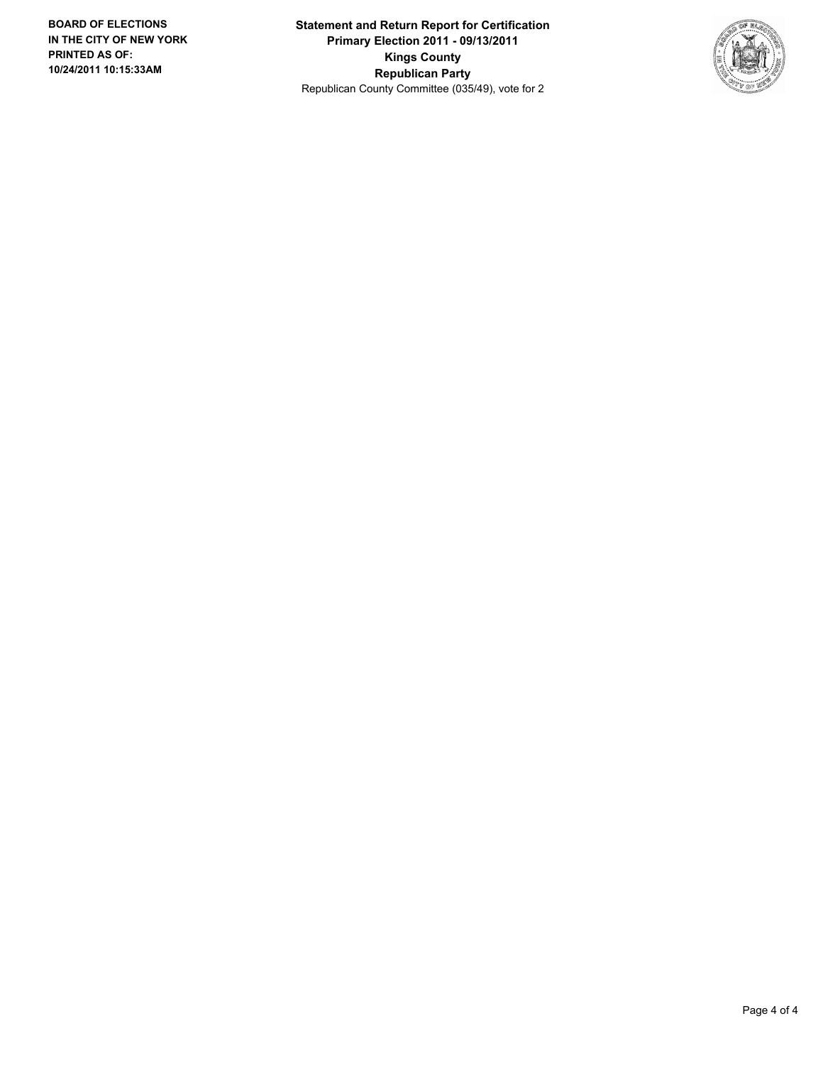**BOARD OF ELECTIONS IN THE CITY OF NEW YORK PRINTED AS OF: 10/24/2011 10:15:33AM**

**Statement and Return Report for Certification**
**Primary Election 2011 - 09/13/2011**
**Kings County**
**Republican Party**
Republican County Committee (035/49), vote for 2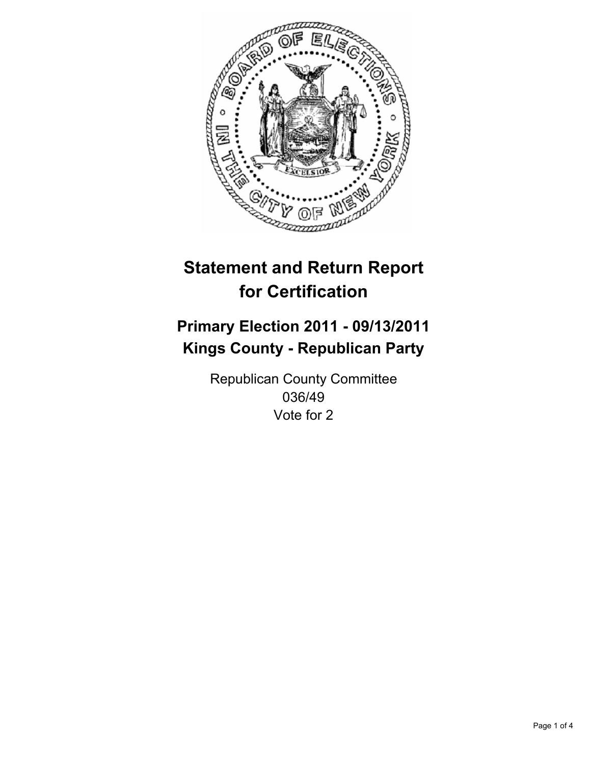# Statement and Return Report for Certification

## Primary Election 2011 - 09/13/2011
## Kings County - Republican Party

Republican County Committee
036/49
Vote for 2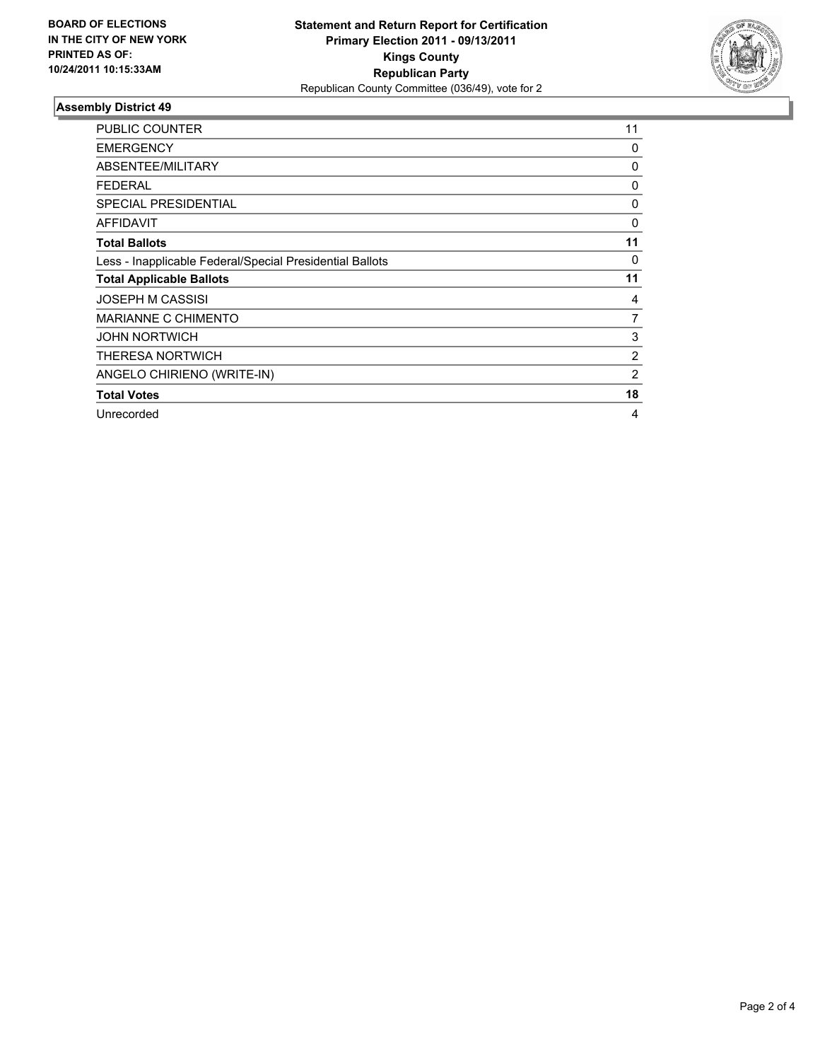**BOARD OF ELECTIONS IN THE CITY OF NEW YORK PRINTED AS OF: 10/24/2011 10:15:33AM**

**Statement and Return Report for Certification**
**Primary Election 2011 - 09/13/2011**
**Kings County**
**Republican Party**
Republican County Committee (036/49), vote for 2

### Assembly District 49

| | |
|---|---|
| PUBLIC COUNTER | 11 |
| EMERGENCY | 0 |
| ABSENTEE/MILITARY | 0 |
| FEDERAL | 0 |
| SPECIAL PRESIDENTIAL | 0 |
| AFFIDAVIT | 0 |
| **Total Ballots** | **11** |
| Less - Inapplicable Federal/Special Presidential Ballots | 0 |
| **Total Applicable Ballots** | **11** |
| JOSEPH M CASSISI | 4 |
| MARIANNE C CHIMENTO | 7 |
| JOHN NORTWICH | 3 |
| THERESA NORTWICH | 2 |
| ANGELO CHIRIENO (WRITE-IN) | 2 |
| **Total Votes** | **18** |
| Unrecorded | 4 |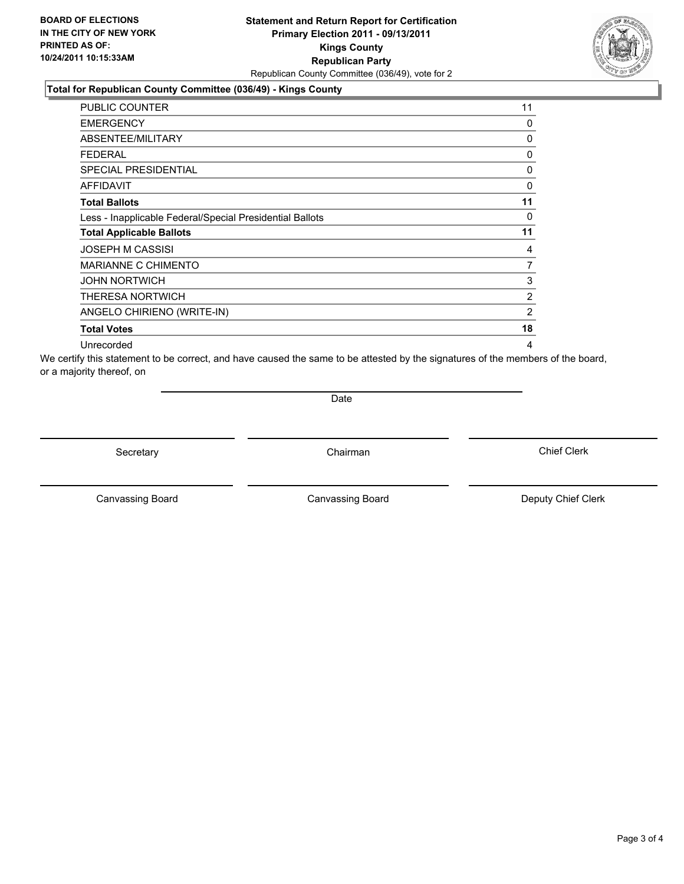**BOARD OF ELECTIONS IN THE CITY OF NEW YORK PRINTED AS OF: 10/24/2011 10:15:33AM**

# Statement and Return Report for Certification
## Primary Election 2011 - 09/13/2011
## Kings County
## Republican Party
Republican County Committee (036/49), vote for 2

### Total for Republican County Committee (036/49) - Kings County

| | |
|---|---|
| PUBLIC COUNTER | 11 |
| EMERGENCY | 0 |
| ABSENTEE/MILITARY | 0 |
| FEDERAL | 0 |
| SPECIAL PRESIDENTIAL | 0 |
| AFFIDAVIT | 0 |
| **Total Ballots** | **11** |
| Less - Inapplicable Federal/Special Presidential Ballots | 0 |
| **Total Applicable Ballots** | **11** |
| JOSEPH M CASSISI | 4 |
| MARIANNE C CHIMENTO | 7 |
| JOHN NORTWICH | 3 |
| THERESA NORTWICH | 2 |
| ANGELO CHIRIENO (WRITE-IN) | 2 |
| **Total Votes** | **18** |
| Unrecorded | 4 |

We certify this statement to be correct, and have caused the same to be attested by the signatures of the members of the board, or a majority thereof, on

Date

| | | |
|---|---|---|
| Secretary | Chairman | Chief Clerk |
| Canvassing Board | Canvassing Board | Deputy Chief Clerk |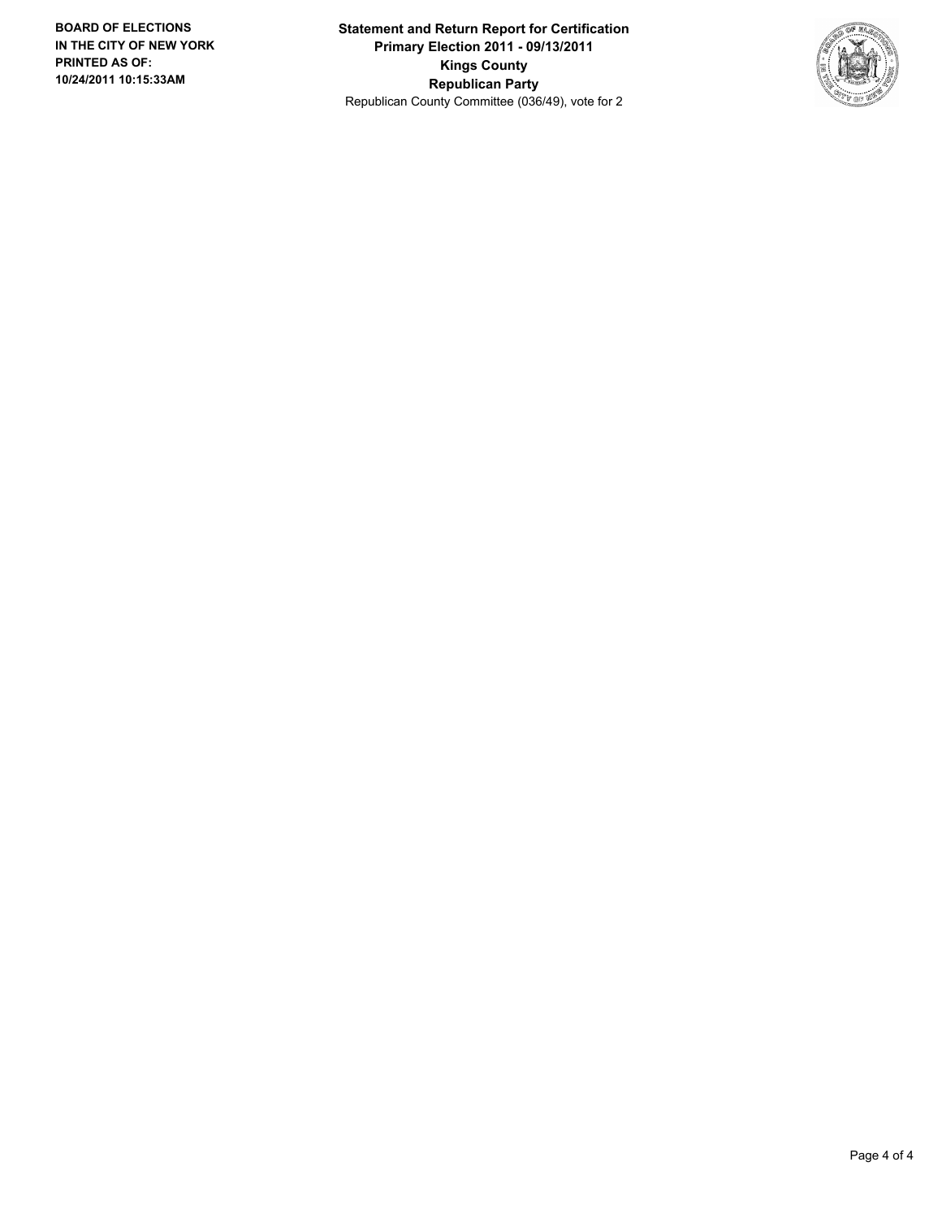**BOARD OF ELECTIONS IN THE CITY OF NEW YORK PRINTED AS OF: 10/24/2011 10:15:33AM**

**Statement and Return Report for Certification**
**Primary Election 2011 - 09/13/2011**
**Kings County**
**Republican Party**
Republican County Committee (036/49), vote for 2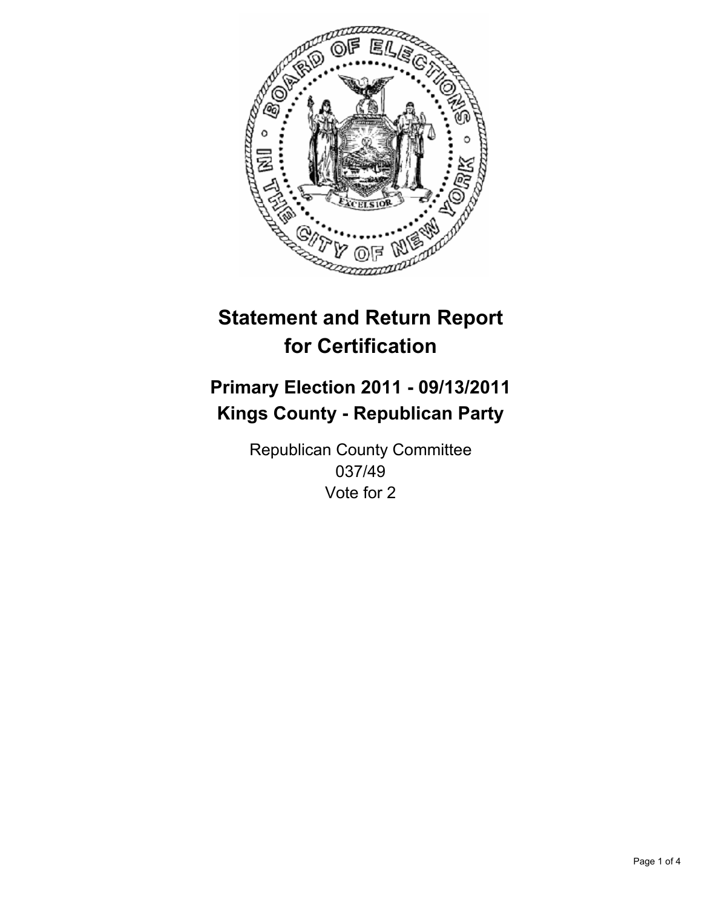# Statement and Return Report for Certification

## Primary Election 2011 - 09/13/2011
## Kings County - Republican Party

Republican County Committee
037/49
Vote for 2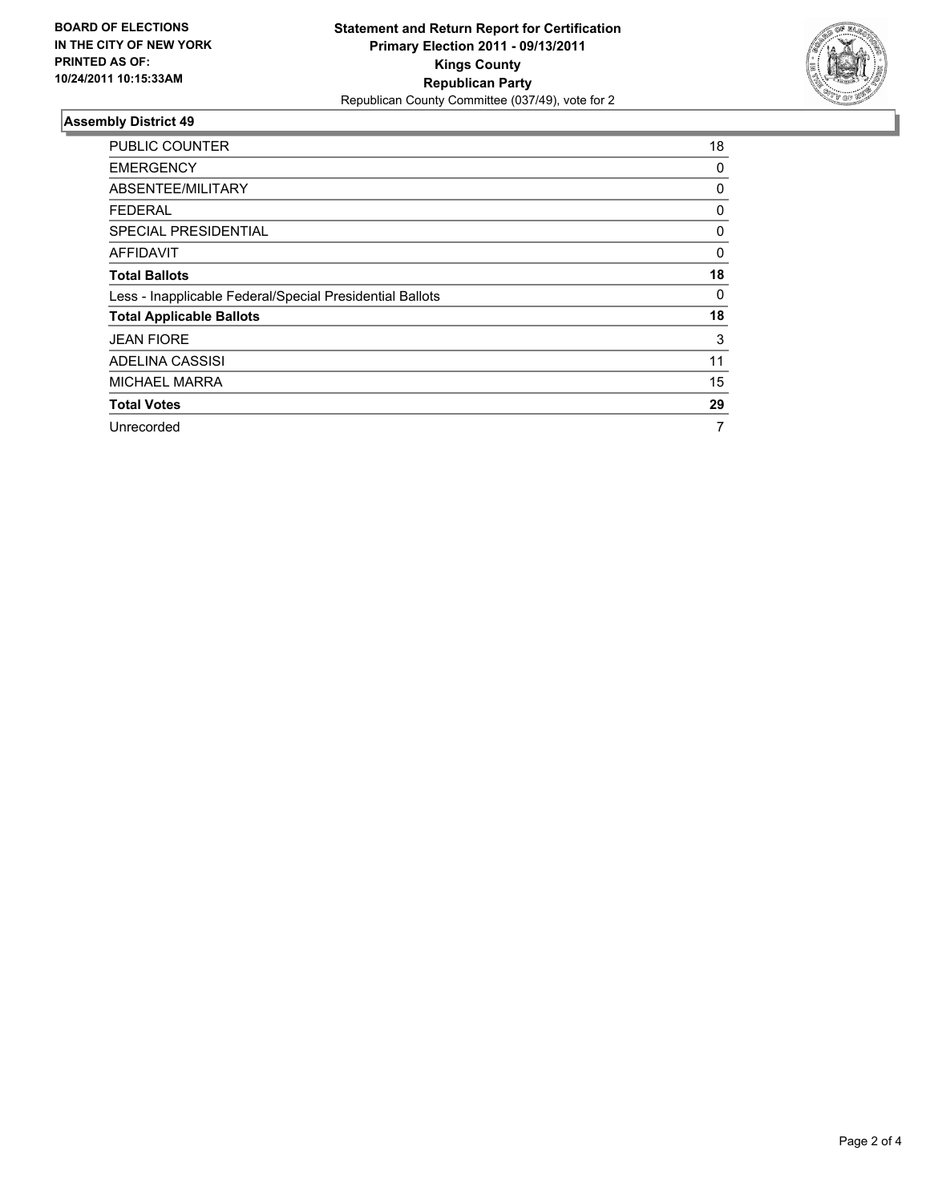**BOARD OF ELECTIONS IN THE CITY OF NEW YORK PRINTED AS OF: 10/24/2011 10:15:33AM**

**Statement and Return Report for Certification**
**Primary Election 2011 - 09/13/2011**
**Kings County**
**Republican Party**
Republican County Committee (037/49), vote for 2

## Assembly District 49

| | |
|---|---|
| PUBLIC COUNTER | 18 |
| EMERGENCY | 0 |
| ABSENTEE/MILITARY | 0 |
| FEDERAL | 0 |
| SPECIAL PRESIDENTIAL | 0 |
| AFFIDAVIT | 0 |
| **Total Ballots** | **18** |
| Less - Inapplicable Federal/Special Presidential Ballots | 0 |
| **Total Applicable Ballots** | **18** |
| JEAN FIORE | 3 |
| ADELINA CASSISI | 11 |
| MICHAEL MARRA | 15 |
| **Total Votes** | **29** |
| Unrecorded | 7 |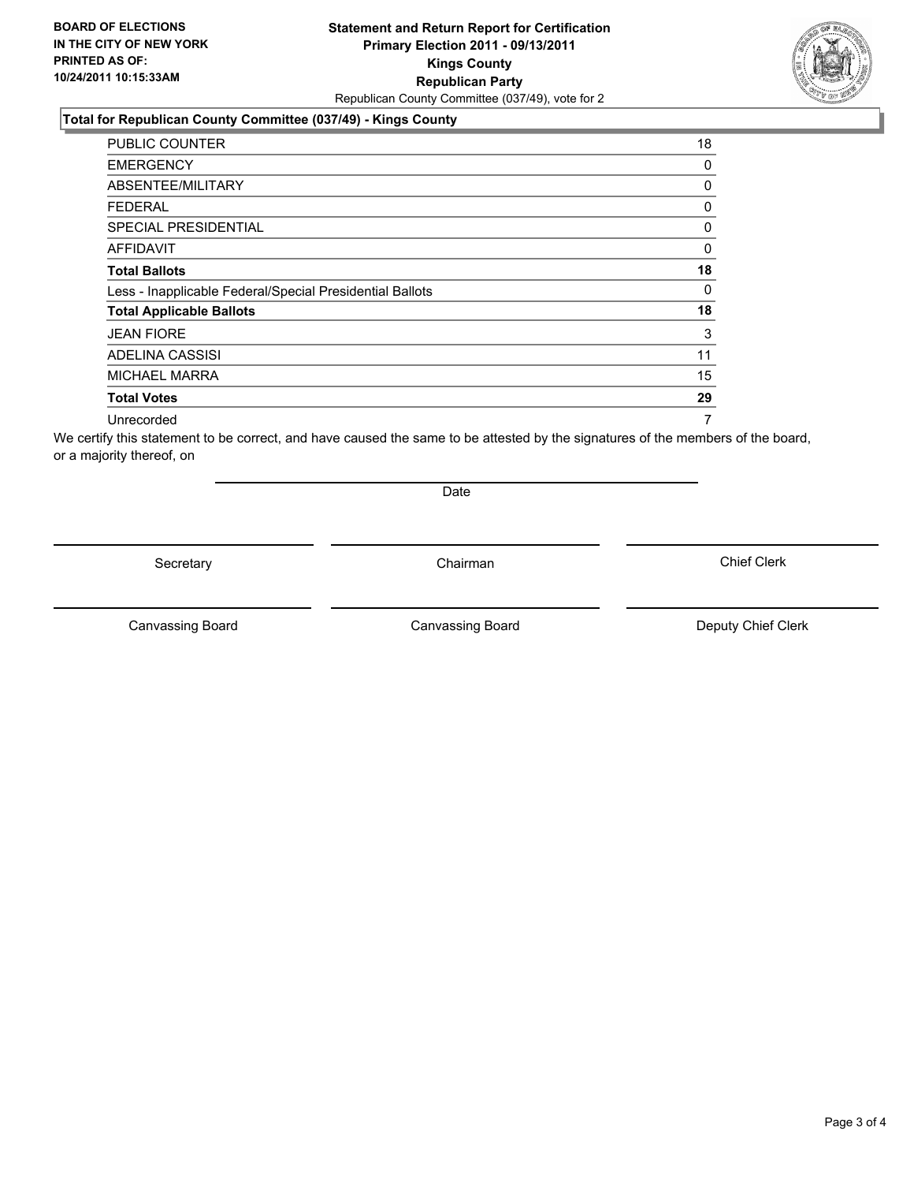**BOARD OF ELECTIONS IN THE CITY OF NEW YORK PRINTED AS OF: 10/24/2011 10:15:33AM**

# Statement and Return Report for Certification
## Primary Election 2011 - 09/13/2011
## Kings County
## Republican Party

Republican County Committee (037/49), vote for 2

### Total for Republican County Committee (037/49) - Kings County

| | |
|---|---|
| PUBLIC COUNTER | 18 |
| EMERGENCY | 0 |
| ABSENTEE/MILITARY | 0 |
| FEDERAL | 0 |
| SPECIAL PRESIDENTIAL | 0 |
| AFFIDAVIT | 0 |
| **Total Ballots** | **18** |
| Less - Inapplicable Federal/Special Presidential Ballots | 0 |
| **Total Applicable Ballots** | **18** |
| JEAN FIORE | 3 |
| ADELINA CASSISI | 11 |
| MICHAEL MARRA | 15 |
| **Total Votes** | **29** |
| Unrecorded | 7 |

We certify this statement to be correct, and have caused the same to be attested by the signatures of the members of the board, or a majority thereof, on

Date

Secretary — Chairman — Chief Clerk

Canvassing Board — Canvassing Board — Deputy Chief Clerk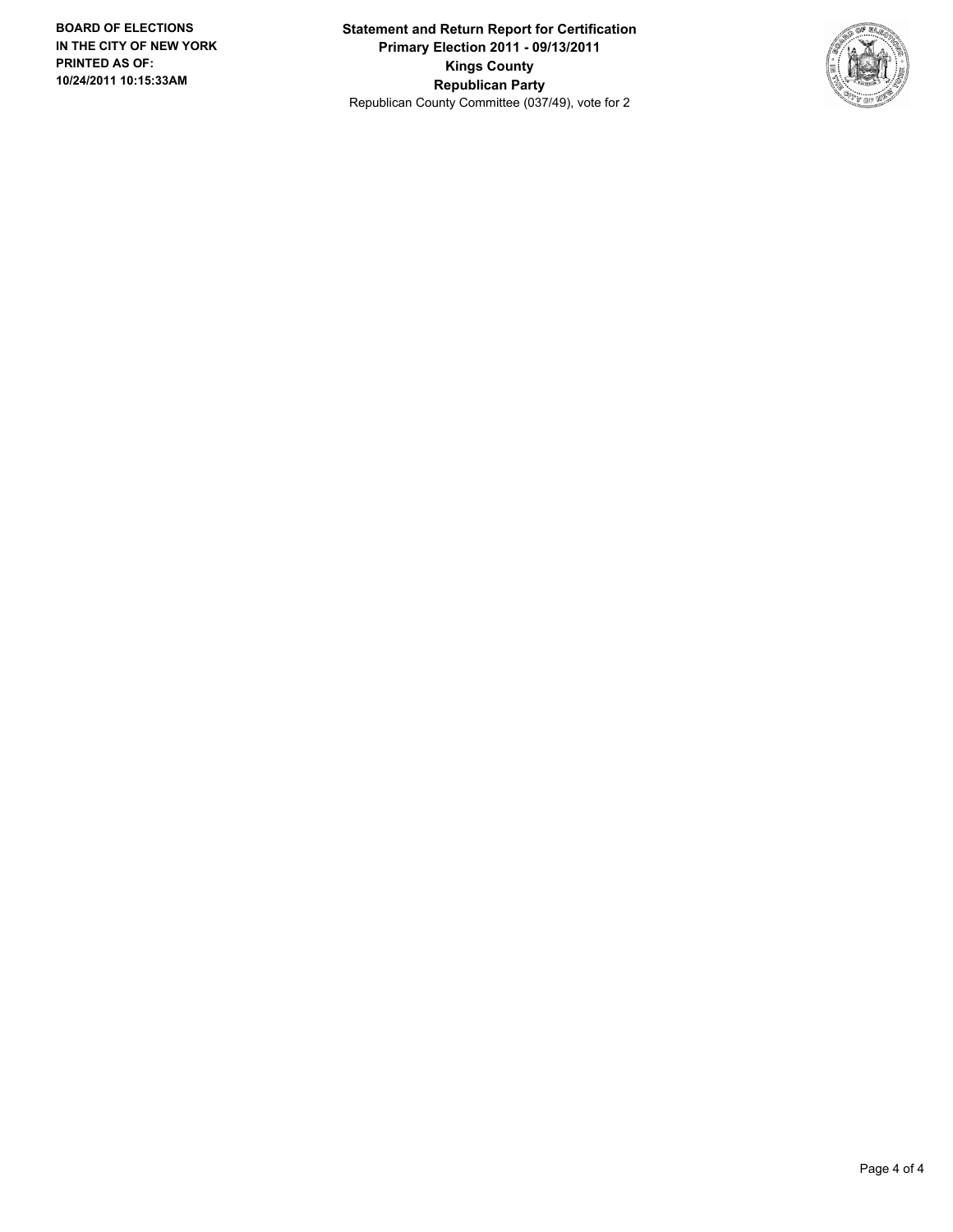**BOARD OF ELECTIONS IN THE CITY OF NEW YORK PRINTED AS OF: 10/24/2011 10:15:33AM**

**Statement and Return Report for Certification**
**Primary Election 2011 - 09/13/2011**
**Kings County**
**Republican Party**
Republican County Committee (037/49), vote for 2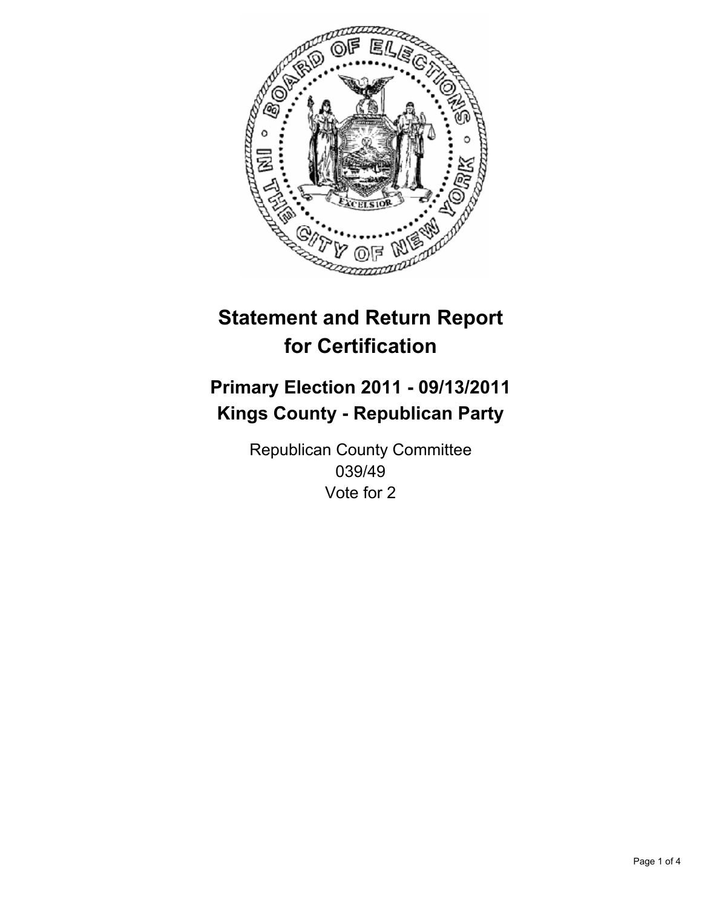# Statement and Return Report for Certification

## Primary Election 2011 - 09/13/2011
## Kings County - Republican Party

Republican County Committee
039/49
Vote for 2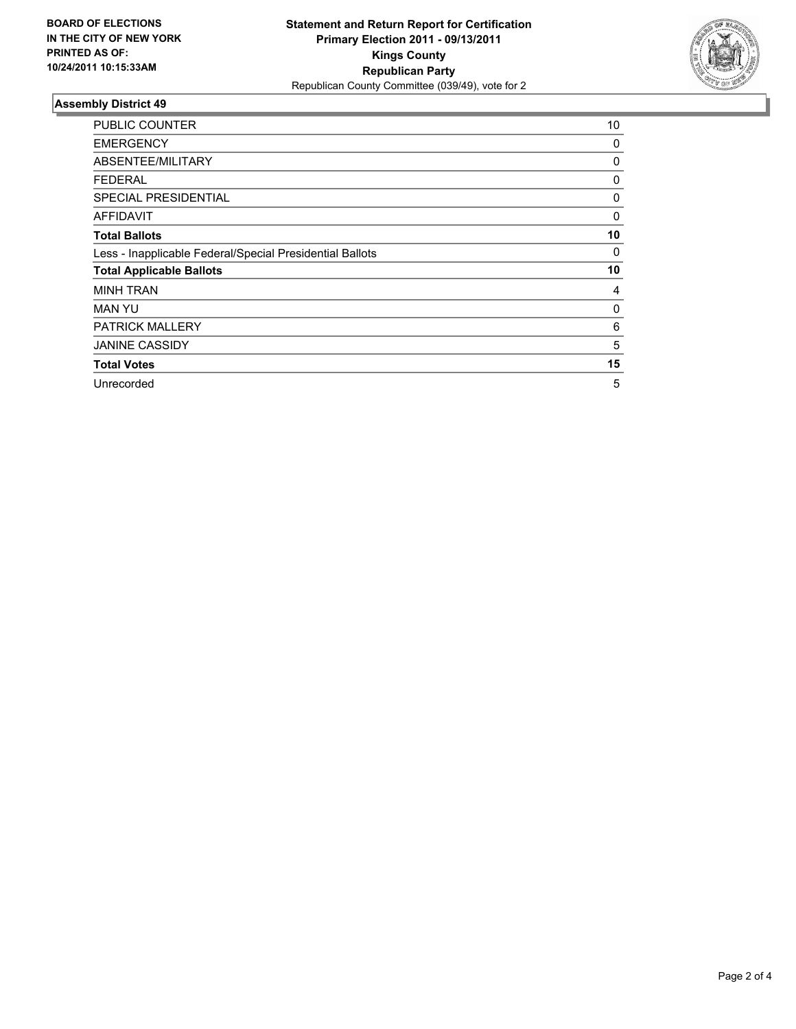**BOARD OF ELECTIONS IN THE CITY OF NEW YORK PRINTED AS OF: 10/24/2011 10:15:33AM**

**Statement and Return Report for Certification Primary Election 2011 - 09/13/2011 Kings County Republican Party**
Republican County Committee (039/49), vote for 2

## Assembly District 49

| | |
|---|---|
| PUBLIC COUNTER | 10 |
| EMERGENCY | 0 |
| ABSENTEE/MILITARY | 0 |
| FEDERAL | 0 |
| SPECIAL PRESIDENTIAL | 0 |
| AFFIDAVIT | 0 |
| **Total Ballots** | **10** |
| Less - Inapplicable Federal/Special Presidential Ballots | 0 |
| **Total Applicable Ballots** | **10** |
| MINH TRAN | 4 |
| MAN YU | 0 |
| PATRICK MALLERY | 6 |
| JANINE CASSIDY | 5 |
| **Total Votes** | **15** |
| Unrecorded | 5 |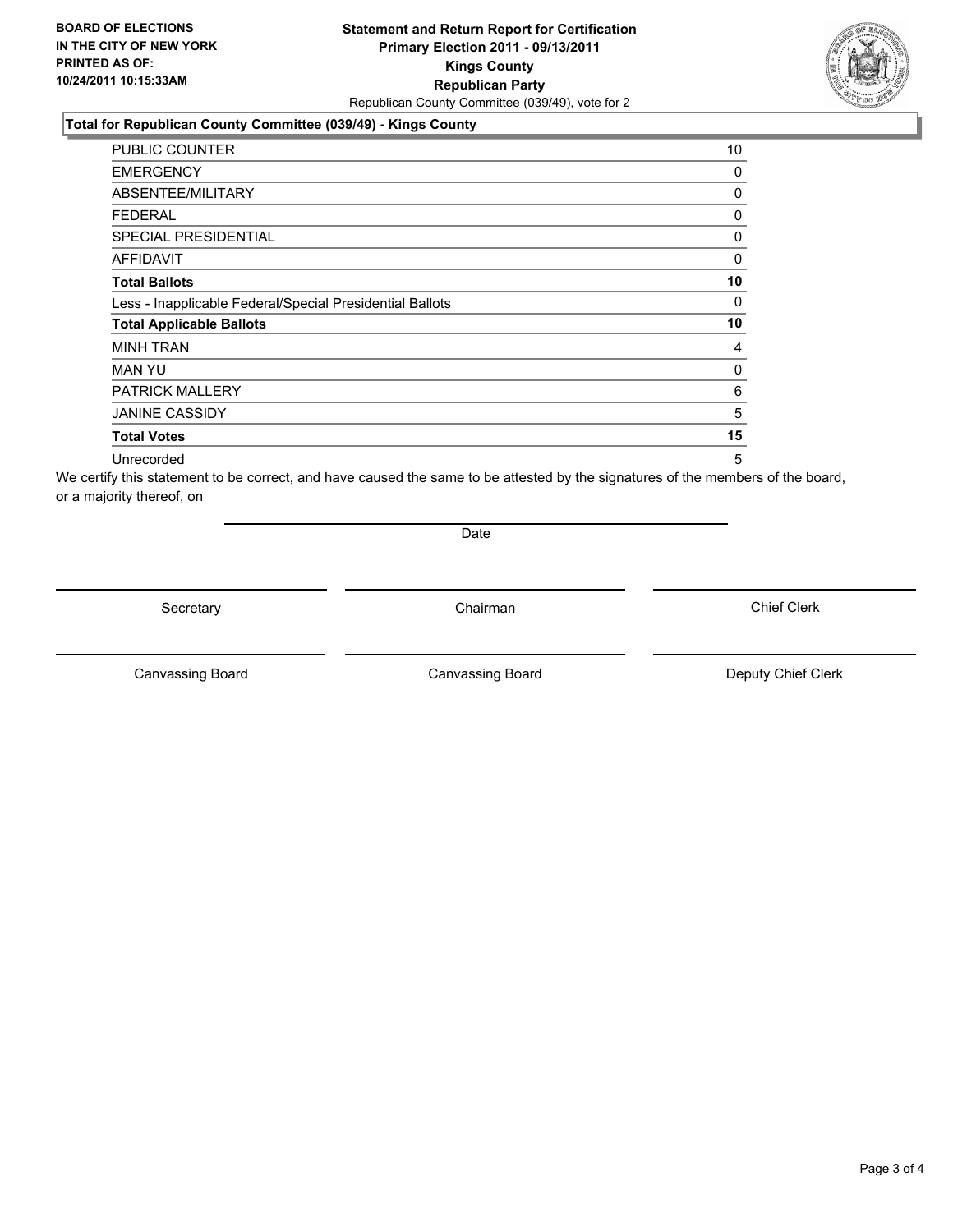**BOARD OF ELECTIONS IN THE CITY OF NEW YORK PRINTED AS OF: 10/24/2011 10:15:33AM**

**Statement and Return Report for Certification**
**Primary Election 2011 - 09/13/2011**
**Kings County**
**Republican Party**
Republican County Committee (039/49), vote for 2

**Total for Republican County Committee (039/49) - Kings County**

| | |
|---|---|
| PUBLIC COUNTER | 10 |
| EMERGENCY | 0 |
| ABSENTEE/MILITARY | 0 |
| FEDERAL | 0 |
| SPECIAL PRESIDENTIAL | 0 |
| AFFIDAVIT | 0 |
| **Total Ballots** | **10** |
| Less - Inapplicable Federal/Special Presidential Ballots | 0 |
| **Total Applicable Ballots** | **10** |
| MINH TRAN | 4 |
| MAN YU | 0 |
| PATRICK MALLERY | 6 |
| JANINE CASSIDY | 5 |
| **Total Votes** | **15** |
| Unrecorded | 5 |

We certify this statement to be correct, and have caused the same to be attested by the signatures of the members of the board, or a majority thereof, on

Date

Secretary | Chairman | Chief Clerk

Canvassing Board | Canvassing Board | Deputy Chief Clerk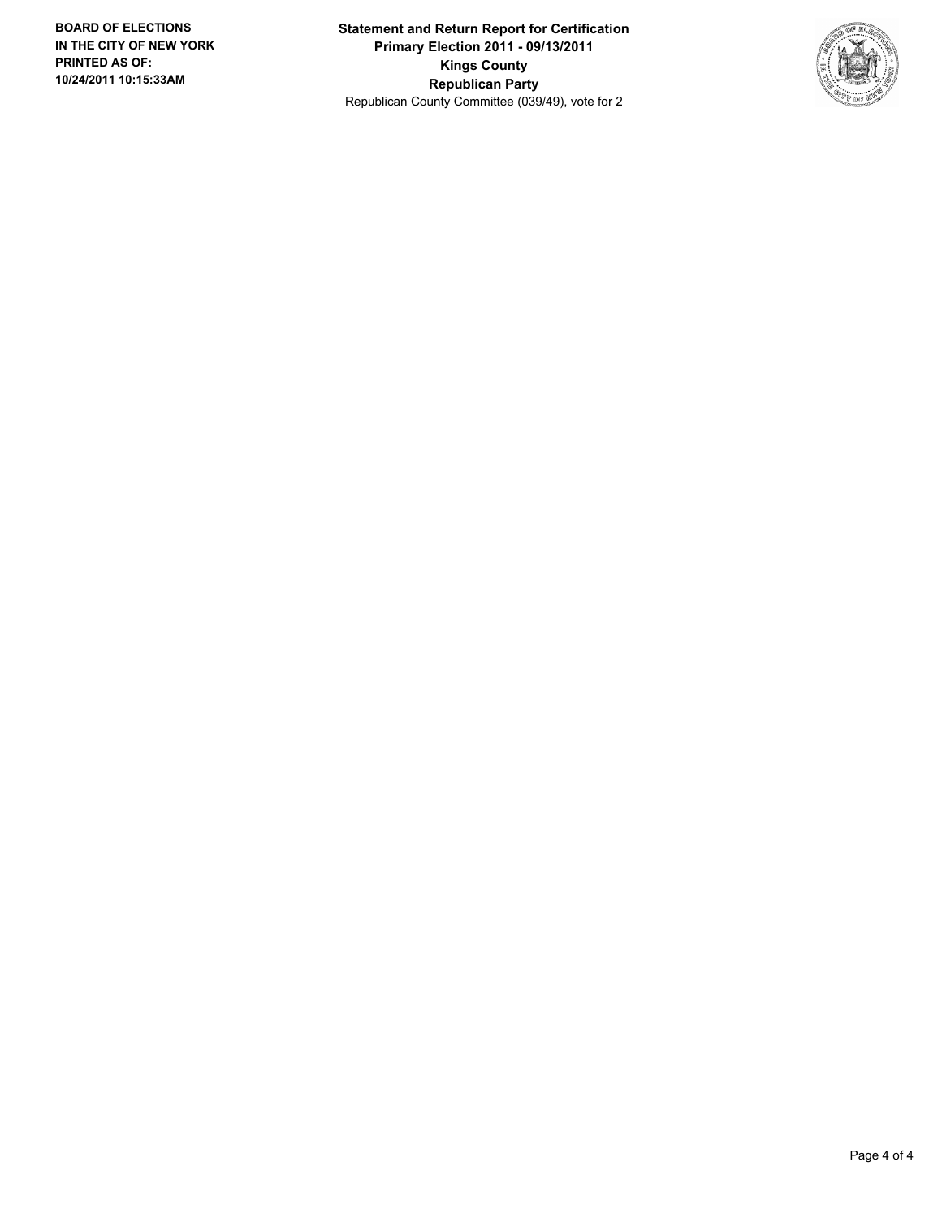**BOARD OF ELECTIONS IN THE CITY OF NEW YORK PRINTED AS OF: 10/24/2011 10:15:33AM**

**Statement and Return Report for Certification**
**Primary Election 2011 - 09/13/2011**
**Kings County**
**Republican Party**
Republican County Committee (039/49), vote for 2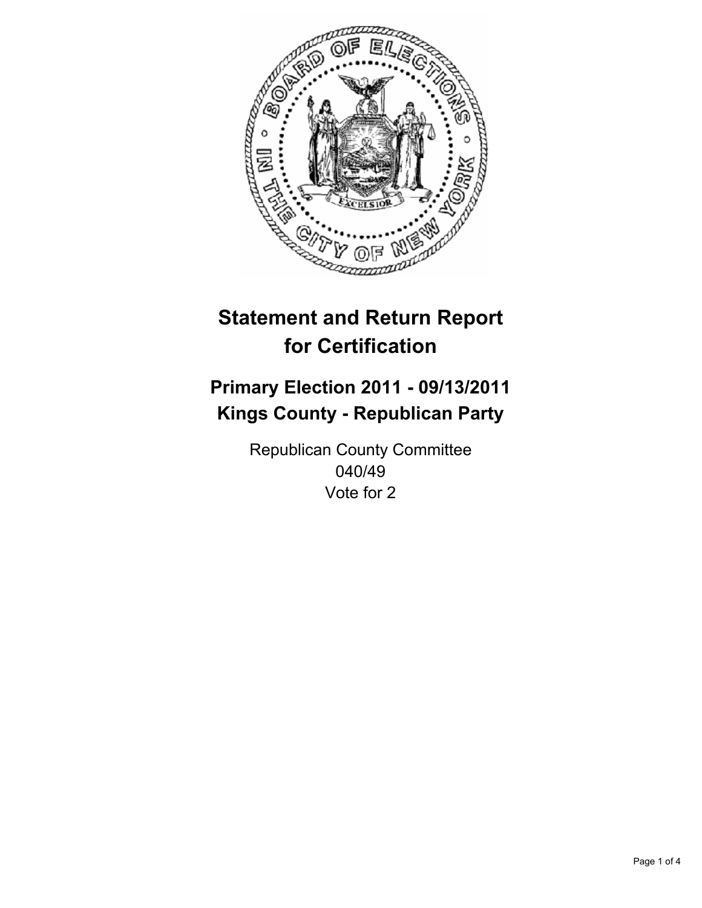# Statement and Return Report for Certification

## Primary Election 2011 - 09/13/2011
## Kings County - Republican Party

Republican County Committee
040/49
Vote for 2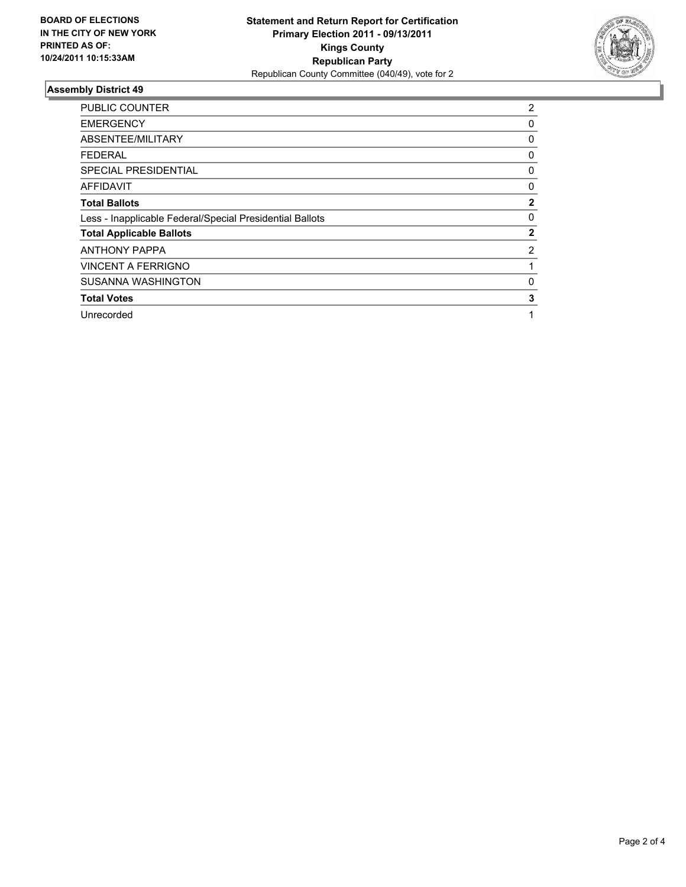**BOARD OF ELECTIONS IN THE CITY OF NEW YORK PRINTED AS OF: 10/24/2011 10:15:33AM**

**Statement and Return Report for Certification**
**Primary Election 2011 - 09/13/2011**
**Kings County**
**Republican Party**
Republican County Committee (040/49), vote for 2

## Assembly District 49

| | |
|---|---|
| PUBLIC COUNTER | 2 |
| EMERGENCY | 0 |
| ABSENTEE/MILITARY | 0 |
| FEDERAL | 0 |
| SPECIAL PRESIDENTIAL | 0 |
| AFFIDAVIT | 0 |
| **Total Ballots** | **2** |
| Less - Inapplicable Federal/Special Presidential Ballots | 0 |
| **Total Applicable Ballots** | **2** |
| ANTHONY PAPPA | 2 |
| VINCENT A FERRIGNO | 1 |
| SUSANNA WASHINGTON | 0 |
| **Total Votes** | **3** |
| Unrecorded | 1 |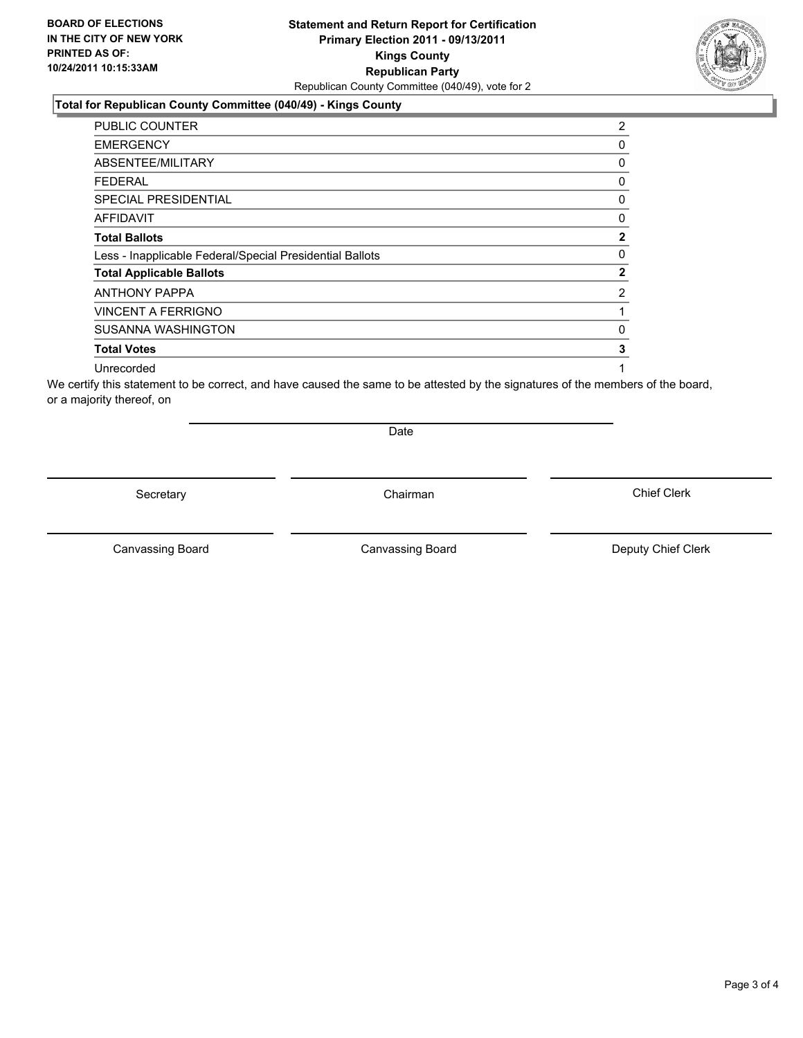**BOARD OF ELECTIONS IN THE CITY OF NEW YORK PRINTED AS OF: 10/24/2011 10:15:33AM**

# Statement and Return Report for Certification
## Primary Election 2011 - 09/13/2011
## Kings County
## Republican Party

Republican County Committee (040/49), vote for 2

### Total for Republican County Committee (040/49) - Kings County

| | |
|---|---|
| PUBLIC COUNTER | 2 |
| EMERGENCY | 0 |
| ABSENTEE/MILITARY | 0 |
| FEDERAL | 0 |
| SPECIAL PRESIDENTIAL | 0 |
| AFFIDAVIT | 0 |
| **Total Ballots** | **2** |
| Less - Inapplicable Federal/Special Presidential Ballots | 0 |
| **Total Applicable Ballots** | **2** |
| ANTHONY PAPPA | 2 |
| VINCENT A FERRIGNO | 1 |
| SUSANNA WASHINGTON | 0 |
| **Total Votes** | **3** |
| Unrecorded | 1 |

We certify this statement to be correct, and have caused the same to be attested by the signatures of the members of the board, or a majority thereof, on

Date

Secretary | Chairman | Chief Clerk

Canvassing Board | Canvassing Board | Deputy Chief Clerk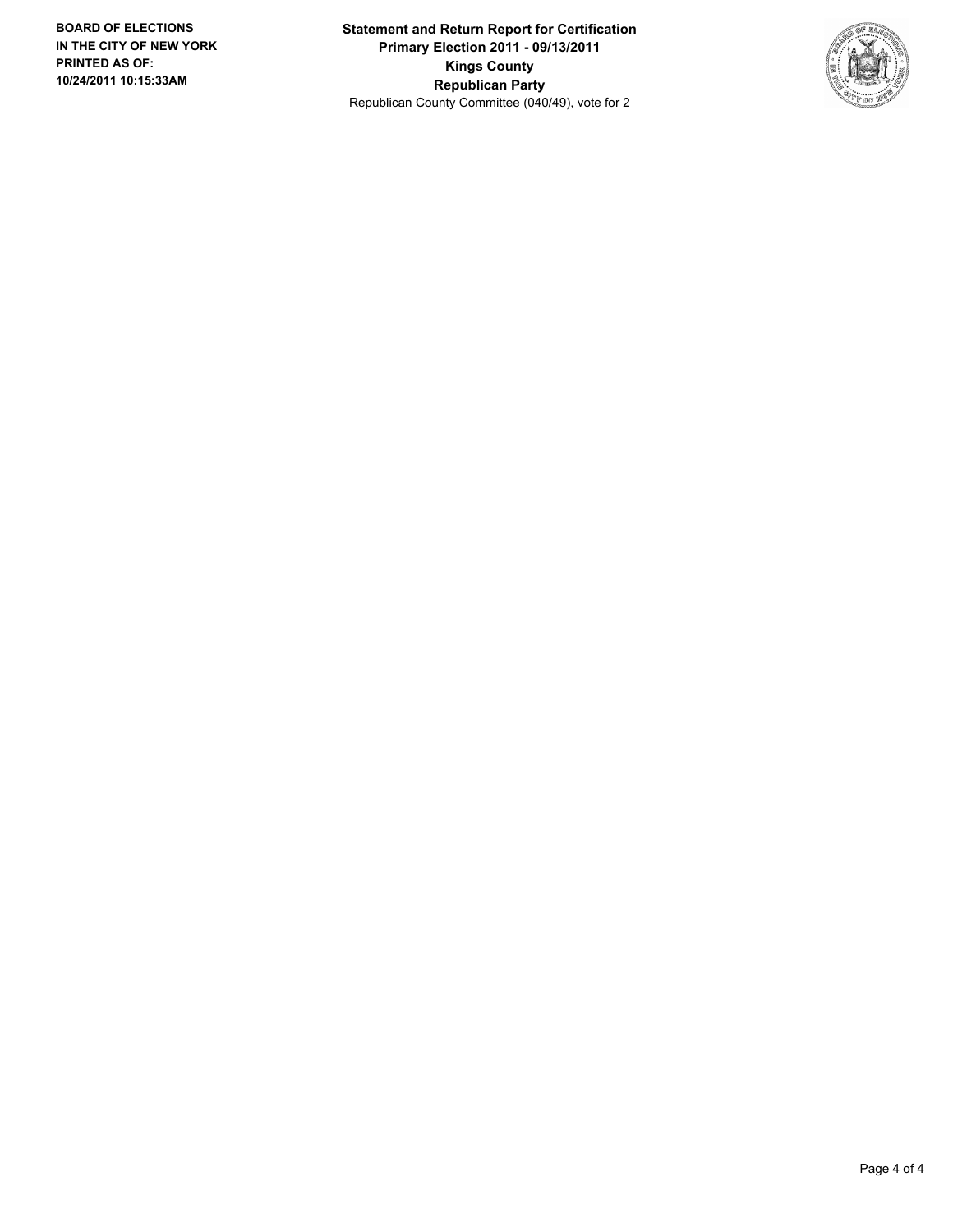**BOARD OF ELECTIONS IN THE CITY OF NEW YORK PRINTED AS OF: 10/24/2011 10:15:33AM**

**Statement and Return Report for Certification**
**Primary Election 2011 - 09/13/2011**
**Kings County**
**Republican Party**
Republican County Committee (040/49), vote for 2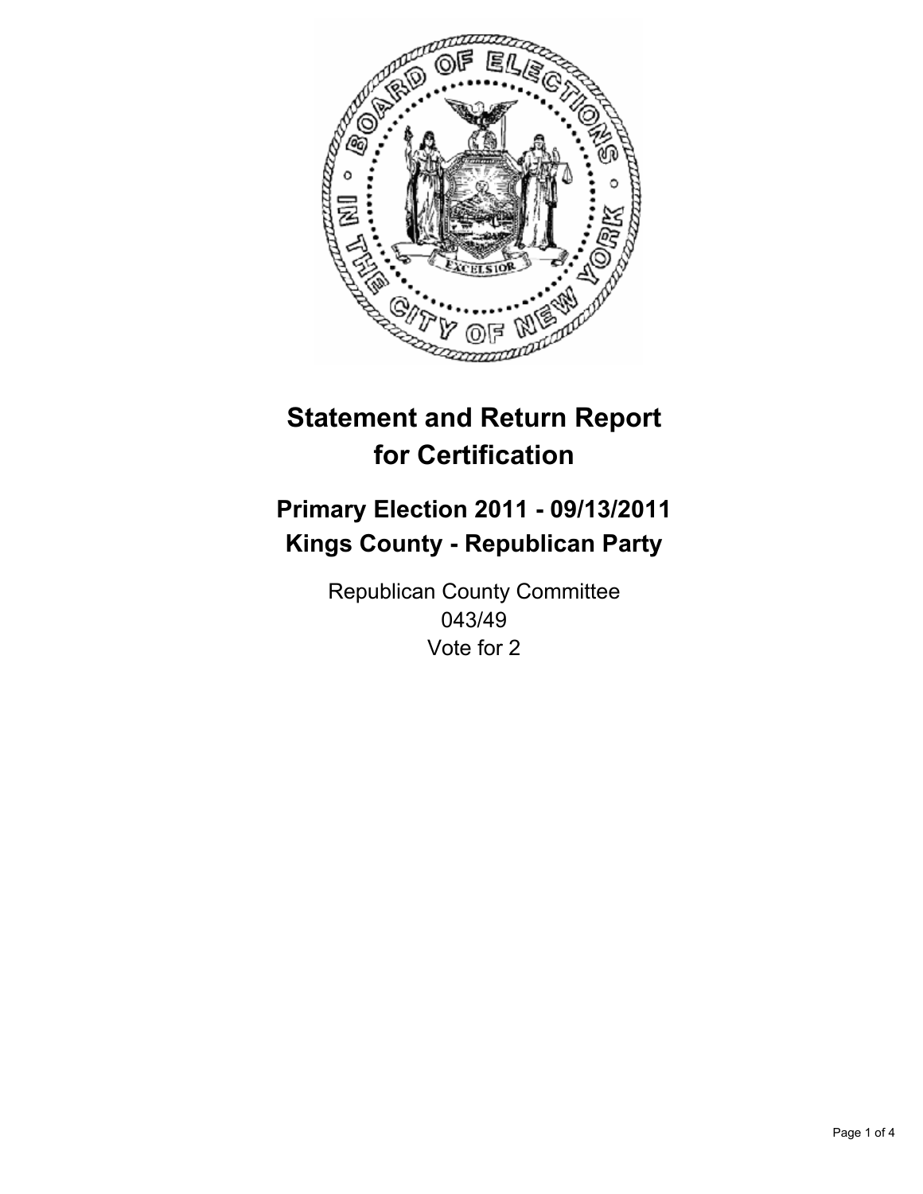# Statement and Return Report for Certification

## Primary Election 2011 - 09/13/2011
## Kings County - Republican Party

Republican County Committee
043/49
Vote for 2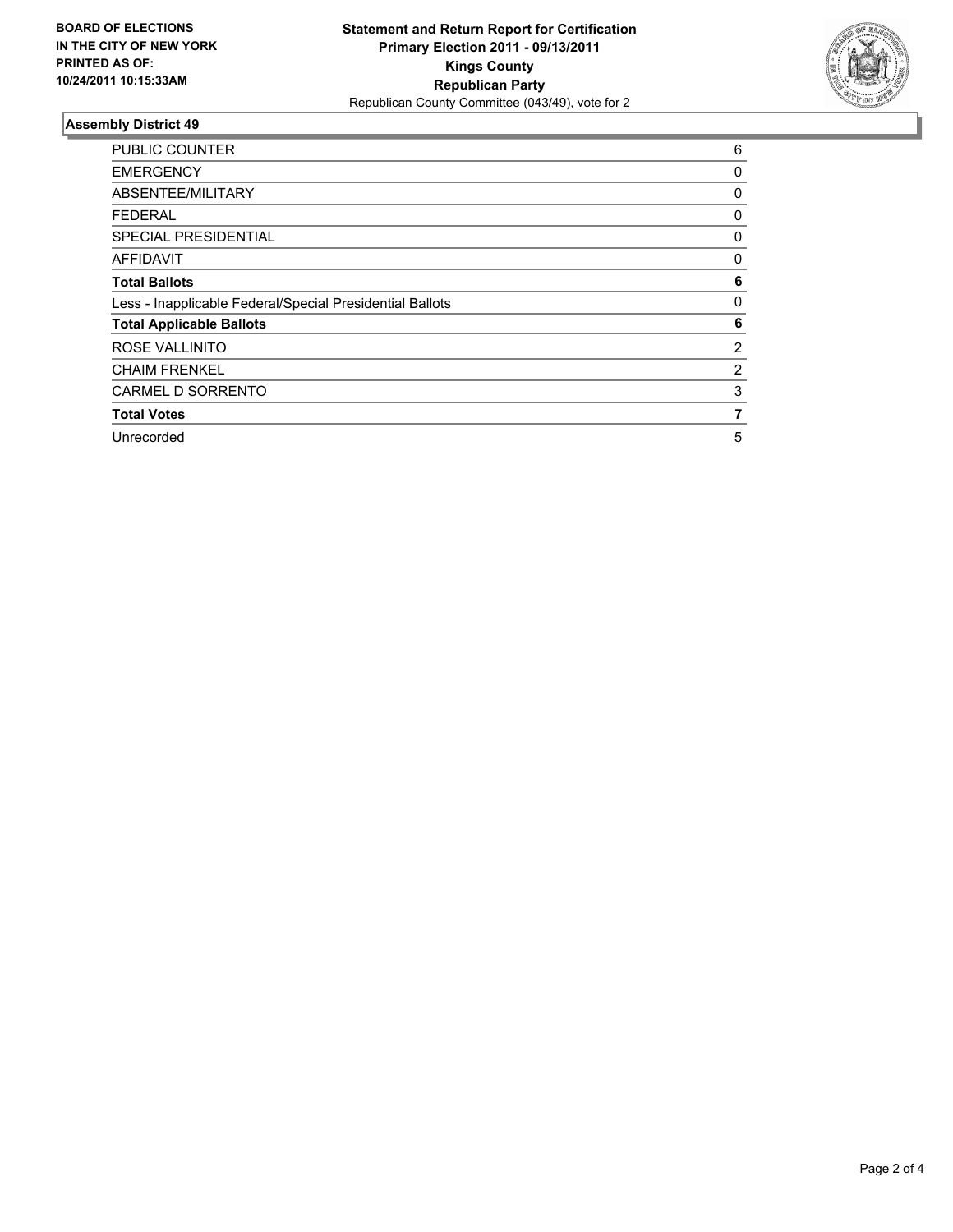**BOARD OF ELECTIONS IN THE CITY OF NEW YORK PRINTED AS OF: 10/24/2011 10:15:33AM**

**Statement and Return Report for Certification**
**Primary Election 2011 - 09/13/2011**
**Kings County**
**Republican Party**
Republican County Committee (043/49), vote for 2

## Assembly District 49

| | |
|---|---|
| PUBLIC COUNTER | 6 |
| EMERGENCY | 0 |
| ABSENTEE/MILITARY | 0 |
| FEDERAL | 0 |
| SPECIAL PRESIDENTIAL | 0 |
| AFFIDAVIT | 0 |
| **Total Ballots** | **6** |
| Less - Inapplicable Federal/Special Presidential Ballots | 0 |
| **Total Applicable Ballots** | **6** |
| ROSE VALLINITO | 2 |
| CHAIM FRENKEL | 2 |
| CARMEL D SORRENTO | 3 |
| **Total Votes** | **7** |
| Unrecorded | 5 |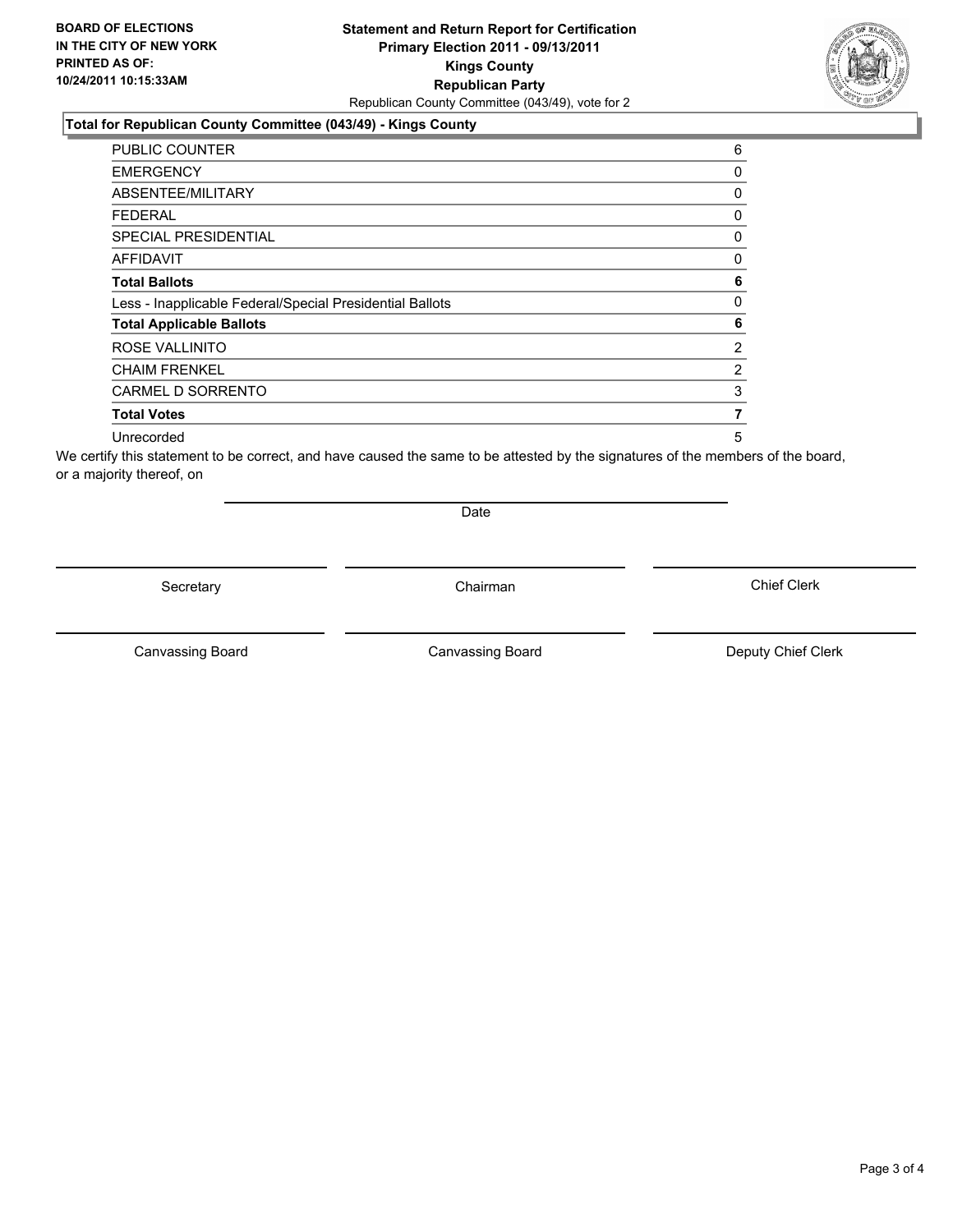**BOARD OF ELECTIONS IN THE CITY OF NEW YORK PRINTED AS OF: 10/24/2011 10:15:33AM**

**Statement and Return Report for Certification**
**Primary Election 2011 - 09/13/2011**
**Kings County**
**Republican Party**
Republican County Committee (043/49), vote for 2

## Total for Republican County Committee (043/49) - Kings County

| | |
|---|---|
| PUBLIC COUNTER | 6 |
| EMERGENCY | 0 |
| ABSENTEE/MILITARY | 0 |
| FEDERAL | 0 |
| SPECIAL PRESIDENTIAL | 0 |
| AFFIDAVIT | 0 |
| **Total Ballots** | **6** |
| Less - Inapplicable Federal/Special Presidential Ballots | 0 |
| **Total Applicable Ballots** | **6** |
| ROSE VALLINITO | 2 |
| CHAIM FRENKEL | 2 |
| CARMEL D SORRENTO | 3 |
| **Total Votes** | **7** |
| Unrecorded | 5 |

We certify this statement to be correct, and have caused the same to be attested by the signatures of the members of the board, or a majority thereof, on

Date

Secretary　　　　Chairman　　　　Chief Clerk

Canvassing Board　　　　Canvassing Board　　　　Deputy Chief Clerk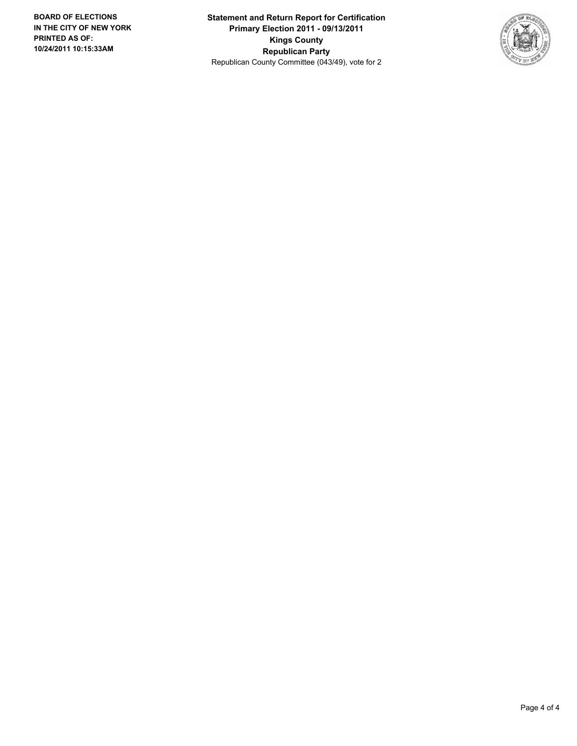**BOARD OF ELECTIONS IN THE CITY OF NEW YORK PRINTED AS OF: 10/24/2011 10:15:33AM**

**Statement and Return Report for Certification**
**Primary Election 2011 - 09/13/2011**
**Kings County**
**Republican Party**
Republican County Committee (043/49), vote for 2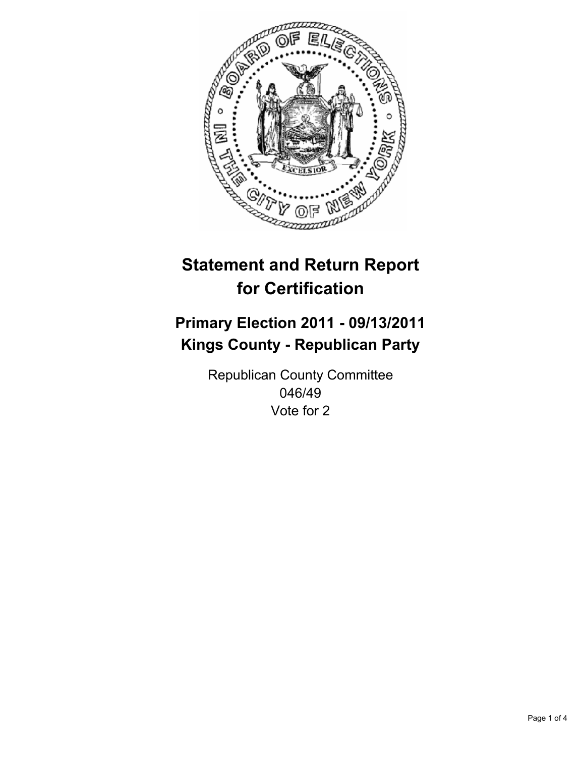# Statement and Return Report for Certification

## Primary Election 2011 - 09/13/2011
## Kings County - Republican Party

Republican County Committee
046/49
Vote for 2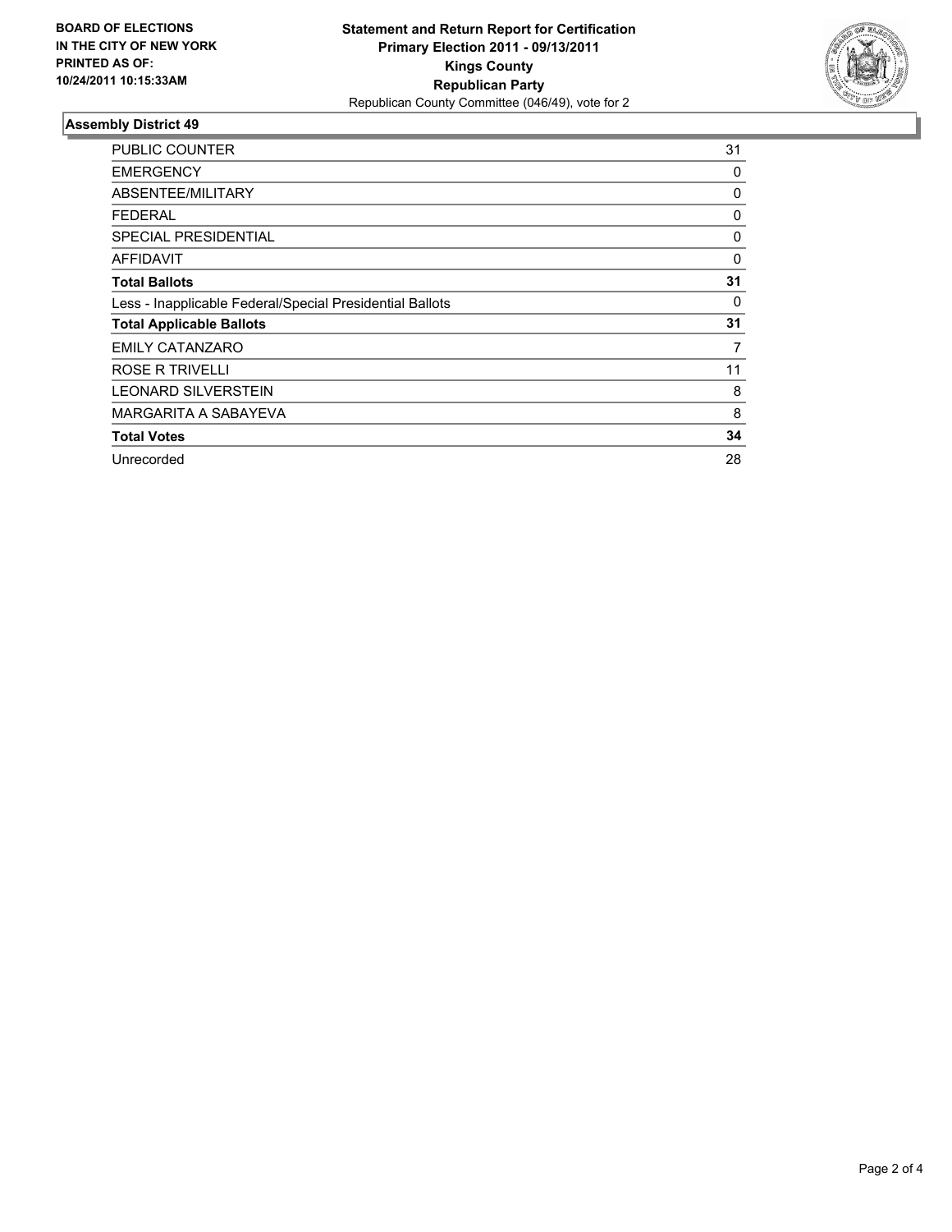**BOARD OF ELECTIONS IN THE CITY OF NEW YORK PRINTED AS OF: 10/24/2011 10:15:33AM**

**Statement and Return Report for Certification**
**Primary Election 2011 - 09/13/2011**
**Kings County**
**Republican Party**
Republican County Committee (046/49), vote for 2

### Assembly District 49

| | |
|---|---|
| PUBLIC COUNTER | 31 |
| EMERGENCY | 0 |
| ABSENTEE/MILITARY | 0 |
| FEDERAL | 0 |
| SPECIAL PRESIDENTIAL | 0 |
| AFFIDAVIT | 0 |
| **Total Ballots** | **31** |
| Less - Inapplicable Federal/Special Presidential Ballots | 0 |
| **Total Applicable Ballots** | **31** |
| EMILY CATANZARO | 7 |
| ROSE R TRIVELLI | 11 |
| LEONARD SILVERSTEIN | 8 |
| MARGARITA A SABAYEVA | 8 |
| **Total Votes** | **34** |
| Unrecorded | 28 |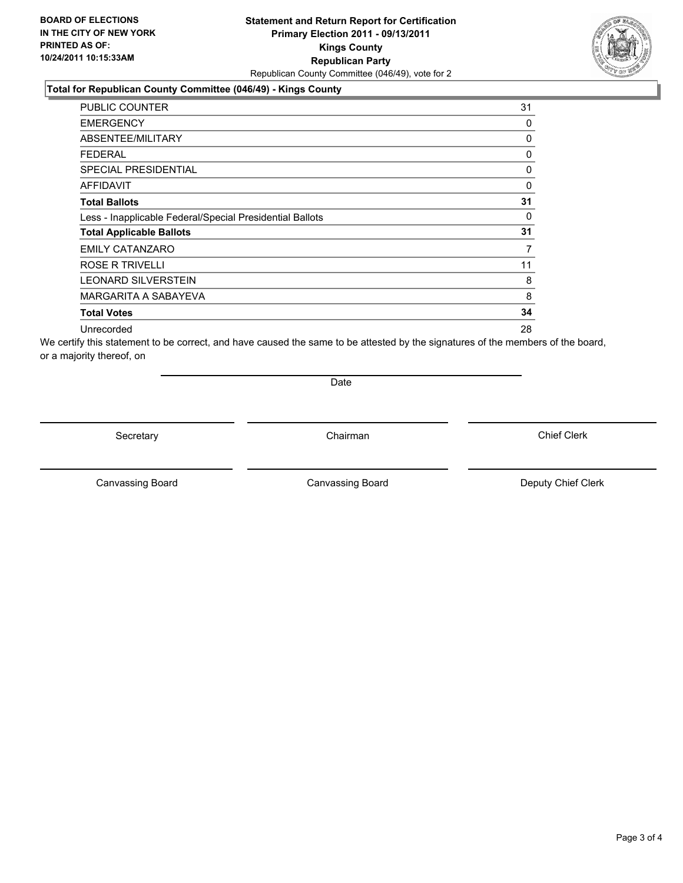**BOARD OF ELECTIONS IN THE CITY OF NEW YORK PRINTED AS OF: 10/24/2011 10:15:33AM**

# Statement and Return Report for Certification
## Primary Election 2011 - 09/13/2011
## Kings County
## Republican Party

Republican County Committee (046/49), vote for 2

### Total for Republican County Committee (046/49) - Kings County

| | |
|---|---|
| PUBLIC COUNTER | 31 |
| EMERGENCY | 0 |
| ABSENTEE/MILITARY | 0 |
| FEDERAL | 0 |
| SPECIAL PRESIDENTIAL | 0 |
| AFFIDAVIT | 0 |
| **Total Ballots** | **31** |
| Less - Inapplicable Federal/Special Presidential Ballots | 0 |
| **Total Applicable Ballots** | **31** |
| EMILY CATANZARO | 7 |
| ROSE R TRIVELLI | 11 |
| LEONARD SILVERSTEIN | 8 |
| MARGARITA A SABAYEVA | 8 |
| **Total Votes** | **34** |
| Unrecorded | 28 |

We certify this statement to be correct, and have caused the same to be attested by the signatures of the members of the board, or a majority thereof, on

Date

Secretary | Chairman | Chief Clerk

Canvassing Board | Canvassing Board | Deputy Chief Clerk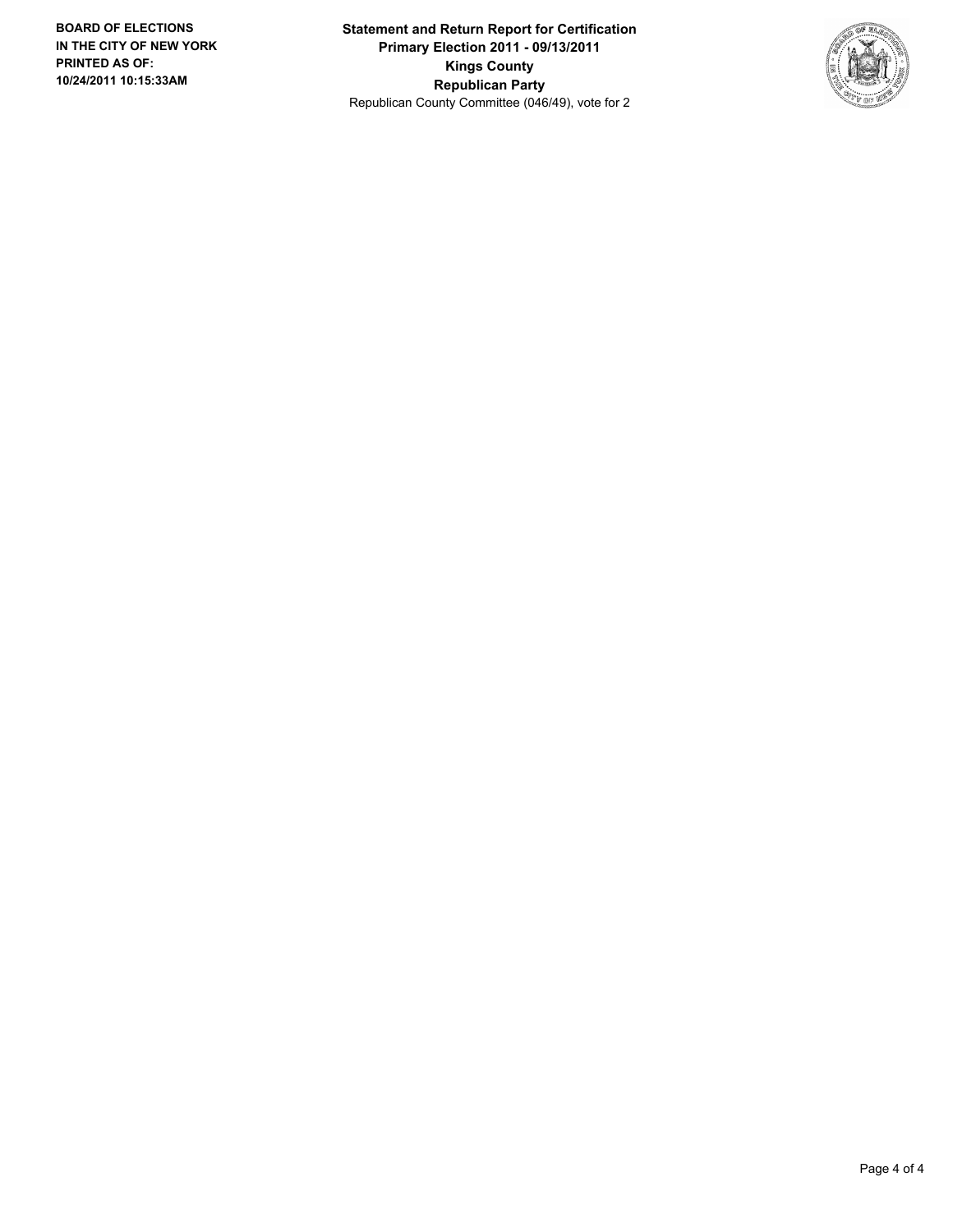**BOARD OF ELECTIONS IN THE CITY OF NEW YORK PRINTED AS OF: 10/24/2011 10:15:33AM**

**Statement and Return Report for Certification**
**Primary Election 2011 - 09/13/2011**
**Kings County**
**Republican Party**
Republican County Committee (046/49), vote for 2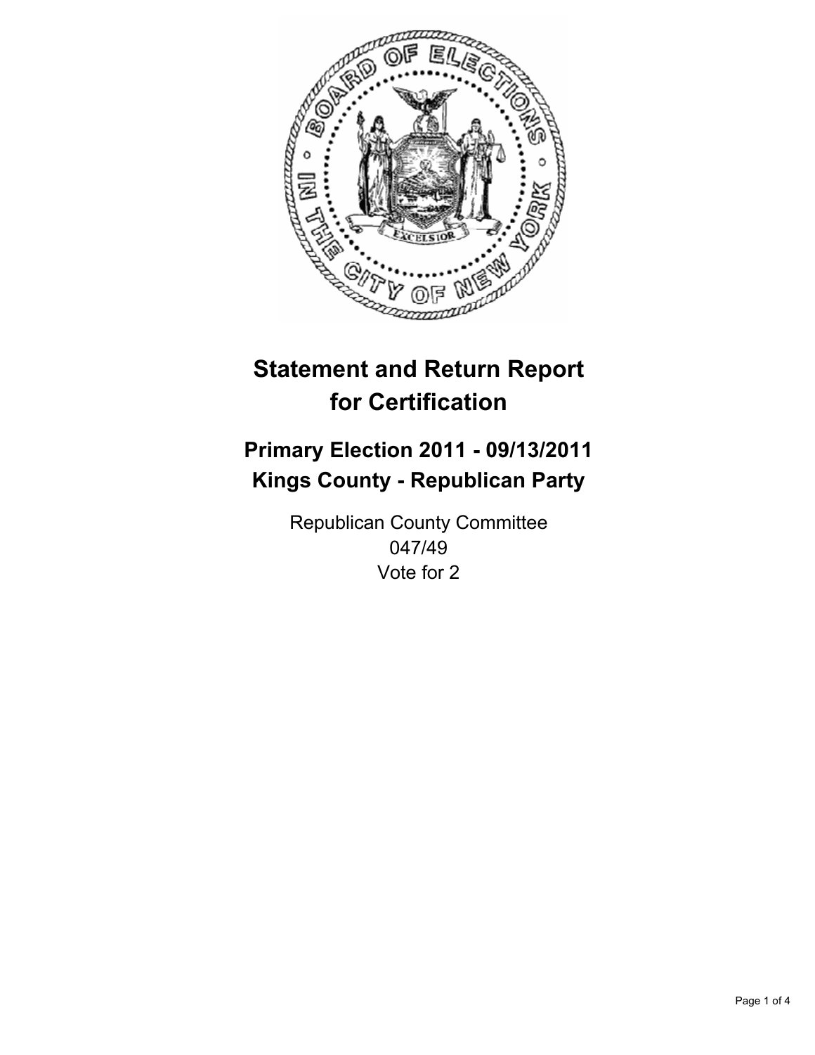# Statement and Return Report for Certification

## Primary Election 2011 - 09/13/2011
## Kings County - Republican Party

Republican County Committee
047/49
Vote for 2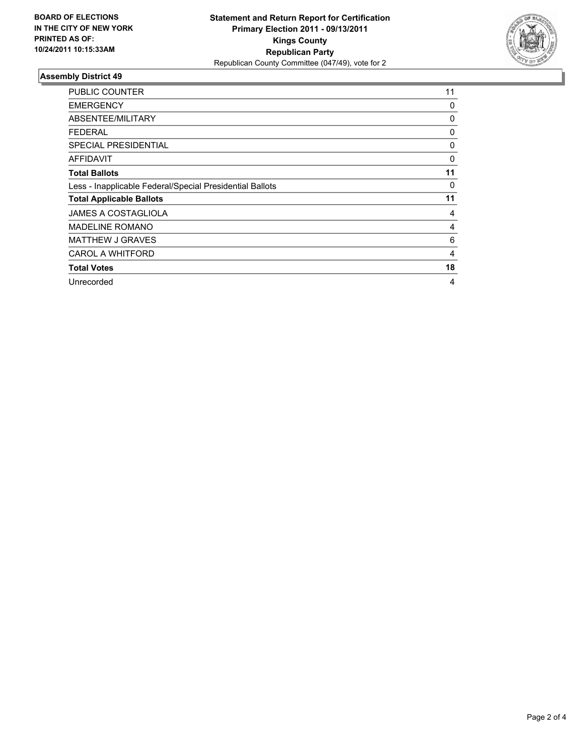**BOARD OF ELECTIONS IN THE CITY OF NEW YORK PRINTED AS OF: 10/24/2011 10:15:33AM**

**Statement and Return Report for Certification**
**Primary Election 2011 - 09/13/2011**
**Kings County**
**Republican Party**
Republican County Committee (047/49), vote for 2

### Assembly District 49

| | |
|---|---|
| PUBLIC COUNTER | 11 |
| EMERGENCY | 0 |
| ABSENTEE/MILITARY | 0 |
| FEDERAL | 0 |
| SPECIAL PRESIDENTIAL | 0 |
| AFFIDAVIT | 0 |
| **Total Ballots** | **11** |
| Less - Inapplicable Federal/Special Presidential Ballots | 0 |
| **Total Applicable Ballots** | **11** |
| JAMES A COSTAGLIOLA | 4 |
| MADELINE ROMANO | 4 |
| MATTHEW J GRAVES | 6 |
| CAROL A WHITFORD | 4 |
| **Total Votes** | **18** |
| Unrecorded | 4 |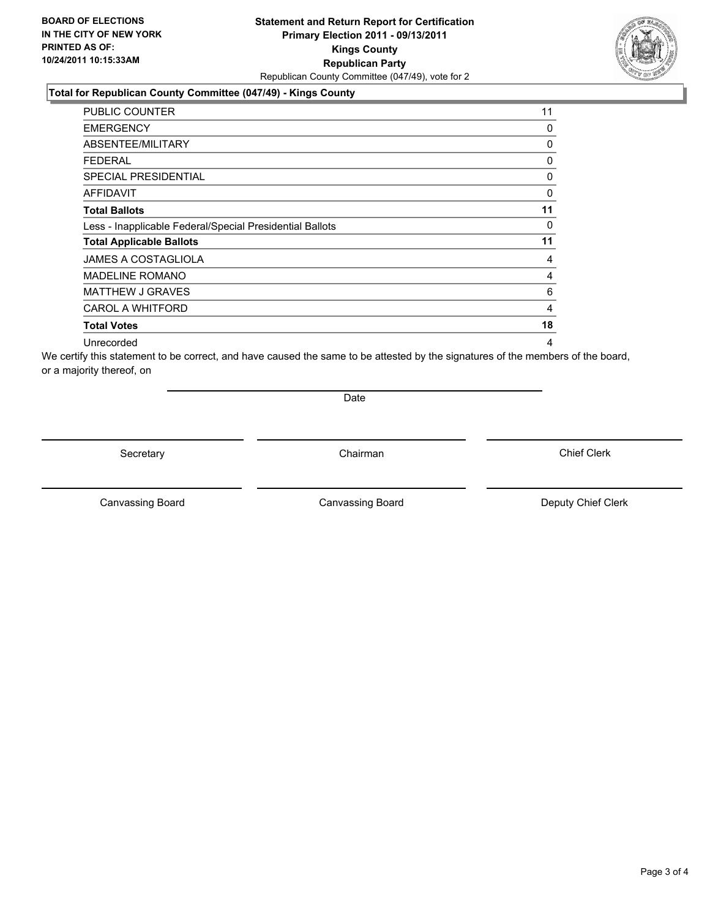**BOARD OF ELECTIONS IN THE CITY OF NEW YORK PRINTED AS OF: 10/24/2011 10:15:33AM**

# Statement and Return Report for Certification
## Primary Election 2011 - 09/13/2011
## Kings County
## Republican Party

Republican County Committee (047/49), vote for 2

### Total for Republican County Committee (047/49) - Kings County

| | |
|---|---|
| PUBLIC COUNTER | 11 |
| EMERGENCY | 0 |
| ABSENTEE/MILITARY | 0 |
| FEDERAL | 0 |
| SPECIAL PRESIDENTIAL | 0 |
| AFFIDAVIT | 0 |
| **Total Ballots** | **11** |
| Less - Inapplicable Federal/Special Presidential Ballots | 0 |
| **Total Applicable Ballots** | **11** |
| JAMES A COSTAGLIOLA | 4 |
| MADELINE ROMANO | 4 |
| MATTHEW J GRAVES | 6 |
| CAROL A WHITFORD | 4 |
| **Total Votes** | **18** |
| Unrecorded | 4 |

We certify this statement to be correct, and have caused the same to be attested by the signatures of the members of the board, or a majority thereof, on

Date

Secretary | Chairman | Chief Clerk

Canvassing Board | Canvassing Board | Deputy Chief Clerk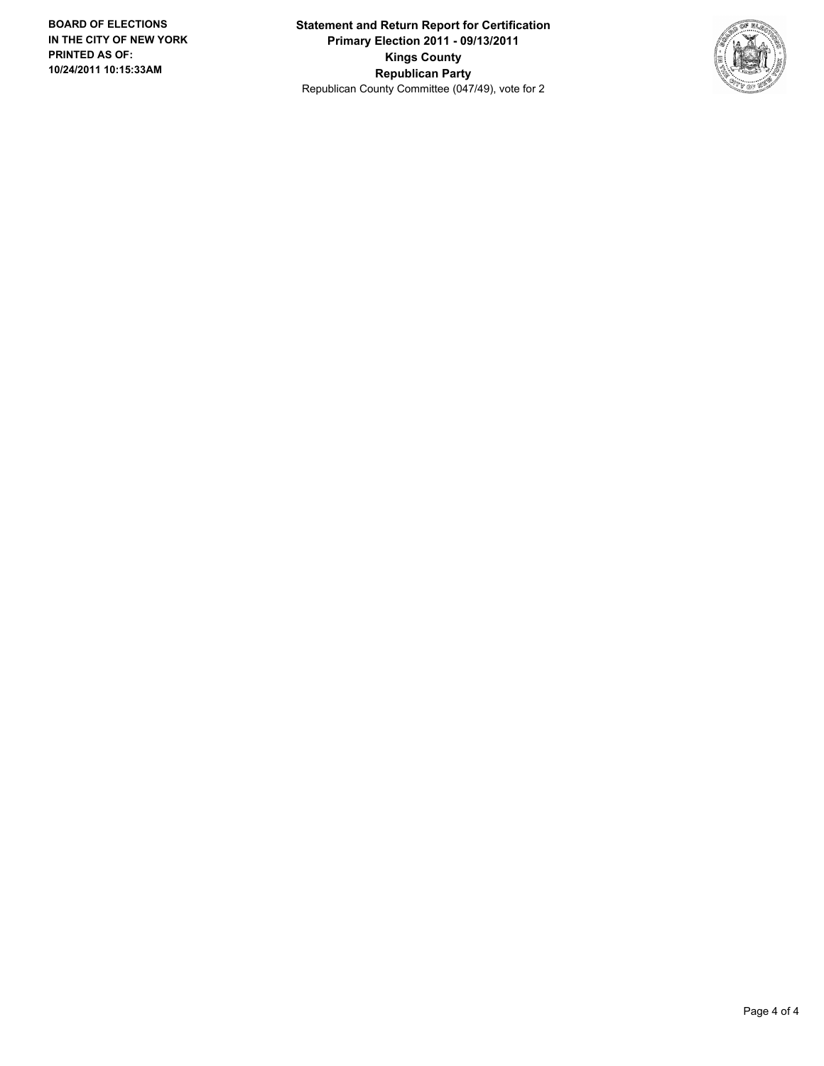**BOARD OF ELECTIONS IN THE CITY OF NEW YORK**
**PRINTED AS OF: 10/24/2011 10:15:33AM**

**Statement and Return Report for Certification**
**Primary Election 2011 - 09/13/2011**
**Kings County**
**Republican Party**
Republican County Committee (047/49), vote for 2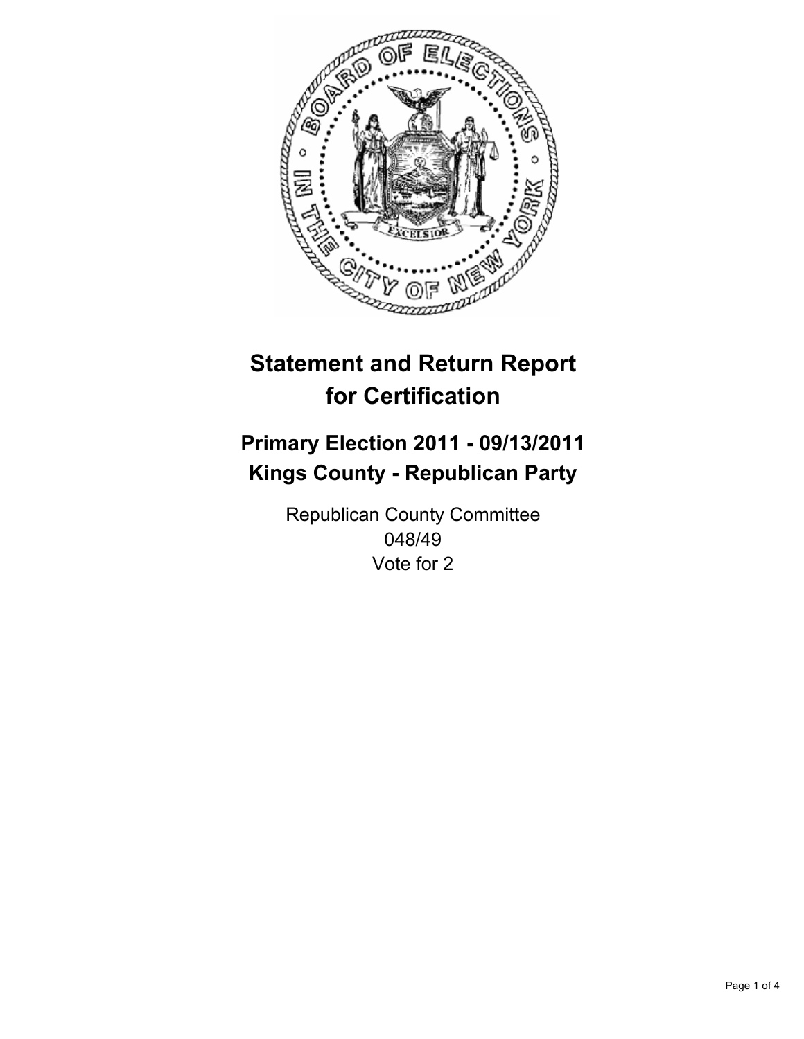# Statement and Return Report for Certification

## Primary Election 2011 - 09/13/2011
## Kings County - Republican Party

Republican County Committee
048/49
Vote for 2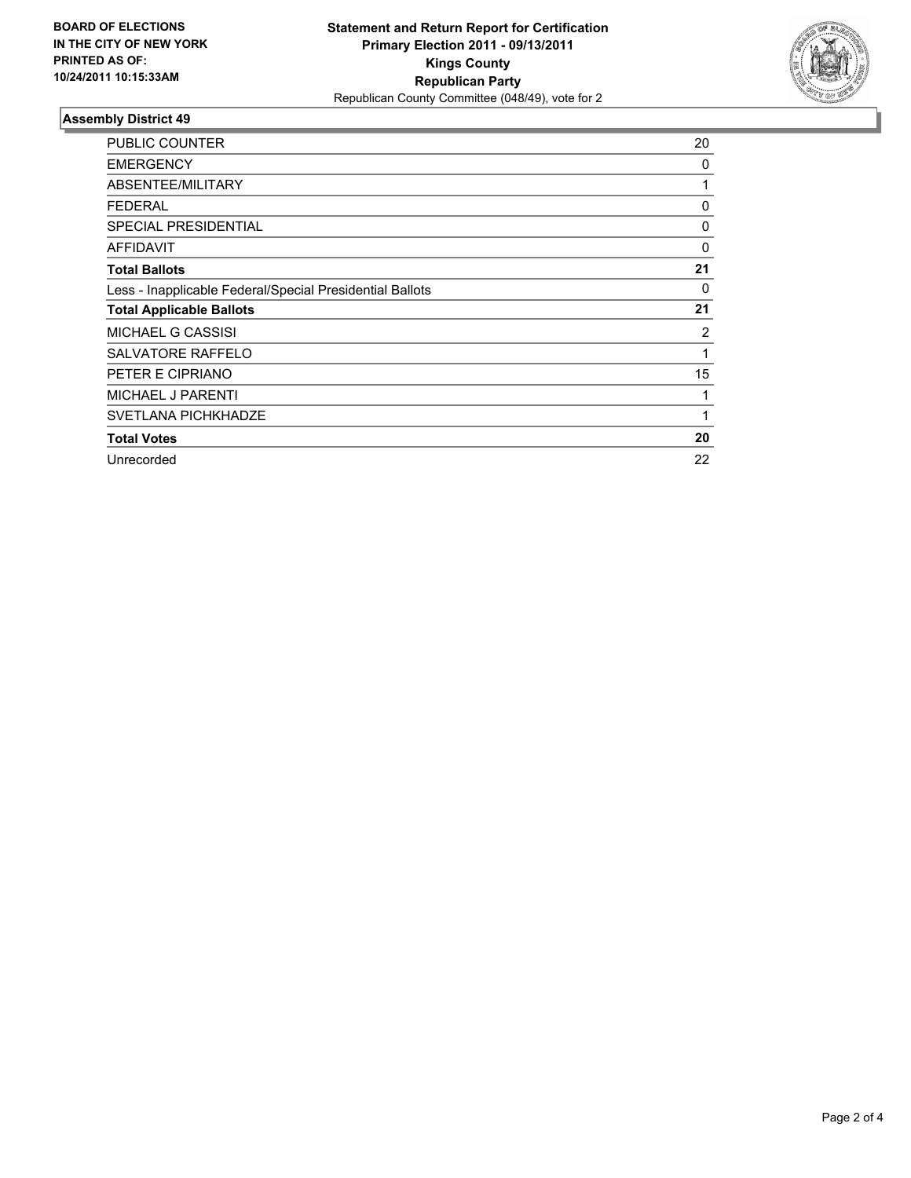**BOARD OF ELECTIONS IN THE CITY OF NEW YORK PRINTED AS OF: 10/24/2011 10:15:33AM**

# Statement and Return Report for Certification
## Primary Election 2011 - 09/13/2011
## Kings County
## Republican Party
Republican County Committee (048/49), vote for 2

### Assembly District 49

| | |
|---|---|
| PUBLIC COUNTER | 20 |
| EMERGENCY | 0 |
| ABSENTEE/MILITARY | 1 |
| FEDERAL | 0 |
| SPECIAL PRESIDENTIAL | 0 |
| AFFIDAVIT | 0 |
| **Total Ballots** | **21** |
| Less - Inapplicable Federal/Special Presidential Ballots | 0 |
| **Total Applicable Ballots** | **21** |
| MICHAEL G CASSISI | 2 |
| SALVATORE RAFFELO | 1 |
| PETER E CIPRIANO | 15 |
| MICHAEL J PARENTI | 1 |
| SVETLANA PICHKHADZE | 1 |
| **Total Votes** | **20** |
| Unrecorded | 22 |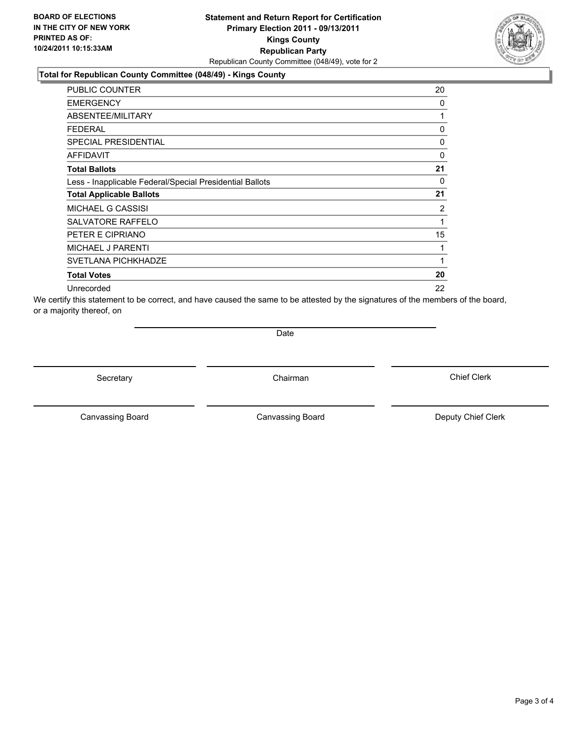**BOARD OF ELECTIONS IN THE CITY OF NEW YORK PRINTED AS OF: 10/24/2011 10:15:33AM**

**Statement and Return Report for Certification**
**Primary Election 2011 - 09/13/2011**
**Kings County**
**Republican Party**
Republican County Committee (048/49), vote for 2

### Total for Republican County Committee (048/49) - Kings County

| | |
|---|---|
| PUBLIC COUNTER | 20 |
| EMERGENCY | 0 |
| ABSENTEE/MILITARY | 1 |
| FEDERAL | 0 |
| SPECIAL PRESIDENTIAL | 0 |
| AFFIDAVIT | 0 |
| **Total Ballots** | **21** |
| Less - Inapplicable Federal/Special Presidential Ballots | 0 |
| **Total Applicable Ballots** | **21** |
| MICHAEL G CASSISI | 2 |
| SALVATORE RAFFELO | 1 |
| PETER E CIPRIANO | 15 |
| MICHAEL J PARENTI | 1 |
| SVETLANA PICHKHADZE | 1 |
| **Total Votes** | **20** |
| Unrecorded | 22 |

We certify this statement to be correct, and have caused the same to be attested by the signatures of the members of the board, or a majority thereof, on

Date

Secretary | Chairman | Chief Clerk

Canvassing Board | Canvassing Board | Deputy Chief Clerk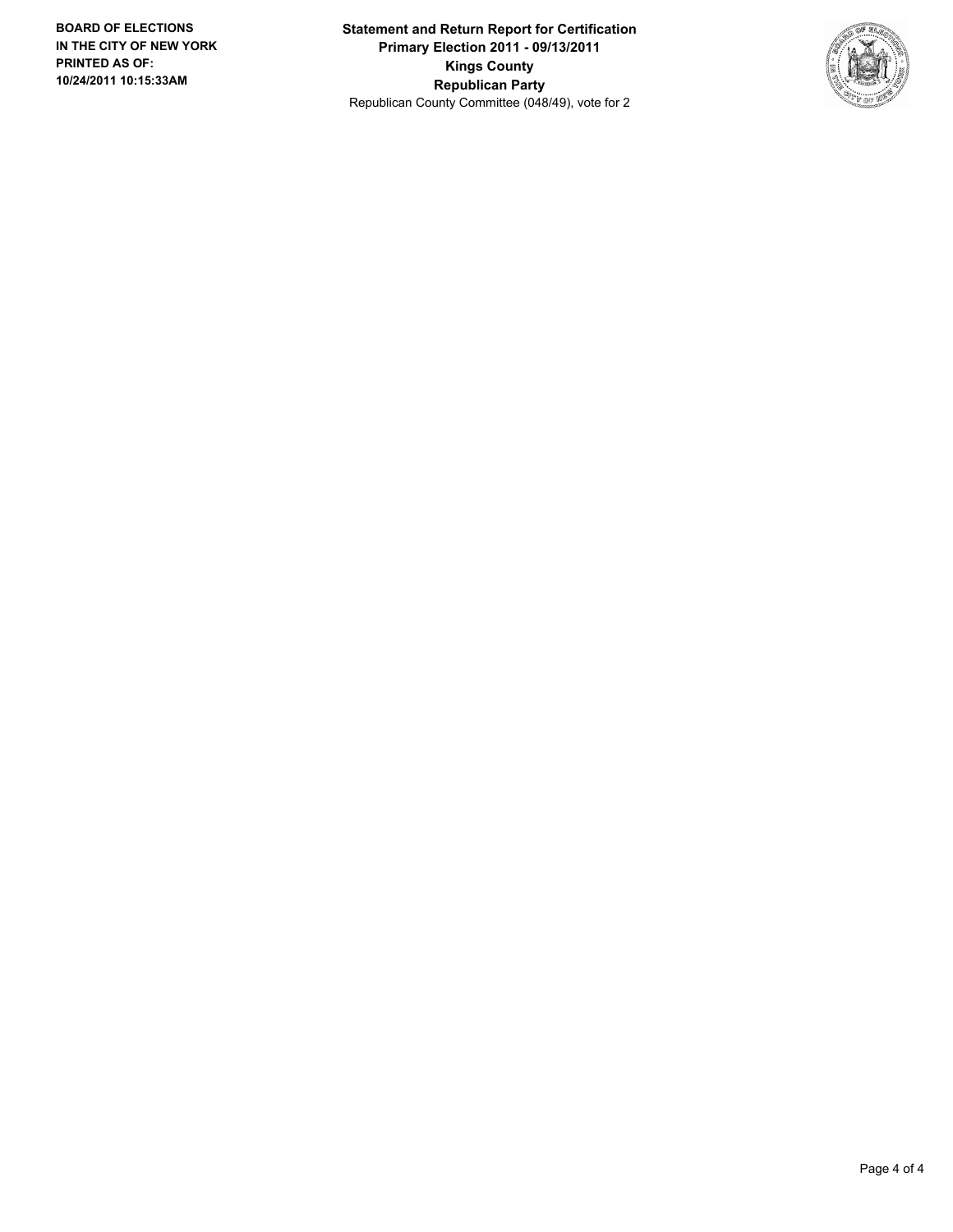**BOARD OF ELECTIONS IN THE CITY OF NEW YORK**
**PRINTED AS OF:**
**10/24/2011 10:15:33AM**

**Statement and Return Report for Certification**
**Primary Election 2011 - 09/13/2011**
**Kings County**
**Republican Party**
Republican County Committee (048/49), vote for 2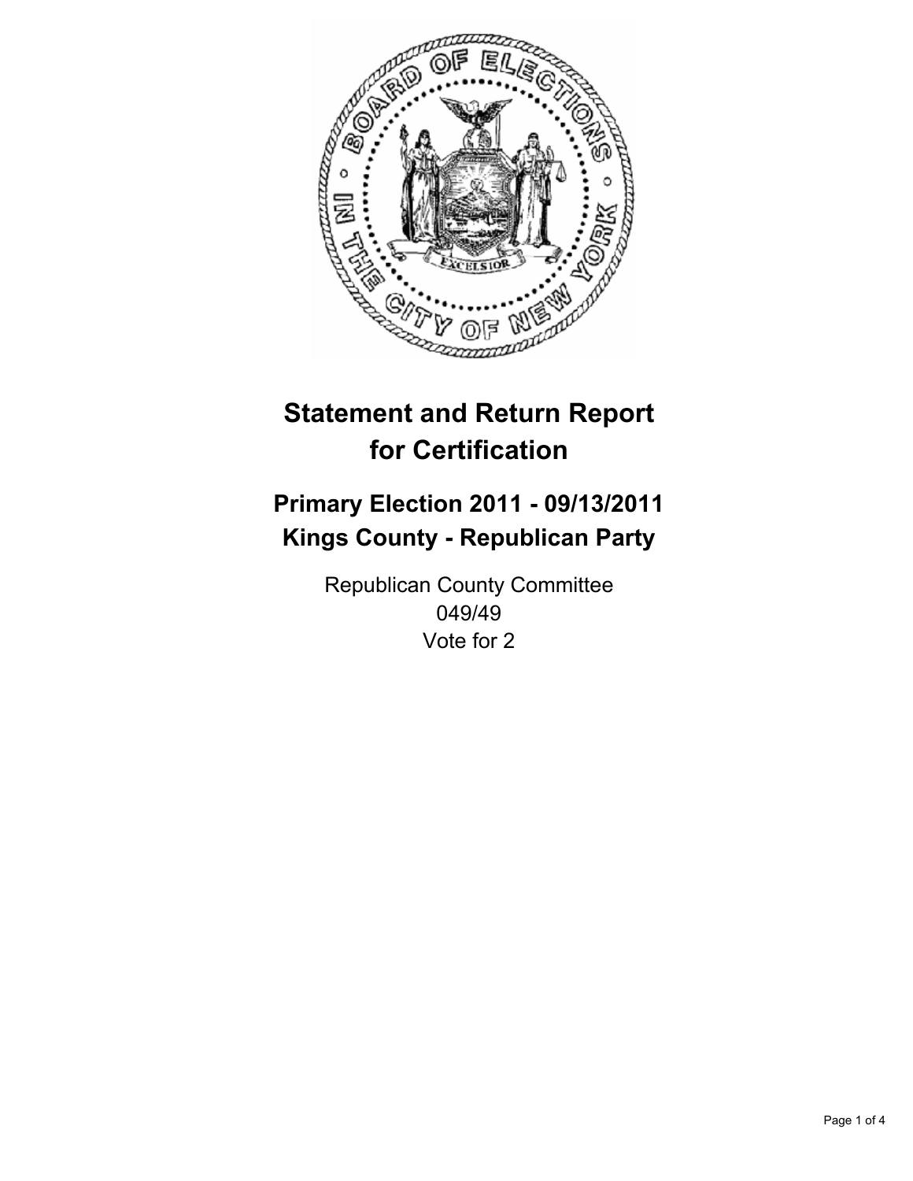# Statement and Return Report for Certification

## Primary Election 2011 - 09/13/2011
## Kings County - Republican Party

Republican County Committee
049/49
Vote for 2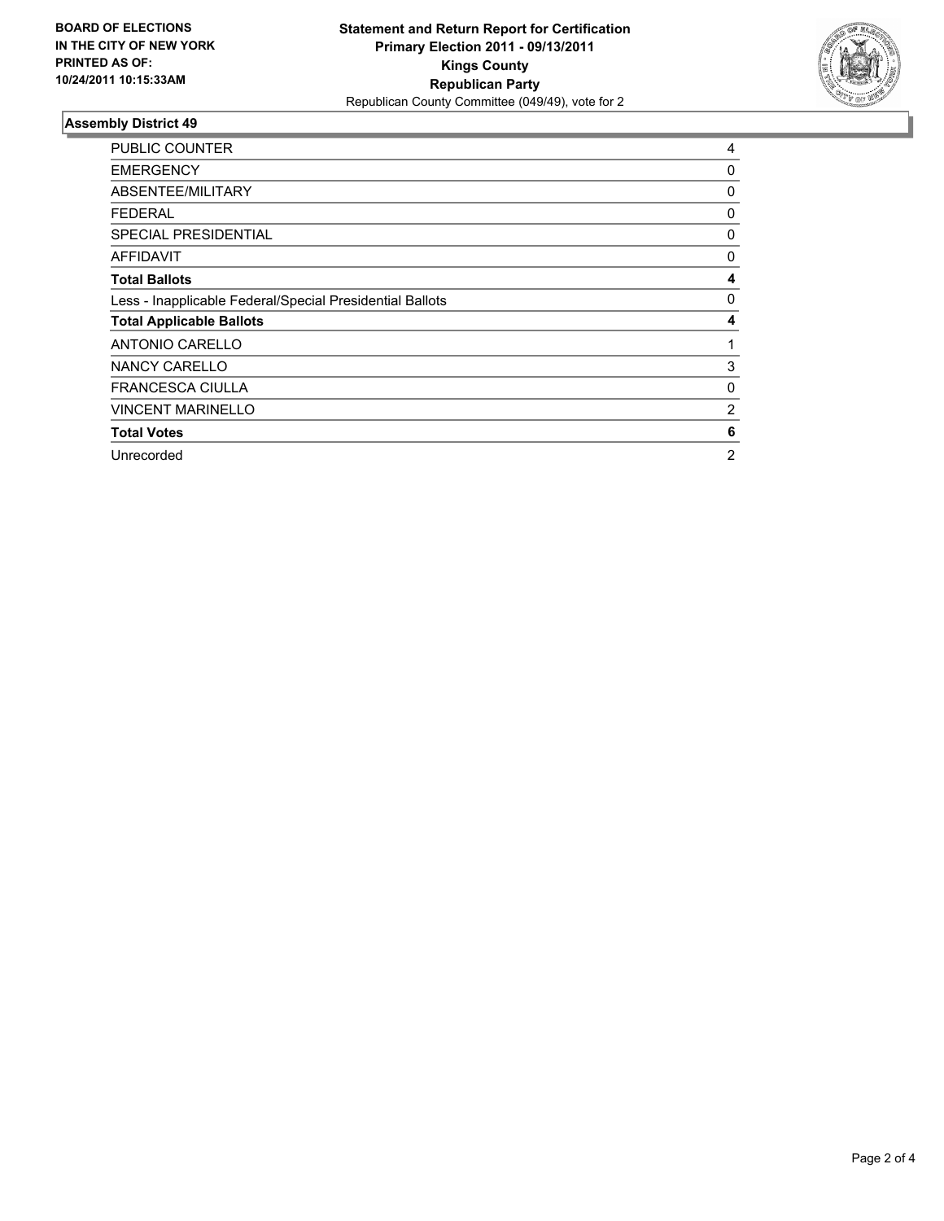**BOARD OF ELECTIONS IN THE CITY OF NEW YORK PRINTED AS OF: 10/24/2011 10:15:33AM**

**Statement and Return Report for Certification**
**Primary Election 2011 - 09/13/2011**
**Kings County**
**Republican Party**
Republican County Committee (049/49), vote for 2

## Assembly District 49

| | |
|---|---|
| PUBLIC COUNTER | 4 |
| EMERGENCY | 0 |
| ABSENTEE/MILITARY | 0 |
| FEDERAL | 0 |
| SPECIAL PRESIDENTIAL | 0 |
| AFFIDAVIT | 0 |
| **Total Ballots** | **4** |
| Less - Inapplicable Federal/Special Presidential Ballots | 0 |
| **Total Applicable Ballots** | **4** |
| ANTONIO CARELLO | 1 |
| NANCY CARELLO | 3 |
| FRANCESCA CIULLA | 0 |
| VINCENT MARINELLO | 2 |
| **Total Votes** | **6** |
| Unrecorded | 2 |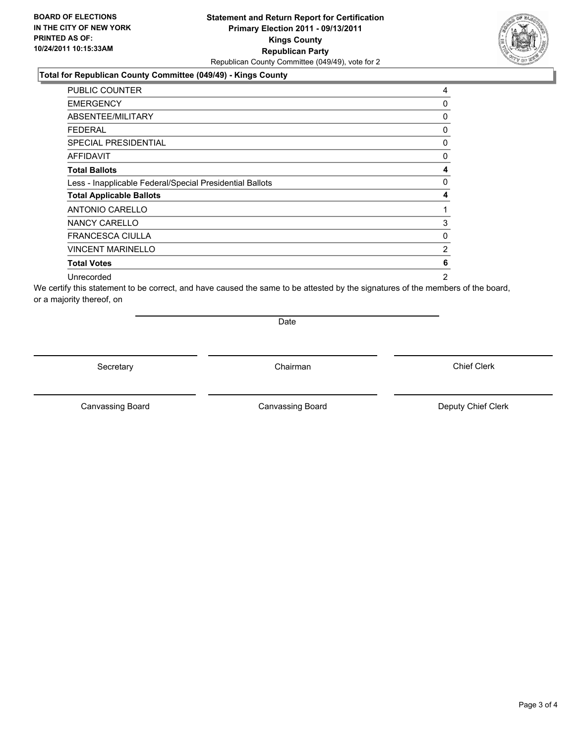**BOARD OF ELECTIONS IN THE CITY OF NEW YORK PRINTED AS OF: 10/24/2011 10:15:33AM**

# Statement and Return Report for Certification
## Primary Election 2011 - 09/13/2011
## Kings County
## Republican Party

Republican County Committee (049/49), vote for 2

### Total for Republican County Committee (049/49) - Kings County

| | |
|---|---|
| PUBLIC COUNTER | 4 |
| EMERGENCY | 0 |
| ABSENTEE/MILITARY | 0 |
| FEDERAL | 0 |
| SPECIAL PRESIDENTIAL | 0 |
| AFFIDAVIT | 0 |
| **Total Ballots** | **4** |
| Less - Inapplicable Federal/Special Presidential Ballots | 0 |
| **Total Applicable Ballots** | **4** |
| ANTONIO CARELLO | 1 |
| NANCY CARELLO | 3 |
| FRANCESCA CIULLA | 0 |
| VINCENT MARINELLO | 2 |
| **Total Votes** | **6** |
| Unrecorded | 2 |

We certify this statement to be correct, and have caused the same to be attested by the signatures of the members of the board, or a majority thereof, on

Date

Secretary | Chairman | Chief Clerk

Canvassing Board | Canvassing Board | Deputy Chief Clerk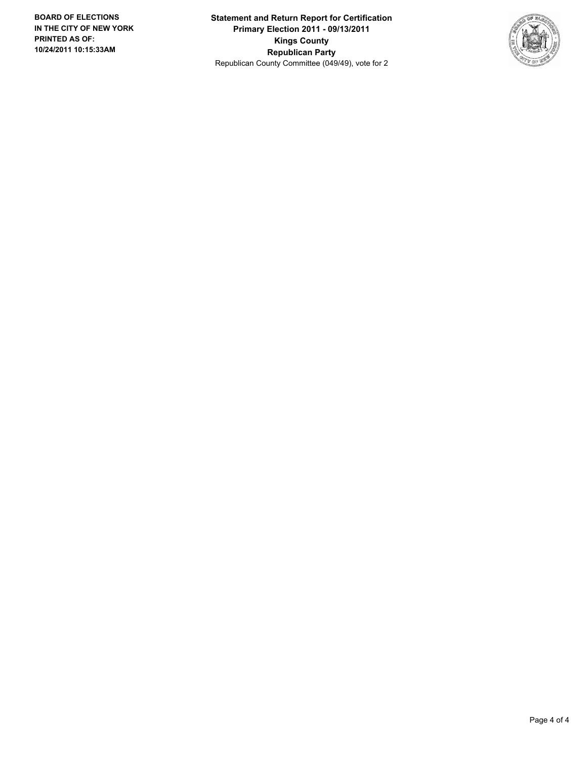**BOARD OF ELECTIONS IN THE CITY OF NEW YORK PRINTED AS OF: 10/24/2011 10:15:33AM**

**Statement and Return Report for Certification**
**Primary Election 2011 - 09/13/2011**
**Kings County**
**Republican Party**
Republican County Committee (049/49), vote for 2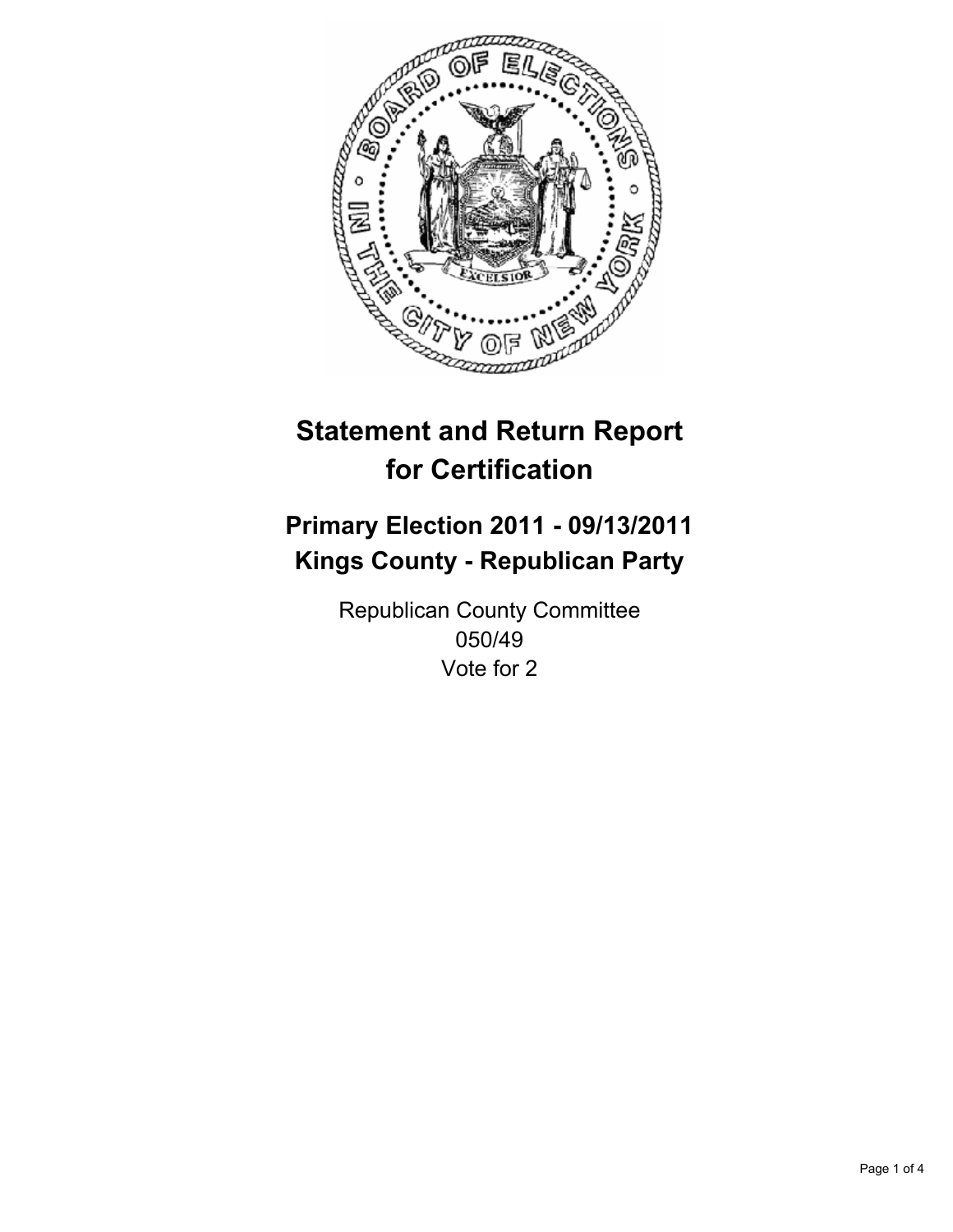# Statement and Return Report for Certification

## Primary Election 2011 - 09/13/2011
## Kings County - Republican Party

Republican County Committee
050/49
Vote for 2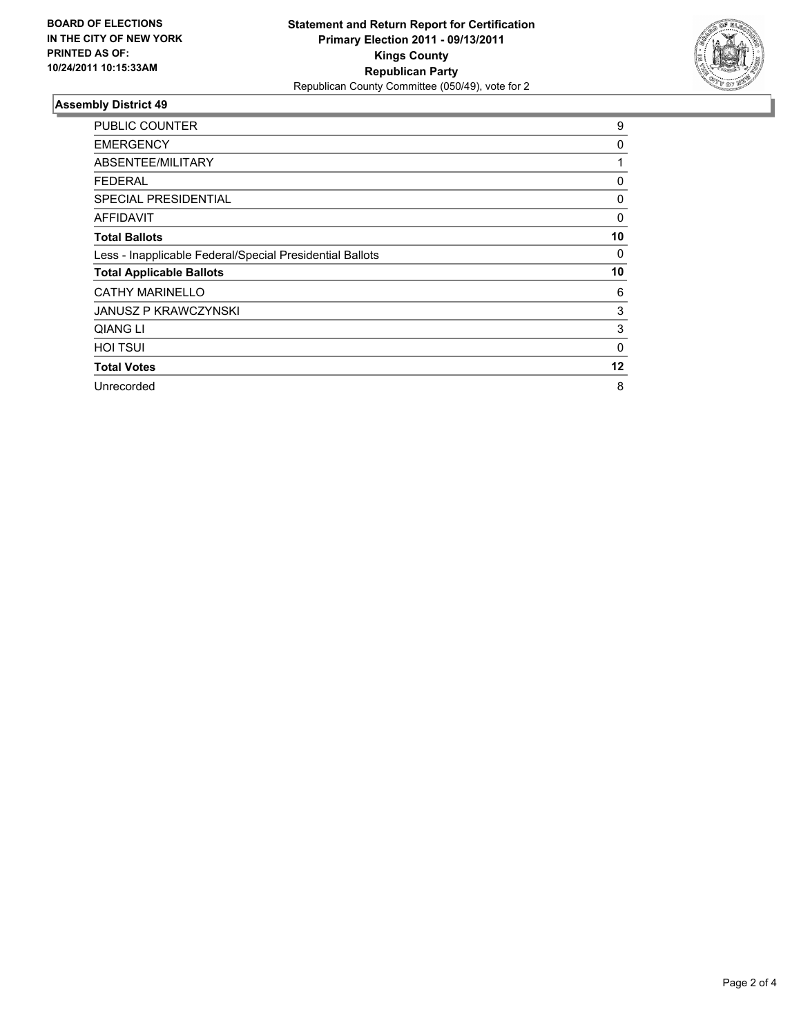**BOARD OF ELECTIONS IN THE CITY OF NEW YORK PRINTED AS OF: 10/24/2011 10:15:33AM**

**Statement and Return Report for Certification**
**Primary Election 2011 - 09/13/2011**
**Kings County**
**Republican Party**
Republican County Committee (050/49), vote for 2

## Assembly District 49

| | |
|---|---|
| PUBLIC COUNTER | 9 |
| EMERGENCY | 0 |
| ABSENTEE/MILITARY | 1 |
| FEDERAL | 0 |
| SPECIAL PRESIDENTIAL | 0 |
| AFFIDAVIT | 0 |
| **Total Ballots** | **10** |
| Less - Inapplicable Federal/Special Presidential Ballots | 0 |
| **Total Applicable Ballots** | **10** |
| CATHY MARINELLO | 6 |
| JANUSZ P KRAWCZYNSKI | 3 |
| QIANG LI | 3 |
| HOI TSUI | 0 |
| **Total Votes** | **12** |
| Unrecorded | 8 |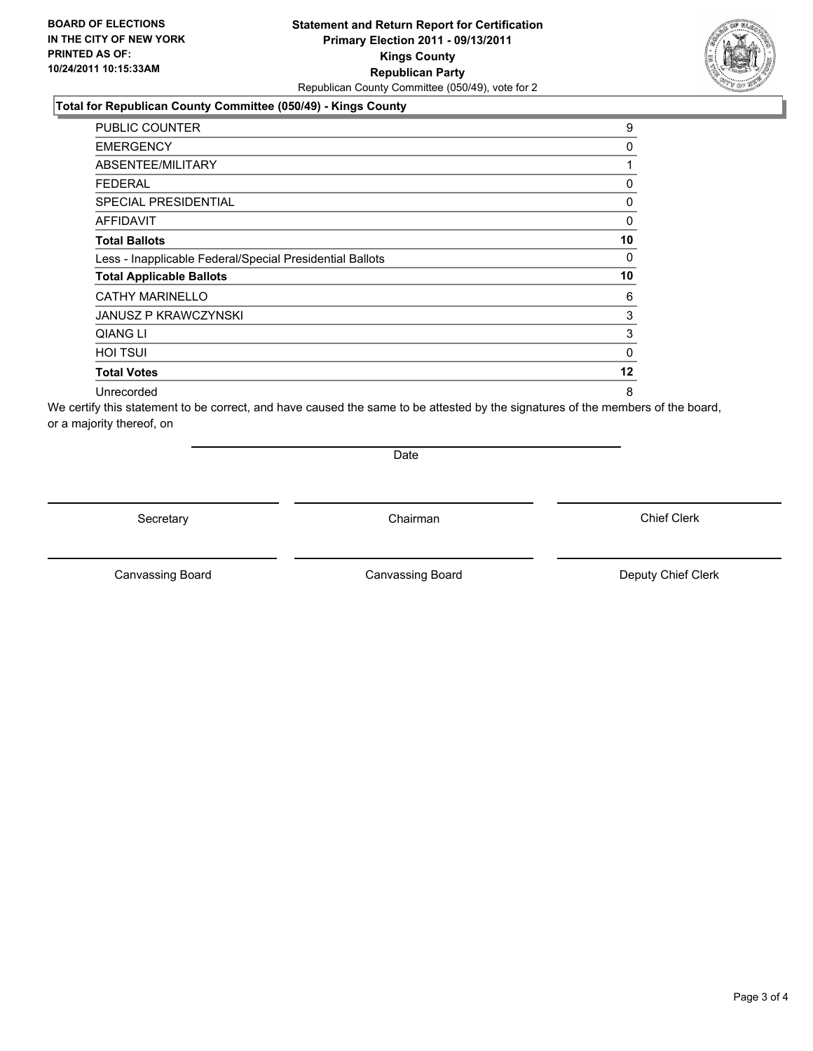**BOARD OF ELECTIONS IN THE CITY OF NEW YORK PRINTED AS OF: 10/24/2011 10:15:33AM**

**Statement and Return Report for Certification**
**Primary Election 2011 - 09/13/2011**
**Kings County**
**Republican Party**
Republican County Committee (050/49), vote for 2

**Total for Republican County Committee (050/49) - Kings County**

| | |
|---|---|
| PUBLIC COUNTER | 9 |
| EMERGENCY | 0 |
| ABSENTEE/MILITARY | 1 |
| FEDERAL | 0 |
| SPECIAL PRESIDENTIAL | 0 |
| AFFIDAVIT | 0 |
| **Total Ballots** | **10** |
| Less - Inapplicable Federal/Special Presidential Ballots | 0 |
| **Total Applicable Ballots** | **10** |
| CATHY MARINELLO | 6 |
| JANUSZ P KRAWCZYNSKI | 3 |
| QIANG LI | 3 |
| HOI TSUI | 0 |
| **Total Votes** | **12** |
| Unrecorded | 8 |

We certify this statement to be correct, and have caused the same to be attested by the signatures of the members of the board, or a majority thereof, on

Date

Secretary | Chairman | Chief Clerk

Canvassing Board | Canvassing Board | Deputy Chief Clerk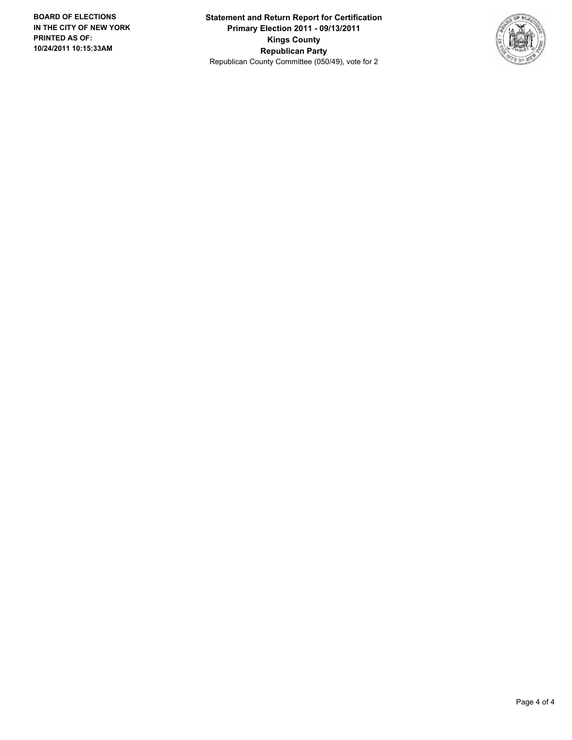**BOARD OF ELECTIONS IN THE CITY OF NEW YORK PRINTED AS OF: 10/24/2011 10:15:33AM**

**Statement and Return Report for Certification**
**Primary Election 2011 - 09/13/2011**
**Kings County**
**Republican Party**
Republican County Committee (050/49), vote for 2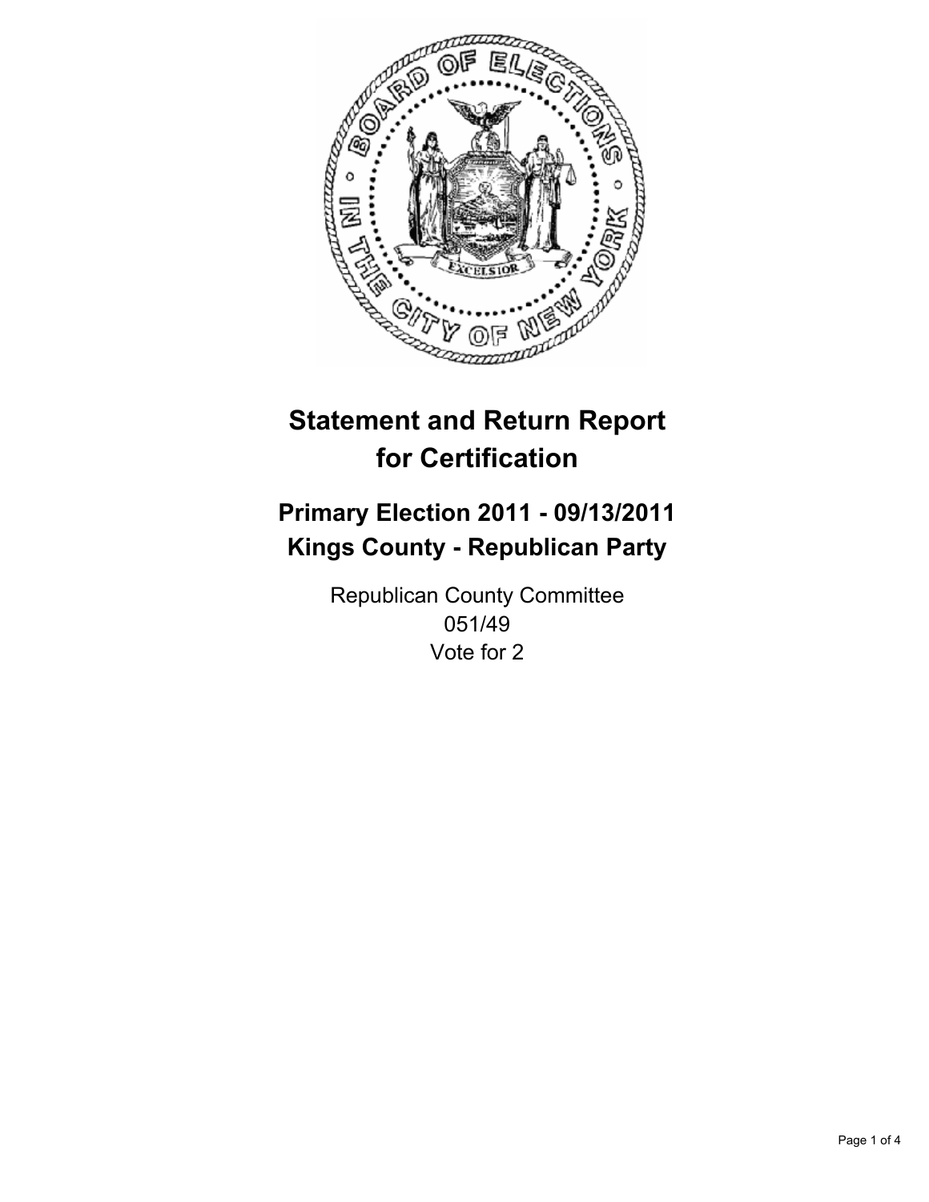# Statement and Return Report for Certification

## Primary Election 2011 - 09/13/2011
## Kings County - Republican Party

Republican County Committee
051/49
Vote for 2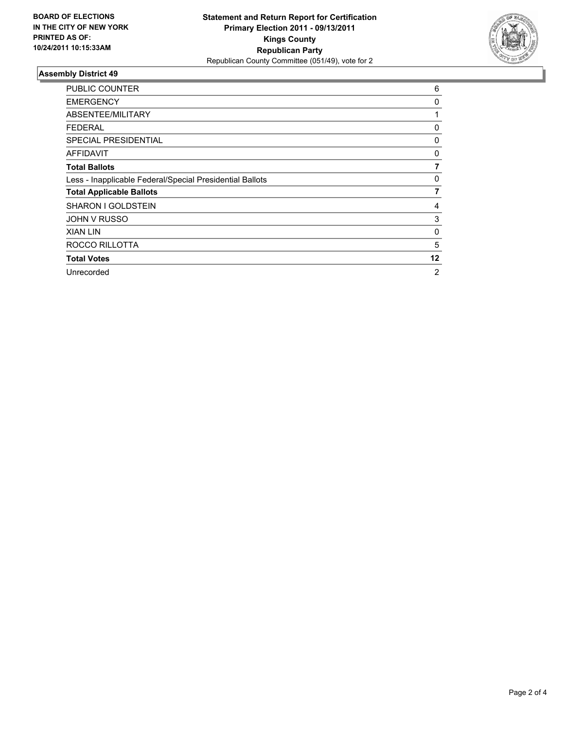**BOARD OF ELECTIONS IN THE CITY OF NEW YORK PRINTED AS OF: 10/24/2011 10:15:33AM**

**Statement and Return Report for Certification**
**Primary Election 2011 - 09/13/2011**
**Kings County**
**Republican Party**
Republican County Committee (051/49), vote for 2

### Assembly District 49

| | |
|---|---|
| PUBLIC COUNTER | 6 |
| EMERGENCY | 0 |
| ABSENTEE/MILITARY | 1 |
| FEDERAL | 0 |
| SPECIAL PRESIDENTIAL | 0 |
| AFFIDAVIT | 0 |
| **Total Ballots** | **7** |
| Less - Inapplicable Federal/Special Presidential Ballots | 0 |
| **Total Applicable Ballots** | **7** |
| SHARON I GOLDSTEIN | 4 |
| JOHN V RUSSO | 3 |
| XIAN LIN | 0 |
| ROCCO RILLOTTA | 5 |
| **Total Votes** | **12** |
| Unrecorded | 2 |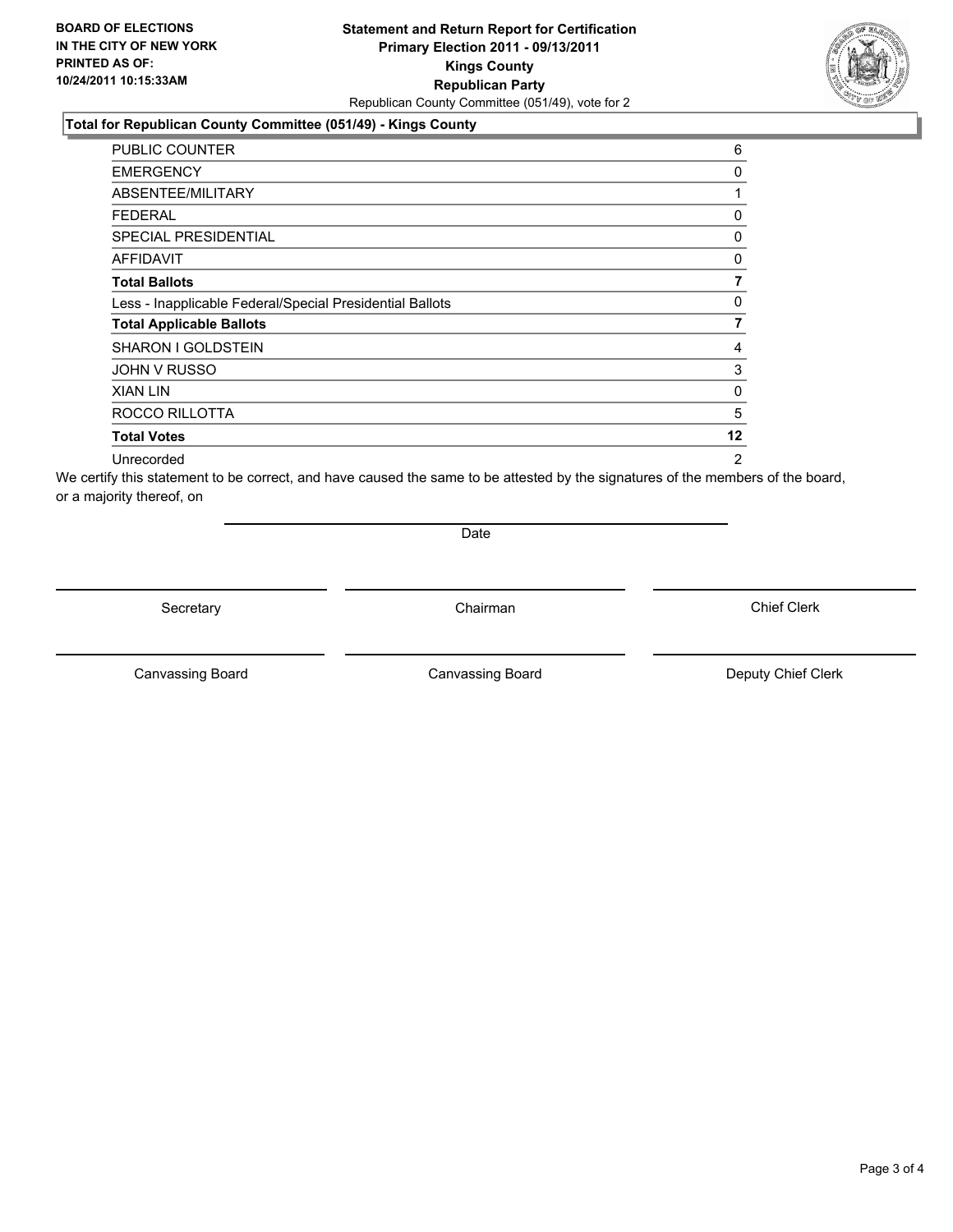**BOARD OF ELECTIONS IN THE CITY OF NEW YORK PRINTED AS OF: 10/24/2011 10:15:33AM**

# Statement and Return Report for Certification
## Primary Election 2011 - 09/13/2011
## Kings County
## Republican Party

Republican County Committee (051/49), vote for 2

### Total for Republican County Committee (051/49) - Kings County

| | |
|---|---|
| PUBLIC COUNTER | 6 |
| EMERGENCY | 0 |
| ABSENTEE/MILITARY | 1 |
| FEDERAL | 0 |
| SPECIAL PRESIDENTIAL | 0 |
| AFFIDAVIT | 0 |
| **Total Ballots** | **7** |
| Less - Inapplicable Federal/Special Presidential Ballots | 0 |
| **Total Applicable Ballots** | **7** |
| SHARON I GOLDSTEIN | 4 |
| JOHN V RUSSO | 3 |
| XIAN LIN | 0 |
| ROCCO RILLOTTA | 5 |
| **Total Votes** | **12** |
| Unrecorded | 2 |

We certify this statement to be correct, and have caused the same to be attested by the signatures of the members of the board, or a majority thereof, on

Date

Secretary    Chairman    Chief Clerk

Canvassing Board    Canvassing Board    Deputy Chief Clerk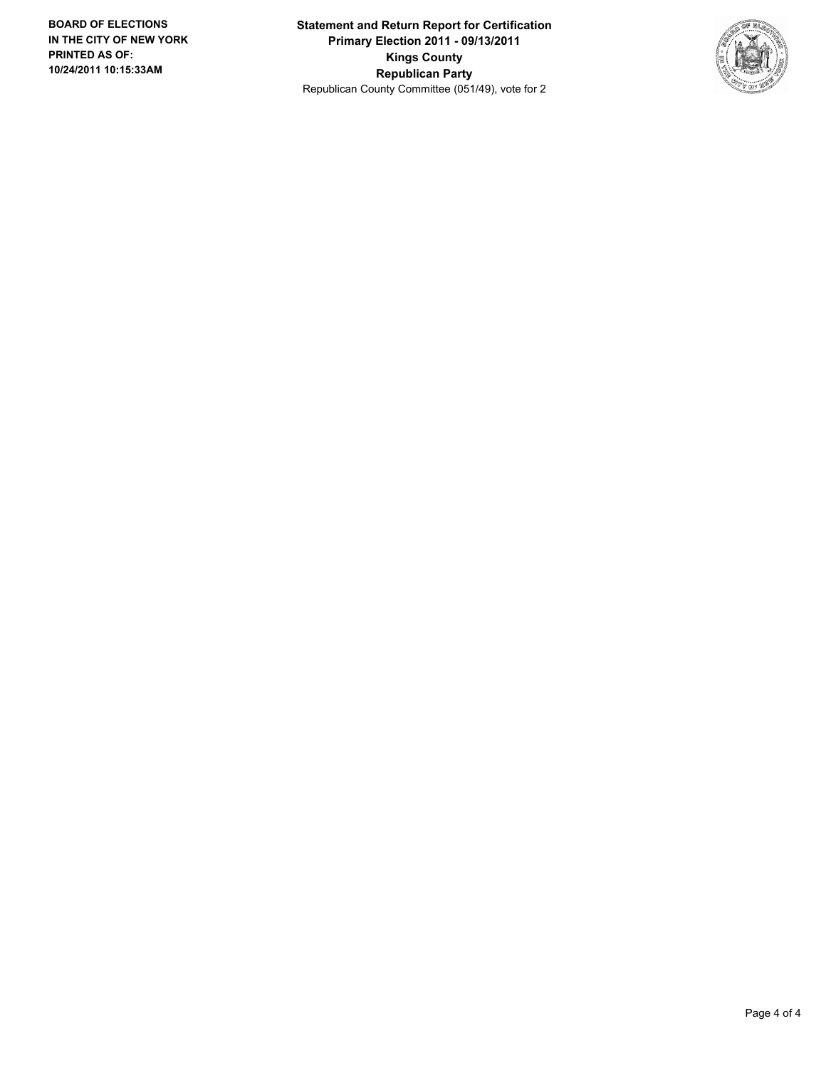**BOARD OF ELECTIONS IN THE CITY OF NEW YORK PRINTED AS OF: 10/24/2011 10:15:33AM**

**Statement and Return Report for Certification**
**Primary Election 2011 - 09/13/2011**
**Kings County**
**Republican Party**
Republican County Committee (051/49), vote for 2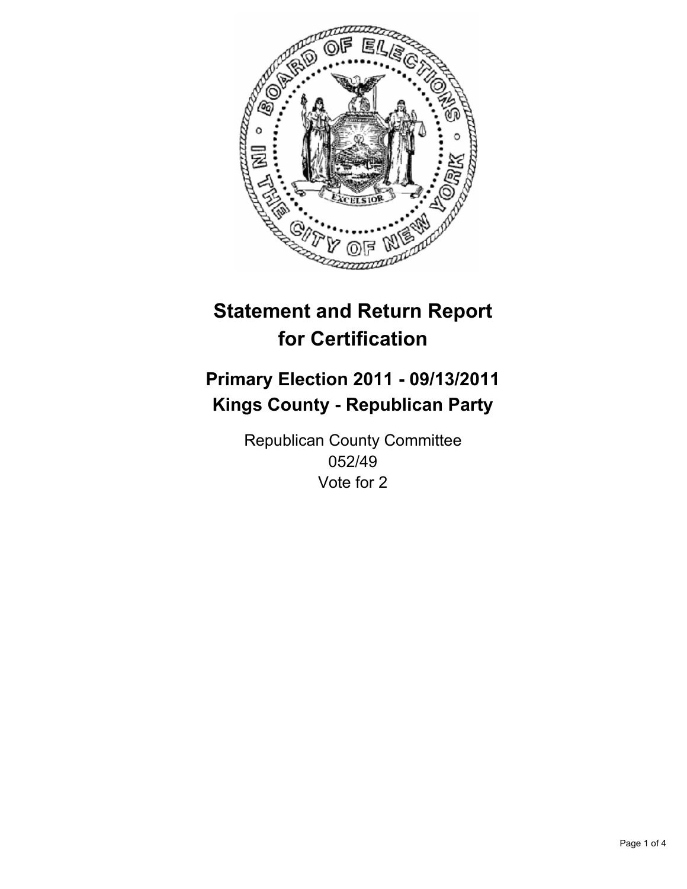# Statement and Return Report for Certification

## Primary Election 2011 - 09/13/2011
## Kings County - Republican Party

Republican County Committee
052/49
Vote for 2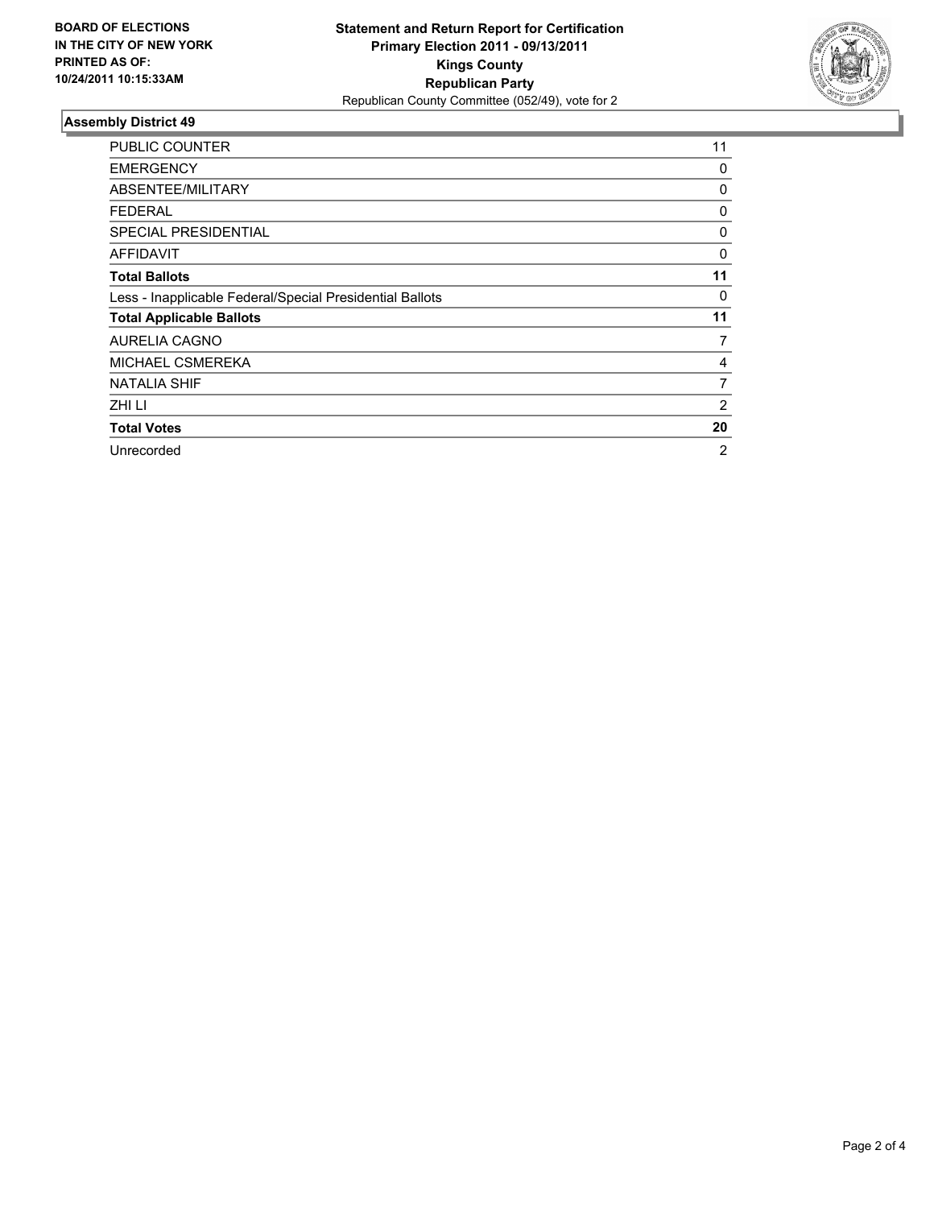**BOARD OF ELECTIONS IN THE CITY OF NEW YORK PRINTED AS OF: 10/24/2011 10:15:33AM**

# Statement and Return Report for Certification
## Primary Election 2011 - 09/13/2011
## Kings County
## Republican Party
Republican County Committee (052/49), vote for 2

### Assembly District 49

| | |
|---|---|
| PUBLIC COUNTER | 11 |
| EMERGENCY | 0 |
| ABSENTEE/MILITARY | 0 |
| FEDERAL | 0 |
| SPECIAL PRESIDENTIAL | 0 |
| AFFIDAVIT | 0 |
| **Total Ballots** | **11** |
| Less - Inapplicable Federal/Special Presidential Ballots | 0 |
| **Total Applicable Ballots** | **11** |
| AURELIA CAGNO | 7 |
| MICHAEL CSMEREKA | 4 |
| NATALIA SHIF | 7 |
| ZHI LI | 2 |
| **Total Votes** | **20** |
| Unrecorded | 2 |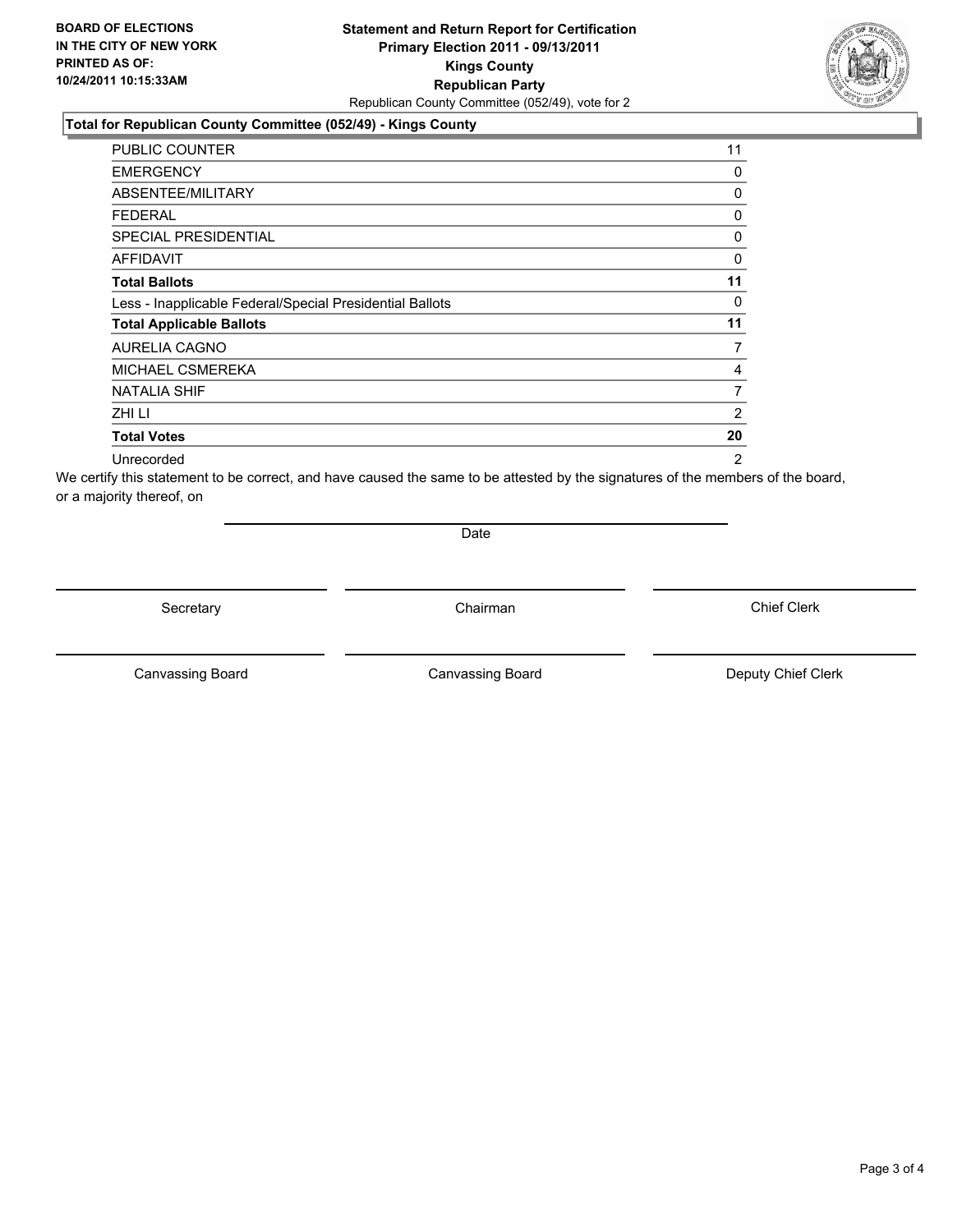**BOARD OF ELECTIONS IN THE CITY OF NEW YORK PRINTED AS OF: 10/24/2011 10:15:33AM**

# Statement and Return Report for Certification
## Primary Election 2011 - 09/13/2011
## Kings County
## Republican Party

Republican County Committee (052/49), vote for 2

### Total for Republican County Committee (052/49) - Kings County

| | |
|---|---|
| PUBLIC COUNTER | 11 |
| EMERGENCY | 0 |
| ABSENTEE/MILITARY | 0 |
| FEDERAL | 0 |
| SPECIAL PRESIDENTIAL | 0 |
| AFFIDAVIT | 0 |
| **Total Ballots** | **11** |
| Less - Inapplicable Federal/Special Presidential Ballots | 0 |
| **Total Applicable Ballots** | **11** |
| AURELIA CAGNO | 7 |
| MICHAEL CSMEREKA | 4 |
| NATALIA SHIF | 7 |
| ZHI LI | 2 |
| **Total Votes** | **20** |
| Unrecorded | 2 |

We certify this statement to be correct, and have caused the same to be attested by the signatures of the members of the board, or a majority thereof, on

Date

Secretary | Chairman | Chief Clerk

Canvassing Board | Canvassing Board | Deputy Chief Clerk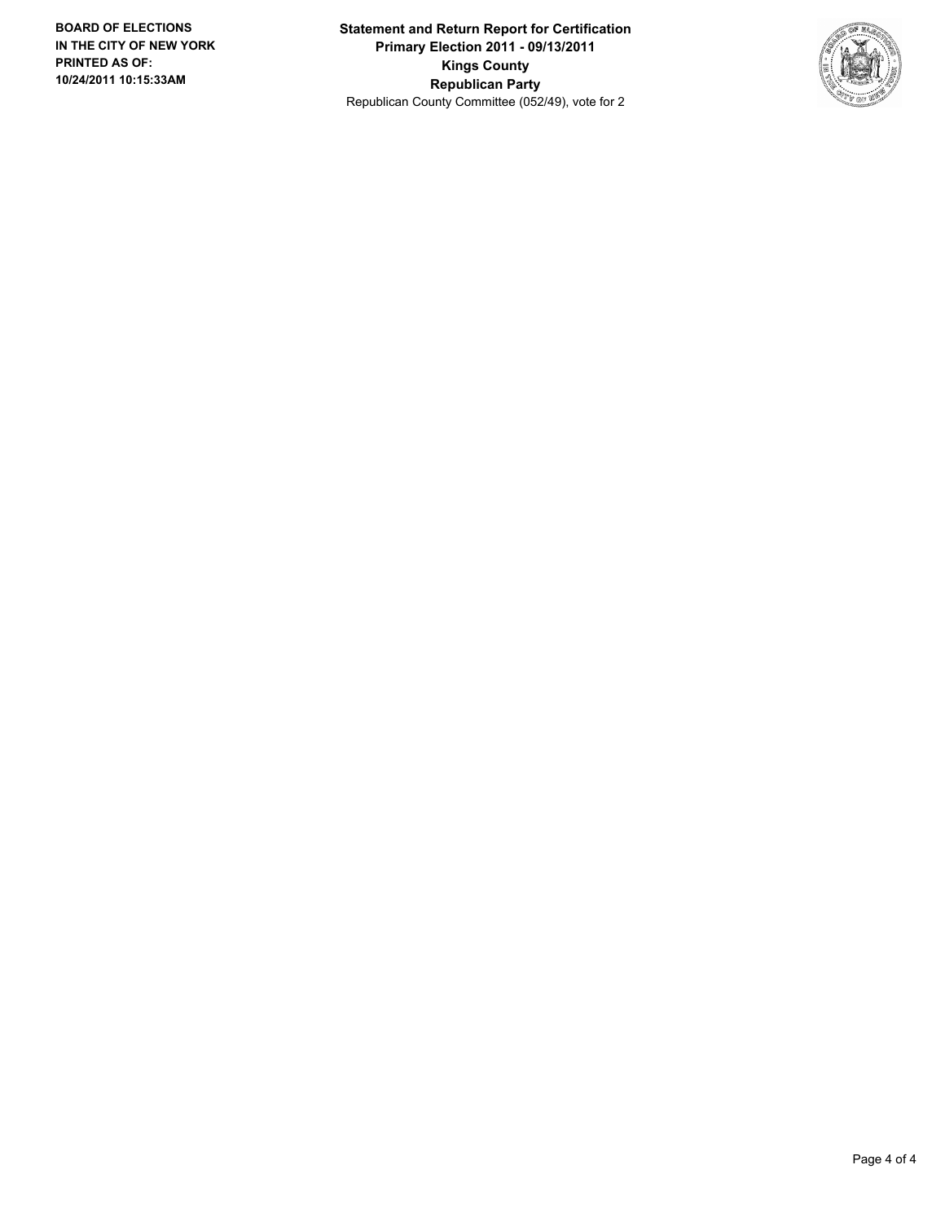**BOARD OF ELECTIONS IN THE CITY OF NEW YORK PRINTED AS OF: 10/24/2011 10:15:33AM**

**Statement and Return Report for Certification**
**Primary Election 2011 - 09/13/2011**
**Kings County**
**Republican Party**
Republican County Committee (052/49), vote for 2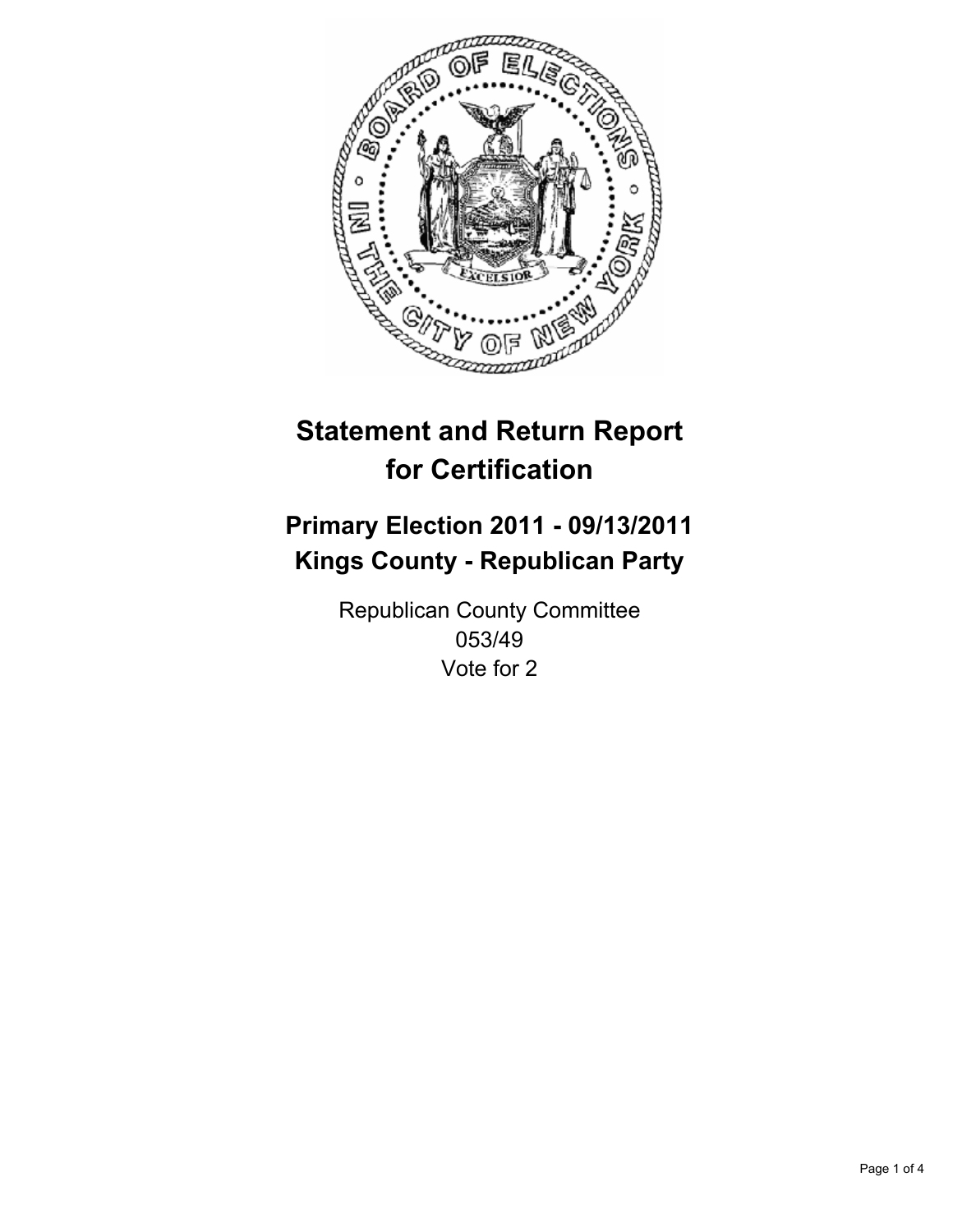# Statement and Return Report for Certification

## Primary Election 2011 - 09/13/2011
## Kings County - Republican Party

Republican County Committee
053/49
Vote for 2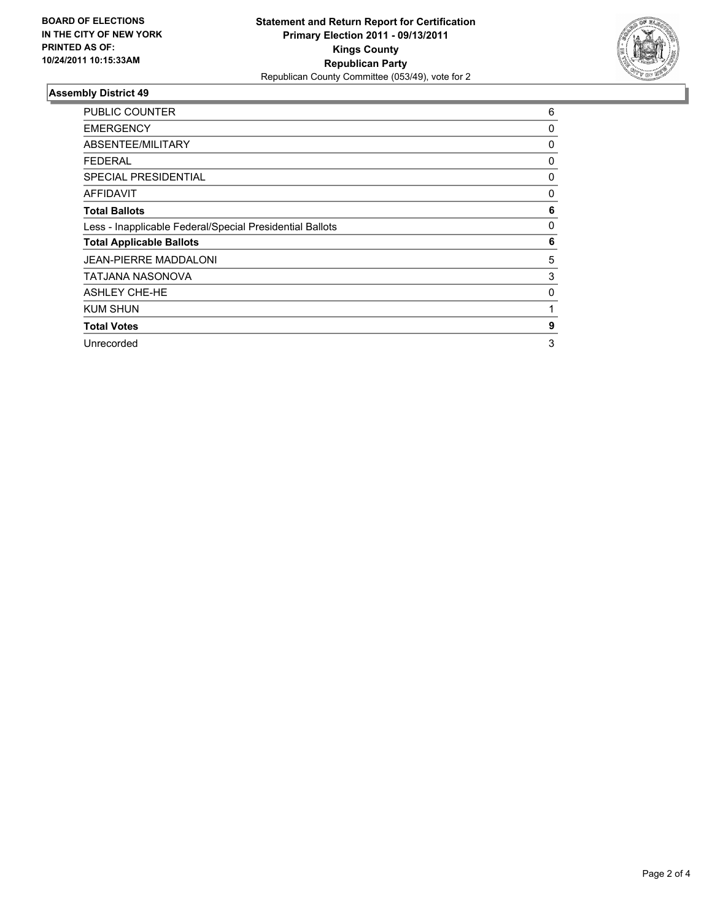**BOARD OF ELECTIONS IN THE CITY OF NEW YORK PRINTED AS OF: 10/24/2011 10:15:33AM**

**Statement and Return Report for Certification**
**Primary Election 2011 - 09/13/2011**
**Kings County**
**Republican Party**
Republican County Committee (053/49), vote for 2

## Assembly District 49

| | |
|---|---|
| PUBLIC COUNTER | 6 |
| EMERGENCY | 0 |
| ABSENTEE/MILITARY | 0 |
| FEDERAL | 0 |
| SPECIAL PRESIDENTIAL | 0 |
| AFFIDAVIT | 0 |
| **Total Ballots** | **6** |
| Less - Inapplicable Federal/Special Presidential Ballots | 0 |
| **Total Applicable Ballots** | **6** |
| JEAN-PIERRE MADDALONI | 5 |
| TATJANA NASONOVA | 3 |
| ASHLEY CHE-HE | 0 |
| KUM SHUN | 1 |
| **Total Votes** | **9** |
| Unrecorded | 3 |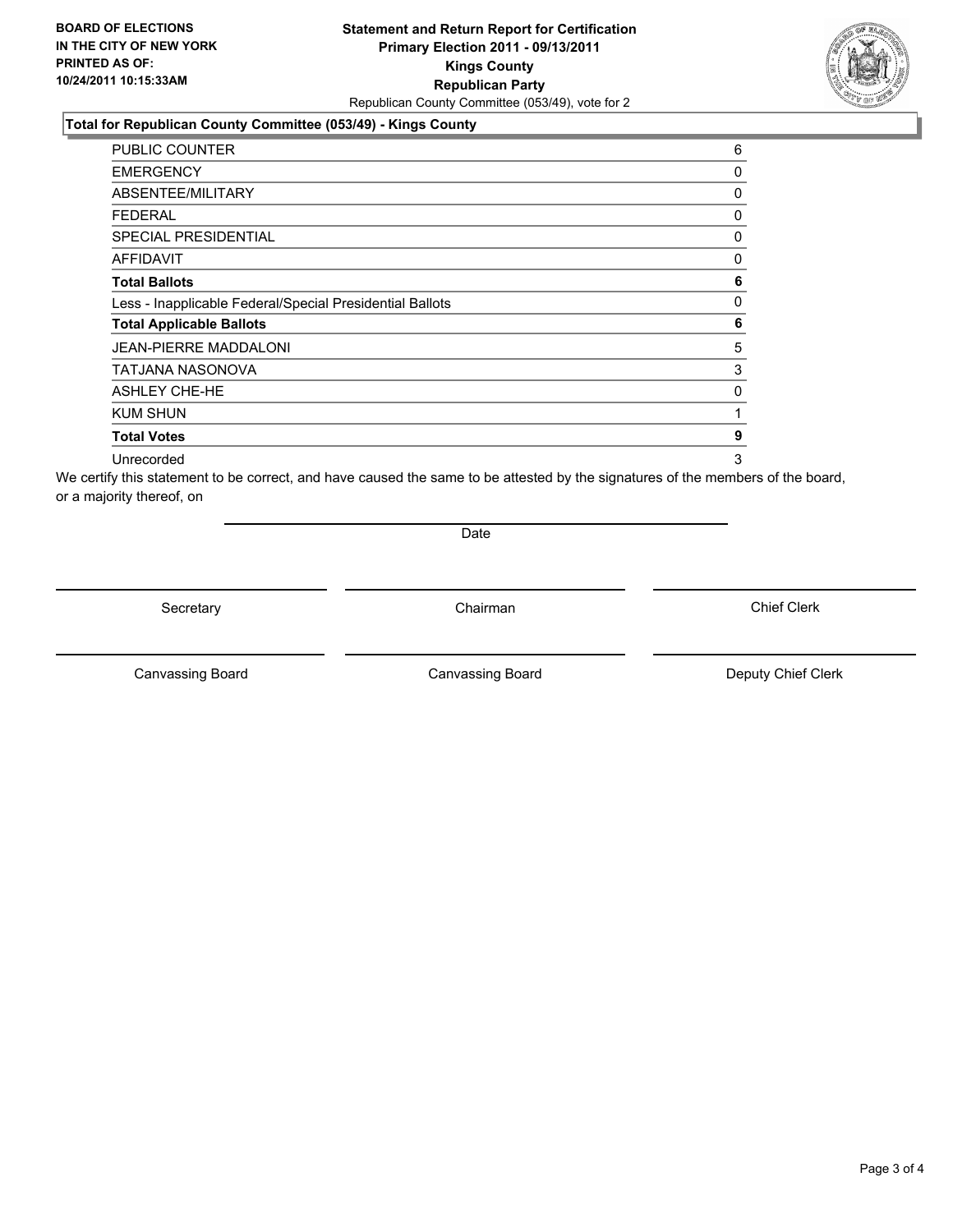**BOARD OF ELECTIONS IN THE CITY OF NEW YORK PRINTED AS OF: 10/24/2011 10:15:33AM**

**Statement and Return Report for Certification**
**Primary Election 2011 - 09/13/2011**
**Kings County**
**Republican Party**
Republican County Committee (053/49), vote for 2

**Total for Republican County Committee (053/49) - Kings County**

| | |
|---|---|
| PUBLIC COUNTER | 6 |
| EMERGENCY | 0 |
| ABSENTEE/MILITARY | 0 |
| FEDERAL | 0 |
| SPECIAL PRESIDENTIAL | 0 |
| AFFIDAVIT | 0 |
| **Total Ballots** | **6** |
| Less - Inapplicable Federal/Special Presidential Ballots | 0 |
| **Total Applicable Ballots** | **6** |
| JEAN-PIERRE MADDALONI | 5 |
| TATJANA NASONOVA | 3 |
| ASHLEY CHE-HE | 0 |
| KUM SHUN | 1 |
| **Total Votes** | **9** |
| Unrecorded | 3 |

We certify this statement to be correct, and have caused the same to be attested by the signatures of the members of the board, or a majority thereof, on

Date

Secretary | Chairman | Chief Clerk

Canvassing Board | Canvassing Board | Deputy Chief Clerk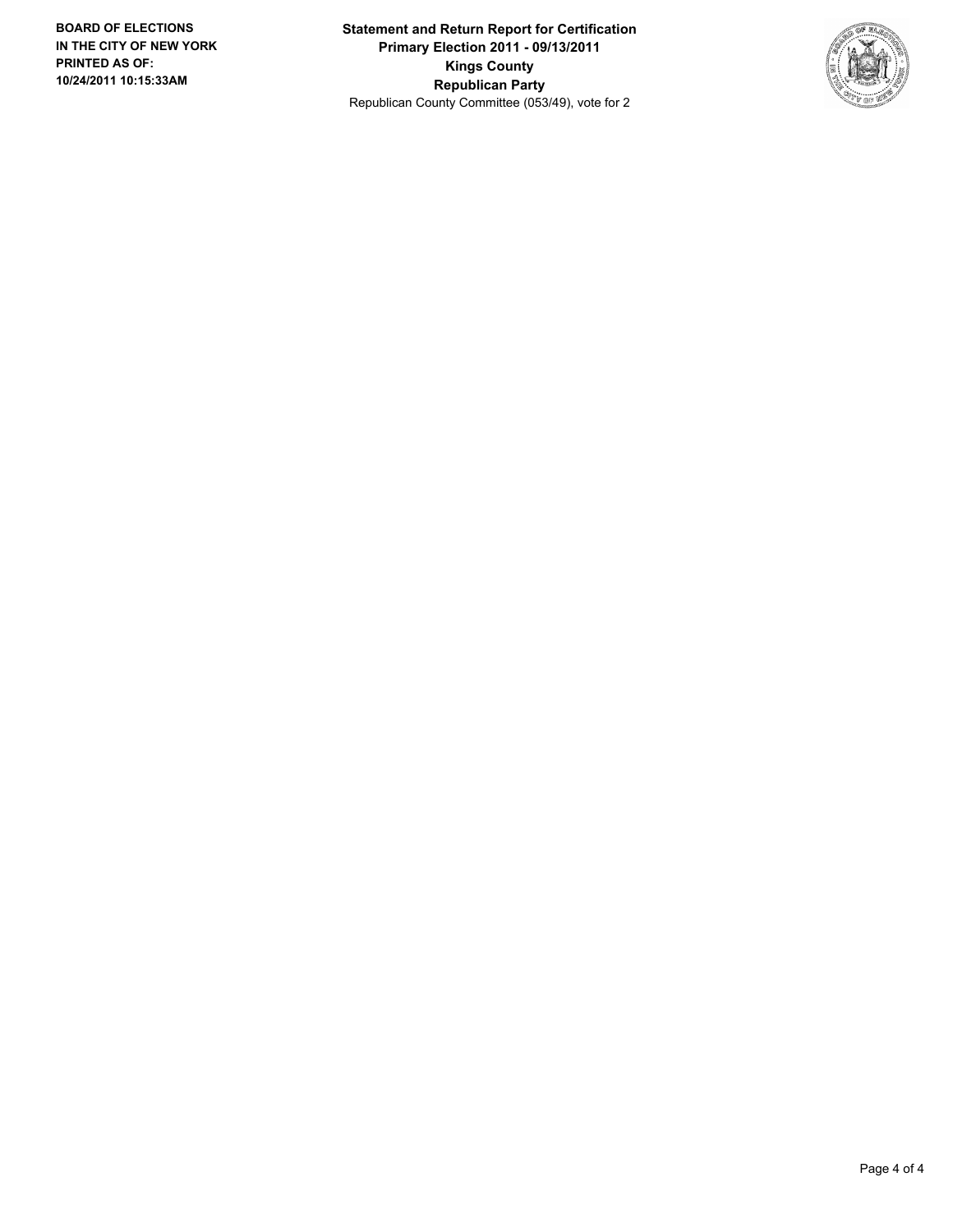**BOARD OF ELECTIONS IN THE CITY OF NEW YORK PRINTED AS OF: 10/24/2011 10:15:33AM**

**Statement and Return Report for Certification**
**Primary Election 2011 - 09/13/2011**
**Kings County**
**Republican Party**
Republican County Committee (053/49), vote for 2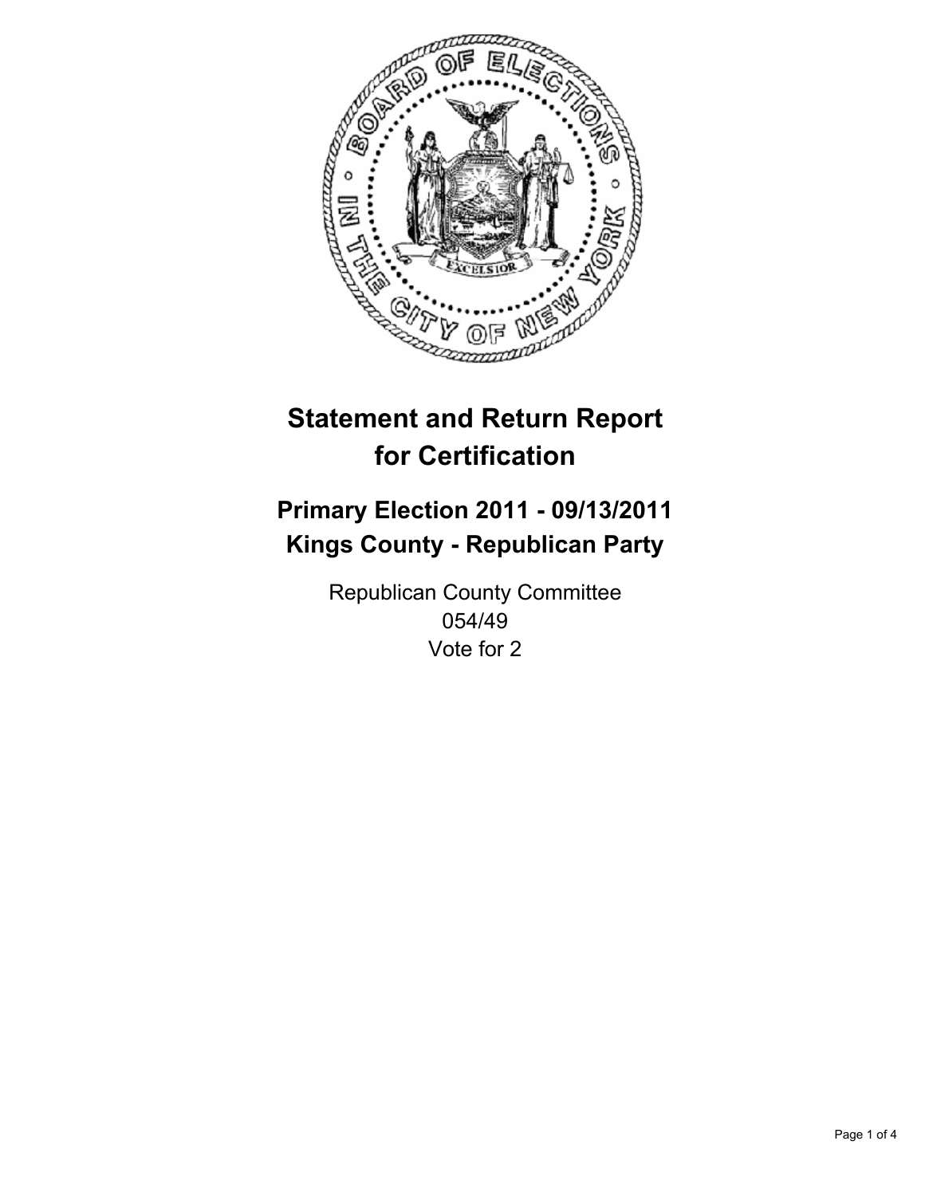# Statement and Return Report for Certification

## Primary Election 2011 - 09/13/2011
## Kings County - Republican Party

Republican County Committee
054/49
Vote for 2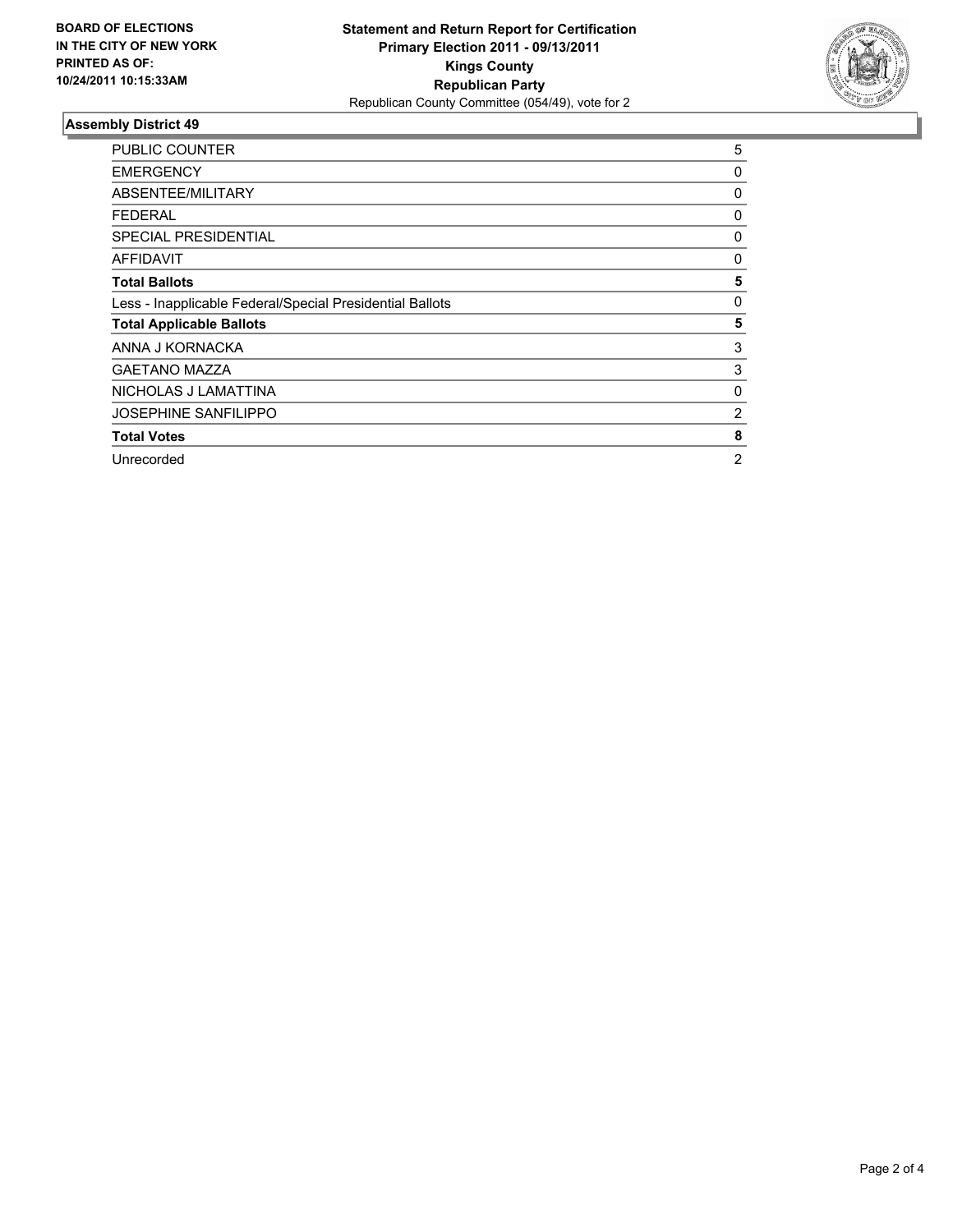**BOARD OF ELECTIONS IN THE CITY OF NEW YORK PRINTED AS OF: 10/24/2011 10:15:33AM**

**Statement and Return Report for Certification**
**Primary Election 2011 - 09/13/2011**
**Kings County**
**Republican Party**
Republican County Committee (054/49), vote for 2

## Assembly District 49

| | |
|---|---|
| PUBLIC COUNTER | 5 |
| EMERGENCY | 0 |
| ABSENTEE/MILITARY | 0 |
| FEDERAL | 0 |
| SPECIAL PRESIDENTIAL | 0 |
| AFFIDAVIT | 0 |
| **Total Ballots** | **5** |
| Less - Inapplicable Federal/Special Presidential Ballots | 0 |
| **Total Applicable Ballots** | **5** |
| ANNA J KORNACKA | 3 |
| GAETANO MAZZA | 3 |
| NICHOLAS J LAMATTINA | 0 |
| JOSEPHINE SANFILIPPO | 2 |
| **Total Votes** | **8** |
| Unrecorded | 2 |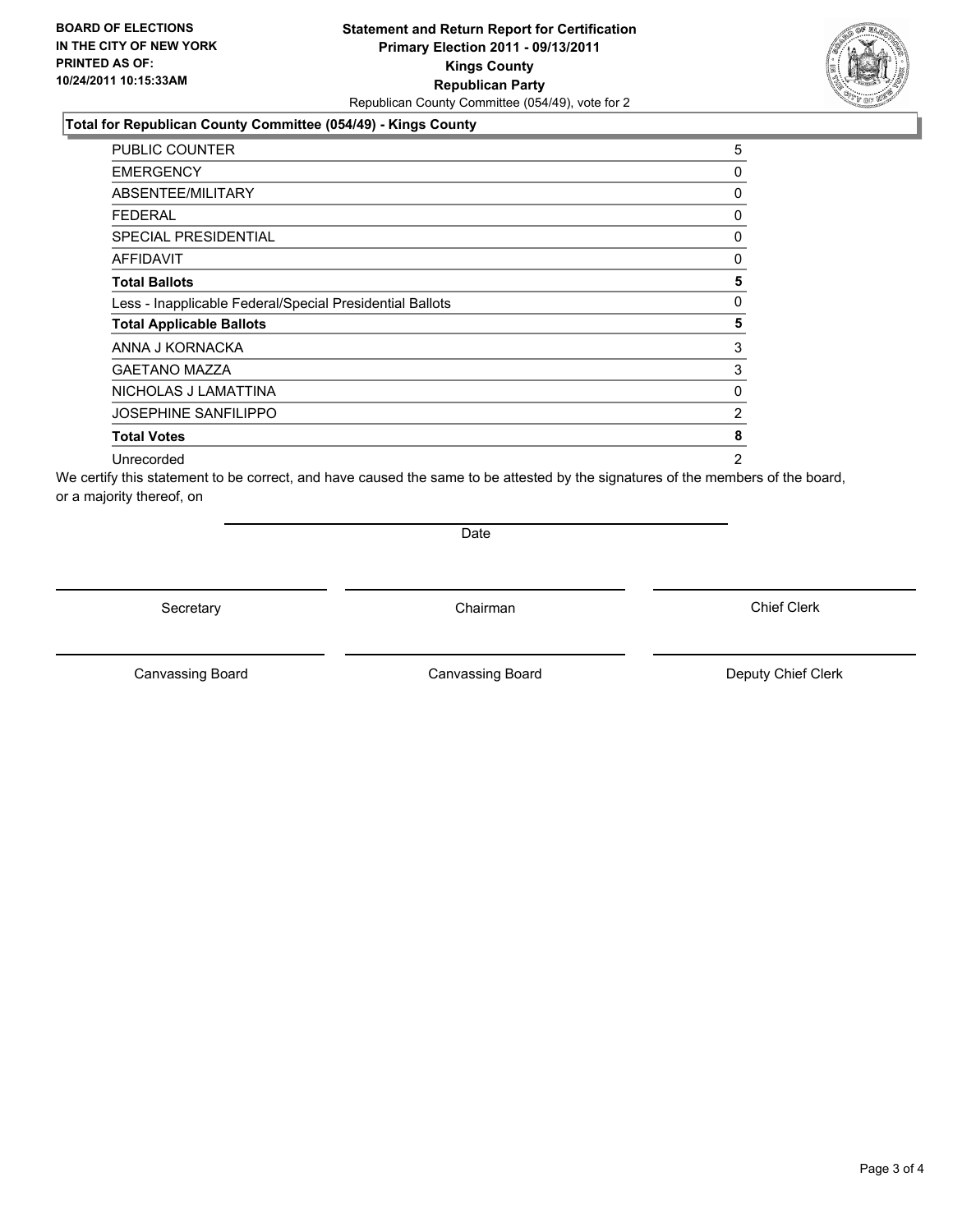**BOARD OF ELECTIONS IN THE CITY OF NEW YORK PRINTED AS OF: 10/24/2011 10:15:33AM**

# Statement and Return Report for Certification
## Primary Election 2011 - 09/13/2011
## Kings County
## Republican Party

Republican County Committee (054/49), vote for 2

### Total for Republican County Committee (054/49) - Kings County

| | |
|---|---|
| PUBLIC COUNTER | 5 |
| EMERGENCY | 0 |
| ABSENTEE/MILITARY | 0 |
| FEDERAL | 0 |
| SPECIAL PRESIDENTIAL | 0 |
| AFFIDAVIT | 0 |
| **Total Ballots** | **5** |
| Less - Inapplicable Federal/Special Presidential Ballots | 0 |
| **Total Applicable Ballots** | **5** |
| ANNA J KORNACKA | 3 |
| GAETANO MAZZA | 3 |
| NICHOLAS J LAMATTINA | 0 |
| JOSEPHINE SANFILIPPO | 2 |
| **Total Votes** | **8** |
| Unrecorded | 2 |

We certify this statement to be correct, and have caused the same to be attested by the signatures of the members of the board, or a majority thereof, on

Date

Secretary | Chairman | Chief Clerk

Canvassing Board | Canvassing Board | Deputy Chief Clerk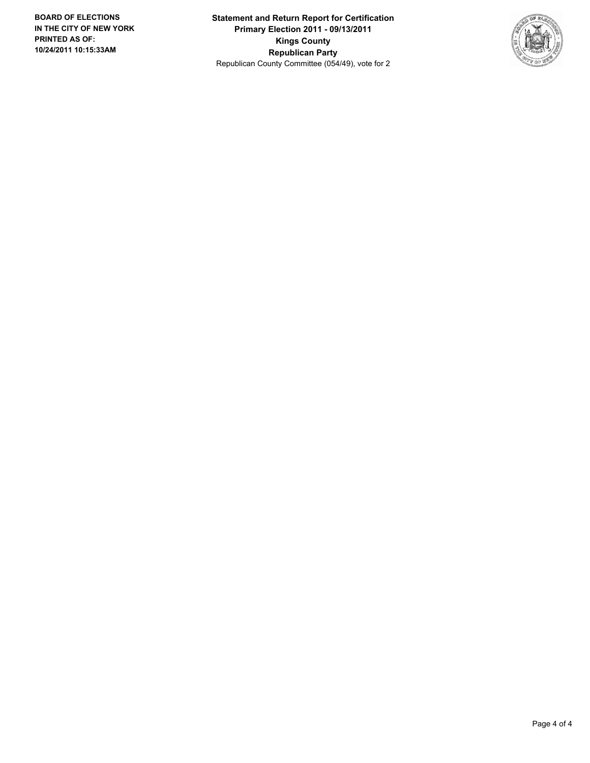**BOARD OF ELECTIONS IN THE CITY OF NEW YORK PRINTED AS OF: 10/24/2011 10:15:33AM**

**Statement and Return Report for Certification**
**Primary Election 2011 - 09/13/2011**
**Kings County**
**Republican Party**
Republican County Committee (054/49), vote for 2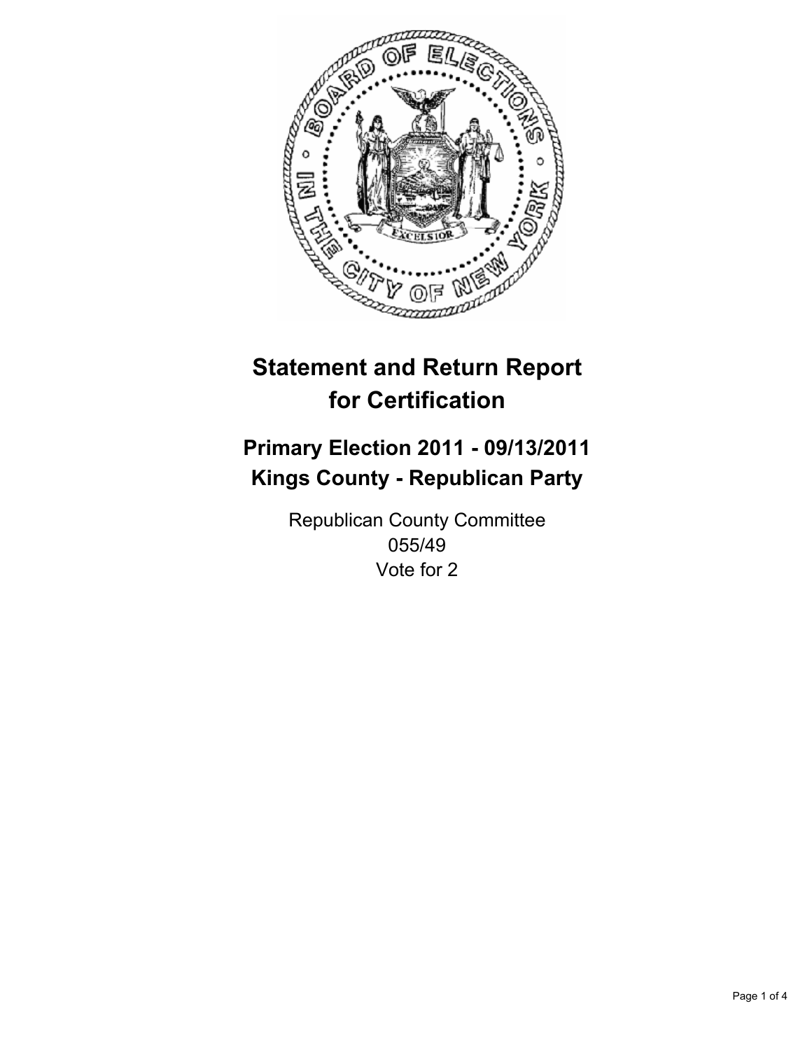# Statement and Return Report for Certification

## Primary Election 2011 - 09/13/2011
## Kings County - Republican Party

Republican County Committee
055/49
Vote for 2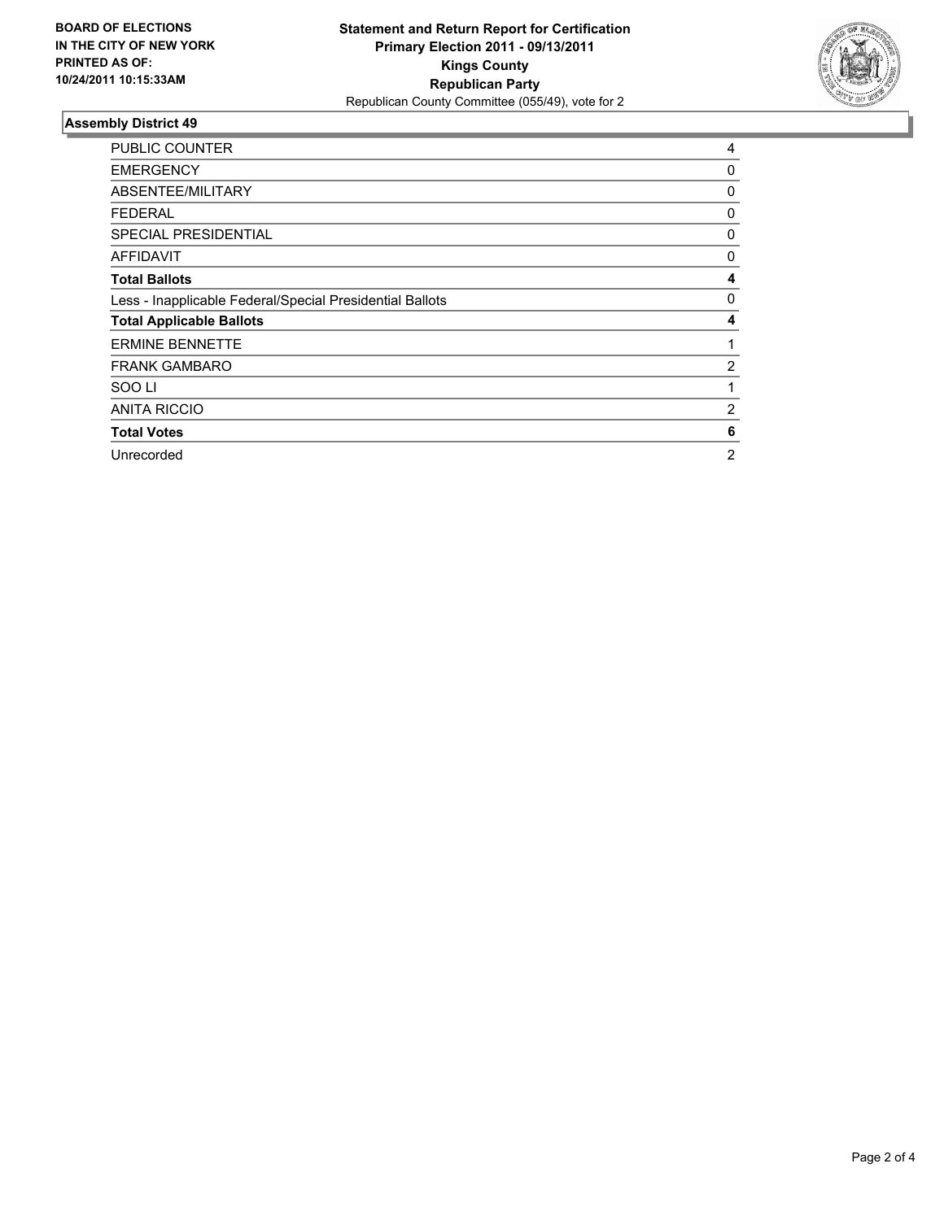**BOARD OF ELECTIONS IN THE CITY OF NEW YORK PRINTED AS OF: 10/24/2011 10:15:33AM**

**Statement and Return Report for Certification**
**Primary Election 2011 - 09/13/2011**
**Kings County**
**Republican Party**
Republican County Committee (055/49), vote for 2

## Assembly District 49

| | |
|---|---|
| PUBLIC COUNTER | 4 |
| EMERGENCY | 0 |
| ABSENTEE/MILITARY | 0 |
| FEDERAL | 0 |
| SPECIAL PRESIDENTIAL | 0 |
| AFFIDAVIT | 0 |
| **Total Ballots** | **4** |
| Less - Inapplicable Federal/Special Presidential Ballots | 0 |
| **Total Applicable Ballots** | **4** |
| ERMINE BENNETTE | 1 |
| FRANK GAMBARO | 2 |
| SOO LI | 1 |
| ANITA RICCIO | 2 |
| **Total Votes** | **6** |
| Unrecorded | 2 |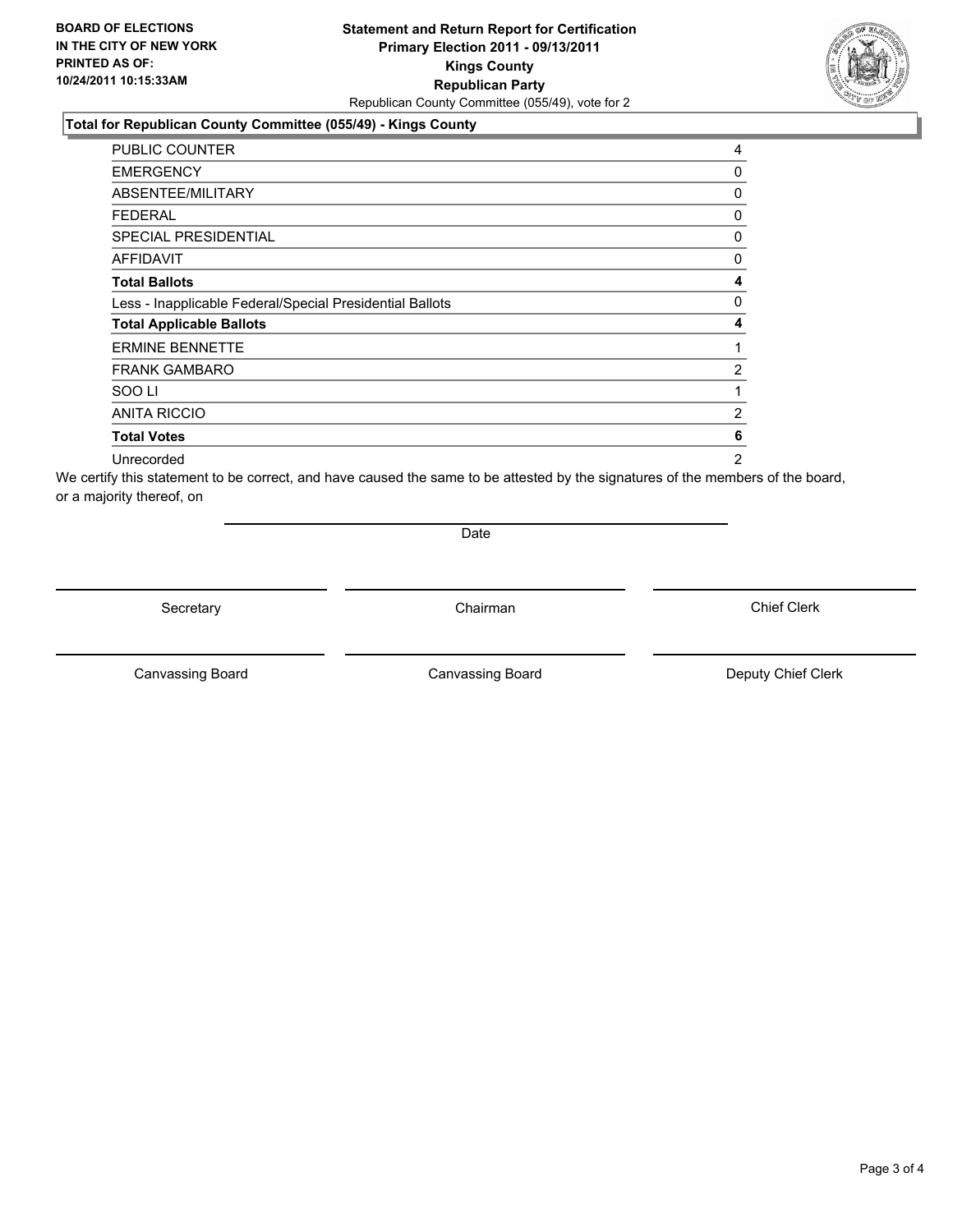**BOARD OF ELECTIONS IN THE CITY OF NEW YORK PRINTED AS OF: 10/24/2011 10:15:33AM**

**Statement and Return Report for Certification**
**Primary Election 2011 - 09/13/2011**
**Kings County**
**Republican Party**
Republican County Committee (055/49), vote for 2

**Total for Republican County Committee (055/49) - Kings County**

| | |
|---|---|
| PUBLIC COUNTER | 4 |
| EMERGENCY | 0 |
| ABSENTEE/MILITARY | 0 |
| FEDERAL | 0 |
| SPECIAL PRESIDENTIAL | 0 |
| AFFIDAVIT | 0 |
| **Total Ballots** | **4** |
| Less - Inapplicable Federal/Special Presidential Ballots | 0 |
| **Total Applicable Ballots** | **4** |
| ERMINE BENNETTE | 1 |
| FRANK GAMBARO | 2 |
| SOO LI | 1 |
| ANITA RICCIO | 2 |
| **Total Votes** | **6** |
| Unrecorded | 2 |

We certify this statement to be correct, and have caused the same to be attested by the signatures of the members of the board, or a majority thereof, on

Date

| | | |
|---|---|---|
| Secretary | Chairman | Chief Clerk |
| Canvassing Board | Canvassing Board | Deputy Chief Clerk |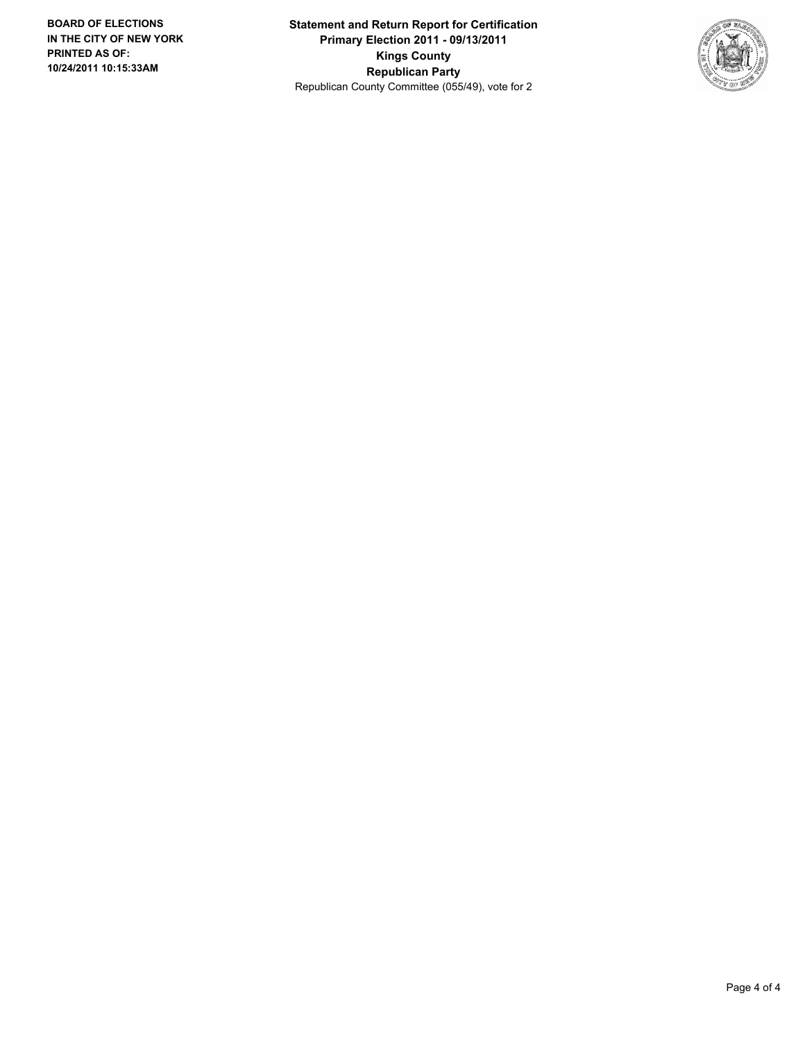**BOARD OF ELECTIONS IN THE CITY OF NEW YORK PRINTED AS OF: 10/24/2011 10:15:33AM**

**Statement and Return Report for Certification**
**Primary Election 2011 - 09/13/2011**
**Kings County**
**Republican Party**
Republican County Committee (055/49), vote for 2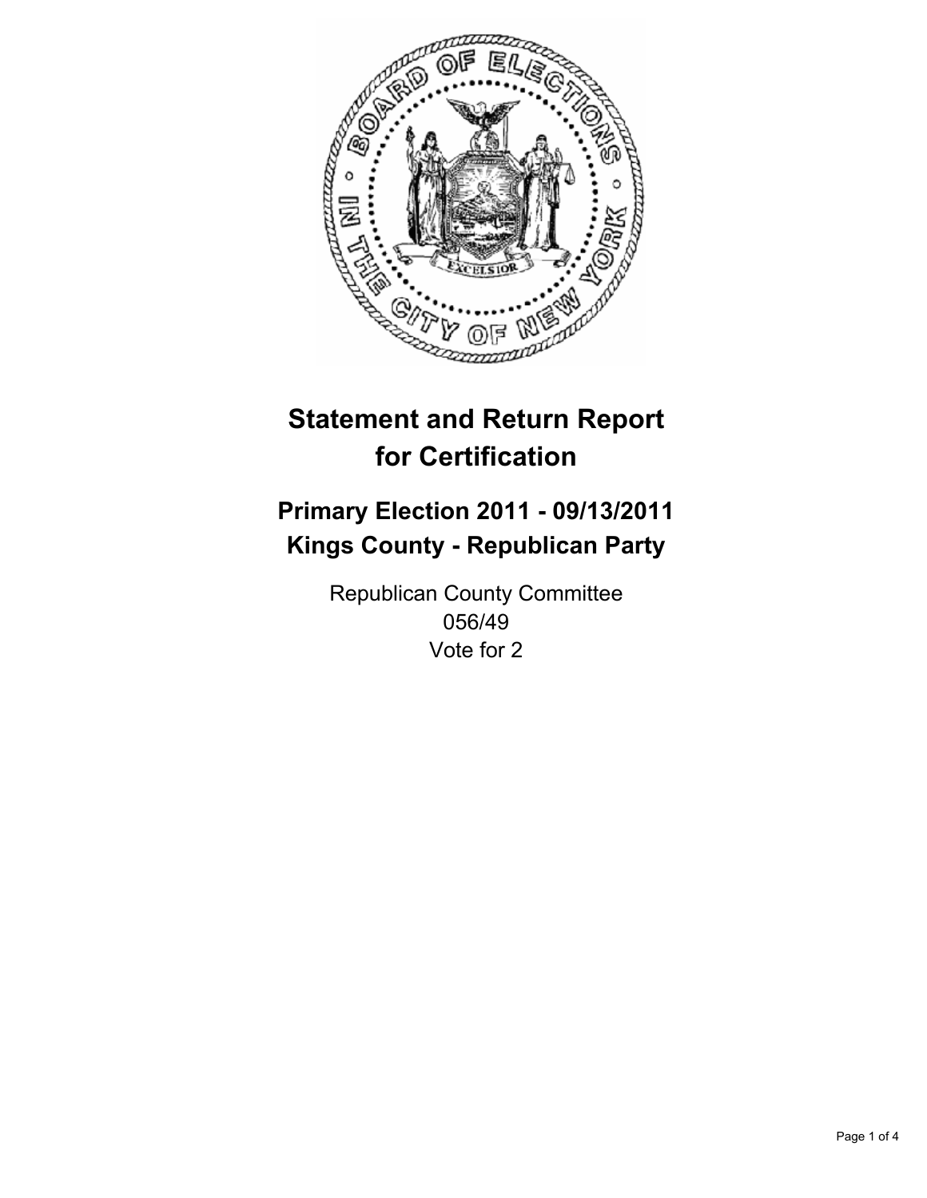# Statement and Return Report for Certification

## Primary Election 2011 - 09/13/2011
## Kings County - Republican Party

Republican County Committee
056/49
Vote for 2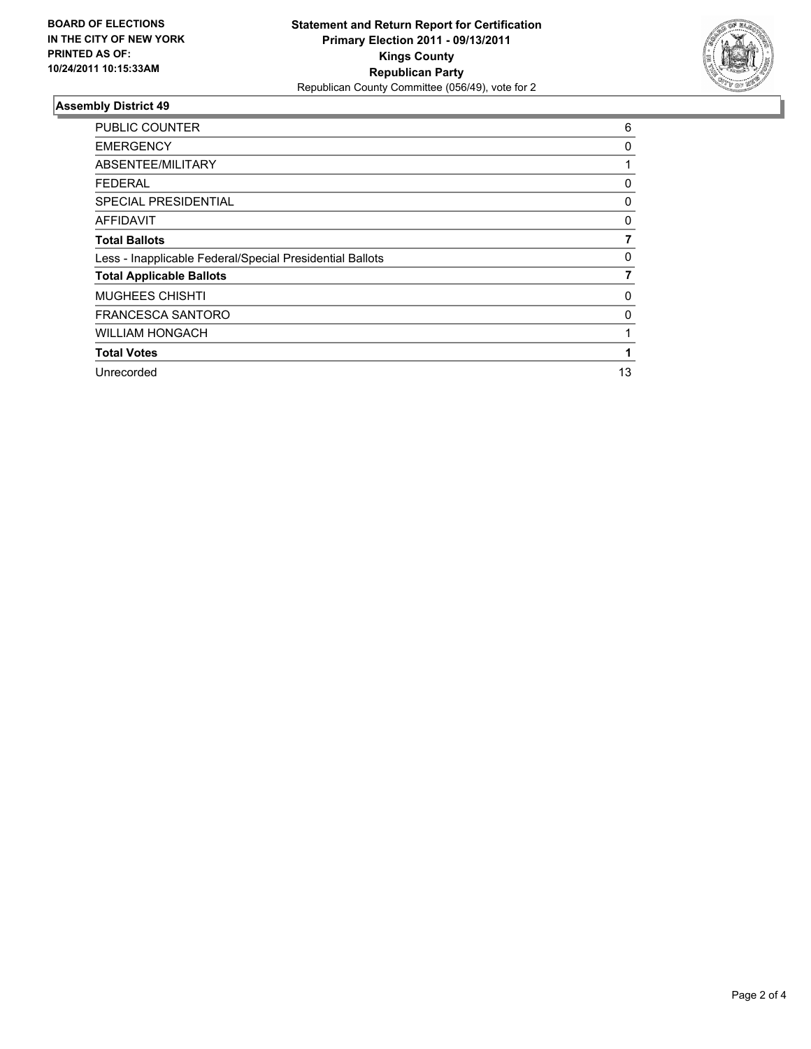**BOARD OF ELECTIONS IN THE CITY OF NEW YORK PRINTED AS OF: 10/24/2011 10:15:33AM**

**Statement and Return Report for Certification**
**Primary Election 2011 - 09/13/2011**
**Kings County**
**Republican Party**
Republican County Committee (056/49), vote for 2

### Assembly District 49

| | |
|---|---|
| PUBLIC COUNTER | 6 |
| EMERGENCY | 0 |
| ABSENTEE/MILITARY | 1 |
| FEDERAL | 0 |
| SPECIAL PRESIDENTIAL | 0 |
| AFFIDAVIT | 0 |
| **Total Ballots** | **7** |
| Less - Inapplicable Federal/Special Presidential Ballots | 0 |
| **Total Applicable Ballots** | **7** |
| MUGHEES CHISHTI | 0 |
| FRANCESCA SANTORO | 0 |
| WILLIAM HONGACH | 1 |
| **Total Votes** | **1** |
| Unrecorded | 13 |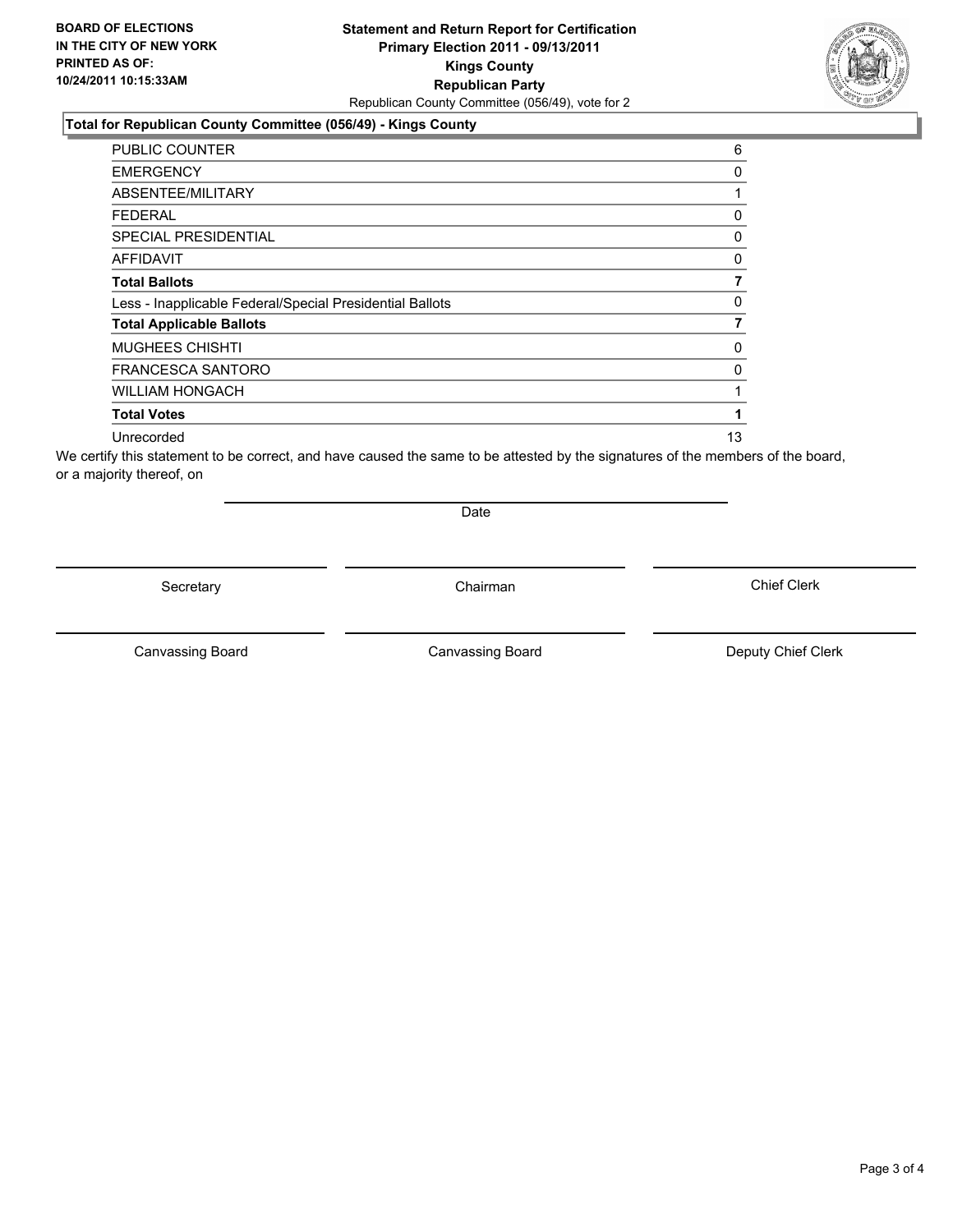**BOARD OF ELECTIONS IN THE CITY OF NEW YORK PRINTED AS OF: 10/24/2011 10:15:33AM**

# Statement and Return Report for Certification
## Primary Election 2011 - 09/13/2011
## Kings County
## Republican Party

Republican County Committee (056/49), vote for 2

### Total for Republican County Committee (056/49) - Kings County

| | |
|---|---|
| PUBLIC COUNTER | 6 |
| EMERGENCY | 0 |
| ABSENTEE/MILITARY | 1 |
| FEDERAL | 0 |
| SPECIAL PRESIDENTIAL | 0 |
| AFFIDAVIT | 0 |
| **Total Ballots** | **7** |
| Less - Inapplicable Federal/Special Presidential Ballots | 0 |
| **Total Applicable Ballots** | **7** |
| MUGHEES CHISHTI | 0 |
| FRANCESCA SANTORO | 0 |
| WILLIAM HONGACH | 1 |
| **Total Votes** | **1** |
| Unrecorded | 13 |

We certify this statement to be correct, and have caused the same to be attested by the signatures of the members of the board, or a majority thereof, on

Date

Secretary | Chairman | Chief Clerk

Canvassing Board | Canvassing Board | Deputy Chief Clerk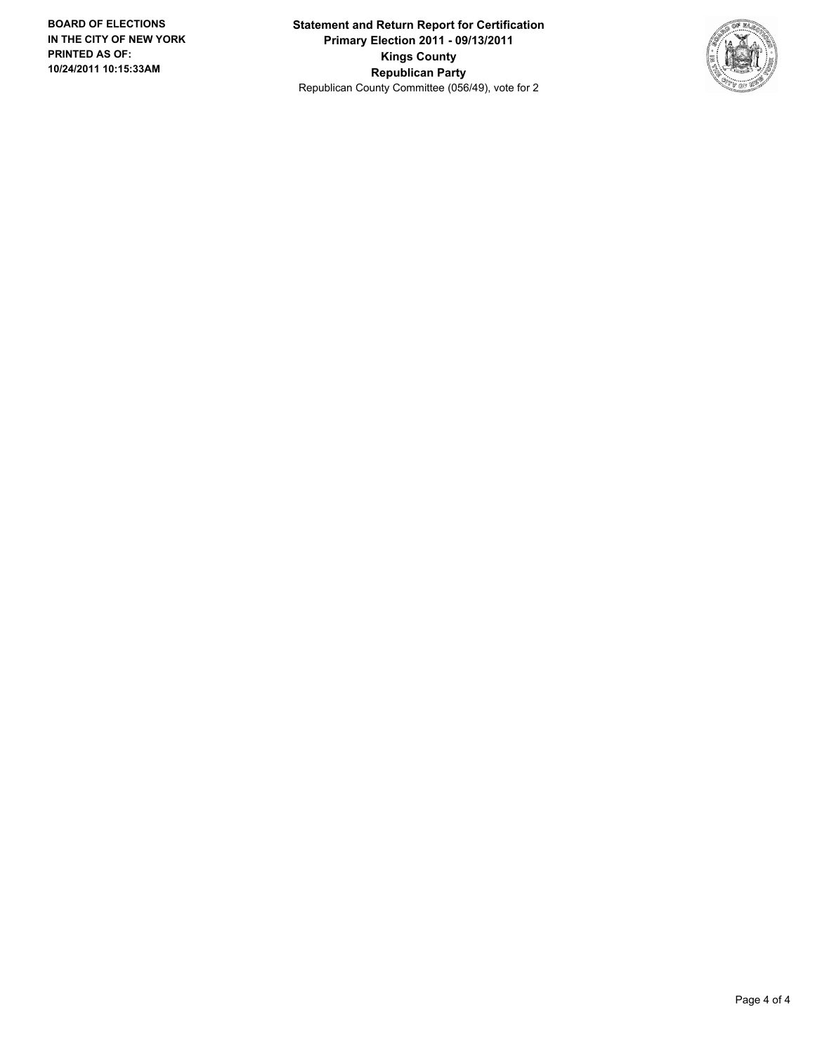**BOARD OF ELECTIONS IN THE CITY OF NEW YORK PRINTED AS OF: 10/24/2011 10:15:33AM**

**Statement and Return Report for Certification**
**Primary Election 2011 - 09/13/2011**
**Kings County**
**Republican Party**
Republican County Committee (056/49), vote for 2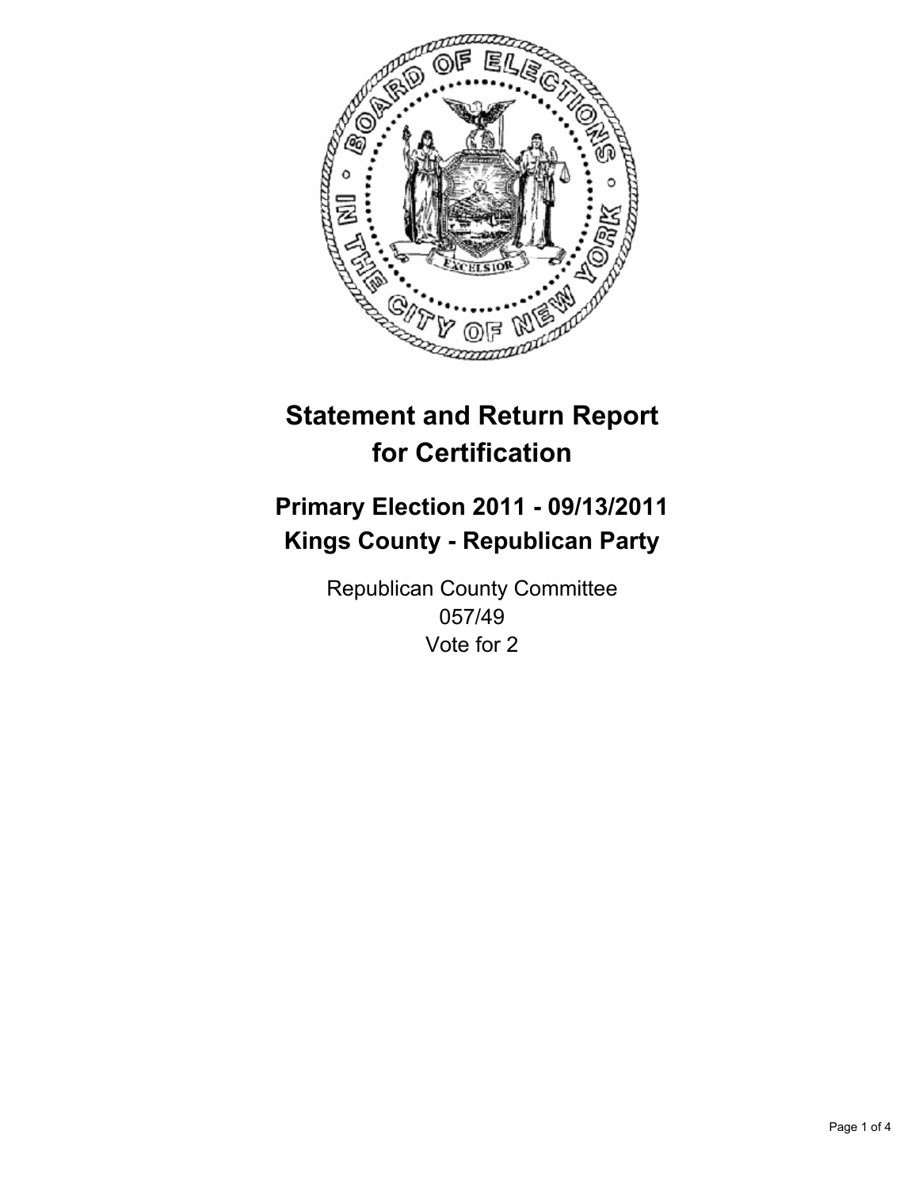# Statement and Return Report for Certification

## Primary Election 2011 - 09/13/2011
## Kings County - Republican Party

Republican County Committee
057/49
Vote for 2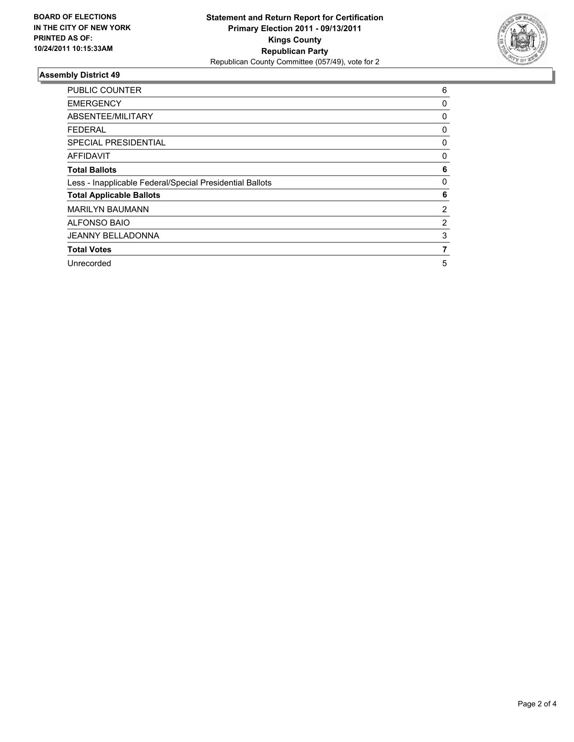**BOARD OF ELECTIONS IN THE CITY OF NEW YORK PRINTED AS OF: 10/24/2011 10:15:33AM**

**Statement and Return Report for Certification**
**Primary Election 2011 - 09/13/2011**
**Kings County**
**Republican Party**
Republican County Committee (057/49), vote for 2

## Assembly District 49

| | |
|---|---|
| PUBLIC COUNTER | 6 |
| EMERGENCY | 0 |
| ABSENTEE/MILITARY | 0 |
| FEDERAL | 0 |
| SPECIAL PRESIDENTIAL | 0 |
| AFFIDAVIT | 0 |
| **Total Ballots** | **6** |
| Less - Inapplicable Federal/Special Presidential Ballots | 0 |
| **Total Applicable Ballots** | **6** |
| MARILYN BAUMANN | 2 |
| ALFONSO BAIO | 2 |
| JEANNY BELLADONNA | 3 |
| **Total Votes** | **7** |
| Unrecorded | 5 |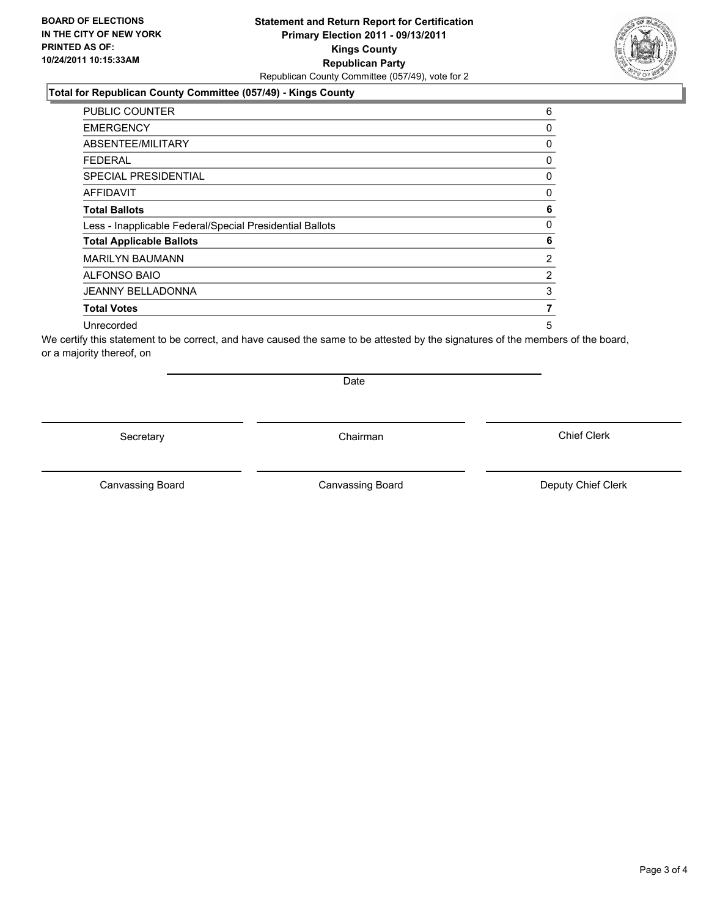**BOARD OF ELECTIONS IN THE CITY OF NEW YORK PRINTED AS OF: 10/24/2011 10:15:33AM**

**Statement and Return Report for Certification**
**Primary Election 2011 - 09/13/2011**
**Kings County**
**Republican Party**
Republican County Committee (057/49), vote for 2

## Total for Republican County Committee (057/49) - Kings County

| | |
|---|---|
| PUBLIC COUNTER | 6 |
| EMERGENCY | 0 |
| ABSENTEE/MILITARY | 0 |
| FEDERAL | 0 |
| SPECIAL PRESIDENTIAL | 0 |
| AFFIDAVIT | 0 |
| **Total Ballots** | **6** |
| Less - Inapplicable Federal/Special Presidential Ballots | 0 |
| **Total Applicable Ballots** | **6** |
| MARILYN BAUMANN | 2 |
| ALFONSO BAIO | 2 |
| JEANNY BELLADONNA | 3 |
| **Total Votes** | **7** |
| Unrecorded | 5 |

We certify this statement to be correct, and have caused the same to be attested by the signatures of the members of the board, or a majority thereof, on

Date

Secretary | Chairman | Chief Clerk

Canvassing Board | Canvassing Board | Deputy Chief Clerk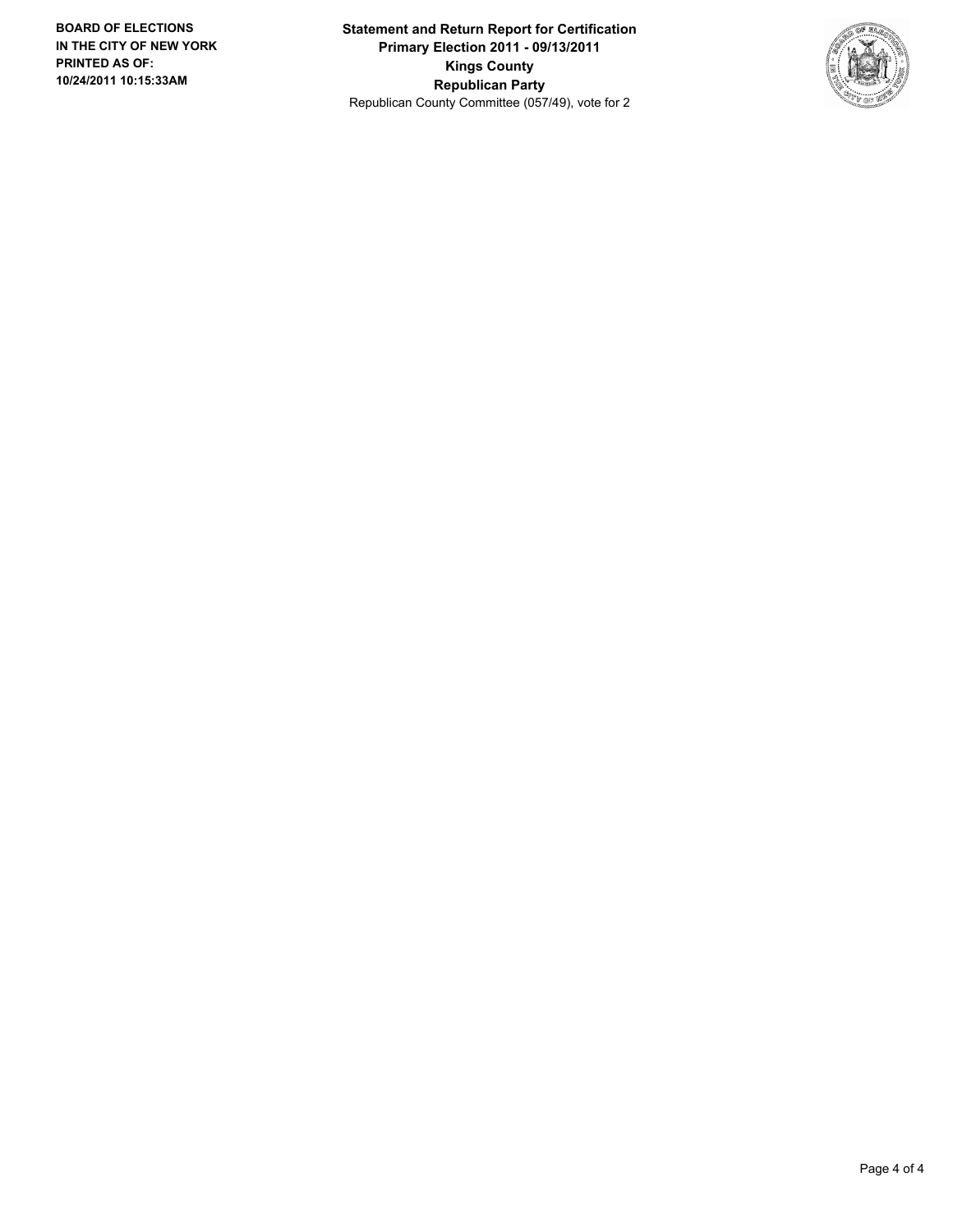**BOARD OF ELECTIONS IN THE CITY OF NEW YORK PRINTED AS OF: 10/24/2011 10:15:33AM**

**Statement and Return Report for Certification**
**Primary Election 2011 - 09/13/2011**
**Kings County**
**Republican Party**
Republican County Committee (057/49), vote for 2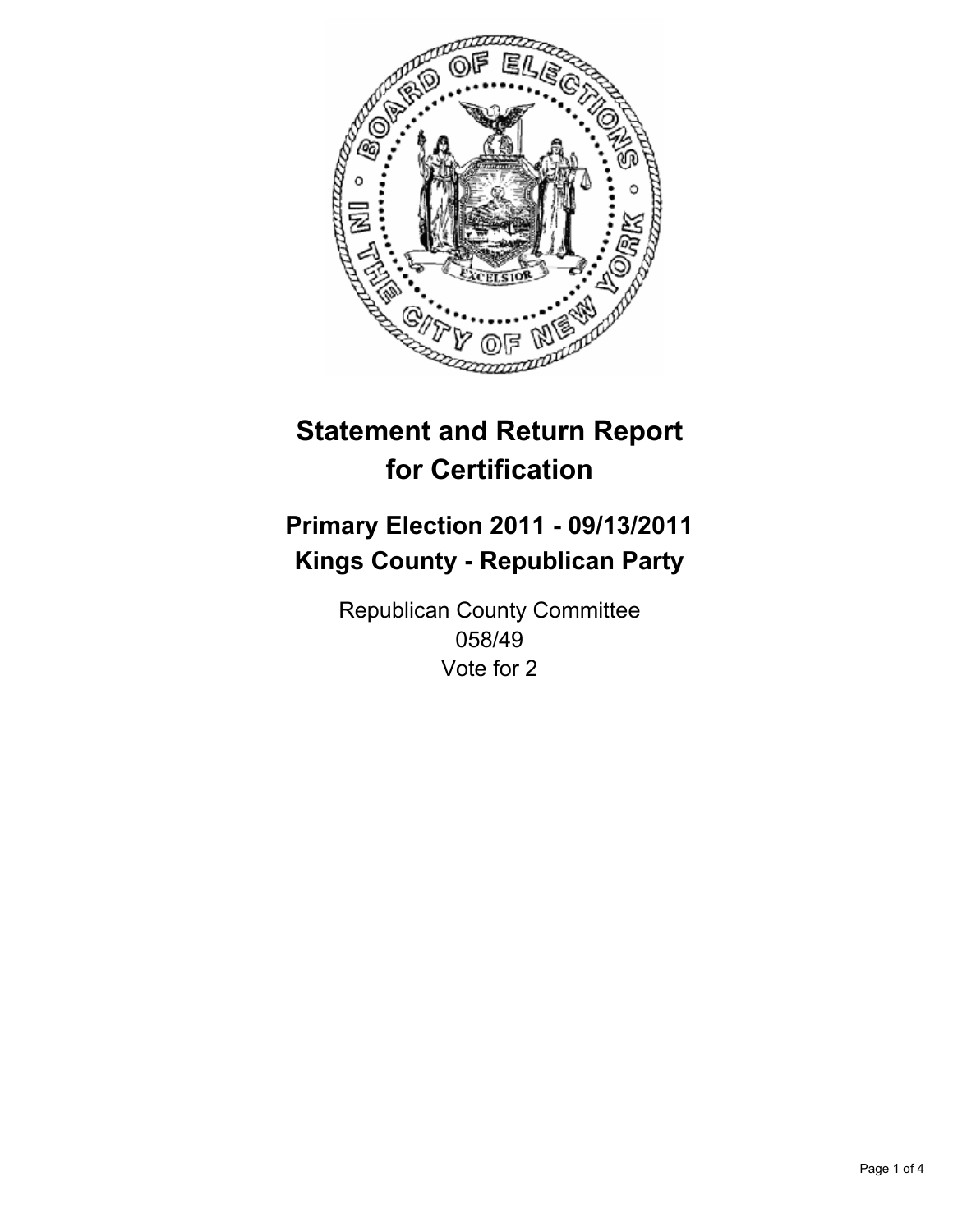# Statement and Return Report for Certification

## Primary Election 2011 - 09/13/2011
## Kings County - Republican Party

Republican County Committee
058/49
Vote for 2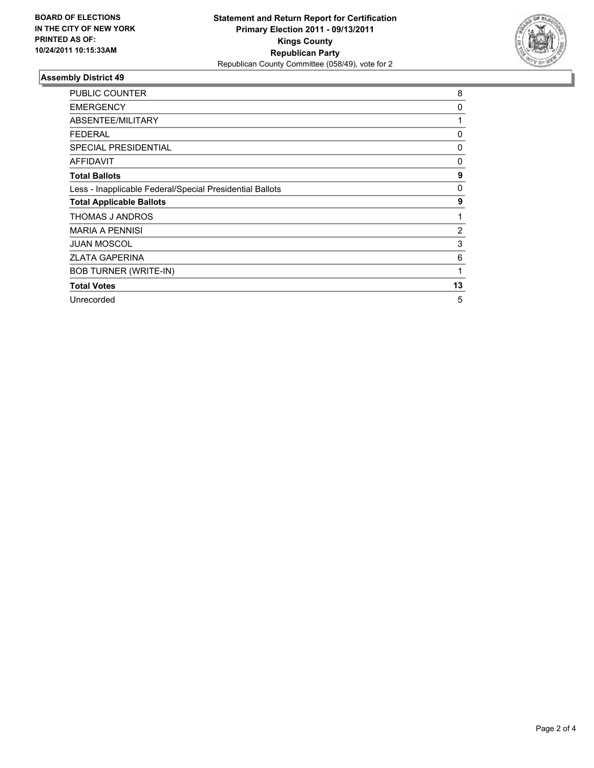**BOARD OF ELECTIONS IN THE CITY OF NEW YORK PRINTED AS OF: 10/24/2011 10:15:33AM**

**Statement and Return Report for Certification**
**Primary Election 2011 - 09/13/2011**
**Kings County**
**Republican Party**
Republican County Committee (058/49), vote for 2

## Assembly District 49

| | |
|---|---|
| PUBLIC COUNTER | 8 |
| EMERGENCY | 0 |
| ABSENTEE/MILITARY | 1 |
| FEDERAL | 0 |
| SPECIAL PRESIDENTIAL | 0 |
| AFFIDAVIT | 0 |
| **Total Ballots** | **9** |
| Less - Inapplicable Federal/Special Presidential Ballots | 0 |
| **Total Applicable Ballots** | **9** |
| THOMAS J ANDROS | 1 |
| MARIA A PENNISI | 2 |
| JUAN MOSCOL | 3 |
| ZLATA GAPERINA | 6 |
| BOB TURNER (WRITE-IN) | 1 |
| **Total Votes** | **13** |
| Unrecorded | 5 |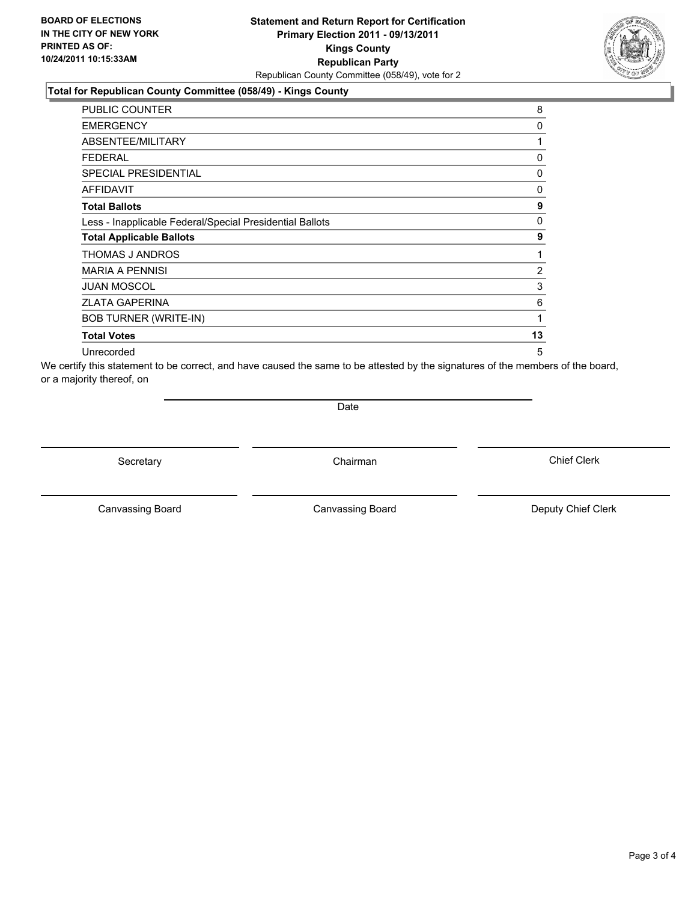**BOARD OF ELECTIONS IN THE CITY OF NEW YORK PRINTED AS OF: 10/24/2011 10:15:33AM**

# Statement and Return Report for Certification
## Primary Election 2011 - 09/13/2011
## Kings County
## Republican Party

Republican County Committee (058/49), vote for 2

### Total for Republican County Committee (058/49) - Kings County

| | |
|---|---|
| PUBLIC COUNTER | 8 |
| EMERGENCY | 0 |
| ABSENTEE/MILITARY | 1 |
| FEDERAL | 0 |
| SPECIAL PRESIDENTIAL | 0 |
| AFFIDAVIT | 0 |
| **Total Ballots** | **9** |
| Less - Inapplicable Federal/Special Presidential Ballots | 0 |
| **Total Applicable Ballots** | **9** |
| THOMAS J ANDROS | 1 |
| MARIA A PENNISI | 2 |
| JUAN MOSCOL | 3 |
| ZLATA GAPERINA | 6 |
| BOB TURNER (WRITE-IN) | 1 |
| **Total Votes** | **13** |
| Unrecorded | 5 |

We certify this statement to be correct, and have caused the same to be attested by the signatures of the members of the board, or a majority thereof, on

Date

Secretary | Chairman | Chief Clerk

Canvassing Board | Canvassing Board | Deputy Chief Clerk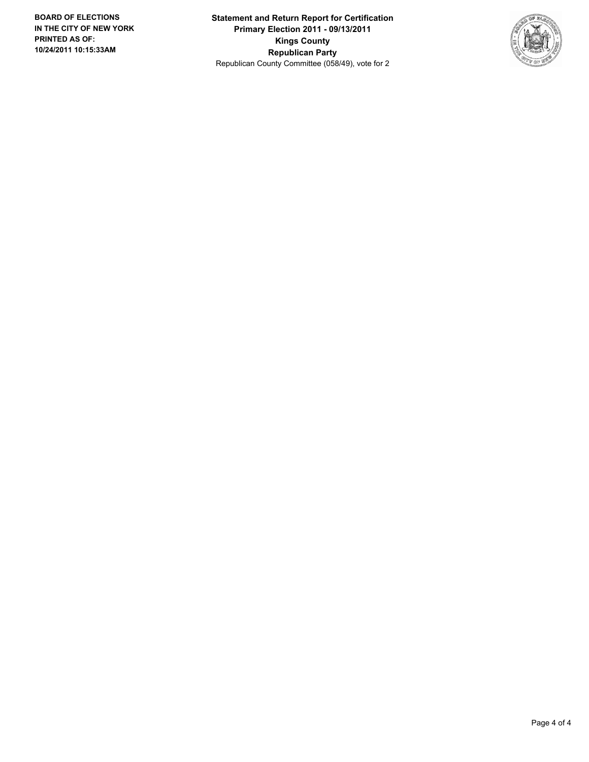**BOARD OF ELECTIONS IN THE CITY OF NEW YORK PRINTED AS OF: 10/24/2011 10:15:33AM**

**Statement and Return Report for Certification**
**Primary Election 2011 - 09/13/2011**
**Kings County**
**Republican Party**
Republican County Committee (058/49), vote for 2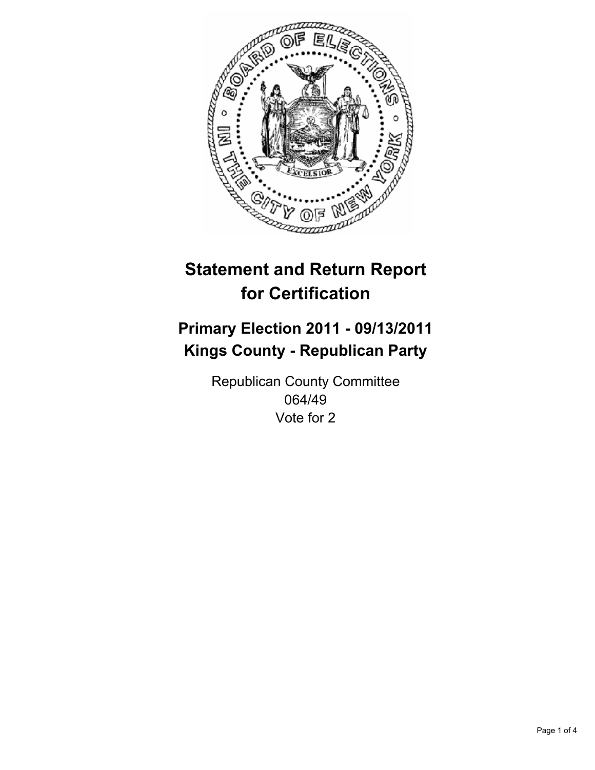# Statement and Return Report for Certification

## Primary Election 2011 - 09/13/2011
## Kings County - Republican Party

Republican County Committee
064/49
Vote for 2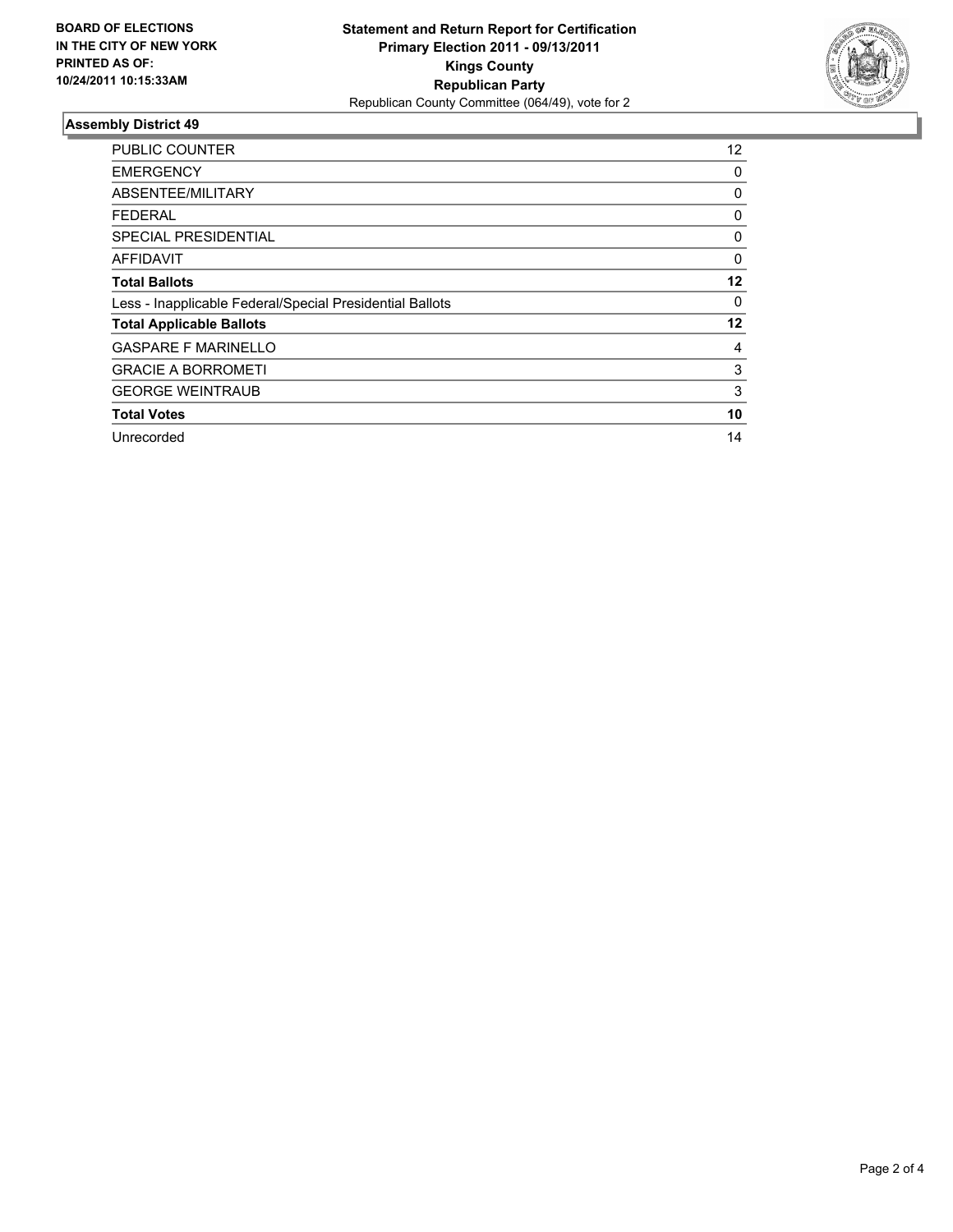**BOARD OF ELECTIONS IN THE CITY OF NEW YORK PRINTED AS OF: 10/24/2011 10:15:33AM**

**Statement and Return Report for Certification**
**Primary Election 2011 - 09/13/2011**
**Kings County**
**Republican Party**
Republican County Committee (064/49), vote for 2

## Assembly District 49

| | |
|---|---|
| PUBLIC COUNTER | 12 |
| EMERGENCY | 0 |
| ABSENTEE/MILITARY | 0 |
| FEDERAL | 0 |
| SPECIAL PRESIDENTIAL | 0 |
| AFFIDAVIT | 0 |
| **Total Ballots** | **12** |
| Less - Inapplicable Federal/Special Presidential Ballots | 0 |
| **Total Applicable Ballots** | **12** |
| GASPARE F MARINELLO | 4 |
| GRACIE A BORROMETI | 3 |
| GEORGE WEINTRAUB | 3 |
| **Total Votes** | **10** |
| Unrecorded | 14 |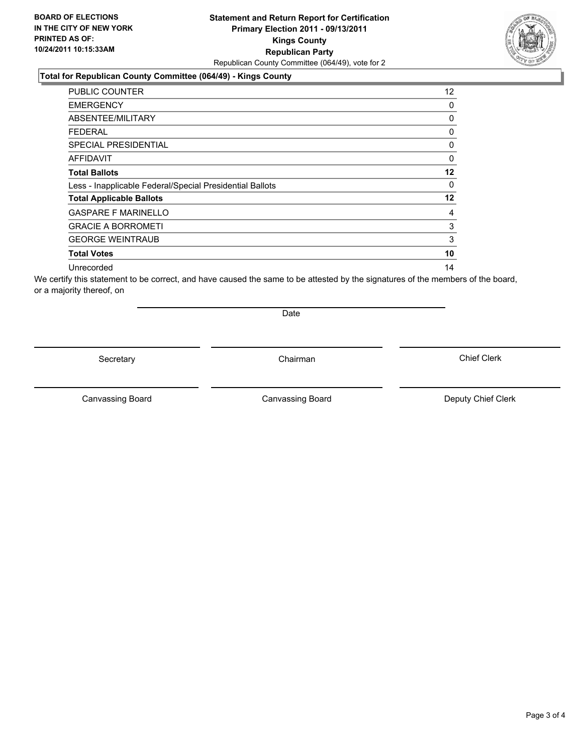**BOARD OF ELECTIONS IN THE CITY OF NEW YORK PRINTED AS OF: 10/24/2011 10:15:33AM**

**Statement and Return Report for Certification**
**Primary Election 2011 - 09/13/2011**
**Kings County**
**Republican Party**
Republican County Committee (064/49), vote for 2

### Total for Republican County Committee (064/49) - Kings County

| | |
|---|---|
| PUBLIC COUNTER | 12 |
| EMERGENCY | 0 |
| ABSENTEE/MILITARY | 0 |
| FEDERAL | 0 |
| SPECIAL PRESIDENTIAL | 0 |
| AFFIDAVIT | 0 |
| **Total Ballots** | **12** |
| Less - Inapplicable Federal/Special Presidential Ballots | 0 |
| **Total Applicable Ballots** | **12** |
| GASPARE F MARINELLO | 4 |
| GRACIE A BORROMETI | 3 |
| GEORGE WEINTRAUB | 3 |
| **Total Votes** | **10** |
| Unrecorded | 14 |

We certify this statement to be correct, and have caused the same to be attested by the signatures of the members of the board, or a majority thereof, on

Date

Secretary　　Chairman　　Chief Clerk

Canvassing Board　　Canvassing Board　　Deputy Chief Clerk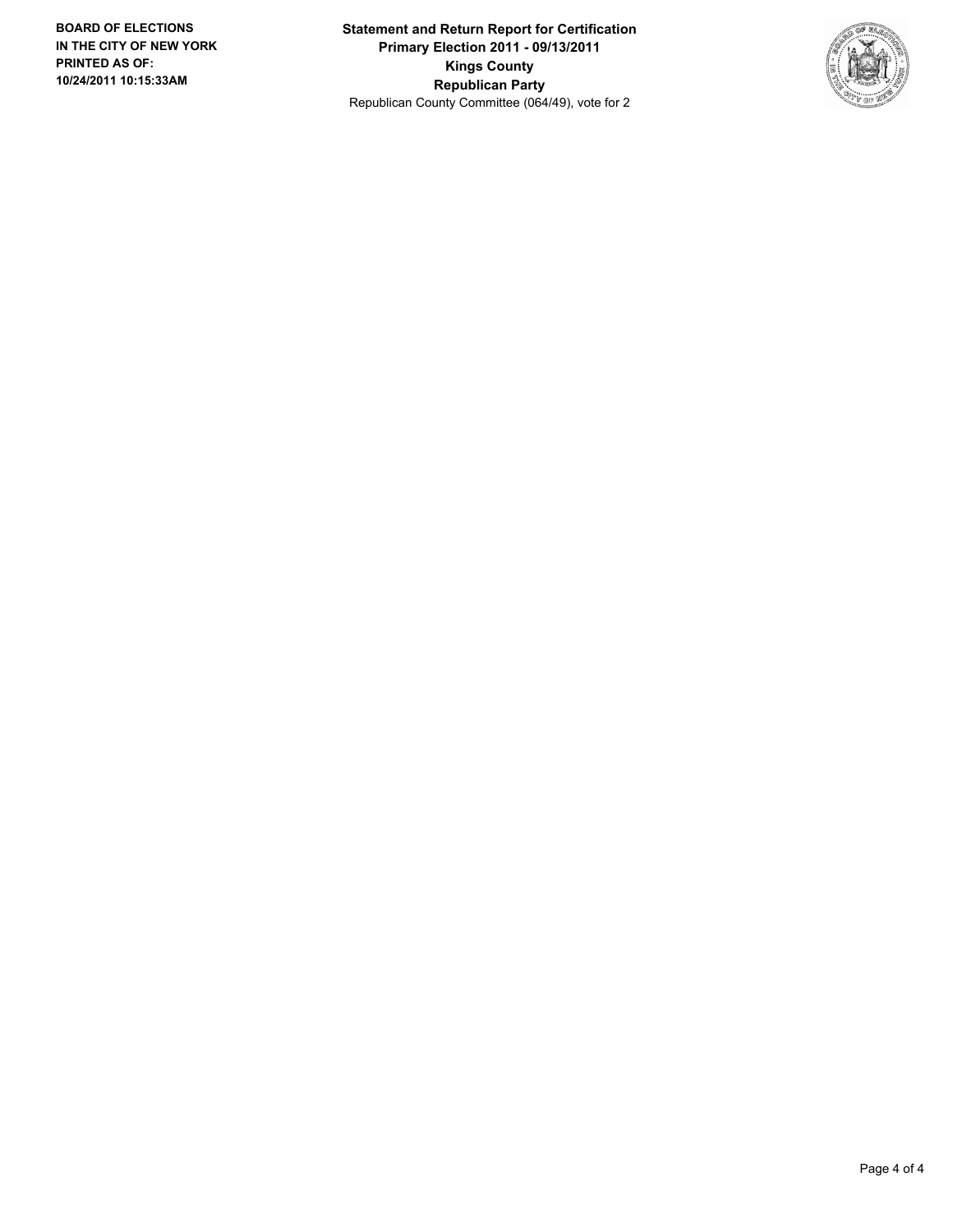**BOARD OF ELECTIONS IN THE CITY OF NEW YORK PRINTED AS OF: 10/24/2011 10:15:33AM**

**Statement and Return Report for Certification**
**Primary Election 2011 - 09/13/2011**
**Kings County**
**Republican Party**
Republican County Committee (064/49), vote for 2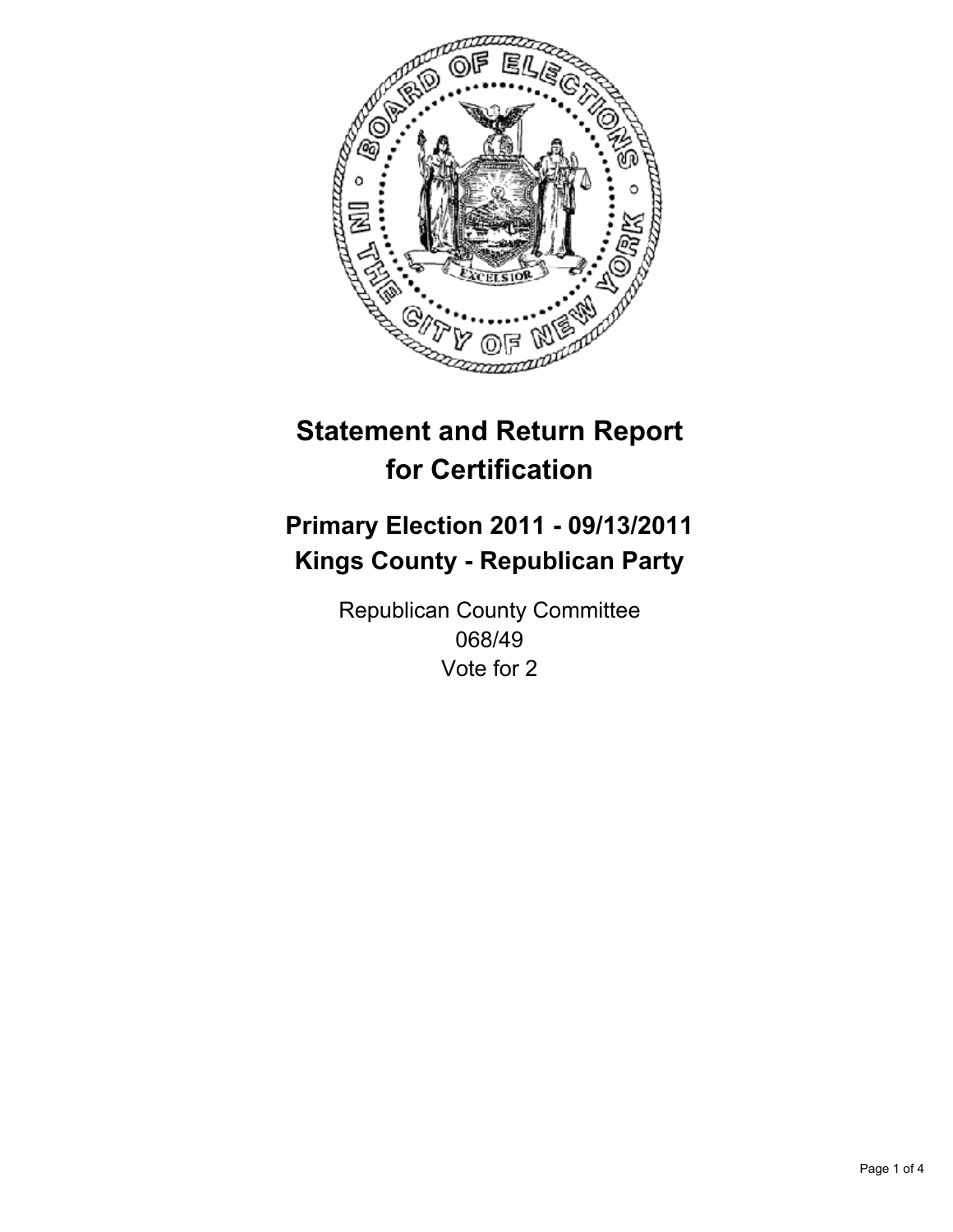# Statement and Return Report for Certification

## Primary Election 2011 - 09/13/2011
## Kings County - Republican Party

Republican County Committee
068/49
Vote for 2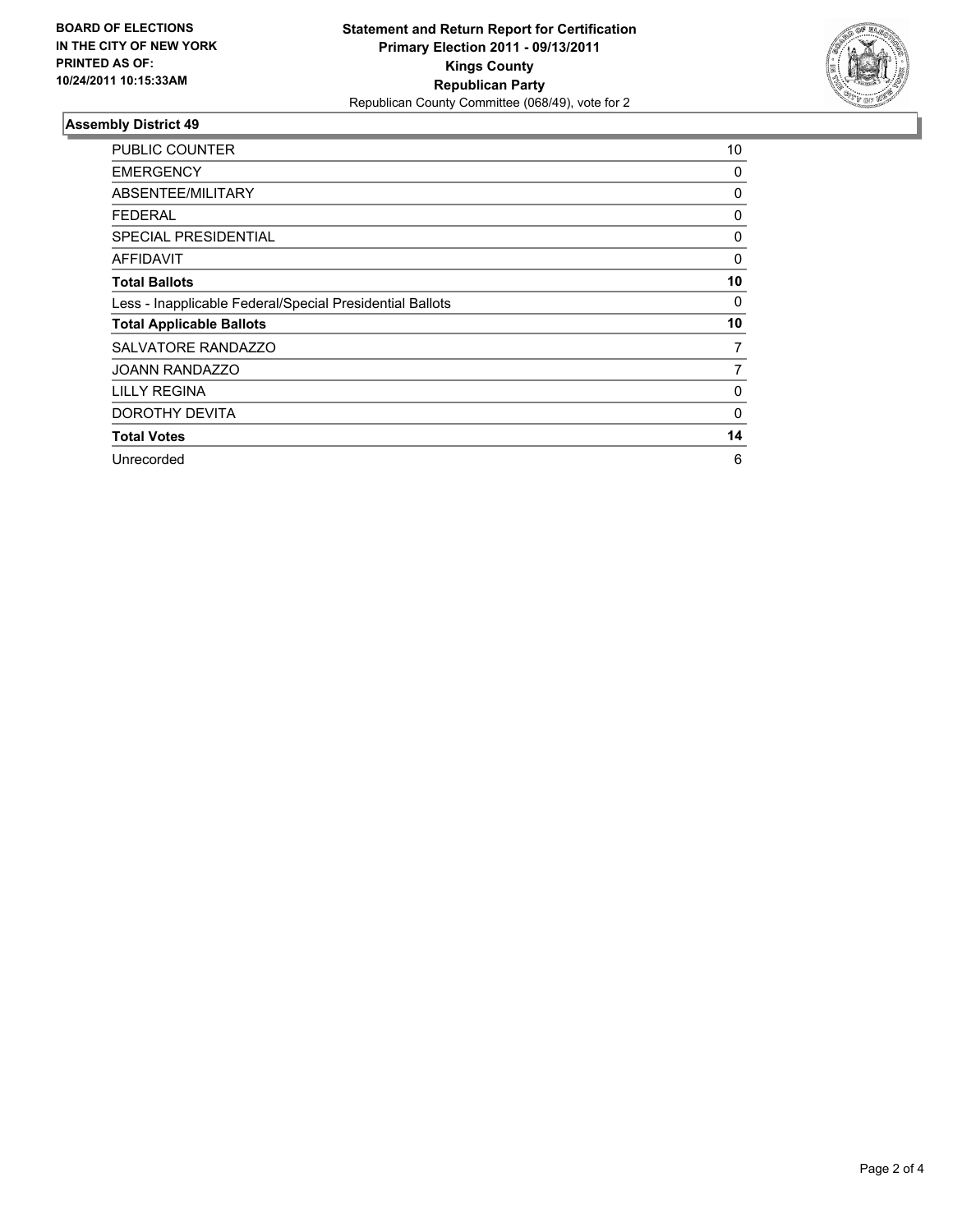**BOARD OF ELECTIONS IN THE CITY OF NEW YORK PRINTED AS OF: 10/24/2011 10:15:33AM**

**Statement and Return Report for Certification**
**Primary Election 2011 - 09/13/2011**
**Kings County**
**Republican Party**
Republican County Committee (068/49), vote for 2

## Assembly District 49

| | |
|---|---|
| PUBLIC COUNTER | 10 |
| EMERGENCY | 0 |
| ABSENTEE/MILITARY | 0 |
| FEDERAL | 0 |
| SPECIAL PRESIDENTIAL | 0 |
| AFFIDAVIT | 0 |
| **Total Ballots** | **10** |
| Less - Inapplicable Federal/Special Presidential Ballots | 0 |
| **Total Applicable Ballots** | **10** |
| SALVATORE RANDAZZO | 7 |
| JOANN RANDAZZO | 7 |
| LILLY REGINA | 0 |
| DOROTHY DEVITA | 0 |
| **Total Votes** | **14** |
| Unrecorded | 6 |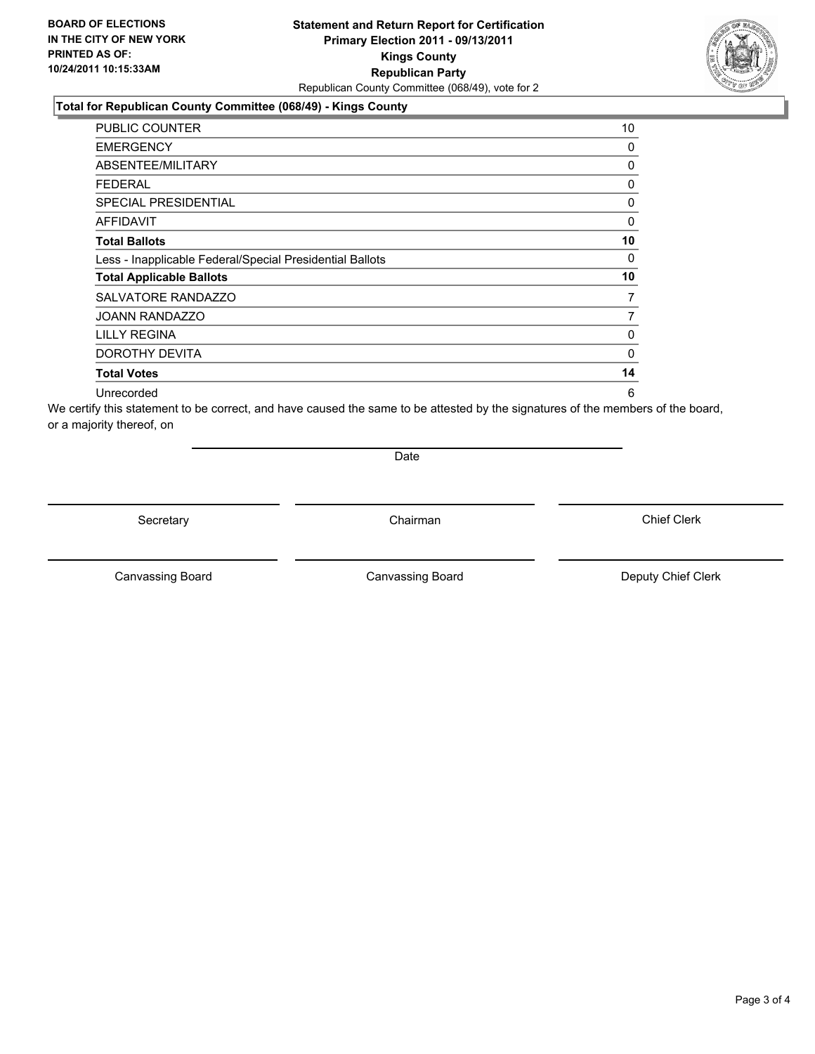**BOARD OF ELECTIONS IN THE CITY OF NEW YORK PRINTED AS OF: 10/24/2011 10:15:33AM**

**Statement and Return Report for Certification**
**Primary Election 2011 - 09/13/2011**
**Kings County**
**Republican Party**
Republican County Committee (068/49), vote for 2

### Total for Republican County Committee (068/49) - Kings County

| | |
|---|---|
| PUBLIC COUNTER | 10 |
| EMERGENCY | 0 |
| ABSENTEE/MILITARY | 0 |
| FEDERAL | 0 |
| SPECIAL PRESIDENTIAL | 0 |
| AFFIDAVIT | 0 |
| **Total Ballots** | **10** |
| Less - Inapplicable Federal/Special Presidential Ballots | 0 |
| **Total Applicable Ballots** | **10** |
| SALVATORE RANDAZZO | 7 |
| JOANN RANDAZZO | 7 |
| LILLY REGINA | 0 |
| DOROTHY DEVITA | 0 |
| **Total Votes** | **14** |
| Unrecorded | 6 |

We certify this statement to be correct, and have caused the same to be attested by the signatures of the members of the board, or a majority thereof, on

Date

Secretary | Chairman | Chief Clerk

Canvassing Board | Canvassing Board | Deputy Chief Clerk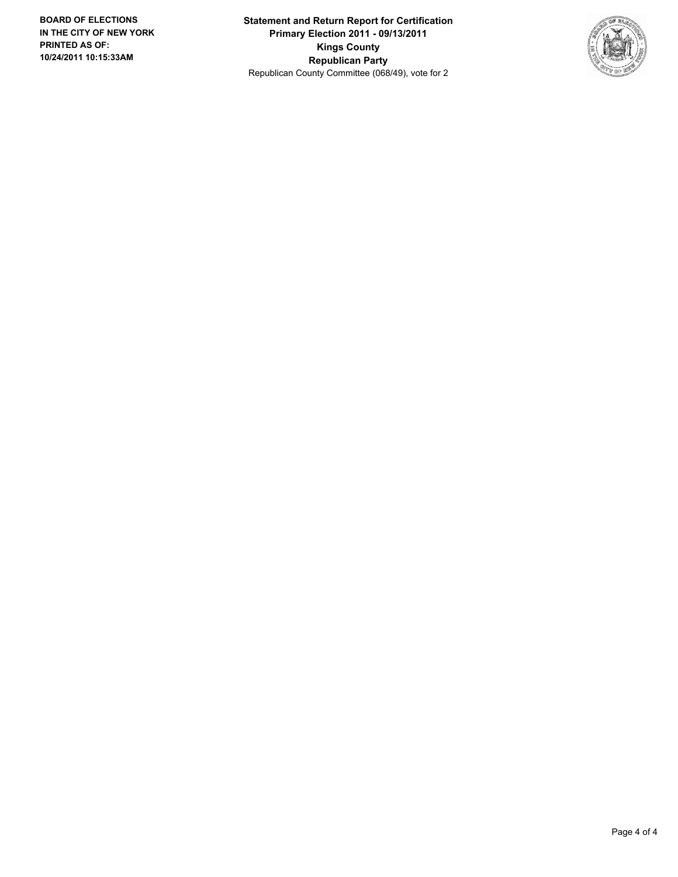**BOARD OF ELECTIONS IN THE CITY OF NEW YORK PRINTED AS OF: 10/24/2011 10:15:33AM**

**Statement and Return Report for Certification**
**Primary Election 2011 - 09/13/2011**
**Kings County**
**Republican Party**
Republican County Committee (068/49), vote for 2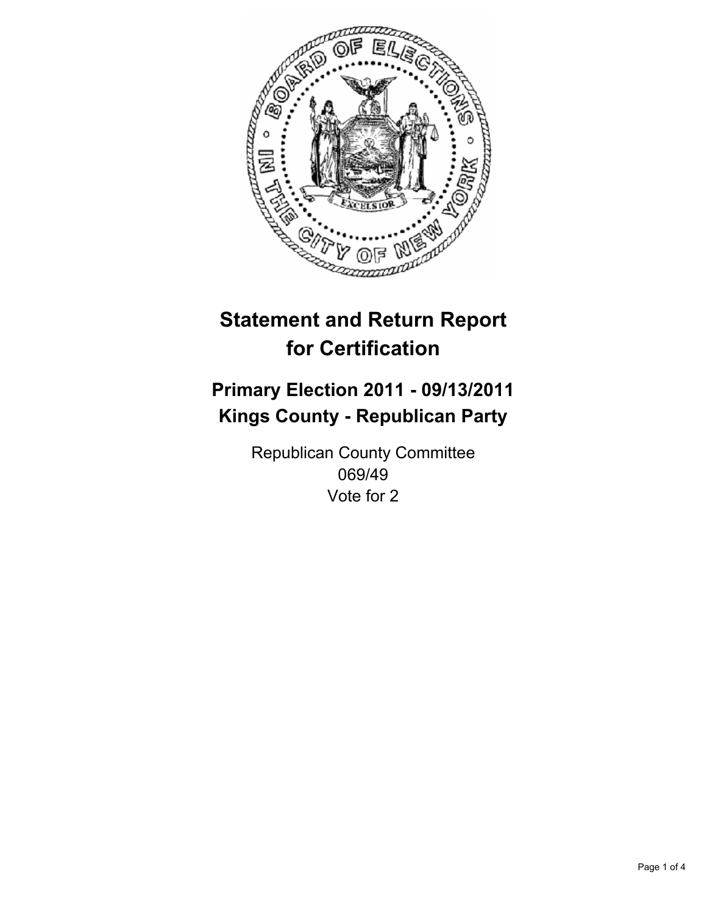# Statement and Return Report for Certification

## Primary Election 2011 - 09/13/2011
## Kings County - Republican Party

Republican County Committee
069/49
Vote for 2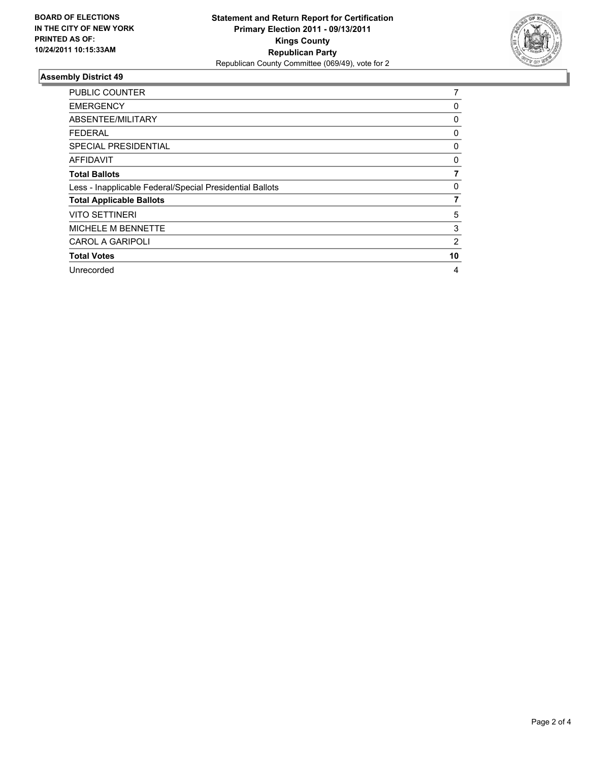**BOARD OF ELECTIONS IN THE CITY OF NEW YORK PRINTED AS OF: 10/24/2011 10:15:33AM**

**Statement and Return Report for Certification**
**Primary Election 2011 - 09/13/2011**
**Kings County**
**Republican Party**
Republican County Committee (069/49), vote for 2

### Assembly District 49

| | |
|---|---|
| PUBLIC COUNTER | 7 |
| EMERGENCY | 0 |
| ABSENTEE/MILITARY | 0 |
| FEDERAL | 0 |
| SPECIAL PRESIDENTIAL | 0 |
| AFFIDAVIT | 0 |
| **Total Ballots** | **7** |
| Less - Inapplicable Federal/Special Presidential Ballots | 0 |
| **Total Applicable Ballots** | **7** |
| VITO SETTINERI | 5 |
| MICHELE M BENNETTE | 3 |
| CAROL A GARIPOLI | 2 |
| **Total Votes** | **10** |
| Unrecorded | 4 |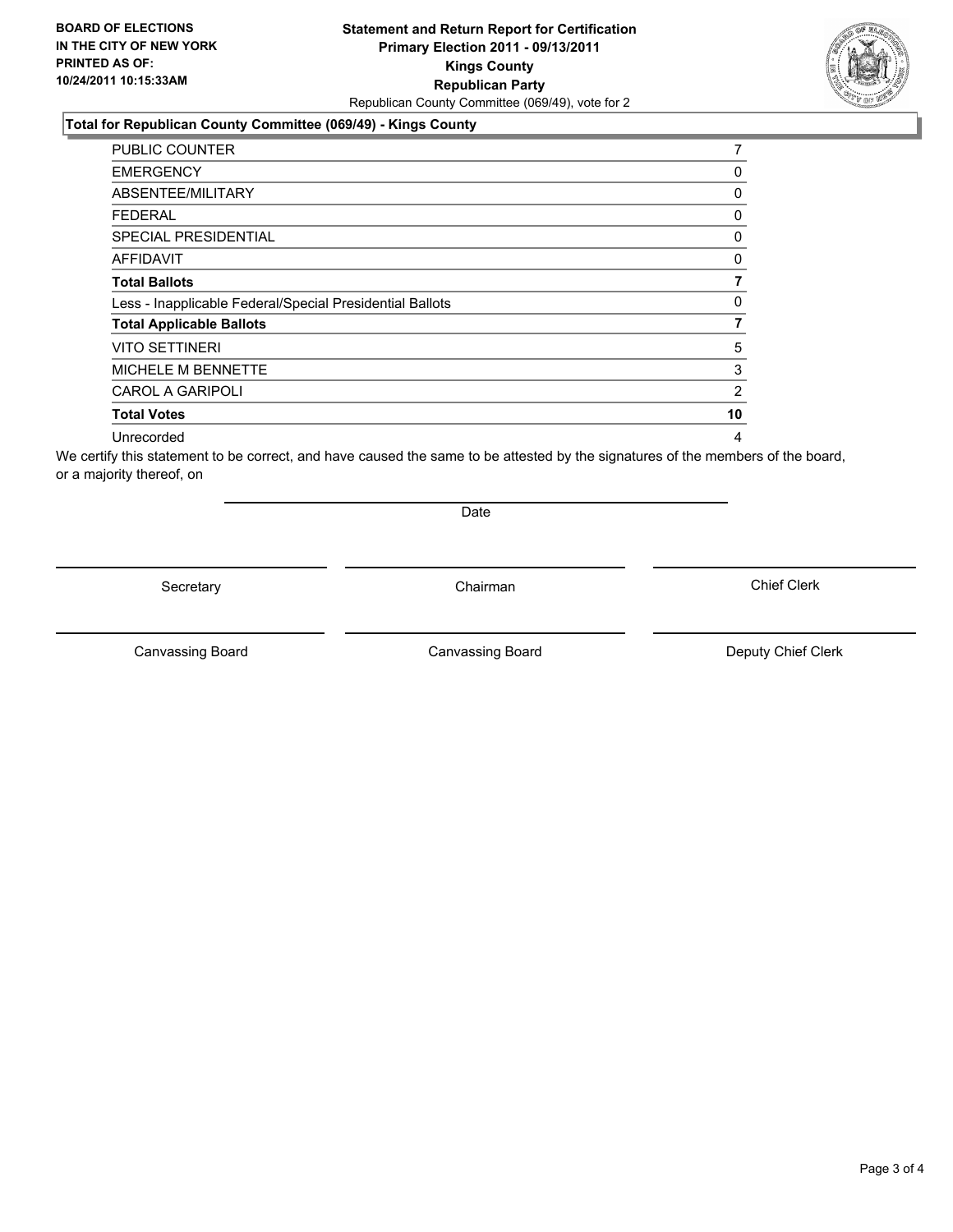**BOARD OF ELECTIONS IN THE CITY OF NEW YORK PRINTED AS OF: 10/24/2011 10:15:33AM**

# Statement and Return Report for Certification
## Primary Election 2011 - 09/13/2011
## Kings County
## Republican Party

Republican County Committee (069/49), vote for 2

### Total for Republican County Committee (069/49) - Kings County

| | |
|---|---|
| PUBLIC COUNTER | 7 |
| EMERGENCY | 0 |
| ABSENTEE/MILITARY | 0 |
| FEDERAL | 0 |
| SPECIAL PRESIDENTIAL | 0 |
| AFFIDAVIT | 0 |
| **Total Ballots** | **7** |
| Less - Inapplicable Federal/Special Presidential Ballots | 0 |
| **Total Applicable Ballots** | **7** |
| VITO SETTINERI | 5 |
| MICHELE M BENNETTE | 3 |
| CAROL A GARIPOLI | 2 |
| **Total Votes** | **10** |
| Unrecorded | 4 |

We certify this statement to be correct, and have caused the same to be attested by the signatures of the members of the board, or a majority thereof, on

Date

Secretary | Chairman | Chief Clerk

Canvassing Board | Canvassing Board | Deputy Chief Clerk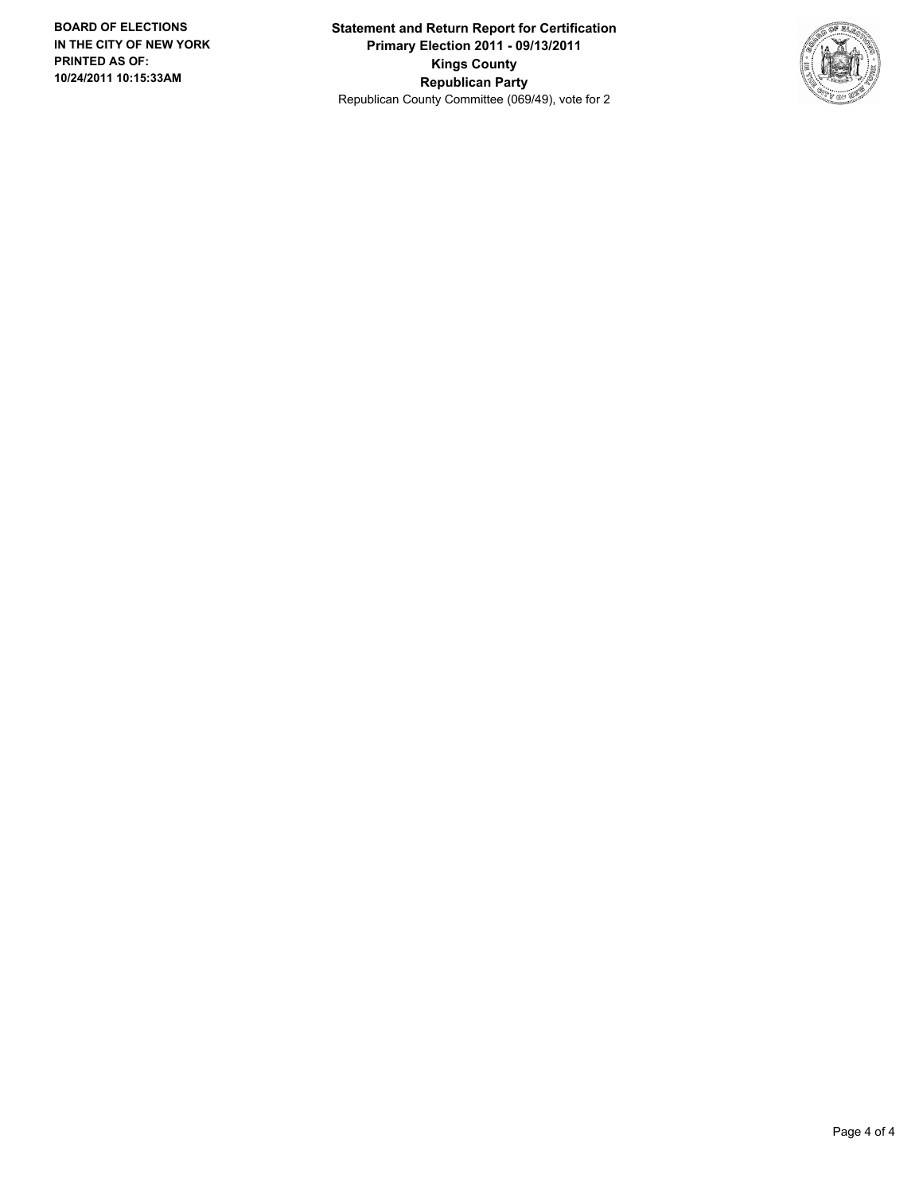**Statement and Return Report for Certification**
**Primary Election 2011 - 09/13/2011**
**Kings County**
**Republican Party**
Republican County Committee (069/49), vote for 2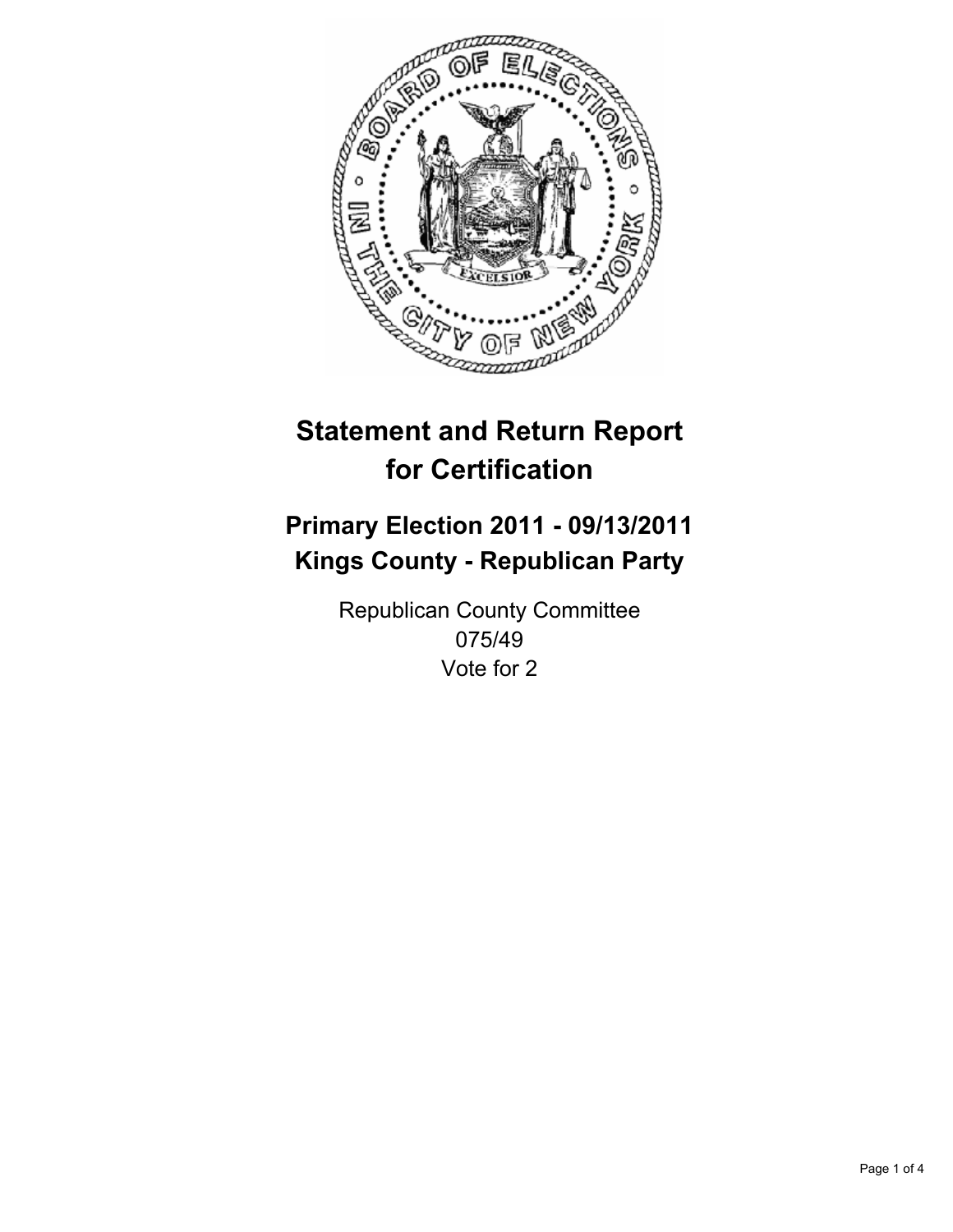# Statement and Return Report for Certification

## Primary Election 2011 - 09/13/2011
## Kings County - Republican Party

Republican County Committee
075/49
Vote for 2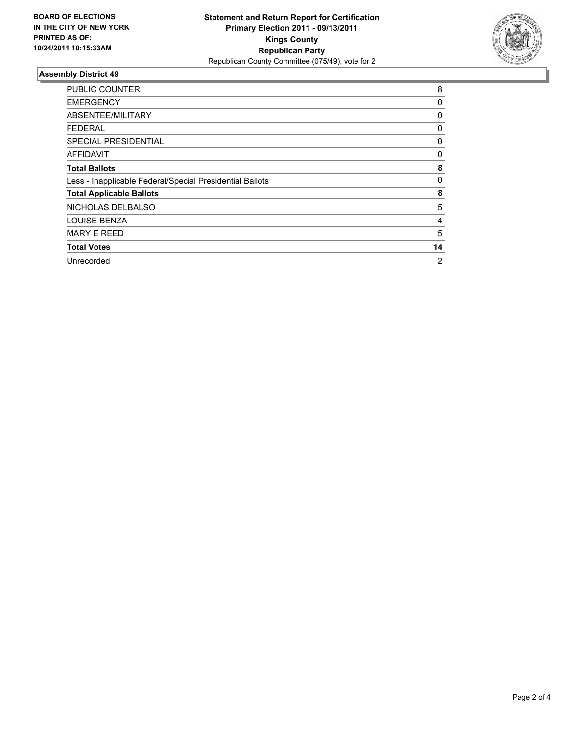**BOARD OF ELECTIONS IN THE CITY OF NEW YORK PRINTED AS OF: 10/24/2011 10:15:33AM**

**Statement and Return Report for Certification**
**Primary Election 2011 - 09/13/2011**
**Kings County**
**Republican Party**
Republican County Committee (075/49), vote for 2

### Assembly District 49

| | |
|---|---|
| PUBLIC COUNTER | 8 |
| EMERGENCY | 0 |
| ABSENTEE/MILITARY | 0 |
| FEDERAL | 0 |
| SPECIAL PRESIDENTIAL | 0 |
| AFFIDAVIT | 0 |
| **Total Ballots** | **8** |
| Less - Inapplicable Federal/Special Presidential Ballots | 0 |
| **Total Applicable Ballots** | **8** |
| NICHOLAS DELBALSO | 5 |
| LOUISE BENZA | 4 |
| MARY E REED | 5 |
| **Total Votes** | **14** |
| Unrecorded | 2 |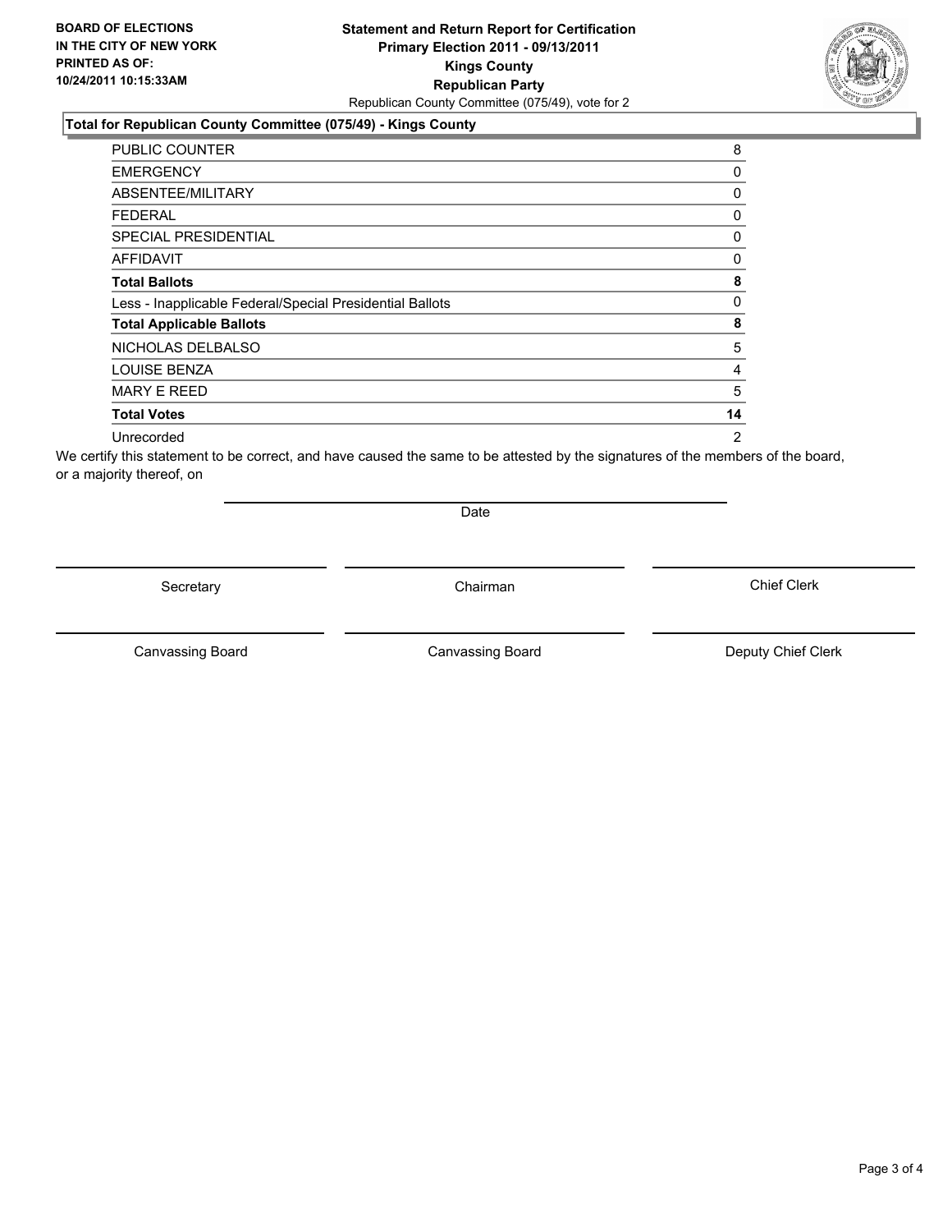**BOARD OF ELECTIONS IN THE CITY OF NEW YORK PRINTED AS OF: 10/24/2011 10:15:33AM**

# Statement and Return Report for Certification
## Primary Election 2011 - 09/13/2011
## Kings County
## Republican Party

Republican County Committee (075/49), vote for 2

### Total for Republican County Committee (075/49) - Kings County

| | |
|---|---|
| PUBLIC COUNTER | 8 |
| EMERGENCY | 0 |
| ABSENTEE/MILITARY | 0 |
| FEDERAL | 0 |
| SPECIAL PRESIDENTIAL | 0 |
| AFFIDAVIT | 0 |
| **Total Ballots** | **8** |
| Less - Inapplicable Federal/Special Presidential Ballots | 0 |
| **Total Applicable Ballots** | **8** |
| NICHOLAS DELBALSO | 5 |
| LOUISE BENZA | 4 |
| MARY E REED | 5 |
| **Total Votes** | **14** |
| Unrecorded | 2 |

We certify this statement to be correct, and have caused the same to be attested by the signatures of the members of the board, or a majority thereof, on

Date

Secretary | Chairman | Chief Clerk

Canvassing Board | Canvassing Board | Deputy Chief Clerk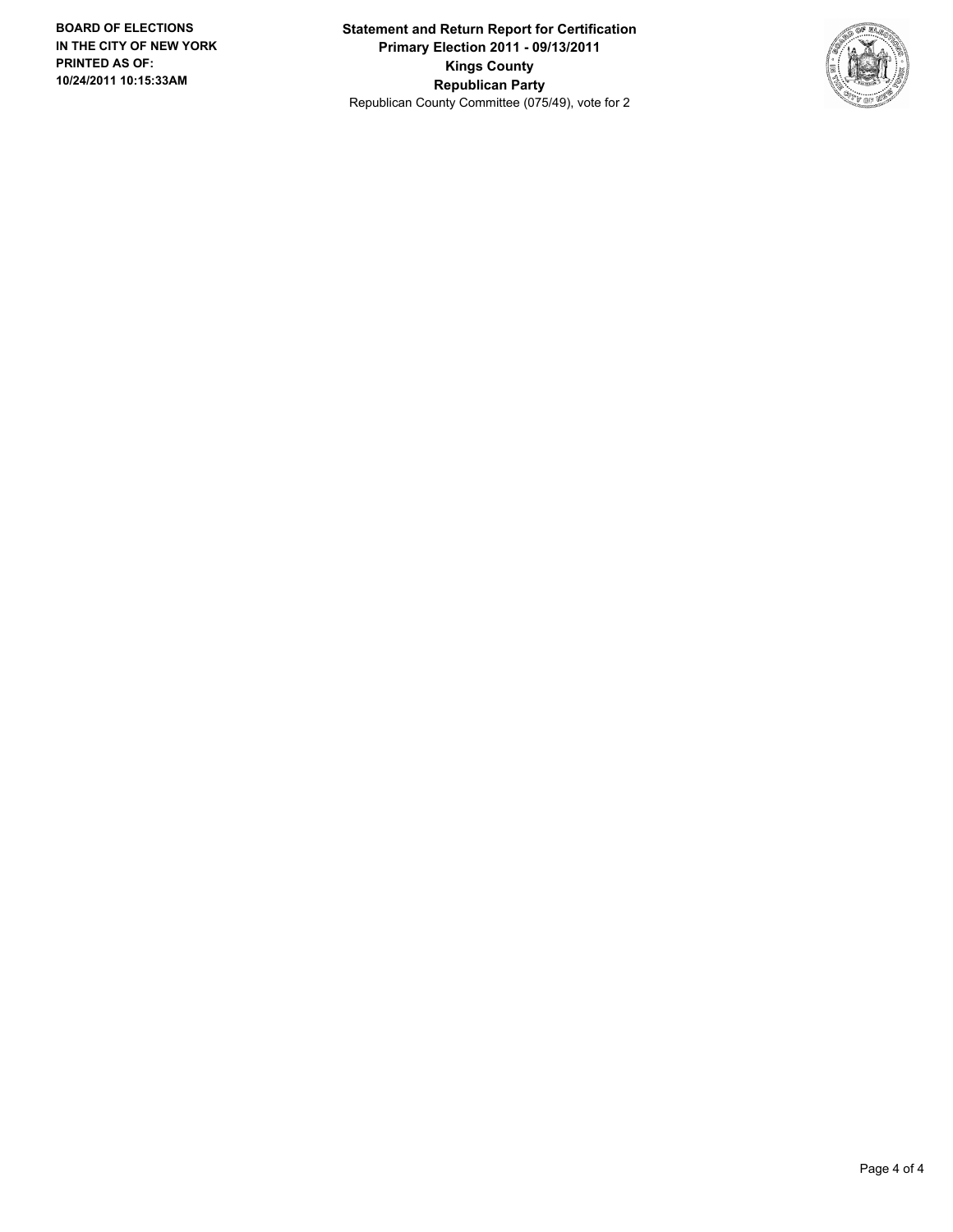**BOARD OF ELECTIONS IN THE CITY OF NEW YORK PRINTED AS OF: 10/24/2011 10:15:33AM**

**Statement and Return Report for Certification**
**Primary Election 2011 - 09/13/2011**
**Kings County**
**Republican Party**
Republican County Committee (075/49), vote for 2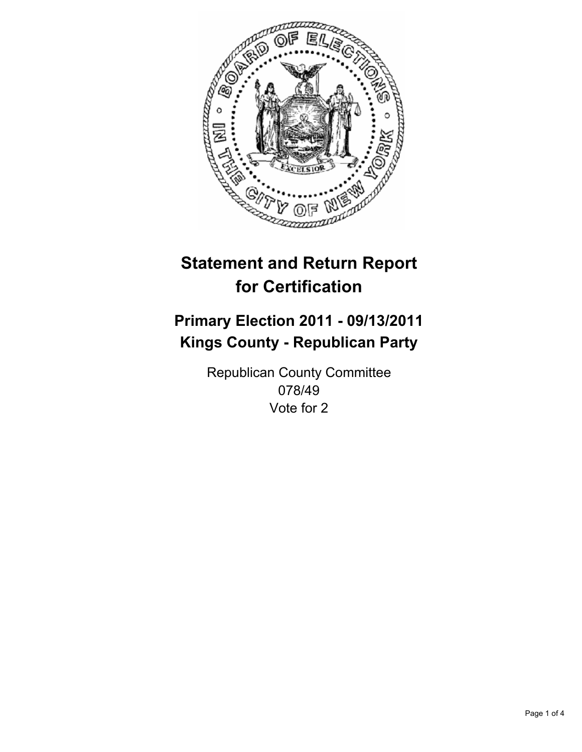# Statement and Return Report for Certification

## Primary Election 2011 - 09/13/2011
## Kings County - Republican Party

Republican County Committee
078/49
Vote for 2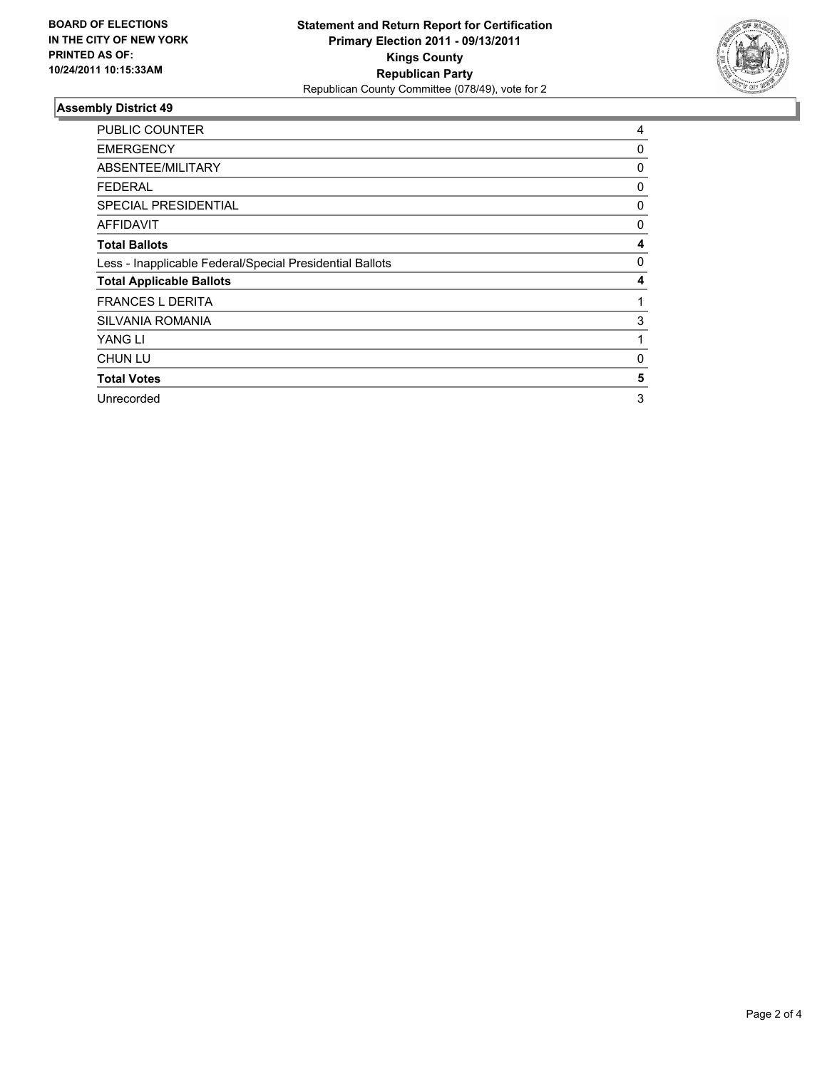**BOARD OF ELECTIONS IN THE CITY OF NEW YORK PRINTED AS OF: 10/24/2011 10:15:33AM**

**Statement and Return Report for Certification**
**Primary Election 2011 - 09/13/2011**
**Kings County**
**Republican Party**
Republican County Committee (078/49), vote for 2

## Assembly District 49

| | |
|---|---|
| PUBLIC COUNTER | 4 |
| EMERGENCY | 0 |
| ABSENTEE/MILITARY | 0 |
| FEDERAL | 0 |
| SPECIAL PRESIDENTIAL | 0 |
| AFFIDAVIT | 0 |
| **Total Ballots** | **4** |
| Less - Inapplicable Federal/Special Presidential Ballots | 0 |
| **Total Applicable Ballots** | **4** |
| FRANCES L DERITA | 1 |
| SILVANIA ROMANIA | 3 |
| YANG LI | 1 |
| CHUN LU | 0 |
| **Total Votes** | **5** |
| Unrecorded | 3 |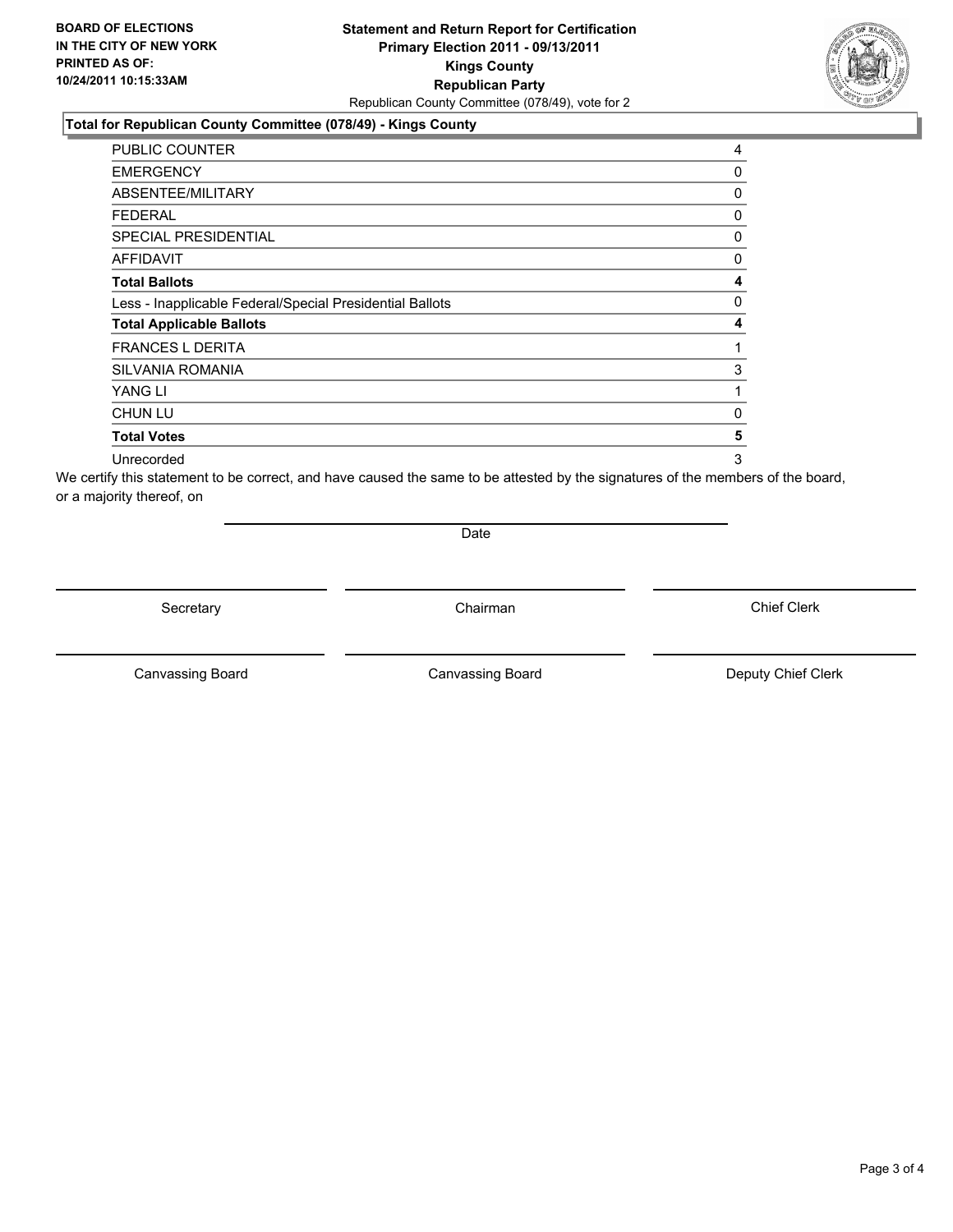**BOARD OF ELECTIONS IN THE CITY OF NEW YORK PRINTED AS OF: 10/24/2011 10:15:33AM**

# Statement and Return Report for Certification
## Primary Election 2011 - 09/13/2011
## Kings County
## Republican Party

Republican County Committee (078/49), vote for 2

### Total for Republican County Committee (078/49) - Kings County

| | |
|---|---|
| PUBLIC COUNTER | 4 |
| EMERGENCY | 0 |
| ABSENTEE/MILITARY | 0 |
| FEDERAL | 0 |
| SPECIAL PRESIDENTIAL | 0 |
| AFFIDAVIT | 0 |
| **Total Ballots** | **4** |
| Less - Inapplicable Federal/Special Presidential Ballots | 0 |
| **Total Applicable Ballots** | **4** |
| FRANCES L DERITA | 1 |
| SILVANIA ROMANIA | 3 |
| YANG LI | 1 |
| CHUN LU | 0 |
| **Total Votes** | **5** |
| Unrecorded | 3 |

We certify this statement to be correct, and have caused the same to be attested by the signatures of the members of the board, or a majority thereof, on

Date

Secretary | Chairman | Chief Clerk

Canvassing Board | Canvassing Board | Deputy Chief Clerk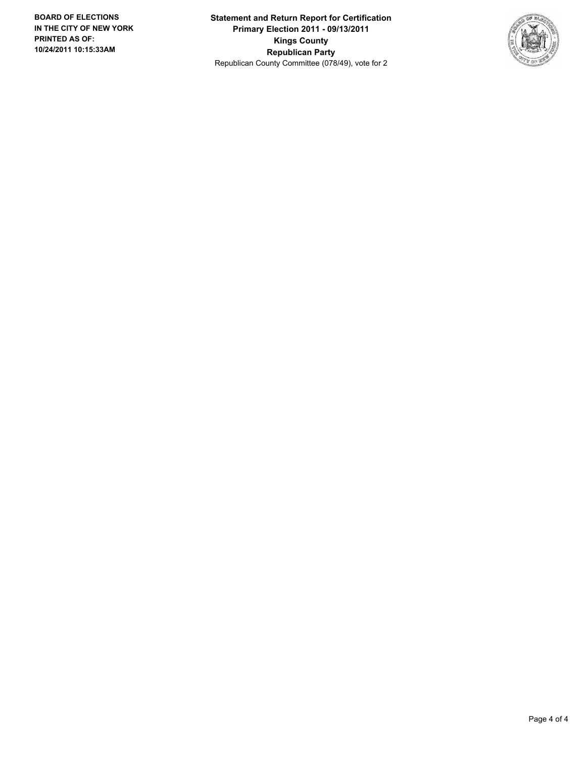**Statement and Return Report for Certification**
**Primary Election 2011 - 09/13/2011**
**Kings County**
**Republican Party**
Republican County Committee (078/49), vote for 2

**BOARD OF ELECTIONS IN THE CITY OF NEW YORK PRINTED AS OF: 10/24/2011 10:15:33AM**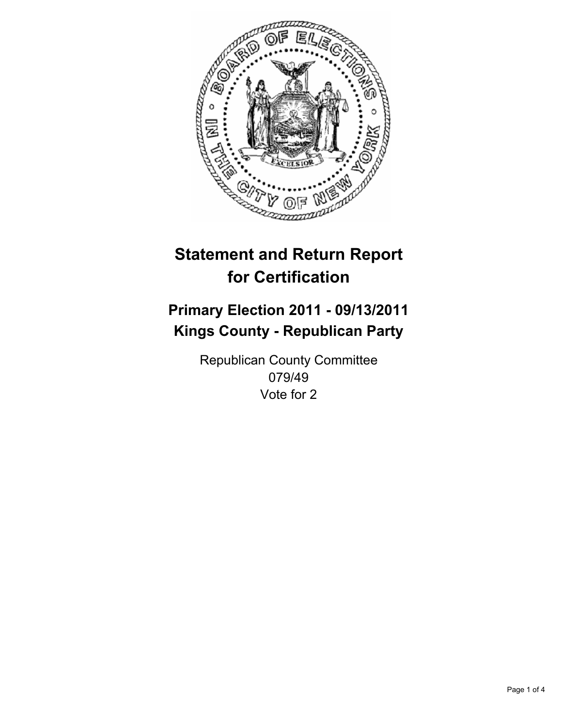# Statement and Return Report for Certification

## Primary Election 2011 - 09/13/2011
## Kings County - Republican Party

Republican County Committee
079/49
Vote for 2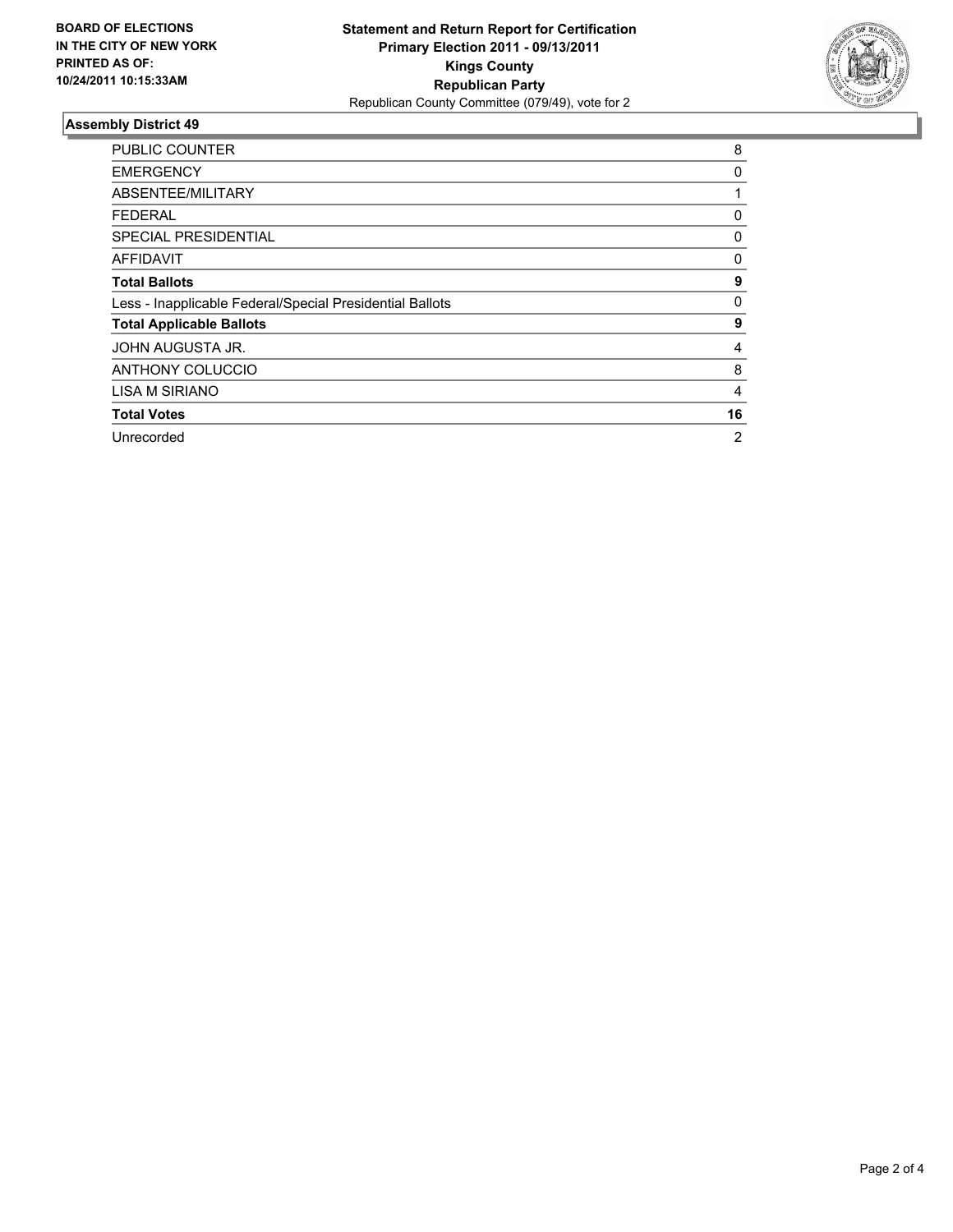**BOARD OF ELECTIONS IN THE CITY OF NEW YORK PRINTED AS OF: 10/24/2011 10:15:33AM**

**Statement and Return Report for Certification**
**Primary Election 2011 - 09/13/2011**
**Kings County**
**Republican Party**
Republican County Committee (079/49), vote for 2

## Assembly District 49

| | |
|---|---|
| PUBLIC COUNTER | 8 |
| EMERGENCY | 0 |
| ABSENTEE/MILITARY | 1 |
| FEDERAL | 0 |
| SPECIAL PRESIDENTIAL | 0 |
| AFFIDAVIT | 0 |
| **Total Ballots** | **9** |
| Less - Inapplicable Federal/Special Presidential Ballots | 0 |
| **Total Applicable Ballots** | **9** |
| JOHN AUGUSTA JR. | 4 |
| ANTHONY COLUCCIO | 8 |
| LISA M SIRIANO | 4 |
| **Total Votes** | **16** |
| Unrecorded | 2 |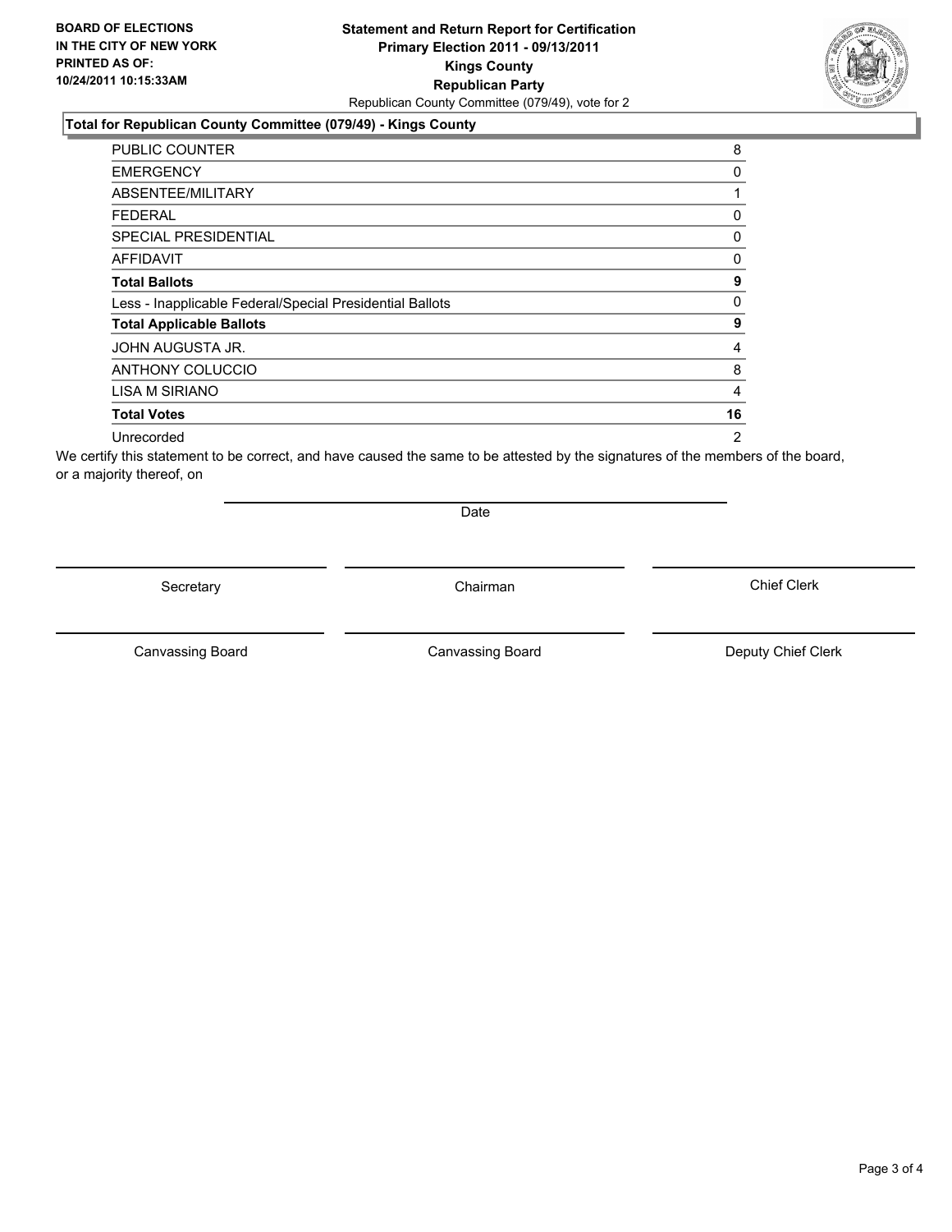**BOARD OF ELECTIONS IN THE CITY OF NEW YORK PRINTED AS OF: 10/24/2011 10:15:33AM**

# Statement and Return Report for Certification
## Primary Election 2011 - 09/13/2011
## Kings County
## Republican Party

Republican County Committee (079/49), vote for 2

### Total for Republican County Committee (079/49) - Kings County

| | |
|---|---|
| PUBLIC COUNTER | 8 |
| EMERGENCY | 0 |
| ABSENTEE/MILITARY | 1 |
| FEDERAL | 0 |
| SPECIAL PRESIDENTIAL | 0 |
| AFFIDAVIT | 0 |
| **Total Ballots** | **9** |
| Less - Inapplicable Federal/Special Presidential Ballots | 0 |
| **Total Applicable Ballots** | **9** |
| JOHN AUGUSTA JR. | 4 |
| ANTHONY COLUCCIO | 8 |
| LISA M SIRIANO | 4 |
| **Total Votes** | **16** |
| Unrecorded | 2 |

We certify this statement to be correct, and have caused the same to be attested by the signatures of the members of the board, or a majority thereof, on

Date

Secretary

Chairman

Chief Clerk

Canvassing Board

Canvassing Board

Deputy Chief Clerk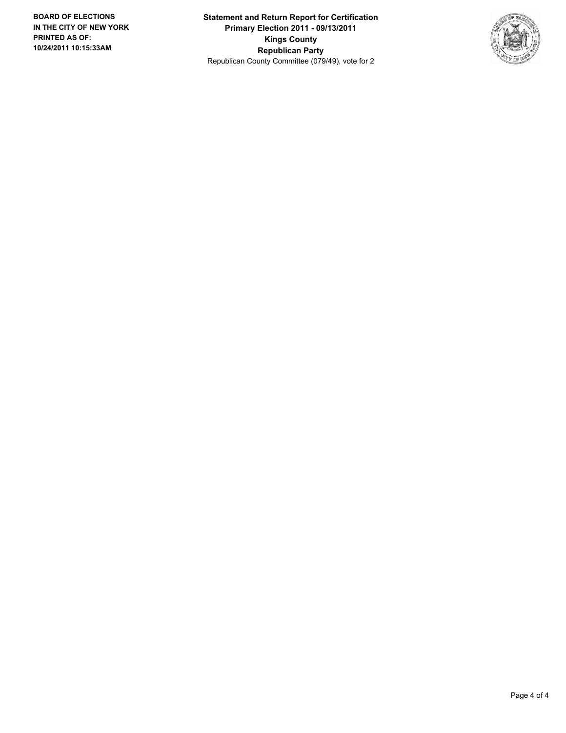**BOARD OF ELECTIONS IN THE CITY OF NEW YORK PRINTED AS OF: 10/24/2011 10:15:33AM**

**Statement and Return Report for Certification**
**Primary Election 2011 - 09/13/2011**
**Kings County**
**Republican Party**
Republican County Committee (079/49), vote for 2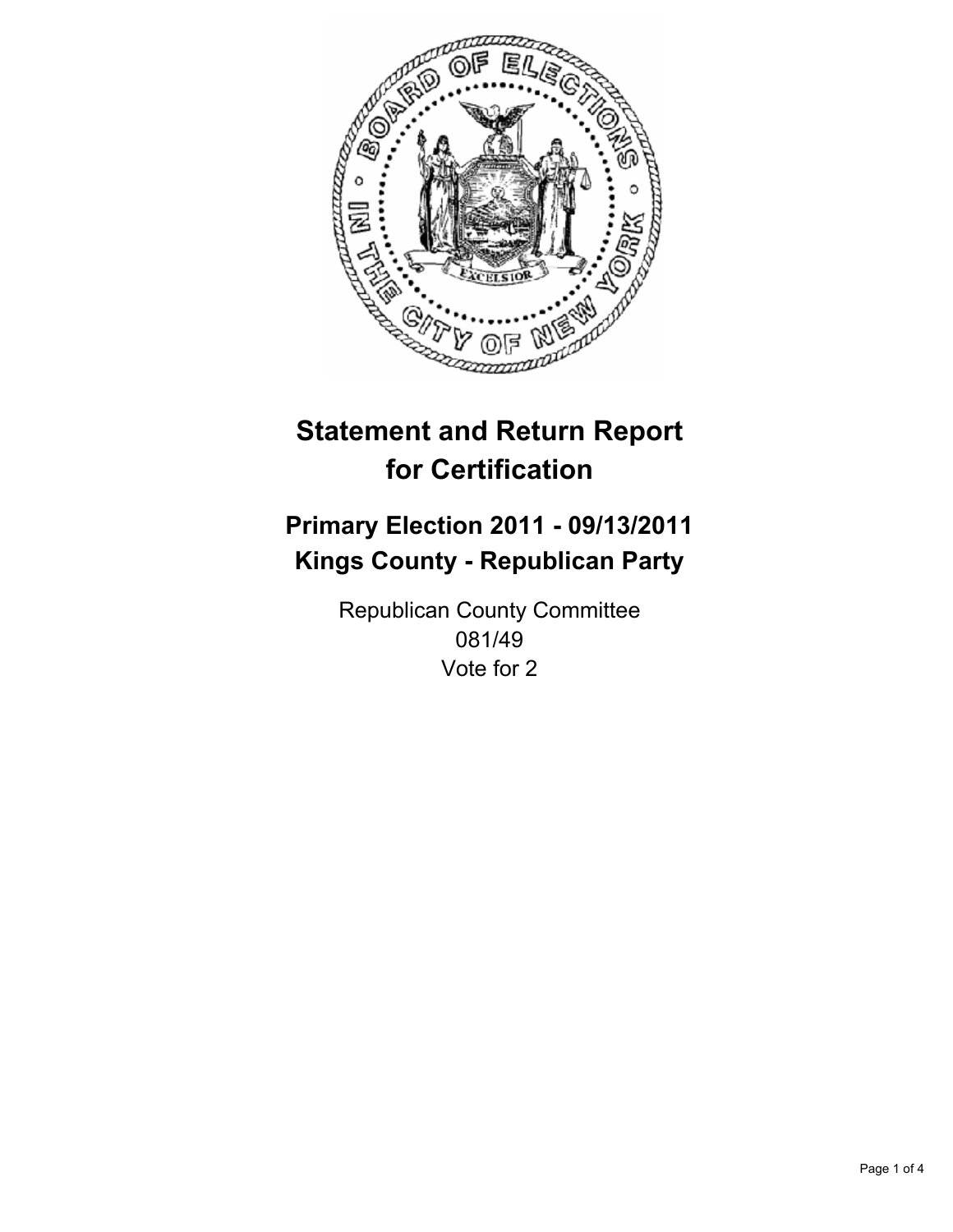# Statement and Return Report for Certification

## Primary Election 2011 - 09/13/2011
## Kings County - Republican Party

Republican County Committee
081/49
Vote for 2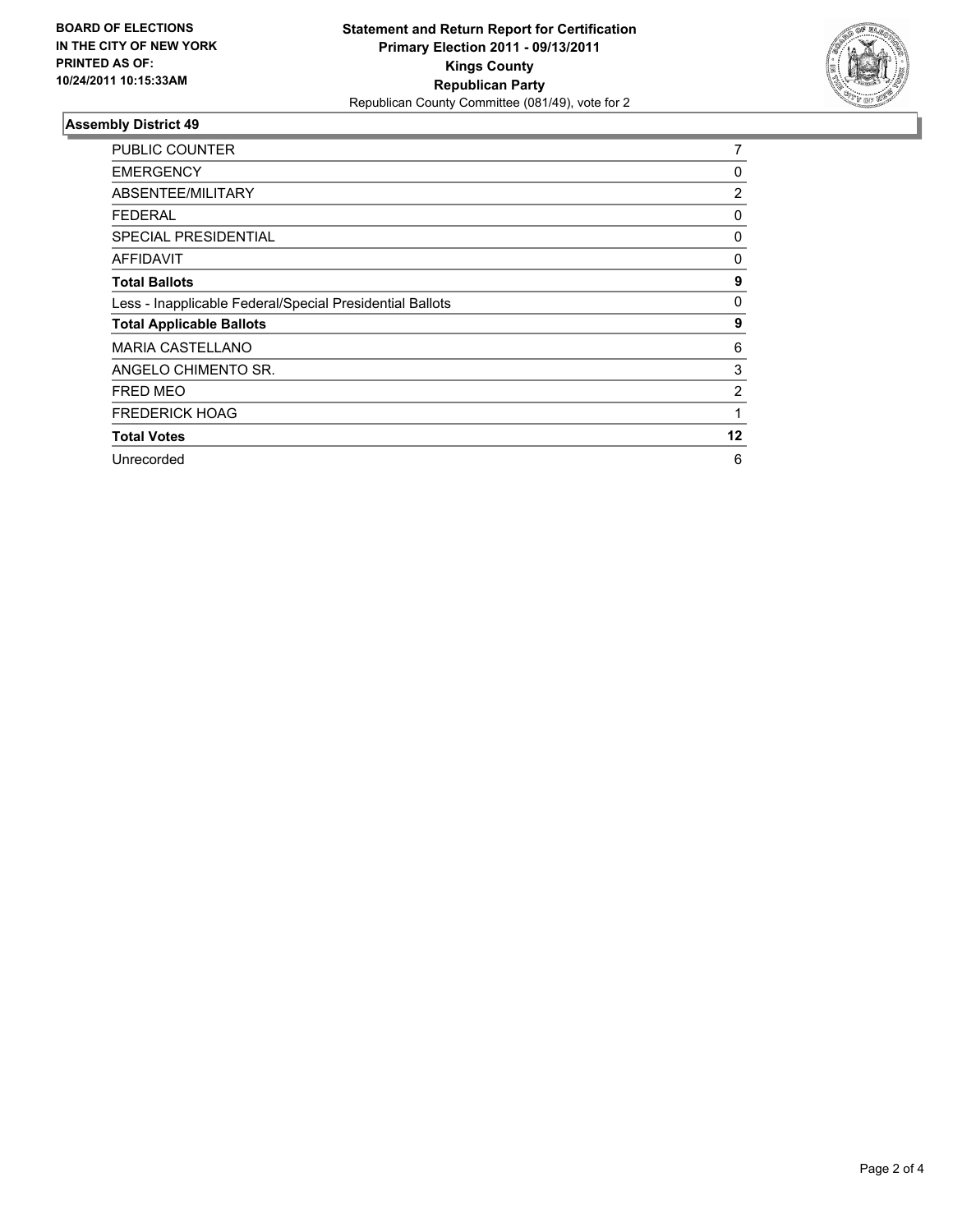**BOARD OF ELECTIONS IN THE CITY OF NEW YORK PRINTED AS OF: 10/24/2011 10:15:33AM**

**Statement and Return Report for Certification**
**Primary Election 2011 - 09/13/2011**
**Kings County**
**Republican Party**
Republican County Committee (081/49), vote for 2

## Assembly District 49

| | |
|---|---|
| PUBLIC COUNTER | 7 |
| EMERGENCY | 0 |
| ABSENTEE/MILITARY | 2 |
| FEDERAL | 0 |
| SPECIAL PRESIDENTIAL | 0 |
| AFFIDAVIT | 0 |
| **Total Ballots** | **9** |
| Less - Inapplicable Federal/Special Presidential Ballots | 0 |
| **Total Applicable Ballots** | **9** |
| MARIA CASTELLANO | 6 |
| ANGELO CHIMENTO SR. | 3 |
| FRED MEO | 2 |
| FREDERICK HOAG | 1 |
| **Total Votes** | **12** |
| Unrecorded | 6 |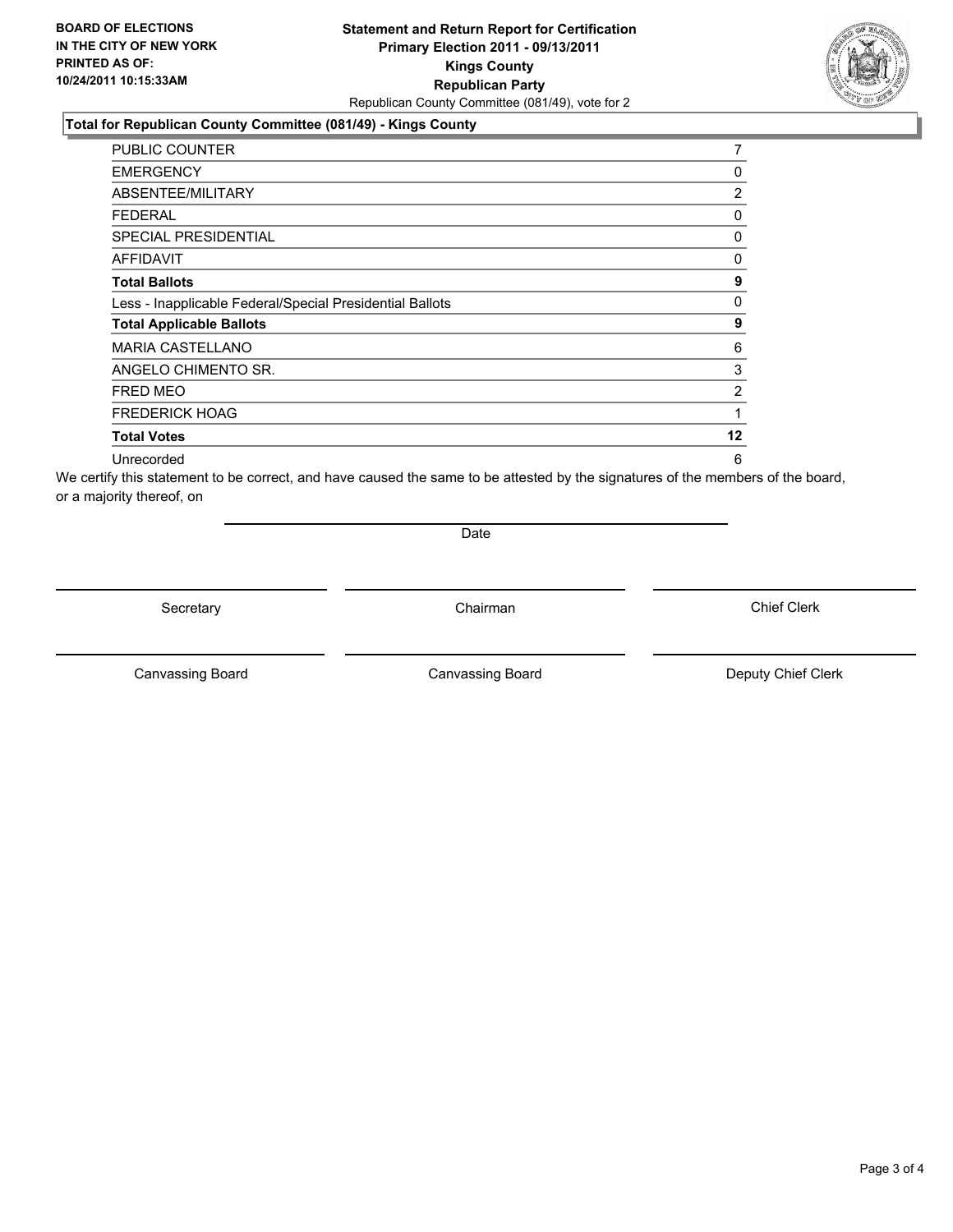**BOARD OF ELECTIONS IN THE CITY OF NEW YORK PRINTED AS OF: 10/24/2011 10:15:33AM**

**Statement and Return Report for Certification**
**Primary Election 2011 - 09/13/2011**
**Kings County**
**Republican Party**
Republican County Committee (081/49), vote for 2

### Total for Republican County Committee (081/49) - Kings County

| | |
|---|---|
| PUBLIC COUNTER | 7 |
| EMERGENCY | 0 |
| ABSENTEE/MILITARY | 2 |
| FEDERAL | 0 |
| SPECIAL PRESIDENTIAL | 0 |
| AFFIDAVIT | 0 |
| **Total Ballots** | **9** |
| Less - Inapplicable Federal/Special Presidential Ballots | 0 |
| **Total Applicable Ballots** | **9** |
| MARIA CASTELLANO | 6 |
| ANGELO CHIMENTO SR. | 3 |
| FRED MEO | 2 |
| FREDERICK HOAG | 1 |
| **Total Votes** | **12** |
| Unrecorded | 6 |

We certify this statement to be correct, and have caused the same to be attested by the signatures of the members of the board, or a majority thereof, on

Date

Secretary

Chairman

Chief Clerk

Canvassing Board

Canvassing Board

Deputy Chief Clerk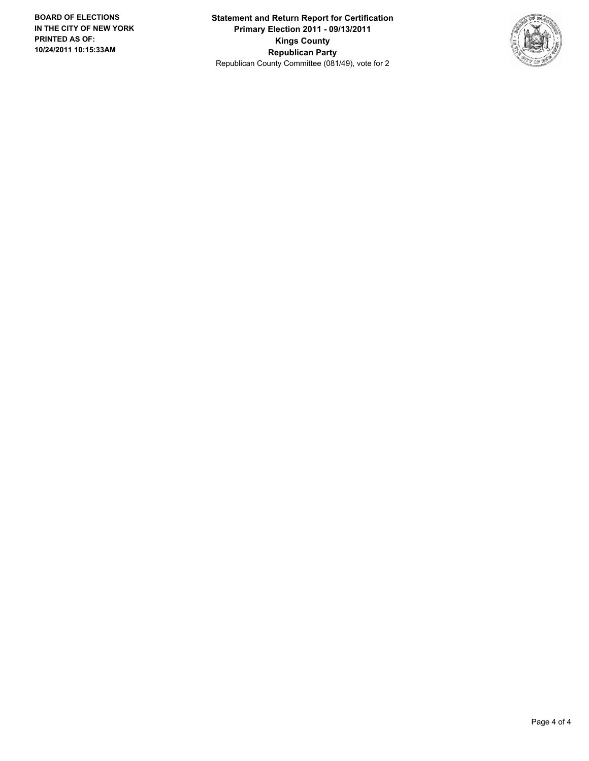**BOARD OF ELECTIONS IN THE CITY OF NEW YORK PRINTED AS OF: 10/24/2011 10:15:33AM**

**Statement and Return Report for Certification**
**Primary Election 2011 - 09/13/2011**
**Kings County**
**Republican Party**
Republican County Committee (081/49), vote for 2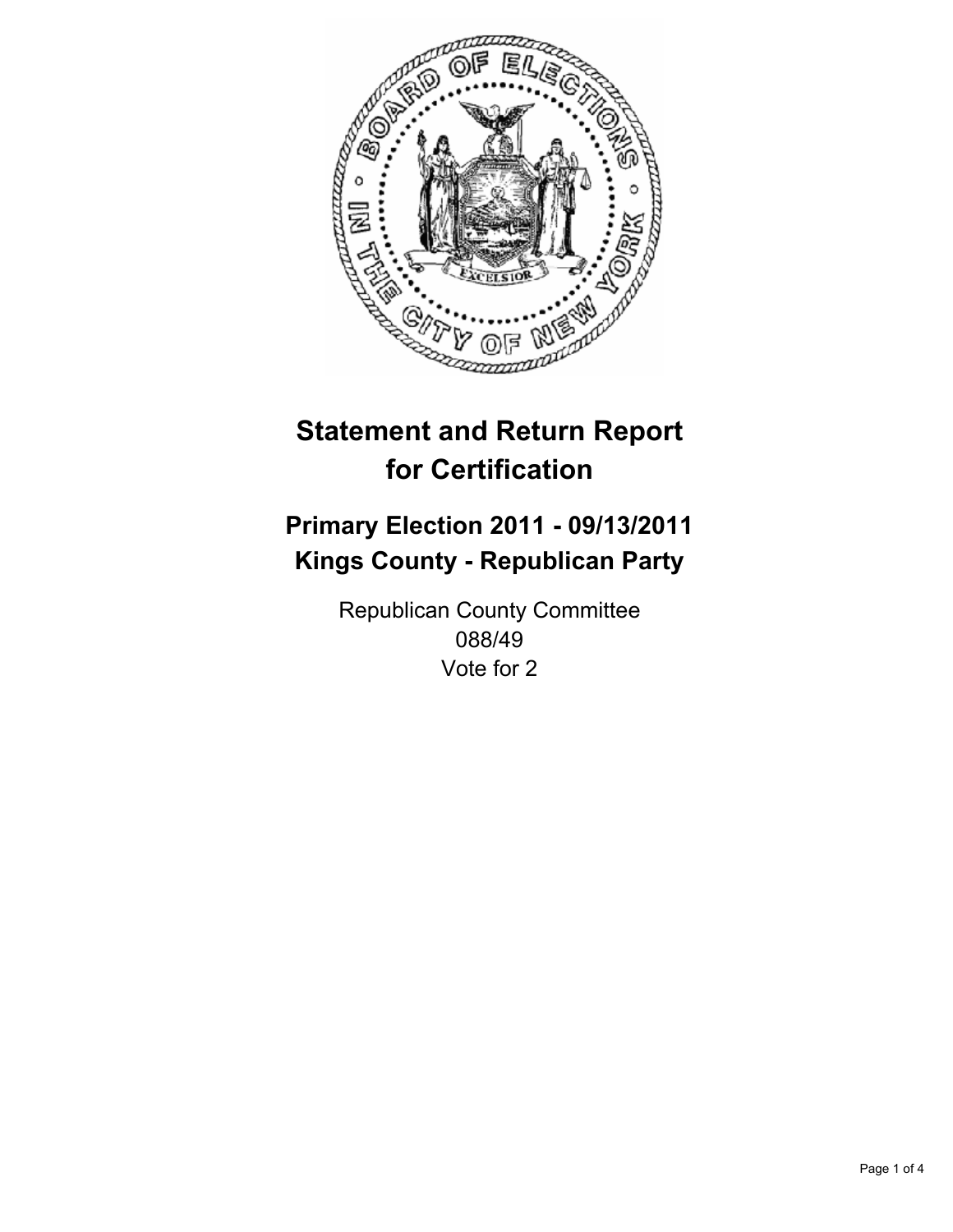# Statement and Return Report for Certification

## Primary Election 2011 - 09/13/2011
## Kings County - Republican Party

Republican County Committee
088/49
Vote for 2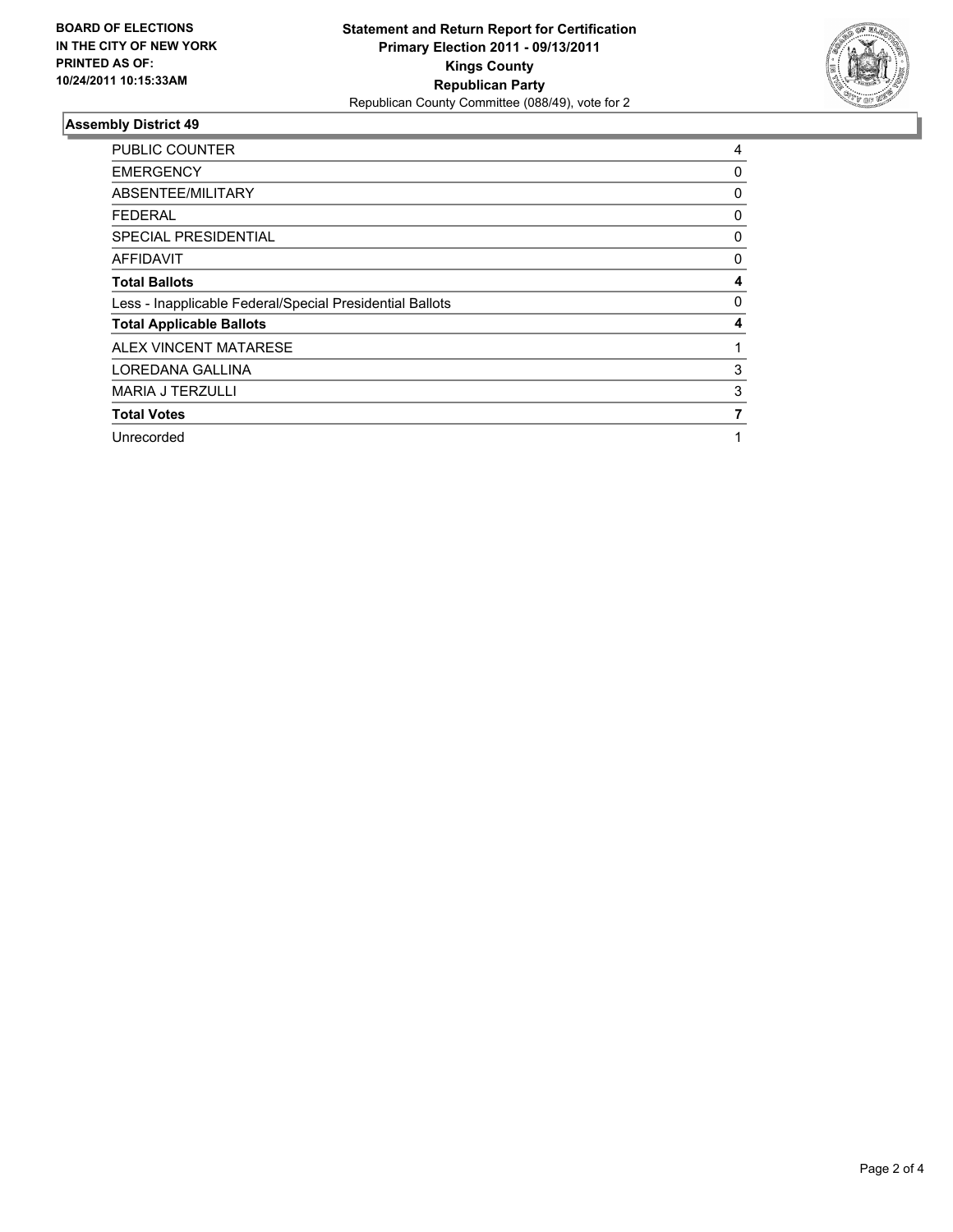**BOARD OF ELECTIONS IN THE CITY OF NEW YORK PRINTED AS OF: 10/24/2011 10:15:33AM**

**Statement and Return Report for Certification**
**Primary Election 2011 - 09/13/2011**
**Kings County**
**Republican Party**
Republican County Committee (088/49), vote for 2

## Assembly District 49

| | |
|---|---|
| PUBLIC COUNTER | 4 |
| EMERGENCY | 0 |
| ABSENTEE/MILITARY | 0 |
| FEDERAL | 0 |
| SPECIAL PRESIDENTIAL | 0 |
| AFFIDAVIT | 0 |
| **Total Ballots** | **4** |
| Less - Inapplicable Federal/Special Presidential Ballots | 0 |
| **Total Applicable Ballots** | **4** |
| ALEX VINCENT MATARESE | 1 |
| LOREDANA GALLINA | 3 |
| MARIA J TERZULLI | 3 |
| **Total Votes** | **7** |
| Unrecorded | 1 |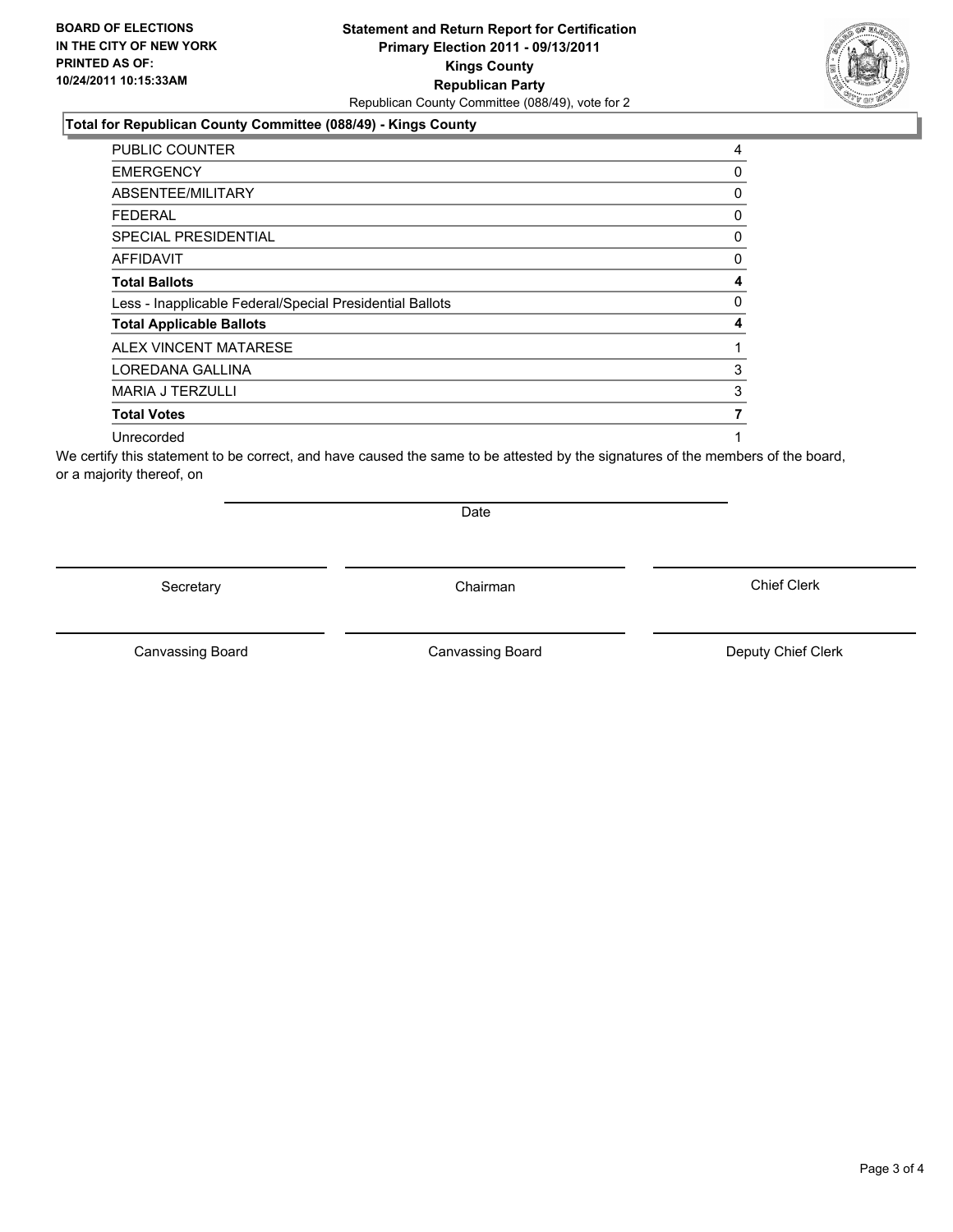**BOARD OF ELECTIONS**
**IN THE CITY OF NEW YORK**
**PRINTED AS OF:**
**10/24/2011 10:15:33AM**

**Statement and Return Report for Certification**
**Primary Election 2011 - 09/13/2011**
**Kings County**
**Republican Party**
Republican County Committee (088/49), vote for 2

**Total for Republican County Committee (088/49) - Kings County**

| | |
|---|---|
| PUBLIC COUNTER | 4 |
| EMERGENCY | 0 |
| ABSENTEE/MILITARY | 0 |
| FEDERAL | 0 |
| SPECIAL PRESIDENTIAL | 0 |
| AFFIDAVIT | 0 |
| **Total Ballots** | **4** |
| Less - Inapplicable Federal/Special Presidential Ballots | 0 |
| **Total Applicable Ballots** | **4** |
| ALEX VINCENT MATARESE | 1 |
| LOREDANA GALLINA | 3 |
| MARIA J TERZULLI | 3 |
| **Total Votes** | **7** |
| Unrecorded | 1 |

We certify this statement to be correct, and have caused the same to be attested by the signatures of the members of the board, or a majority thereof, on

Date

Secretary　　Chairman　　Chief Clerk

Canvassing Board　　Canvassing Board　　Deputy Chief Clerk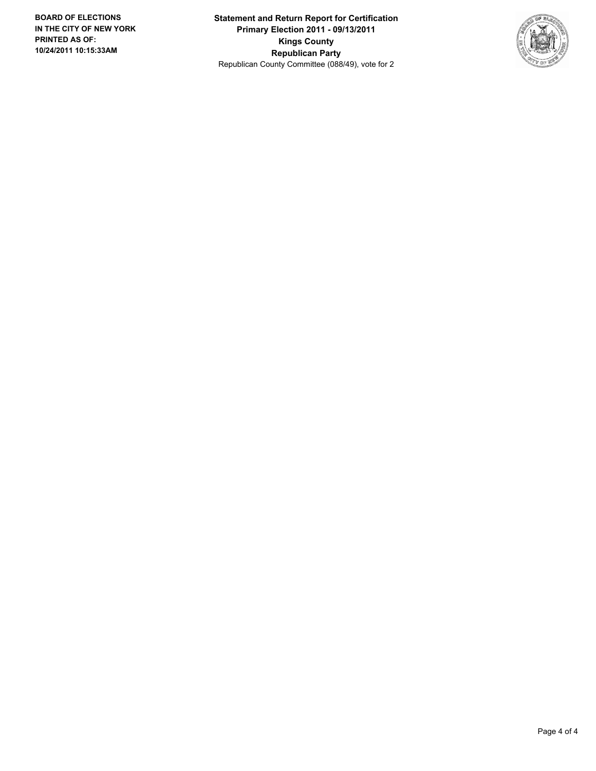**BOARD OF ELECTIONS IN THE CITY OF NEW YORK PRINTED AS OF: 10/24/2011 10:15:33AM**

**Statement and Return Report for Certification**
**Primary Election 2011 - 09/13/2011**
**Kings County**
**Republican Party**
Republican County Committee (088/49), vote for 2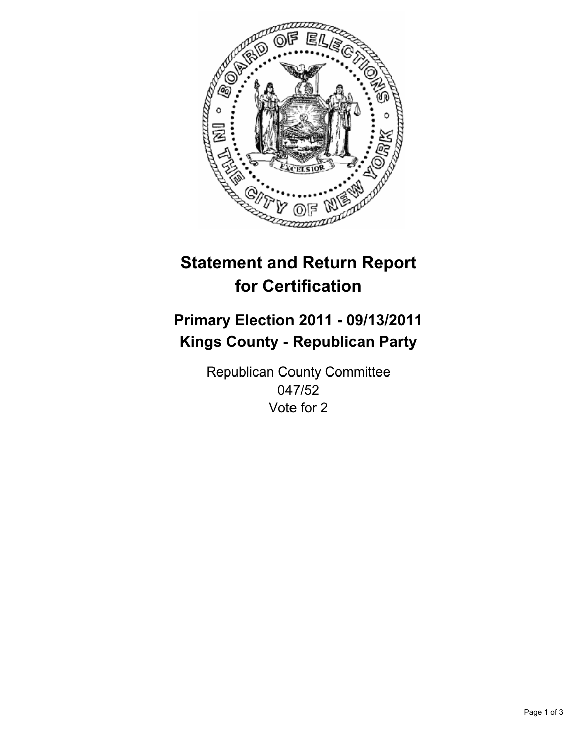# Statement and Return Report for Certification

## Primary Election 2011 - 09/13/2011
## Kings County - Republican Party

Republican County Committee
047/52
Vote for 2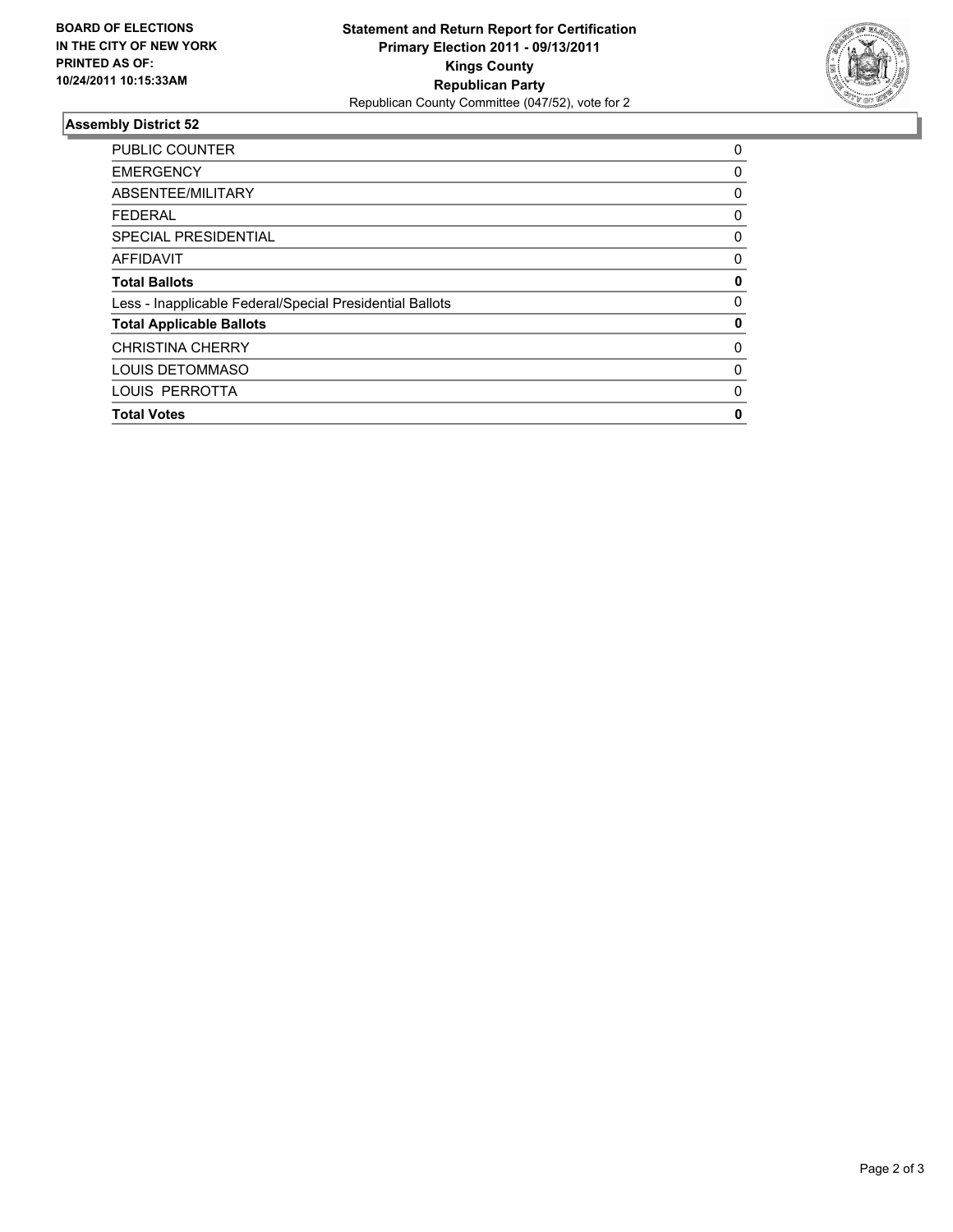**BOARD OF ELECTIONS IN THE CITY OF NEW YORK PRINTED AS OF: 10/24/2011 10:15:33AM**

# Statement and Return Report for Certification
## Primary Election 2011 - 09/13/2011
## Kings County
## Republican Party

Republican County Committee (047/52), vote for 2

### Assembly District 52

| | |
|---|---|
| PUBLIC COUNTER | 0 |
| EMERGENCY | 0 |
| ABSENTEE/MILITARY | 0 |
| FEDERAL | 0 |
| SPECIAL PRESIDENTIAL | 0 |
| AFFIDAVIT | 0 |
| **Total Ballots** | **0** |
| Less - Inapplicable Federal/Special Presidential Ballots | 0 |
| **Total Applicable Ballots** | **0** |
| CHRISTINA CHERRY | 0 |
| LOUIS DETOMMASO | 0 |
| LOUIS PERROTTA | 0 |
| **Total Votes** | **0** |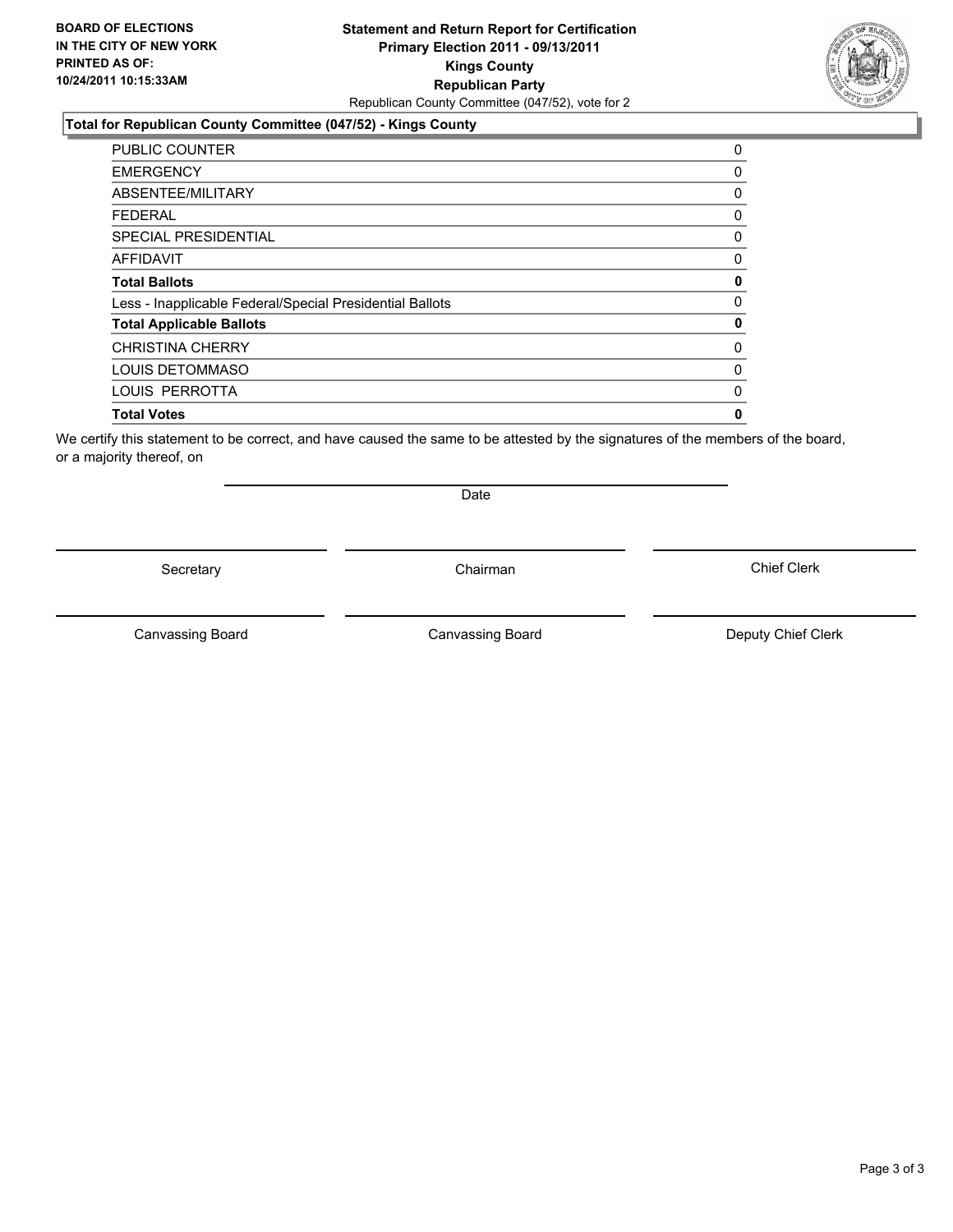**BOARD OF ELECTIONS IN THE CITY OF NEW YORK PRINTED AS OF: 10/24/2011 10:15:33AM**

**Statement and Return Report for Certification**
**Primary Election 2011 - 09/13/2011**
**Kings County**
**Republican Party**
Republican County Committee (047/52), vote for 2

### Total for Republican County Committee (047/52) - Kings County

| | |
|---|---|
| PUBLIC COUNTER | 0 |
| EMERGENCY | 0 |
| ABSENTEE/MILITARY | 0 |
| FEDERAL | 0 |
| SPECIAL PRESIDENTIAL | 0 |
| AFFIDAVIT | 0 |
| **Total Ballots** | **0** |
| Less - Inapplicable Federal/Special Presidential Ballots | 0 |
| **Total Applicable Ballots** | **0** |
| CHRISTINA CHERRY | 0 |
| LOUIS DETOMMASO | 0 |
| LOUIS PERROTTA | 0 |
| **Total Votes** | **0** |

We certify this statement to be correct, and have caused the same to be attested by the signatures of the members of the board, or a majority thereof, on

Date

Secretary

Chairman

Chief Clerk

Canvassing Board

Canvassing Board

Deputy Chief Clerk